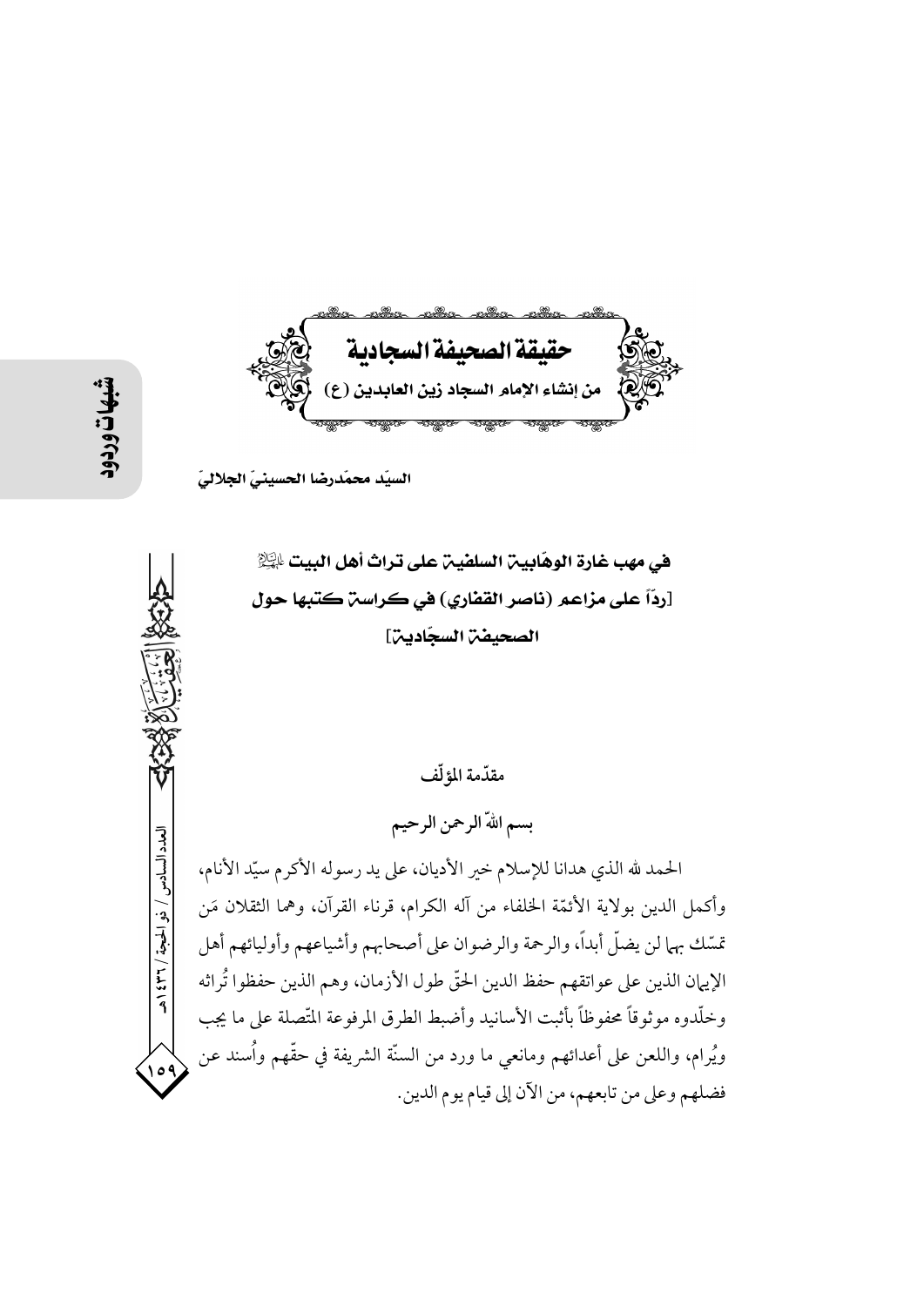# حقيقة الصحيفة السجادية

## من إنشاء الإمام السجاد زين العابدين (ع)

السيّد محمّدرضا الحسينيّ الجلاليّ

### في مهب غارة الوهّابية السلفية على تراث أهل البيت عليهم السلام [ردّاً على مزاعم (ناصر القفاري) في كراسة كتبها حول الصحيفة السجّادية]

مقدّمة المؤلّف

بسم الله الرحمن الرحيم

الحمد لله الذي هدانا للإسلام خير الأديان، على يد رسوله الأكرم سيّد الأنام، وأكمل الدين بولاية الأئمّة الخلفاء من آله الكرام، قرناء القرآن، وهما الثقلان مَن تمسّك بهما لن يضلّ أبداً، والرحمة والرضوان على أصحابهم وأشياعهم وأوليائهم أهل الإيمان الذين على عواتقهم حفظ الدين الحقّ طول الأزمان، وهم الذين حفظوا تُراثه وخلّدوه موثوقاً محفوظاً بأثبت الأسانيد وأضبط الطرق المرفوعة المتّصلة على ما يجب ويُرام، واللعن على أعدائهم ومانعي ما ورد من السنّة الشريفة في حقّهم وأُسند عن فضلهم وعلى من تابعهم، من الآن إلى قيام يوم الدين.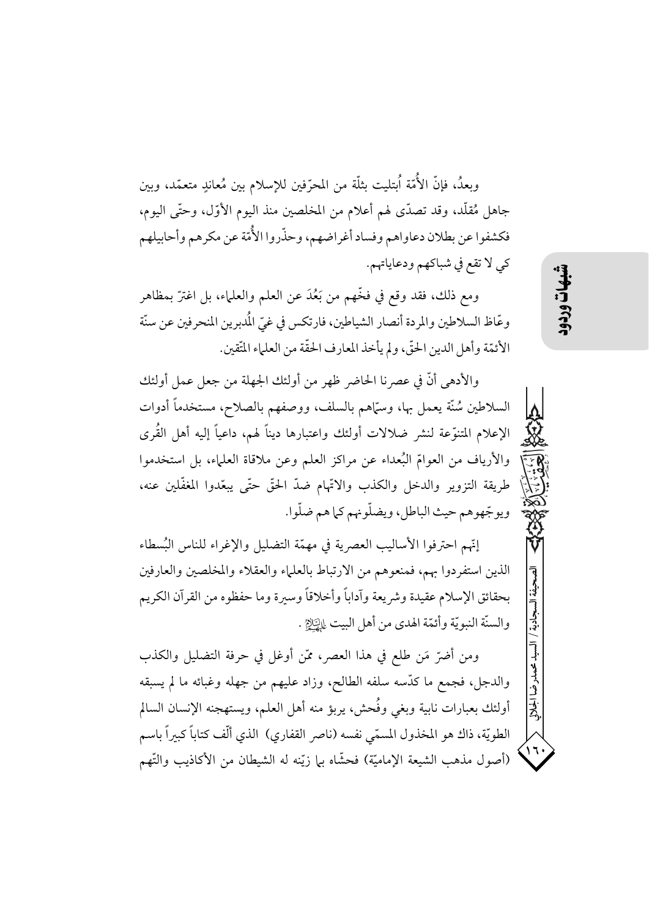وبعدُ، فإنّ الأُمّة أُبتليت بثلّة من المحرّفين للإسلام بين مُعانِدٍ متعمّد، وبين جاهل مُقلّد، وقد تصدّى لهم أعلام من المخلصين منذ اليوم الأوّل، وحتّى اليوم، فكشفوا عن بطلان دعاواهم وفساد أغراضهم، وحذّروا الأُمّة عن مكرهم وأحابيلهم كي لا تقع في شباكهم ودعاياتهم.

ومع ذلك، فقد وقع في فخّهم من بَعُدَ عن العلم والعلماء، بل اغترّ بمظاهر وعّاظ السلاطين والمردة أنصار الشياطين، فارتكس في غيّ المُدبرين المنحرفين عن سنّة الأئمّة وأهل الدين الحقّ، ولم يأخذ المعارف الحقّة من العلماء المتّقين.

والأدهى أنّ في عصرنا الحاضر ظهر من أولئك الجهلة من جعل عمل أولئك السلاطين سُنّة يعمل بها، وسمّاهم بالسلف، ووصفهم بالصلاح، مستخدماً أدوات الإعلام المتنوّعة لنشر ضلالات أولئك واعتبارها ديناً لهم، داعياً إليه أهل القُرى والأرياف من العوامّ البُعداء عن مراكز العلم وعن ملاقاة العلماء، بل استخدموا طريقة التزوير والدخل والكذب والاتّهام ضدّ الحقّ حتّى يبعّدوا المغفّلين عنه، ويوجّهوهم حيث الباطل، ويضلّونهم كما هم ضلّوا.

إنّهم احترفوا الأساليب العصرية في مهمّة التضليل والإغراء للناس البُسطاء الذين استفردوا بهم، فمنعوهم من الارتباط بالعلماء والعقلاء والمخلصين والعارفين بحقائق الإسلام عقيدة وشريعة وآداباً وأخلاقاً وسيرة وما حفظوه من القرآن الكريم والسنّة النبويّة وأئمّة الهدى من أهل البيت عليهم السلام.

ومن أضرّ مَن طلع في هذا العصر، ممّن أوغل في حرفة التضليل والكذب والدجل، فجمع ما كدّسه سلفه الطالح، وزاد عليهم من جهله وغبائه ما لم يسبقه أولئك بعبارات نابية وبغي وفُحش، يربؤ منه أهل العلم، ويستهجنه الإنسان السالم الطويّة، ذاك هو المخذول المسمّي نفسه (ناصر القفاري) الذي ألّف كتاباً كبيراً باسم (أصول مذهب الشيعة الإماميّة) فحشّاه بما زيّنه له الشيطان من الأكاذيب والتّهم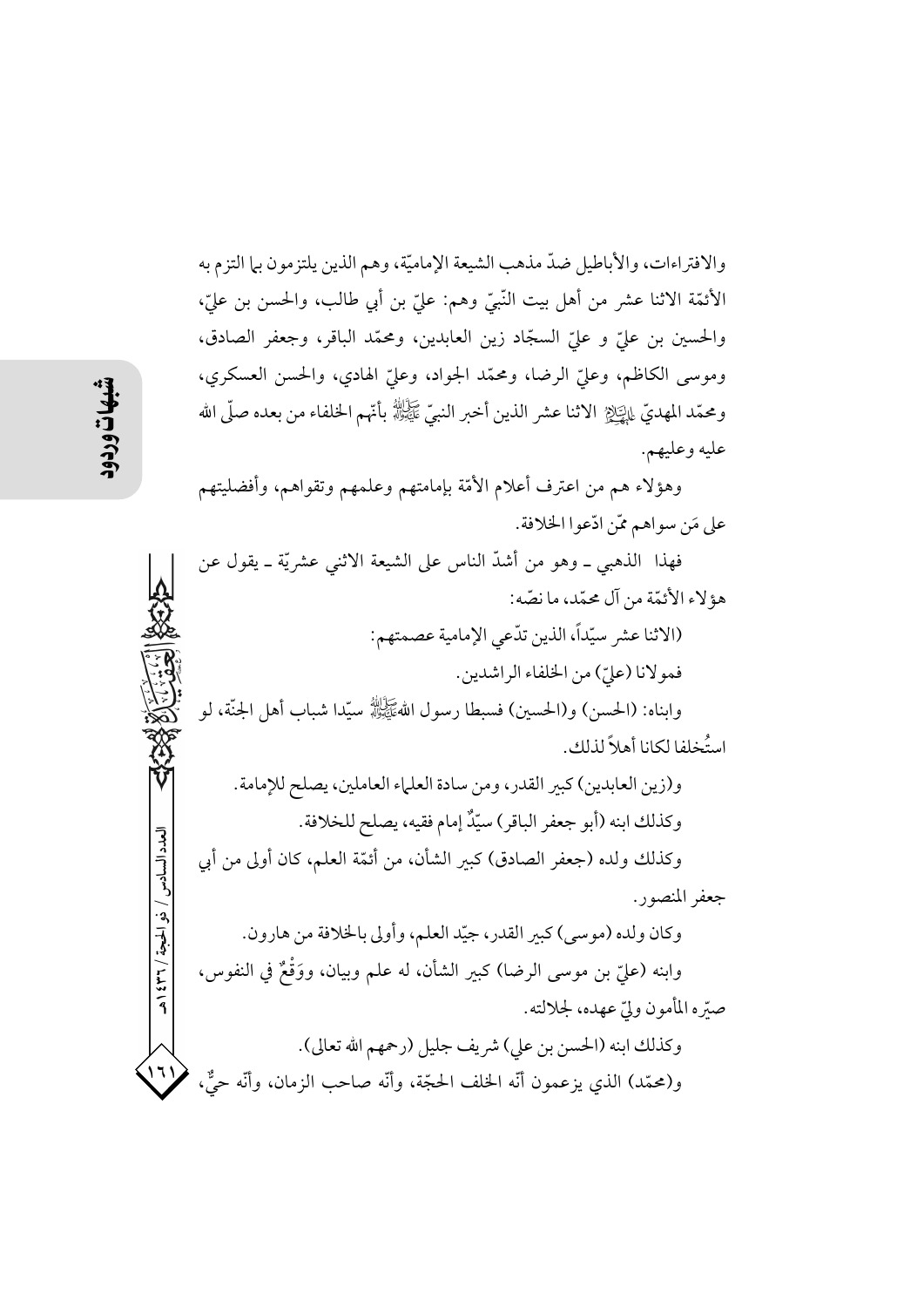والافتراءات، والأباطيل ضدّ مذهب الشيعة الإماميّة، وهم الذين يلتزمون بما التزم به الأئمّة الاثنا عشر من أهل بيت النّبيّ وهم: عليّ بن أبي طالب، والحسن بن عليّ، والحسين بن عليّ و عليّ السجّاد زين العابدين، ومحمّد الباقر، وجعفر الصادق، وموسى الكاظم، وعليّ الرضا، ومحمّد الجواد، وعليّ الهادي، والحسن العسكري، ومحمّد المهديّ عليهم السلام الاثنا عشر الذين أخبر النبيّ صلى الله عليه وآله بأنّهم الخلفاء من بعده صلّى الله عليه وعليهم.

وهؤلاء هم من اعترف أعلام الأمّة بإمامتهم وعلمهم وتقواهم، وأفضليتهم على مَن سواهم ممّن ادّعوا الخلافة.

فهذا الذهبي ـ وهو من أشدّ الناس على الشيعة الاثني عشريّة ـ يقول عن هؤلاء الأئمّة من آل محمّد، ما نصّه:

(الاثنا عشر سيّداً، الذين تدّعي الإمامية عصمتهم:

فمولانا (عليّ) من الخلفاء الراشدين.

وابناه: (الحسن) و(الحسين) فسبطا رسول الله صلى الله عليه وآله سيّدا شباب أهل الجنّة، لو استُخلفا لكانا أهلاً لذلك.

و(زين العابدين) كبير القدر، ومن سادة العلماء العاملين، يصلح للإمامة.

وكذلك ابنه (أبو جعفر الباقر) سيّدٌ إمام فقيه، يصلح للخلافة.

وكذلك ولده (جعفر الصادق) كبير الشأن، من أئمّة العلم، كان أولى من أبي جعفر المنصور.

وكان ولده (موسى) كبير القدر، جيّد العلم، وأولى بالخلافة من هارون.

وابنه (عليّ بن موسى الرضا) كبير الشأن، له علم وبيان، ووَقْعٌ في النفوس، صيّره المأمون وليّ عهده، لجلالته.

وكذلك ابنه (الحسن بن علي) شريف جليل (رحمهم الله تعالى).

و(محمّد) الذي يزعمون أنّه الخلف الحجّة، وأنّه صاحب الزمان، وأنّه حيٌّ،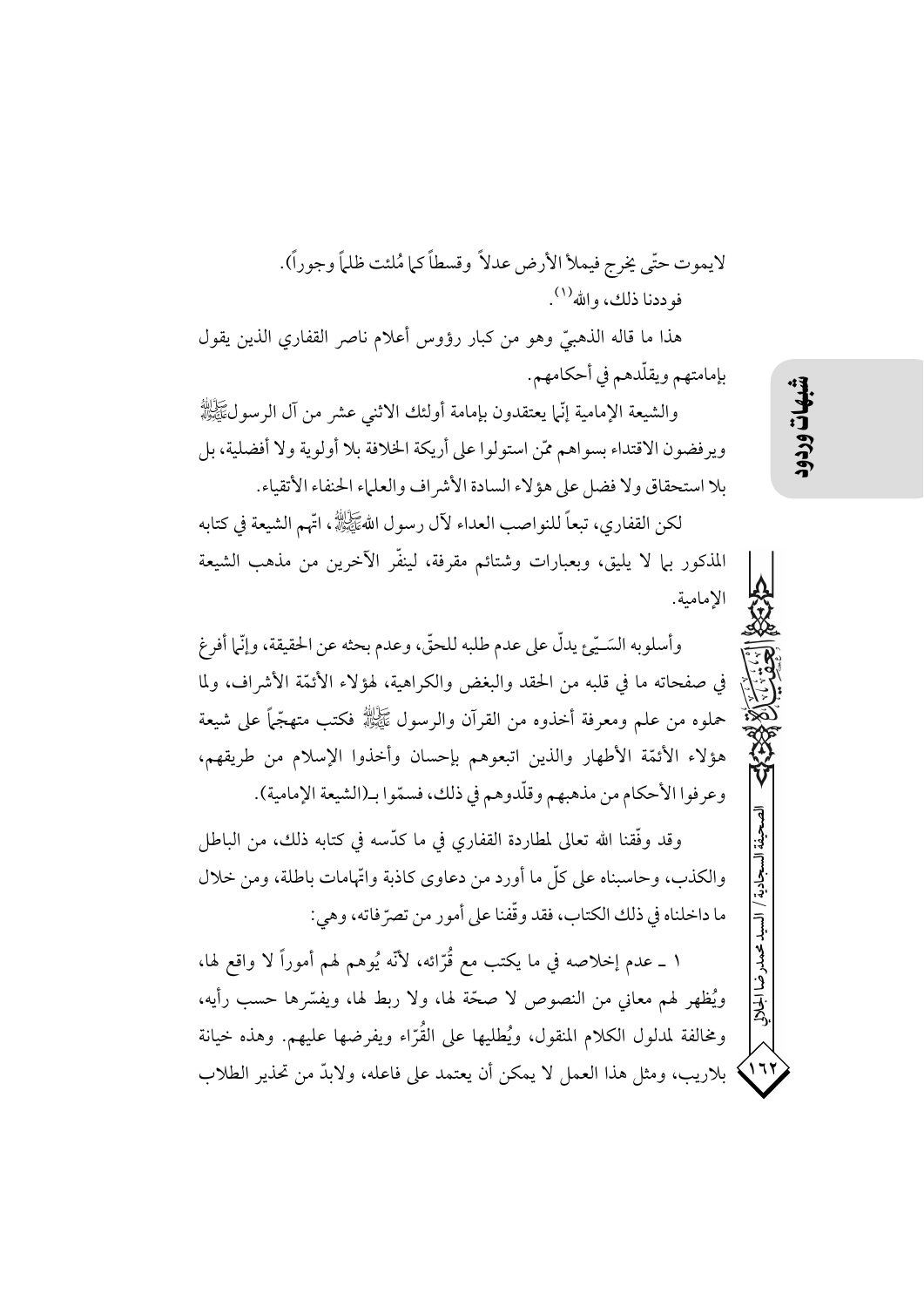لايموت حتّى يخرج فيملأ الأرض عدلاً وقسطاً كما مُلئت ظلماً وجوراً).

فوددنا ذلك، والله[1].

هذا ما قاله الذهبيّ وهو من كبار رؤوس أعلام ناصر القفاري الذين يقول بإمامتهم ويقلّدهم في أحكامهم.

والشيعة الإمامية إنّما يعتقدون بإمامة أولئك الاثني عشر من آل الرسولﷺ ويرفضون الاقتداء بسواهم ممّن استولوا على أريكة الخلافة بلا أولوية ولا أفضلية، بل بلا استحقاق ولا فضل على هؤلاء السادة الأشراف والعلماء الحنفاء الأتقياء.

لكن القفاري، تبعاً للنواصب العداء لآل رسول اللهﷺ، اتّهم الشيعة في كتابه المذكور بما لا يليق، وبعبارات وشتائم مقرفة، لينفّر الآخرين من مذهب الشيعة الإمامية.

وأسلوبه السَـيّئ يدلّ على عدم طلبه للحقّ، وعدم بحثه عن الحقيقة، وإنّما أفرغ في صفحاته ما في قلبه من الحقد والبغض والكراهية، لهؤلاء الأئمّة الأشراف، ولما حملوه من علم ومعرفة أخذوه من القرآن والرسول ﷺ فكتب متهجّماً على شيعة هؤلاء الأئمّة الأطهار والذين اتبعوهم بإحسان وأخذوا الإسلام من طريقهم، وعرفوا الأحكام من مذهبهم وقلّدوهم في ذلك، فسمّوا بـ(الشيعة الإمامية).

وقد وفّقنا الله تعالى لمطاردة القفاري في ما كدّسه في كتابه ذلك، من الباطل والكذب، وحاسبناه على كلّ ما أورد من دعاوى كاذبة واتّهامات باطلة، ومن خلال ما داخلناه في ذلك الكتاب، فقد وقّفنا على أمور من تصرّفاته، وهي:

١ ـ عدم إخلاصه في ما يكتب مع قُرّائه، لأنّه يُوهم لهم أموراً لا واقع لها، ويُظهر لهم معاني من النصوص لا صحّة لها، ولا ربط لها، ويفسّرها حسب رأيه، ومخالفة لمدلول الكلام المنقول، ويُطليها على القُرّاء ويفرضها عليهم. وهذه خيانة بلاريب، ومثل هذا العمل لا يمكن أن يعتمد على فاعله، ولابدّ من تحذير الطلاب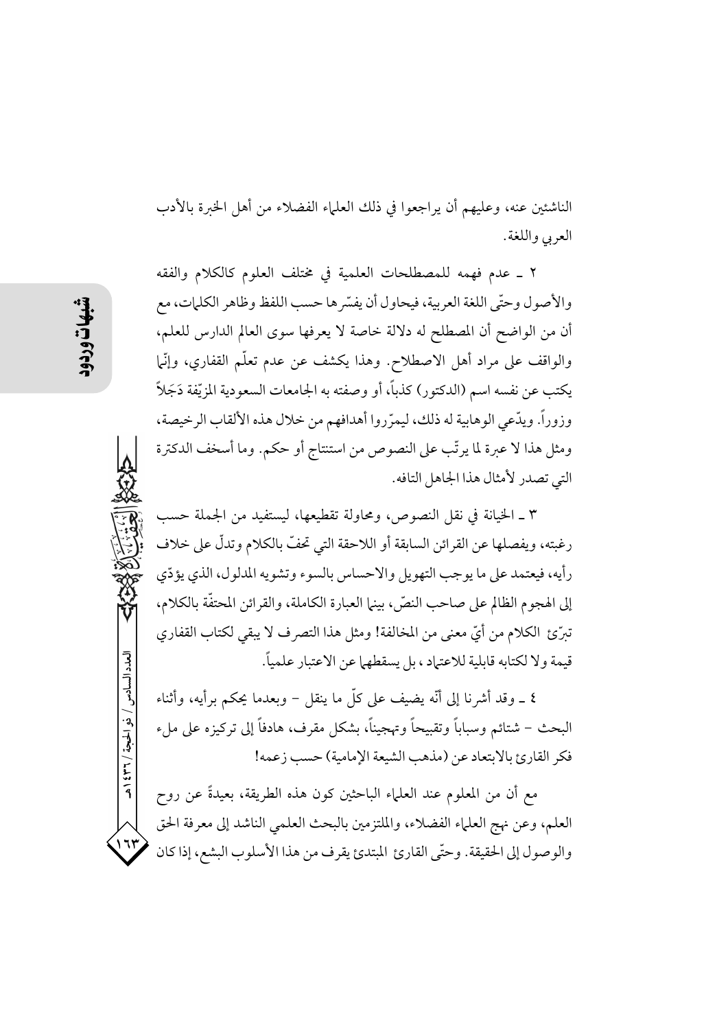الناشئين عنه، وعليهم أن يراجعوا في ذلك العلماء الفضلاء من أهل الخبرة بالأدب العربي واللغة.

٢ ـ عدم فهمه للمصطلحات العلمية في مختلف العلوم كالكلام والفقه والأصول وحتّى اللغة العربية، فيحاول أن يفسّرها حسب اللفظ وظاهر الكلمات، مع أن من الواضح أن المصطلح له دلالة خاصة لا يعرفها سوى العالم الدارس للعلم، والواقف على مراد أهل الاصطلاح. وهذا يكشف عن عدم تعلّم القفاري، وإنّما يكتب عن نفسه اسم (الدكتور) كذباً، أو وصفته به الجامعات السعودية المزيّفة دَجَلاً وزوراً. ويدّعي الوهابية له ذلك، ليمرّروا أهدافهم من خلال هذه الألقاب الرخيصة، ومثل هذا لا عبرة لما يرتّب على النصوص من استنتاج أو حكم. وما أسخف الدكترة التي تصدر لأمثال هذا الجاهل التافه.

٣ ـ الخيانة في نقل النصوص، ومحاولة تقطيعها، ليستفيد من الجملة حسب رغبته، ويفصلها عن القرائن السابقة أو اللاحقة التي تحفّ بالكلام وتدلّ على خلاف رأيه، فيعتمد على ما يوجب التهويل والاحساس بالسوء وتشويه المدلول، الذي يؤدّي إلى الهجوم الظالم على صاحب النصّ، بينما العبارة الكاملة، والقرائن المحتفّة بالكلام، تبرّئ الكلام من أيّ معنى من المخالفة! ومثل هذا التصرف لا يبقي لكتاب القفاري قيمة ولا لكتابه قابلية للاعتماد، بل يسقطها عن الاعتبار علمياً.

٤ ـ وقد أشرنا إلى أنّه يضيف على كلّ ما ينقل – وبعدما يحكم برأيه، وأثناء البحث – شتائم وسباباً وتقبيحاً وتهجيناً، بشكل مقرف، هادفاً إلى تركيزه على ملء فكر القارئ بالابتعاد عن (مذهب الشيعة الإمامية) حسب زعمه!

مع أن من المعلوم عند العلماء الباحثين كون هذه الطريقة، بعيدةً عن روح العلم، وعن نهج العلماء الفضلاء، والملتزمين بالبحث العلمي الناشد إلى معرفة الحق والوصول إلى الحقيقة. وحتّى القارئ المبتدئ يقرف من هذا الأسلوب البشع، إذا كان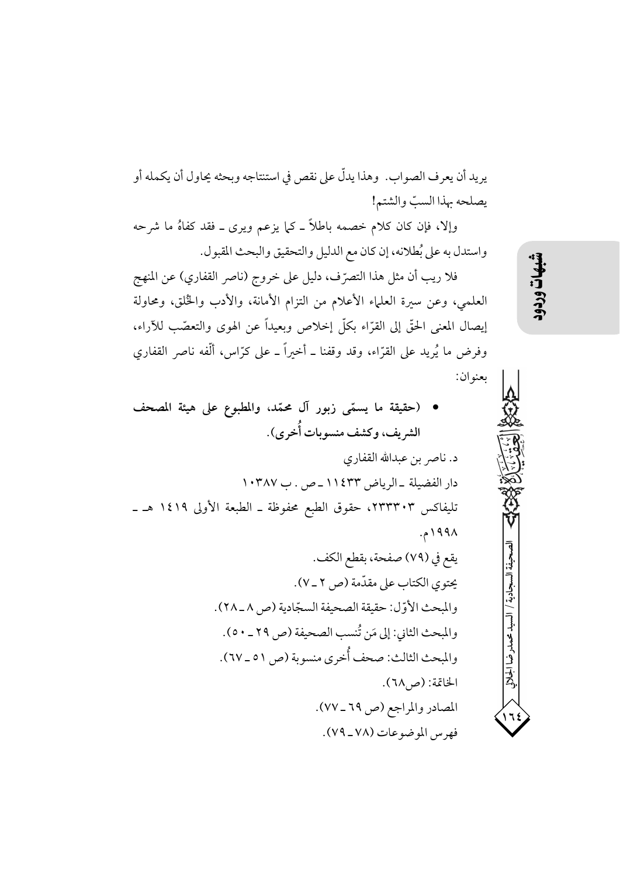يريد أن يعرف الصواب. وهذا يدلّ على نقص في استنتاجه وبحثه يحاول أن يكمله أو يصلحه بهذا السبّ والشتم!

وإلا، فإن كان كلام خصمه باطلاً ـ كما يزعم ويرى ـ فقد كفاهُ ما شرحه واستدل به على بُطلانه، إن كان مع الدليل والتحقيق والبحث المقبول.

فلا ريب أن مثل هذا التصرّف، دليل على خروج (ناصر القفاري) عن المنهج العلمي، وعن سيرة العلماء الأعلام من التزام الأمانة، والأدب والخُلق، ومحاولة إيصال المعنى الحقّ إلى القرّاء بكلّ إخلاص وبعيداً عن الهوى والتعصّب للآراء، وفرض ما يُريد على القرّاء، وقد وقفنا ـ أخيراً ـ على كرّاس، ألّفه ناصر القفاري بعنوان:

- **(حقيقة ما يسمّى زبور آل محمّد، والمطبوع على هيئة المصحف الشريف، وكشف منسوبات أُخرى).**

د. ناصر بن عبدالله القفاري

دار الفضيلة ـ الرياض ١١٤٣٣ ـ ص . ب ١٠٣٨٧

تليفاكس ٢٣٣٣٠٣، حقوق الطبع محفوظة ـ الطبعة الأولى ١٤١٩ هـ ـ ١٩٩٨م.

يقع في (٧٩) صفحة، بقطع الكف.

يحتوي الكتاب على مقدّمة (ص ٢ ـ ٧).

والمبحث الأوّل: حقيقة الصحيفة السجّادية (ص ٨ ـ ٢٨).

والمبحث الثاني: إلى مَن تُنسب الصحيفة (ص ٢٩ ـ ٥٠).

والمبحث الثالث: صحف أُخرى منسوبة (ص ٥١ ـ ٦٧).

الخاتمة: (ص٦٨).

المصادر والمراجع (ص ٦٩ ـ ٧٧).

فهرس الموضوعات (٧٨ ـ ٧٩).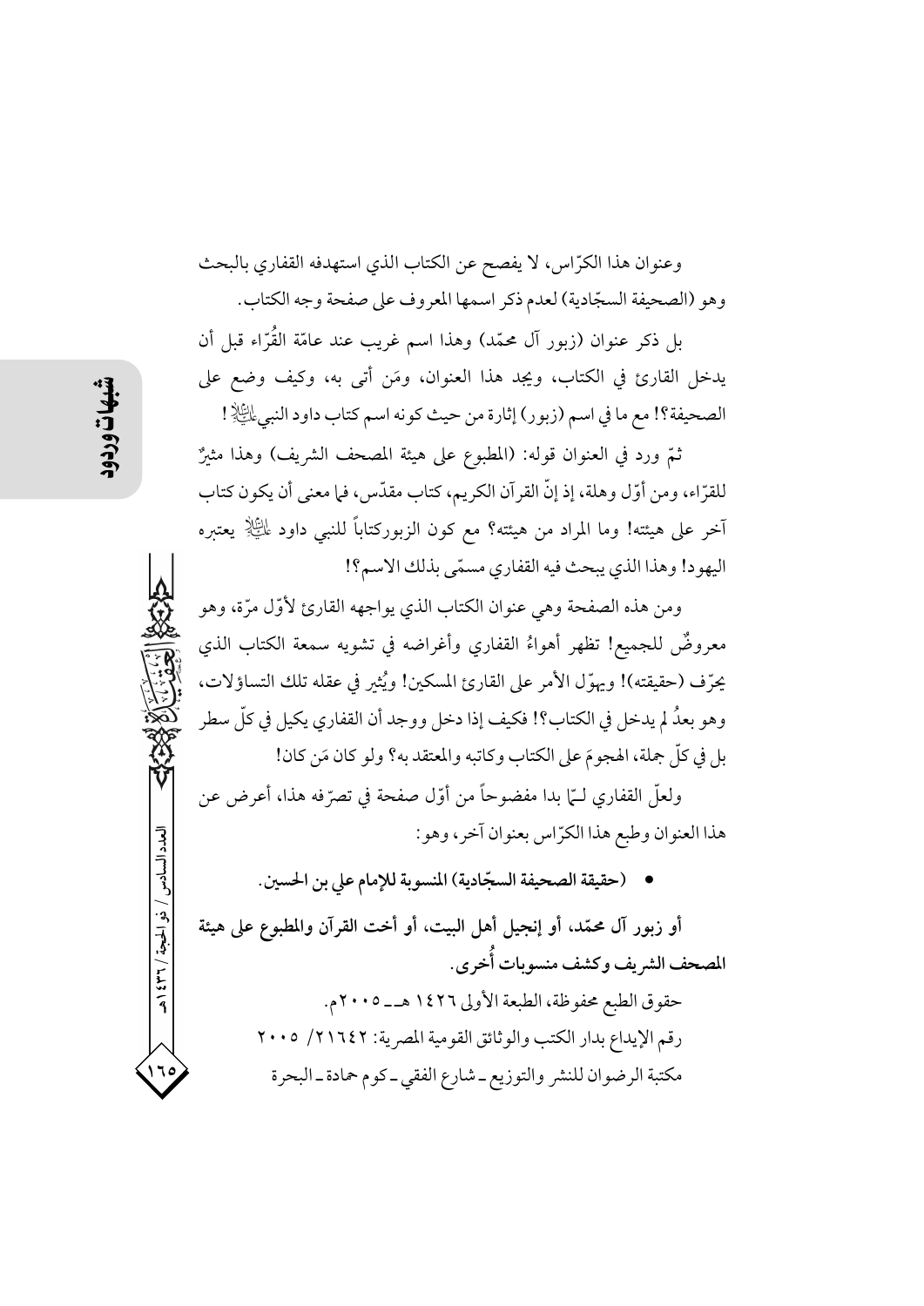وعنوان هذا الكرّاس، لا يفصح عن الكتاب الذي استهدفه القفاري بالبحث وهو (الصحيفة السجّادية) لعدم ذكر اسمها المعروف على صفحة وجه الكتاب.

بل ذكر عنوان (زبور آل محمّد) وهذا اسم غريب عند عامّة القُرّاء قبل أن يدخل القارئ في الكتاب، ويجد هذا العنوان، ومَن أتى به، وكيف وضع على الصحيفة؟! مع ما في اسم (زبور) إثارة من حيث كونه اسم كتاب داود النبيعليه السلام!

ثمّ ورد في العنوان قوله: (المطبوع على هيئة المصحف الشريف) وهذا مثيرٌ للقرّاء، ومن أوّل وهلة، إذ إنّ القرآن الكريم، كتاب مقدّس، فما معنى أن يكون كتاب آخر على هيئته؟ وما المراد من هيئته؟ مع كون الزبوركتاباً للنبي داود عليه السلام يعتبره اليهود! وهذا الذي يبحث فيه القفاري مسمّى بذلك الاسم؟!

ومن هذه الصفحة وهي عنوان الكتاب الذي يواجهه القارئ لأوّل مرّة، وهو معروضٌ للجميع! تظهر أهواءُ القفاري وأغراضه في تشويه سمعة الكتاب الذي يحرّف (حقيقته)! ويهوّل الأمر على القارئ المسكين! ويُثير في عقله تلك التساؤلات، وهو بعدُ لم يدخل في الكتاب؟! فكيف إذا دخل ووجد أن القفاري يكيل في كلّ سطر بل في كلّ جملة، الهجومَ على الكتاب وكاتبه والمعتقد به؟ ولو كان مَن كان!

ولعلّ القفاري لـمّا بدا مفضوحاً من أوّل صفحة في تصرّفه هذا، أعرض عن هذا العنوان وطبع هذا الكرّاس بعنوان آخر، وهو:

- **(حقيقة الصحيفة السجّادية) المنسوبة للإمام علي بن الحسين.**

**أو زبور آل محمّد، أو إنجيل أهل البيت، أو أخت القرآن والمطبوع على هيئة المصحف الشريف وكشف منسوبات أُخرى.**

حقوق الطبع محفوظة، الطبعة الأولى ١٤٢٦ هـ ـ ٢٠٠٥م.

رقم الإيداع بدار الكتب والوثائق القومية المصرية: ٢١٦٤٢/ ٢٠٠٥

مكتبة الرضوان للنشر والتوزيع ـ شارع الفقي ـ كوم حمادة ـ البحرة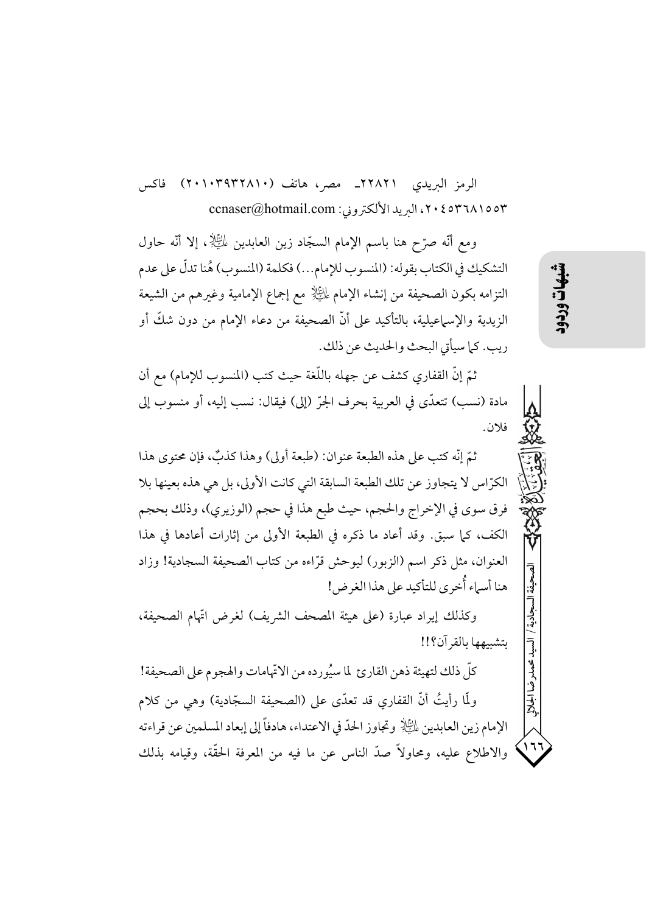الرمز البريدي ٢٢٨٢١ـ مصر، هاتف (٢٠١٠٣٩٣٢٨١٠) فاكس ٢٠٤٥٣٦٨١٥٥٣، البريد الألكتروني: ccnaser@hotmail.com

ومع أنّه صرّح هنا باسم الإمام السجّاد زين العابدين عليه السلام، إلا أنّه حاول التشكيك في الكتاب بقوله: (المنسوب للإمام...) فكلمة (المنسوب) هُنا تدلّ على عدم التزامه بكون الصحيفة من إنشاء الإمام عليه السلام مع إجماع الإمامية وغيرهم من الشيعة الزيدية والإسماعيلية، بالتأكيد على أنّ الصحيفة من دعاء الإمام من دون شكّ أو ريب. كما سيأتي البحث والحديث عن ذلك.

ثمّ إنّ القفاري كشف عن جهله باللّغة حيث كتب (المنسوب للإمام) مع أن مادة (نسب) تتعدّى في العربية بحرف الجرّ (إلى) فيقال: نسب إليه، أو منسوب إلى فلان.

ثمّ إنّه كتب على هذه الطبعة عنوان: (طبعة أولى) وهذا كذبٌ، فإن محتوى هذا الكرّاس لا يتجاوز عن تلك الطبعة السابقة التي كانت الأولى، بل هي هذه بعينها بلا فرق سوى في الإخراج والحجم، حيث طبع هذا في حجم (الوزيري)، وذلك بحجم الكف، كما سبق. وقد أعاد ما ذكره في الطبعة الأولى من إثارات أعادها في هذا العنوان، مثل ذكر اسم (الزبور) ليوحش قرّاءه من كتاب الصحيفة السجادية! وزاد هنا أسماء أُخرى للتأكيد على هذا الغرض!

وكذلك إيراد عبارة (على هيئة المصحف الشريف) لغرض اتّهام الصحيفة، بتشبيهها بالقرآن؟!!

كلّ ذلك لتهيئة ذهن القارئ لما سيُورده من الاتّهامات والهجوم على الصحيفة!

ولّما رأيتُ أنّ القفاري قد تعدّى على (الصحيفة السجّادية) وهي من كلام الإمام زين العابدين عليه السلام وتجاوز الحدّ في الاعتداء، هادفاً إلى إبعاد المسلمين عن قراءته والاطلاع عليه، ومحاولاً صدّ الناس عن ما فيه من المعرفة الحقّة، وقيامه بذلك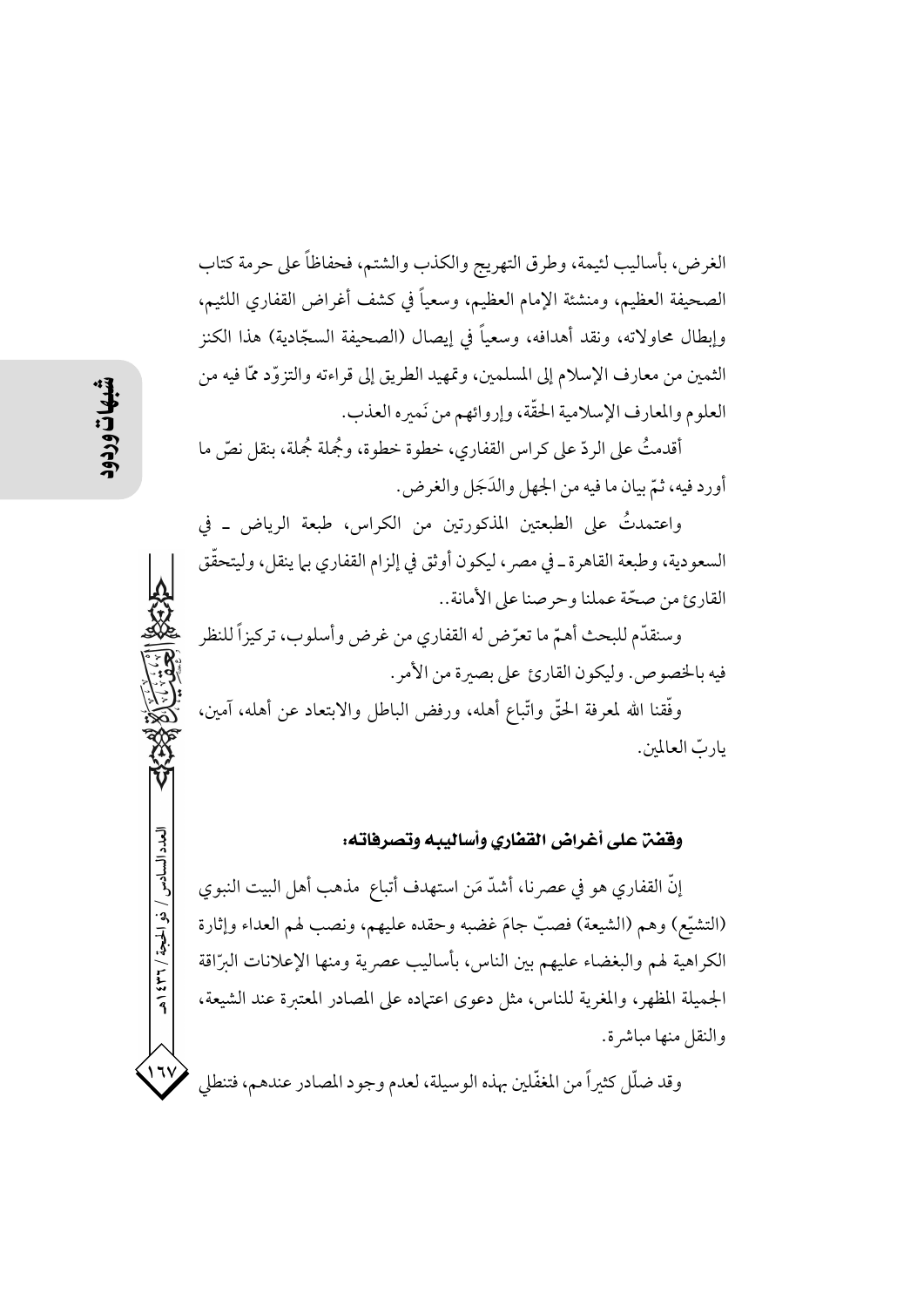الغرض، بأساليب لئيمة، وطرق التهريج والكذب والشتم، فحفاظاً على حرمة كتاب الصحيفة العظيم، ومنشئة الإمام العظيم، وسعياً في كشف أغراض القفاري اللئيم، وإبطال محاولاته، ونقد أهدافه، وسعياً في إيصال (الصحيفة السجّادية) هذا الكنز الثمين من معارف الإسلام إلى المسلمين، وتمهيد الطريق إلى قراءته والتزوّد ممّا فيه من العلوم والمعارف الإسلامية الحقّة، وإروائهم من نَميره العذب.

أقدمتُ على الردّ على كراس القفاري، خطوة خطوة، وجُملة جُملة، بنقل نصّ ما أورد فيه، ثمّ بيان ما فيه من الجهل والدَجَل والغرض.

واعتمدتُ على الطبعتين المذكورتين من الكراس، طبعة الرياض ـ في السعودية، وطبعة القاهرة ـ في مصر، ليكون أوثق في إلزام القفاري بما ينقل، وليتحقّق القارئ من صحّة عملنا وحرصنا على الأمانة..

وسنقدّم للبحث أهمّ ما تعرّض له القفاري من غرض وأسلوب، تركيزاً للنظر فيه بالخصوص. وليكون القارئ على بصيرة من الأمر.

وفّقنا الله لمعرفة الحقّ واتّباع أهله، ورفض الباطل والابتعاد عن أهله، آمين، ياربّ العالمين.

### وقفة على أغراض القفاري وأساليبه وتصرفاته:

إنّ القفاري هو في عصرنا، أشدّ مَن استهدف أتباع مذهب أهل البيت النبوي (التشيّع) وهم (الشيعة) فصبّ جامّ غضبه وحقده عليهم، ونصب لهم العداء وإثارة الكراهية لهم والبغضاء عليهم بين الناس، بأساليب عصرية ومنها الإعلانات البرّاقة الجميلة المظهر، والمغرية للناس، مثل دعوى اعتماده على المصادر المعتبرة عند الشيعة، والنقل منها مباشرة.

وقد ضلّل كثيراً من المغفّلين بهذه الوسيلة، لعدم وجود المصادر عندهم، فتنطلي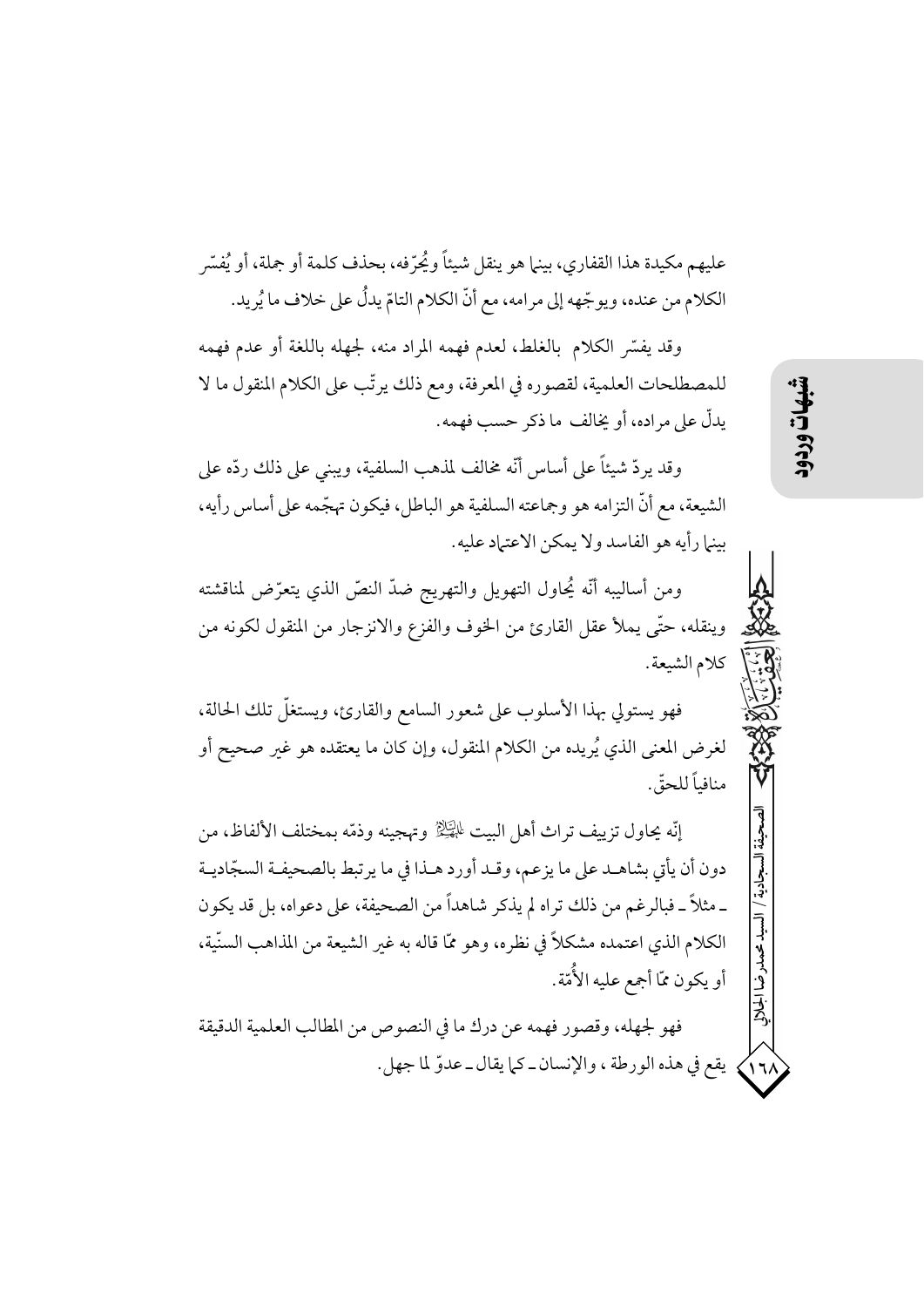عليهم مكيدة هذا القفاري، بينما هو ينقل شيئاً ويُحرّفه، بحذف كلمة أو جملة، أو يُفسّر الكلام من عنده، ويوجّهه إلى مرامه، مع أنّ الكلام التامّ يدلُّ على خلاف ما يُريد.

وقد يفسّر الكلام بالغلط، لعدم فهمه المراد منه، لجهله باللغة أو عدم فهمه للمصطلحات العلمية، لقصوره في المعرفة، ومع ذلك يرتّب على الكلام المنقول ما لا يدلّ على مراده، أو يخالف ما ذكر حسب فهمه.

وقد يردّ شيئاً على أساس أنّه مخالف لمذهب السلفية، ويبني على ذلك ردّه على الشيعة، مع أنّ التزامه هو وجماعته السلفية هو الباطل، فيكون تهجّمه على أساس رأيه، بينما رأيه هو الفاسد ولا يمكن الاعتماد عليه.

ومن أساليبه أنّه يُحاول التهويل والتهريج ضدّ النصّ الذي يتعرّض لمناقشته وينقله، حتّى يملأ عقل القارئ من الخوف والفزع والانزجار من المنقول لكونه من كلام الشيعة.

فهو يستولي بهذا الأسلوب على شعور السامع والقارئ، ويستغلّ تلك الحالة، لغرض المعنى الذي يُريده من الكلام المنقول، وإن كان ما يعتقده هو غير صحيح أو منافياً للحقّ.

إنّه يحاول تزييف تراث أهل البيت عليهم السلام وتهجينه وذمّه بمختلف الألفاظ، من دون أن يأتي بشاهد على ما يزعم، وقد أورد هذا في ما يرتبط بالصحيفة السجّادية ـ مثلاً ـ فبالرغم من ذلك تراه لم يذكر شاهداً من الصحيفة، على دعواه، بل قد يكون الكلام الذي اعتمده مشكلاً في نظره، وهو ممّا قاله به غير الشيعة من المذاهب السنّية، أو يكون ممّا أجمع عليه الأُمّة.

فهو لجهله، وقصور فهمه عن درك ما في النصوص من المطالب العلمية الدقيقة يقع في هذه الورطة ، والإنسان ـ كما يقال ـ عدوّ لما جهل.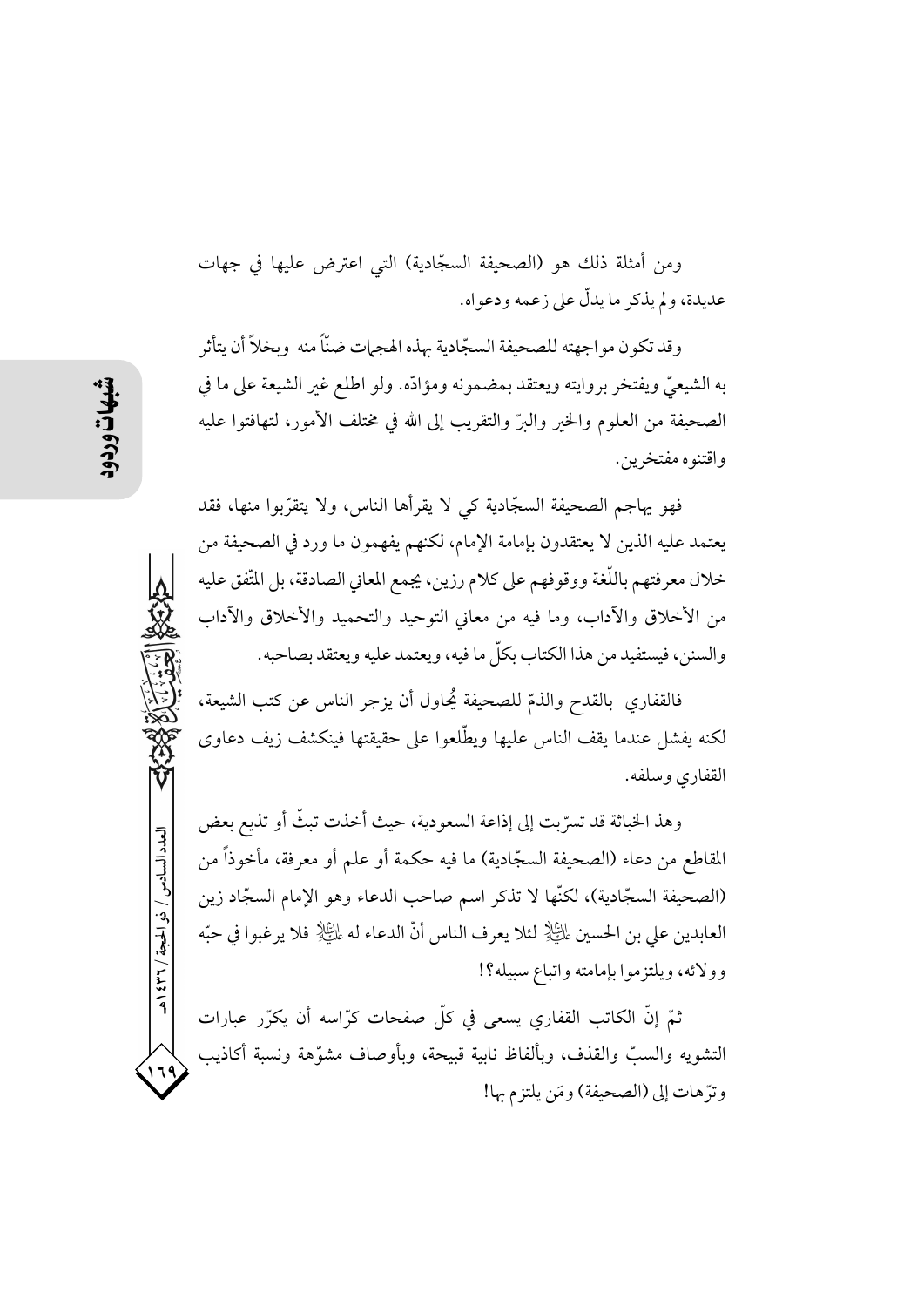ومن أمثلة ذلك هو (الصحيفة السجّادية) التي اعترض عليها في جهات عديدة، ولم يذكر ما يدلّ على زعمه ودعواه.

وقد تكون مواجهته للصحيفة السجّادية بهذه الهجمات ضنّاً منه وبخلاً أن يتأثر به الشيعيّ ويفتخر بروايته ويعتقد بمضمونه ومؤدّاه. ولو اطلع غير الشيعة على ما في الصحيفة من العلوم والخير والبرّ والتقريب إلى الله في مختلف الأمور، لتهافتوا عليه واقتنوه مفتخرين.

فهو يهاجم الصحيفة السجّادية كي لا يقرأها الناس، ولا يتقرّبوا منها، فقد يعتمد عليه الذين لا يعتقدون بإمامة الإمام، لكنهم يفهمون ما ورد في الصحيفة من خلال معرفتهم باللّغة ووقوفهم على كلام رزين، يجمع المعاني الصادقة، بل المتّفق عليه من الأخلاق والآداب، وما فيه من معاني التوحيد والتحميد والأخلاق والآداب والسنن، فيستفيد من هذا الكتاب بكلّ ما فيه، ويعتمد عليه ويعتقد بصاحبه.

فالقفاري بالقدح والذمّ للصحيفة يُحاول أن يزجر الناس عن كتب الشيعة، لكنه يفشل عندما يقف الناس عليها ويطّلعوا على حقيقتها فينكشف زيف دعاوى القفاري وسلفه.

وهذ الخباثة قد تسرّبت إلى إذاعة السعودية، حيث أخذت تبثّ أو تذيع بعض المقاطع من دعاء (الصحيفة السجّادية) ما فيه حكمة أو علم أو معرفة، مأخوذاً من (الصحيفة السجّادية)، لكنّها لا تذكر اسم صاحب الدعاء وهو الإمام السجّاد زين العابدين علي بن الحسين عليه السلام لئلا يعرف الناس أنّ الدعاء له عليه السلام فلا يرغبوا في حبّه وولائه، ويلتزموا بإمامته واتباع سبيله؟!

ثمّ إنّ الكاتب القفاري يسعى في كلّ صفحات كرّاسه أن يكرّر عبارات التشويه والسبّ والقذف، وبألفاظ نابية قبيحة، وبأوصاف مشوّهة ونسبة أكاذيب وترّهات إلى (الصحيفة) ومَن يلتزم بها!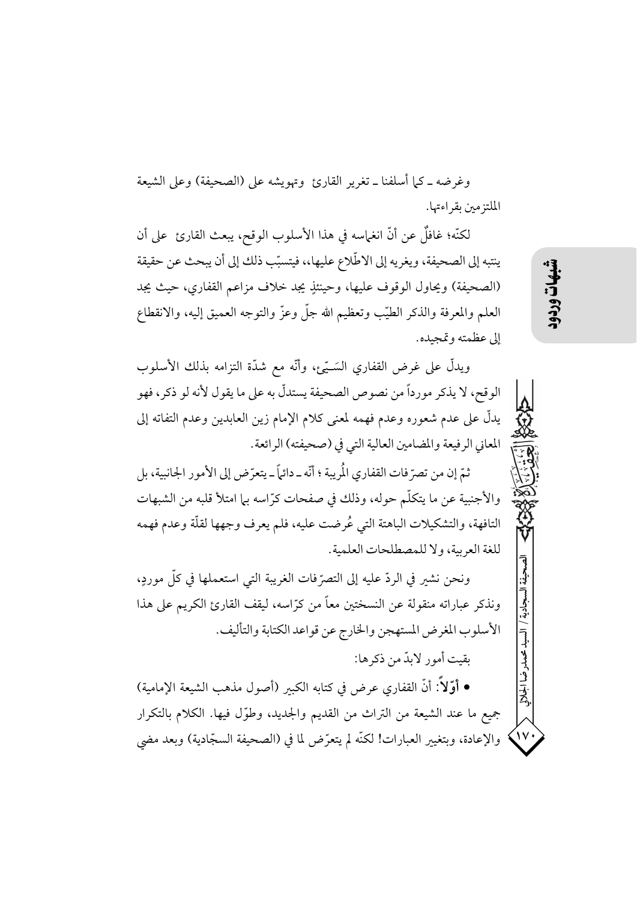وغرضه ـ كما أسلفنا ـ تغرير القارئ وتهويشه على (الصحيفة) وعلى الشيعة الملتزمين بقراءتها.

لكنّه؛ غافلٌ عن أنّ انغماسه في هذا الأسلوب الوقح، يبعث القارئ على أن ينتبه إلى الصحيفة، ويغريه إلى الاطّلاع عليها،، فيتسبّب ذلك إلى أن يبحث عن حقيقة (الصحيفة) ويحاول الوقوف عليها، وحينئذٍ يجد خلاف مزاعم القفاري، حيث يجد العلم والمعرفة والذكر الطيّب وتعظيم الله جلّ وعزّ والتوجه العميق إليه، والانقطاع إلى عظمته وتمجيده.

ويدلّ على غرض القفاري السَـيّئ، وأنّه مع شدّة التزامه بذلك الأسلوب الوقح، لا يذكر مورداً من نصوص الصحيفة يستدلّ به على ما يقول لأنه لو ذكر، فهو يدلّ على عدم شعوره وعدم فهمه لمعنى كلام الإمام زين العابدين وعدم التفاته إلى المعاني الرفيعة والمضامين العالية التي في (صحيفته) الرائعة.

ثمّ إن من تصرّفات القفاري المُريبة ؛ أنّه ـ دائماً ـ يتعرّض إلى الأمور الجانبية، بل والأجنبية عن ما يتكلّم حوله، وذلك في صفحات كرّاسه بما امتلأ قلبه من الشبهات التافهة، والتشكيلات الباهتة التي عُرضت عليه، فلم يعرف وجهها لقلّة وعدم فهمه للغة العربية، ولا للمصطلحات العلمية.

ونحن نشير في الردّ عليه إلى التصرّفات الغريبة التي استعملها في كلّ موردٍ، ونذكر عباراته منقولة عن النسختين معاً من كرّاسه، ليقف القارئ الكريم على هذا الأسلوب المغرض المستهجن والخارج عن قواعد الكتابة والتأليف.

بقيت أمور لابدّ من ذكرها:

● **أوّلاً**: أنّ القفاري عرض في كتابه الكبير (أصول مذهب الشيعة الإمامية) جميع ما عند الشيعة من التراث من القديم والجديد، وطوّل فيها. الكلام بالتكرار والإعادة، وبتغيير العبارات! لكنّه لم يتعرّض لما في (الصحيفة السجّادية) وبعد مضي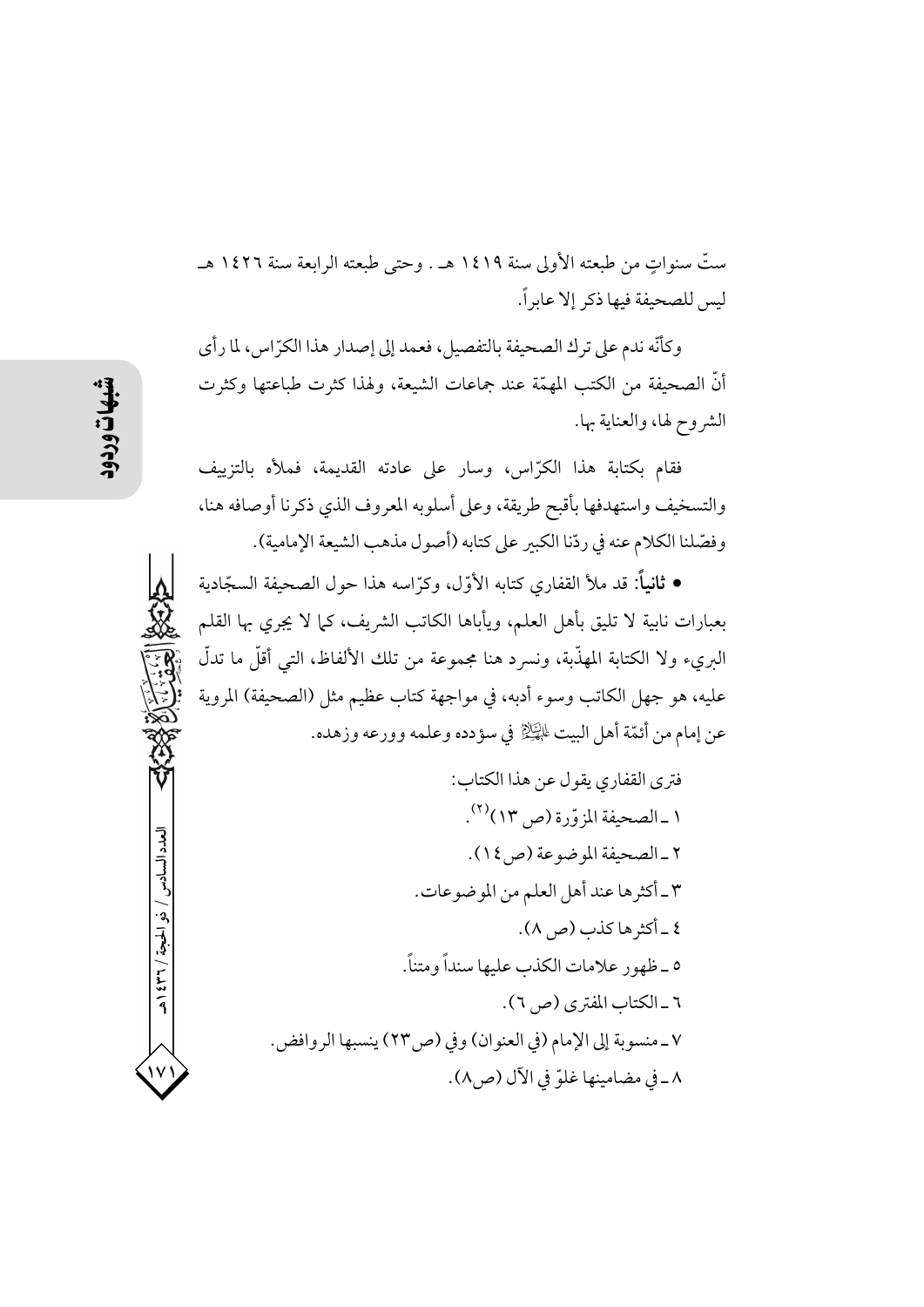ستّ سنواتٍ من طبعته الأولى سنة ١٤١٩ هـ . وحتى طبعته الرابعة سنة ١٤٢٦ هـ ليس للصحيفة فيها ذكر إلا عابراً.

وكأنّه ندم على ترك الصحيفة بالتفصيل، فعمد إلى إصدار هذا الكرّاس، لما رأى أنّ الصحيفة من الكتب المهمّة عند جماعات الشيعة، ولهذا كثرت طباعتها وكثرت الشروح لها، والعناية بها.

فقام بكتابة هذا الكرّاس، وسار على عادته القديمة، فملأه بالتزييف والتسخيف واستهدفها بأقبح طريقة، وعلى أسلوبه المعروف الذي ذكرنا أوصافه هنا، وفصّلنا الكلام عنه في ردّنا الكبير على كتابه (أصول مذهب الشيعة الإمامية).

• **ثانياً**: قد ملأ القفاري كتابه الأوّل، وكرّاسه هذا حول الصحيفة السجّادية بعبارات نابية لا تليق بأهل العلم، ويأباها الكاتب الشريف، كما لا يجري بها القلم البريء ولا الكتابة المهذّبة، ونسرد هنا مجموعة من تلك الألفاظ، التي أقلّ ما تدلّ عليه، هو جهل الكاتب وسوء أدبه، في مواجهة كتاب عظيم مثل (الصحيفة) المروية عن إمام من أئمّة أهل البيت عليهم السلام في سؤدده وعلمه وورعه وزهده.

فترى القفاري يقول عن هذا الكتاب:

١ ـ الصحيفة المزوّرة (ص ١٣)[٢].

٢ ـ الصحيفة الموضوعة (ص١٤).

٣ ـ أكثرها عند أهل العلم من الموضوعات.

٤ ـ أكثرها كذب (ص ٨).

٥ ـ ظهور علامات الكذب عليها سنداً ومتناً.

٦ ـ الكتاب المفترى (ص ٦).

٧ ـ منسوبة إلى الإمام (في العنوان) وفي (ص٢٣) ينسبها الروافض.

٨ ـ في مضامينها غلوّ في الآل (ص٨).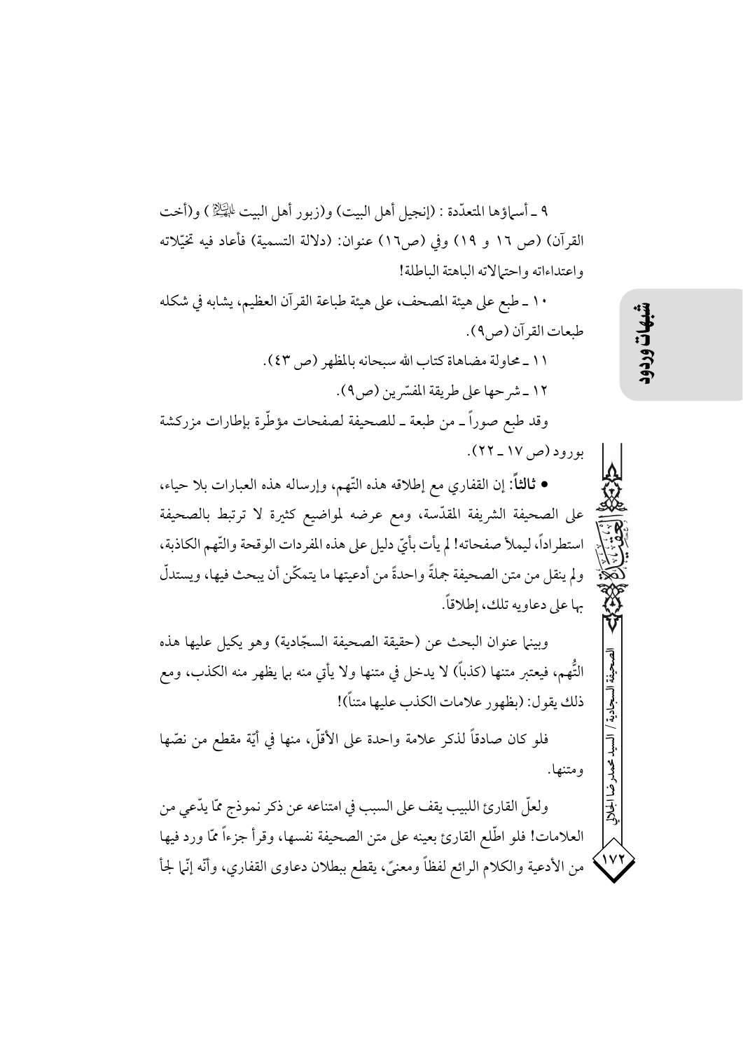٩ ـ أسماؤها المتعدّدة : (إنجيل أهل البيت) و(زبور أهل البيت عليهم السلام) و(أخت القرآن) (ص ١٦ و ١٩) وفي (ص١٦) عنوان: (دلالة التسمية) فأعاد فيه تخيّلاته واعتداءاته واحتمالاته الباهتة الباطلة!

١٠ ـ طبع على هيئة المصحف، على هيئة طباعة القرآن العظيم، يشابه في شكله طبعات القرآن (ص٩).

١١ ـ محاولة مضاهاة كتاب الله سبحانه بالمظهر (ص ٤٣).

١٢ ـ شرحها على طريقة المفسّرين (ص٩).

وقد طبع صوراً ـ من طبعة ـ للصحيفة لصفحات مؤطّرة بإطارات مزركشة بورود (ص ١٧ ـ ٢٢).

• **ثالثاً**: إن القفاري مع إطلاقه هذه التّهم، وإرساله هذه العبارات بلا حياء، على الصحيفة الشريفة المقدّسة، ومع عرضه لمواضيع كثيرة لا ترتبط بالصحيفة استطراداً، ليملأ صفحاته! لم يأت بأيّ دليل على هذه المفردات الوقحة والتّهم الكاذبة، ولم ينقل من متن الصحيفة جملةً واحدةً من أدعيتها ما يتمكّن أن يبحث فيها، ويستدلّ بها على دعاويه تلك، إطلاقاً.

وبينما عنوان البحث عن (حقيقة الصحيفة السجّادية) وهو يكيل عليها هذه التُّهم، فيعتبر متنها (كذباً) لا يدخل في متنها ولا يأتي منه بما يظهر منه الكذب، ومع ذلك يقول: (بظهور علامات الكذب عليها متناً)!

فلو كان صادقاً لذكر علامة واحدة على الأقلّ، منها في أيّة مقطع من نصّها ومتنها.

ولعلّ القارئ اللبيب يقف على السبب في امتناعه عن ذكر نموذج ممّا يدّعي من العلامات! فلو اطّلع القارئ بعينه على متن الصحيفة نفسها، وقرأ جزءاً ممّا ورد فيها من الأدعية والكلام الرائع لفظاً ومعنىً، يقطع ببطلان دعاوى القفاري، وأنّه إنّما لجأ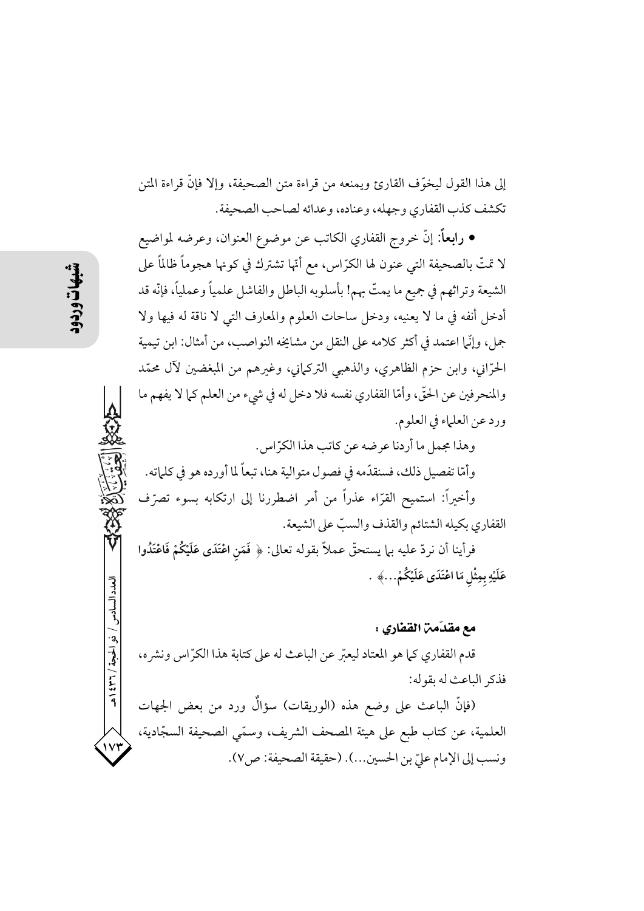إلى هذا القول ليخوّف القارئ ويمنعه من قراءة متن الصحيفة، وإلا فإنّ قراءة المتن تكشف كذب القفاري وجهله، وعناده، وعدائه لصاحب الصحيفة.

• **رابعاً**: إنّ خروج القفاري الكاتب عن موضوع العنوان، وعرضه لمواضيع لا تمتّ بالصحيفة التي عنون لها الكرّاس، مع أنّها تشترك في كونها هجوماً ظالماً على الشيعة وتراثهم في جميع ما يمتّ بهم! بأسلوبه الباطل والفاشل علمياً وعملياً، فإنّه قد أدخل أنفه في ما لا يعنيه، ودخل ساحات العلوم والمعارف التي لا ناقة له فيها ولا جمل، وإنّما اعتمد في أكثر كلامه على النقل من مشايخه النواصب، من أمثال: ابن تيمية الحرّاني، وابن حزم الظاهري، والذهبي التركماني، وغيرهم من المبغضين لآل محمّد والمنحرفين عن الحقّ، وأمّا القفاري نفسه فلا دخل له في شيء من العلم كما لا يفهم ما ورد عن العلماء في العلوم.

وهذا مجمل ما أردنا عرضه عن كاتب هذا الكرّاس.

وأمّا تفصيل ذلك، فسنقدّمه في فصول متوالية هنا، تبعاً لما أورده هو في كلماته.

وأخيراً: استميح القرّاء عذراً من أمر اضطررنا إلى ارتكابه بسوء تصرّف القفاري بكيله الشتائم والقذف والسبّ على الشيعة.

فرأينا أن نردّ عليه بما يستحقّ عملاً بقوله تعالى: ﴿ **فَمَنِ اعْتَدَى عَلَيْكُمْ فَاعْتَدُوا عَلَيْهِ بِمِثْلِ مَا اعْتَدَى عَلَيْكُمْ...** ﴾ .

### مع مقدّمة القفاري :

قدم القفاري كما هو المعتاد ليعبّر عن الباعث له على كتابة هذا الكرّاس ونشره، فذكر الباعث له بقوله:

(فإنّ الباعث على وضع هذه (الوريقات) سؤالٌ ورد من بعض الجهات العلمية، عن كتاب طبع على هيئة المصحف الشريف، وسمّي الصحيفة السجّادية، ونسب إلى الإمام عليّ بن الحسين...). (حقيقة الصحيفة: ص٧).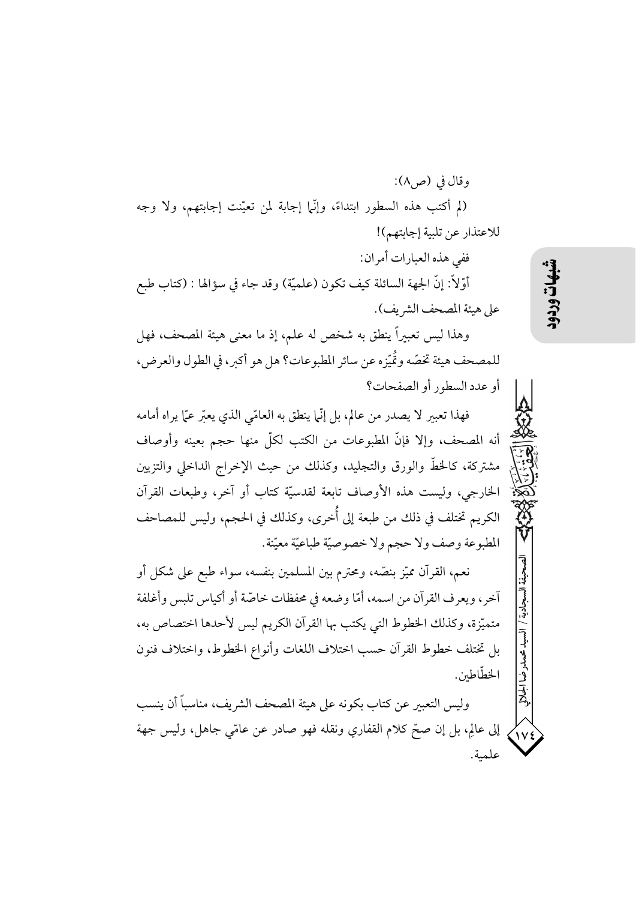وقال في (ص٨):

(لم أكتب هذه السطور ابتداءً، وإنّما إجابة لمن تعيّنت إجابتهم، ولا وجه للاعتذار عن تلبية إجابتهم)!

ففي هذه العبارات أمران:

أوّلاً: إنّ الجهة السائلة كيف تكون (علميّة) وقد جاء في سؤالها : (كتاب طبع على هيئة المصحف الشريف).

وهذا ليس تعبيراً ينطق به شخص له علم، إذ ما معنى هيئة المصحف، فهل للمصحف هيئة تخصّه وتُميّزه عن سائر المطبوعات؟ هل هو أكبر، في الطول والعرض، أو عدد السطور أو الصفحات؟

فهذا تعبير لا يصدر من عالم، بل إنّما ينطق به العامّي الذي يعبّر عمّا يراه أمامه أنه المصحف، وإلا فإنّ المطبوعات من الكتب لكلّ منها حجم بعينه وأوصاف مشتركة، كالخطّ والورق والتجليد، وكذلك من حيث الإخراج الداخلي والتزيين الخارجي، وليست هذه الأوصاف تابعة لقدسيّة كتاب أو آخر، وطبعات القرآن الكريم تختلف في ذلك من طبعة إلى أُخرى، وكذلك في الحجم، وليس للمصاحف المطبوعة وصف ولا حجم ولا خصوصيّة طباعيّة معيّنة.

نعم، القرآن مميّز بنصّه، ومحترم بين المسلمين بنفسه، سواء طبع على شكل أو آخر، ويعرف القرآن من اسمه، أمّا وضعه في محفظات خاصّة أو أكياس تلبس وأغلفة متميّزة، وكذلك الخطوط التي يكتب بها القرآن الكريم ليس لأحدها اختصاص به، بل تختلف خطوط القرآن حسب اختلاف اللغات وأنواع الخطوط، واختلاف فنون الخطّاطين.

وليس التعبير عن كتاب بكونه على هيئة المصحف الشريف، مناسباً أن ينسب إلى عالمٍ، بل إن صحّ كلام القفاري ونقله فهو صادر عن عامّي جاهل، وليس جهة علمية.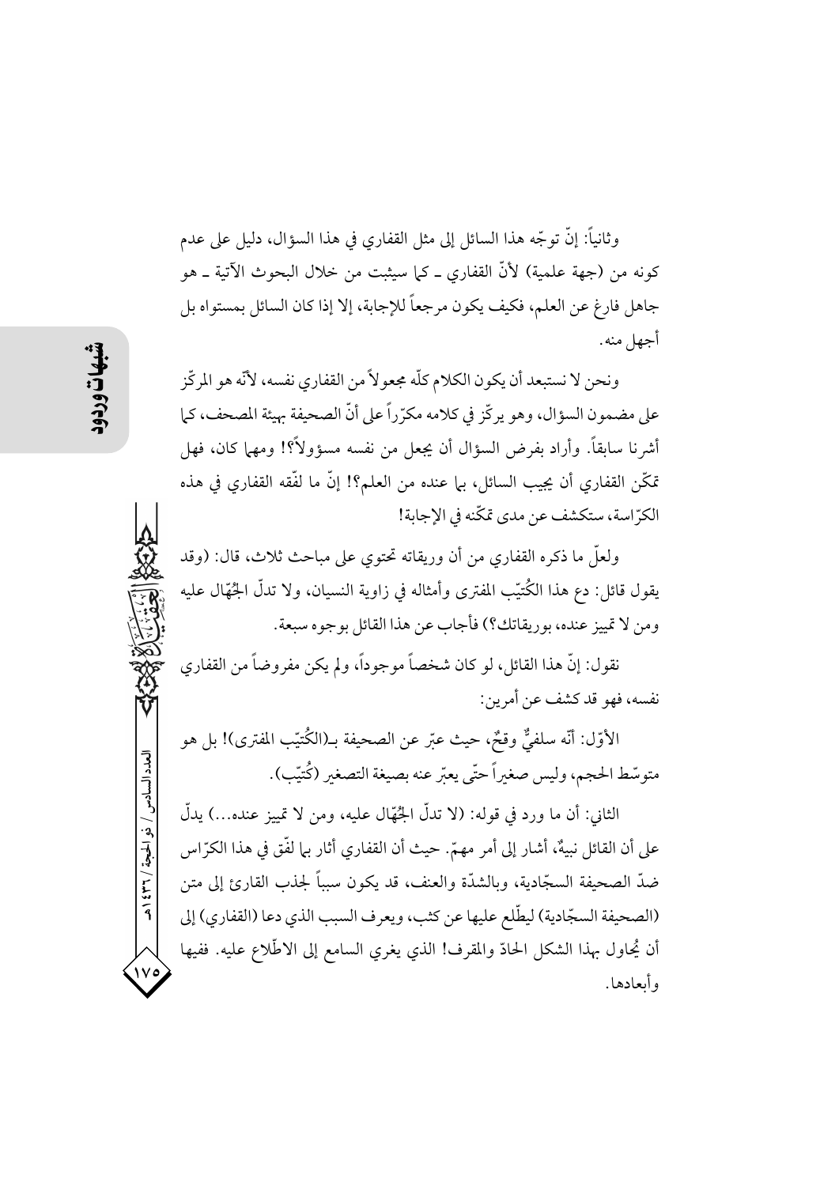وثانياً: إنّ توجّه هذا السائل إلى مثل القفاري في هذا السؤال، دليل على عدم كونه من (جهة علمية) لأنّ القفاري ـ كما سيثبت من خلال البحوث الآتية ـ هو جاهل فارغ عن العلم، فكيف يكون مرجعاً للإجابة، إلا إذا كان السائل بمستواه بل أجهل منه.

ونحن لا نستبعد أن يكون الكلام كلّه مجعولاً من القفاري نفسه، لأنّه هو المركّز على مضمون السؤال، وهو يركّز في كلامه مكرّراً على أنّ الصحيفة بهيئة المصحف، كما أشرنا سابقاً. وأراد بفرض السؤال أن يجعل من نفسه مسؤولاً؟! ومهما كان، فهل تمكّن القفاري أن يجيب السائل، بما عنده من العلم؟! إنّ ما لفّقه القفاري في هذه الكرّاسة، ستكشف عن مدى تمكّنه في الإجابة!

ولعلّ ما ذكره القفاري من أن وريقاته تحتوي على مباحث ثلاث، قال: (وقد يقول قائل: دع هذا الكُتيّب المفترى وأمثاله في زاوية النسيان، ولا تدلّ الجُهّال عليه ومن لا تمييز عنده، بوريقاتك؟) فأجاب عن هذا القائل بوجوه سبعة.

نقول: إنّ هذا القائل، لو كان شخصاً موجوداً، ولم يكن مفروضاً من القفاري نفسه، فهو قد كشف عن أمرين:

الأوّل: أنّه سلفيٌّ وقحٌ، حيث عبّر عن الصحيفة بـ(الكُتيّب المفترى)! بل هو متوسّط الحجم، وليس صغيراً حتّى يعبّر عنه بصيغة التصغير (كُتيّب).

الثاني: أن ما ورد في قوله: (لا تدلّ الجُهّال عليه، ومن لا تمييز عنده...) يدلّ على أن القائل نبيهٌ، أشار إلى أمر مهمّ. حيث أن القفاري أثار بما لفّق في هذا الكرّاس ضدّ الصحيفة السجّادية، وبالشدّة والعنف، قد يكون سبباً لجذب القارئ إلى متن (الصحيفة السجّادية) ليطّلع عليها عن كثب، ويعرف السبب الذي دعا (القفاري) إلى أن يُحاول بهذا الشكل الحادّ والمقرف! الذي يغري السامع إلى الاطّلاع عليه. ففيها وأبعادها.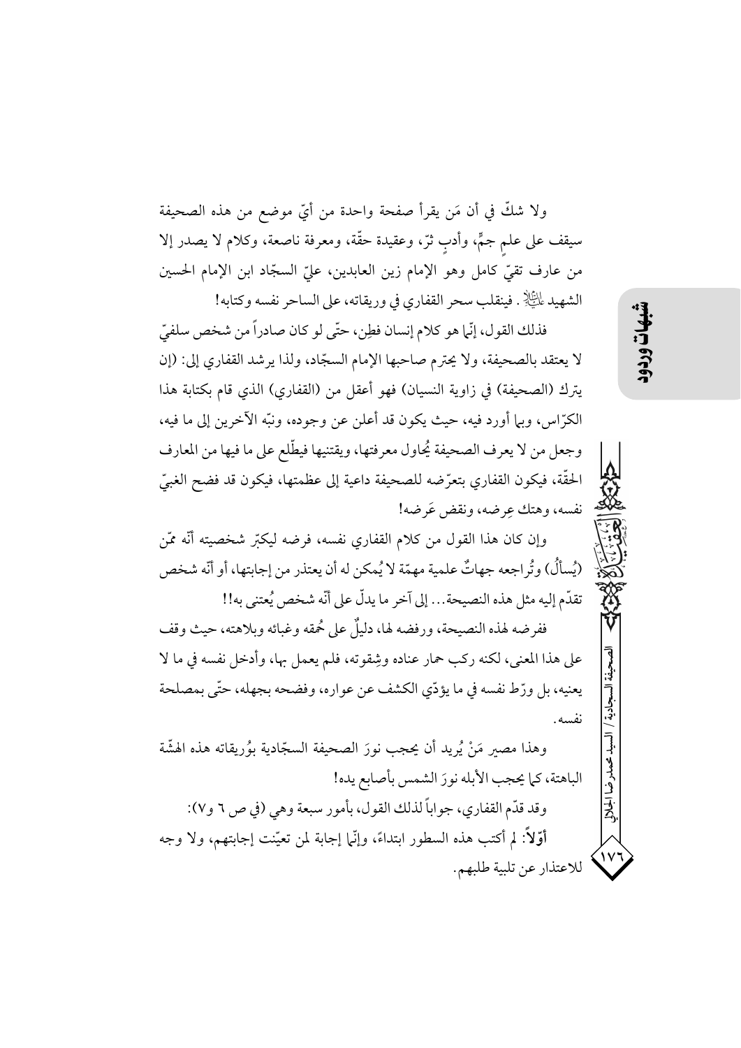ولا شكّ في أن مَن يقرأ صفحة واحدة من أيّ موضع من هذه الصحيفة سيقف على علمٍ جمٍّ، وأدبٍ ثرّ، وعقيدة حقّة، ومعرفة ناصعة، وكلام لا يصدر إلا من عارف تقيّ كامل وهو الإمام زين العابدين، عليّ السجّاد ابن الإمام الحسين الشهيد عليه السلام . فينقلب سحر القفاري في وريقاته، على الساحر نفسه وكتابه!

فذلك القول، إنّما هو كلام إنسان فطِن، حتّى لو كان صادراً من شخص سلفيّ لا يعتقد بالصحيفة، ولا يحترم صاحبها الإمام السجّاد، ولذا يرشد القفاري إلى: (إن يترك (الصحيفة) في زاوية النسيان) فهو أعقل من (القفاري) الذي قام بكتابة هذا الكرّاس، وبما أورد فيه، حيث يكون قد أعلن عن وجوده، ونبّه الآخرين إلى ما فيه، وجعل من لا يعرف الصحيفة يُحاول معرفتها، ويقتنيها فيطّلع على ما فيها من المعارف الحقّة، فيكون القفاري بتعرّضه للصحيفة داعية إلى عظمتها، فيكون قد فضح الغبيّ نفسه، وهتك عِرضه، ونقض عَرضه!

وإن كان هذا القول من كلام القفاري نفسه، فرضه ليكبّر شخصيته أنّه ممّن (يُسألُ) وتُراجعه جهاتٌ علمية مهمّة لا يُمكن له أن يعتذر من إجابتها، أو أنّه شخص تقدّم إليه مثل هذه النصيحة... إلى آخر ما يدلّ على أنّه شخص يُعتنى به!!

ففرضه لهذه النصيحة، ورفضه لها، دليلٌ على حُمقه وغبائه وبلاهته، حيث وقف على هذا المعنى، لكنه ركب حمار عناده وشِقوته، فلم يعمل بها، وأدخل نفسه في ما لا يعنيه، بل ورّط نفسه في ما يؤدّي الكشف عن عواره، وفضحه بجهله، حتّى بمصلحة نفسه.

وهذا مصير مَنْ يُريد أن يحجب نورَ الصحيفة السجّادية بوُريقاته هذه الهشّة الباهتة، كما يحجب الأبله نورَ الشمس بأصابع يده!

وقد قدّم القفاري، جواباً لذلك القول، بأمور سبعة وهي (في ص ٦ و٧):

**أوّلاً**: لم أكتب هذه السطور ابتداءً، وإنّما إجابة لمن تعيّنت إجابتهم، ولا وجه للاعتذار عن تلبية طلبهم.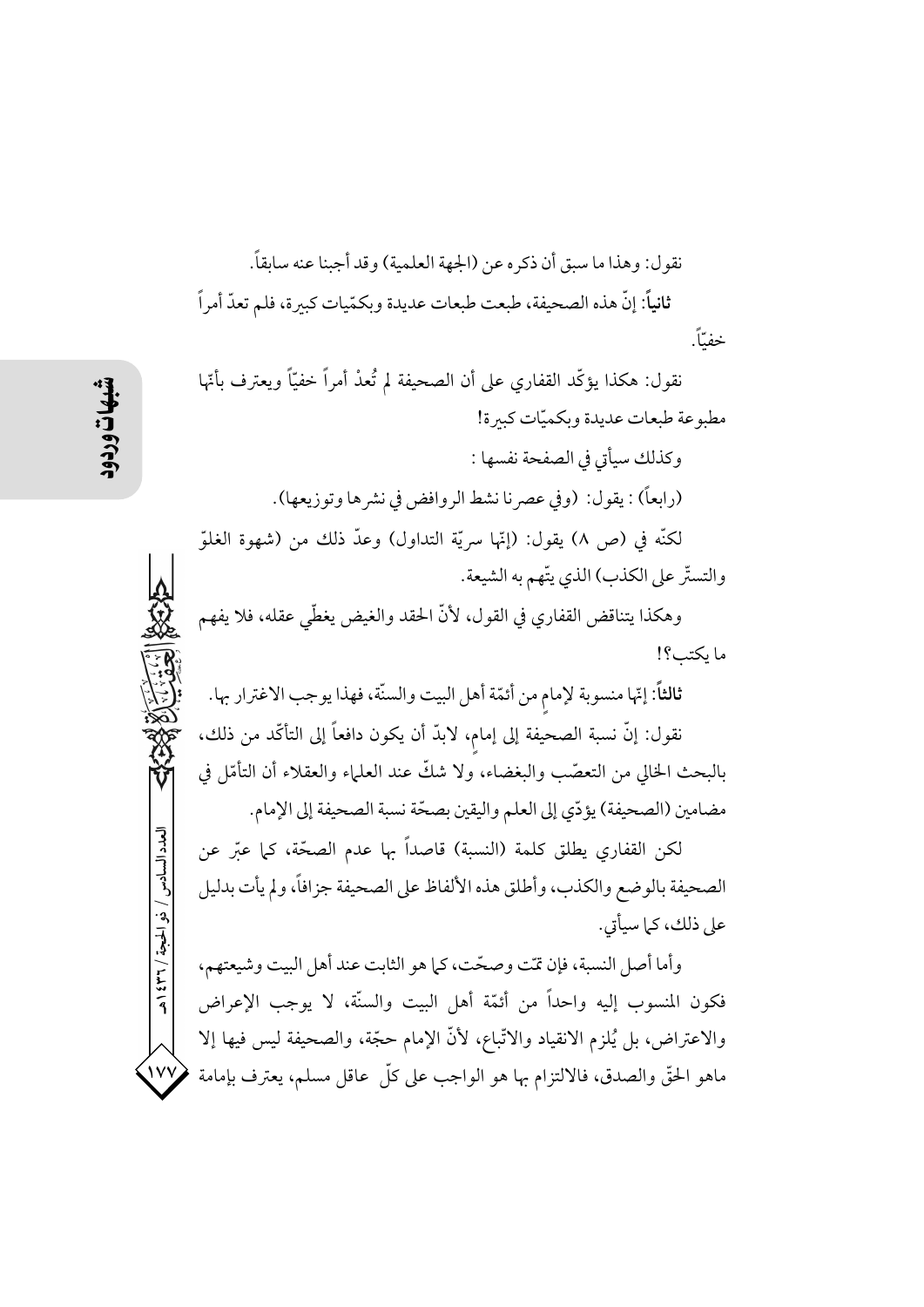نقول: وهذا ما سبق أن ذكره عن (الجهة العلمية) وقد أجبنا عنه سابقاً.

**ثانياً**: إنّ هذه الصحيفة، طبعت طبعات عديدة وبكمّيات كبيرة، فلم تعدّ أمراً خفيّاً.

نقول: هكذا يؤكّد القفاري على أن الصحيفة لم تُعدْ أمراً خفيّاً ويعترف بأنّها مطبوعة طبعات عديدة وبكميّات كبيرة!

وكذلك سيأتي في الصفحة نفسها :

(رابعاً) : يقول: (وفي عصرنا نشط الروافض في نشرها وتوزيعها).

لكنّه في (ص ٨) يقول: (إنّها سريّة التداول) وعدّ ذلك من (شهوة الغلوّ والتستّر على الكذب) الذي يتّهم به الشيعة.

وهكذا يتناقض القفاري في القول، لأنّ الحقد والغيض يغطّي عقله، فلا يفهم ما يكتب؟!

**ثالثاً**: إنّها منسوبة لإمامٍ من أئمّة أهل البيت والسنّة، فهذا يوجب الاغترار بها.

نقول: إنّ نسبة الصحيفة إلى إمامٍ، لابدّ أن يكون دافعاً إلى التأكّد من ذلك، بالبحث الخالي من التعصّب والبغضاء، ولا شكّ عند العلماء والعقلاء أن التأمّل في مضامين (الصحيفة) يؤدّي إلى العلم واليقين بصحّة نسبة الصحيفة إلى الإمام.

لكن القفاري يطلق كلمة (النسبة) قاصداً بها عدم الصحّة، كما عبّر عن الصحيفة بالوضع والكذب، وأطلق هذه الألفاظ على الصحيفة جزافاً، ولم يأت بدليل على ذلك، كما سيأتي.

وأما أصل النسبة، فإن تمّت وصحّت، كما هو الثابت عند أهل البيت وشيعتهم، فكون المنسوب إليه واحداً من أئمّة أهل البيت والسنّة، لا يوجب الإعراض والاعتراض، بل يُلزم الانقياد والاتّباع، لأنّ الإمام حجّة، والصحيفة ليس فيها إلا ماهو الحقّ والصدق، فالالتزام بها هو الواجب على كلّ عاقل مسلم، يعترف بإمامة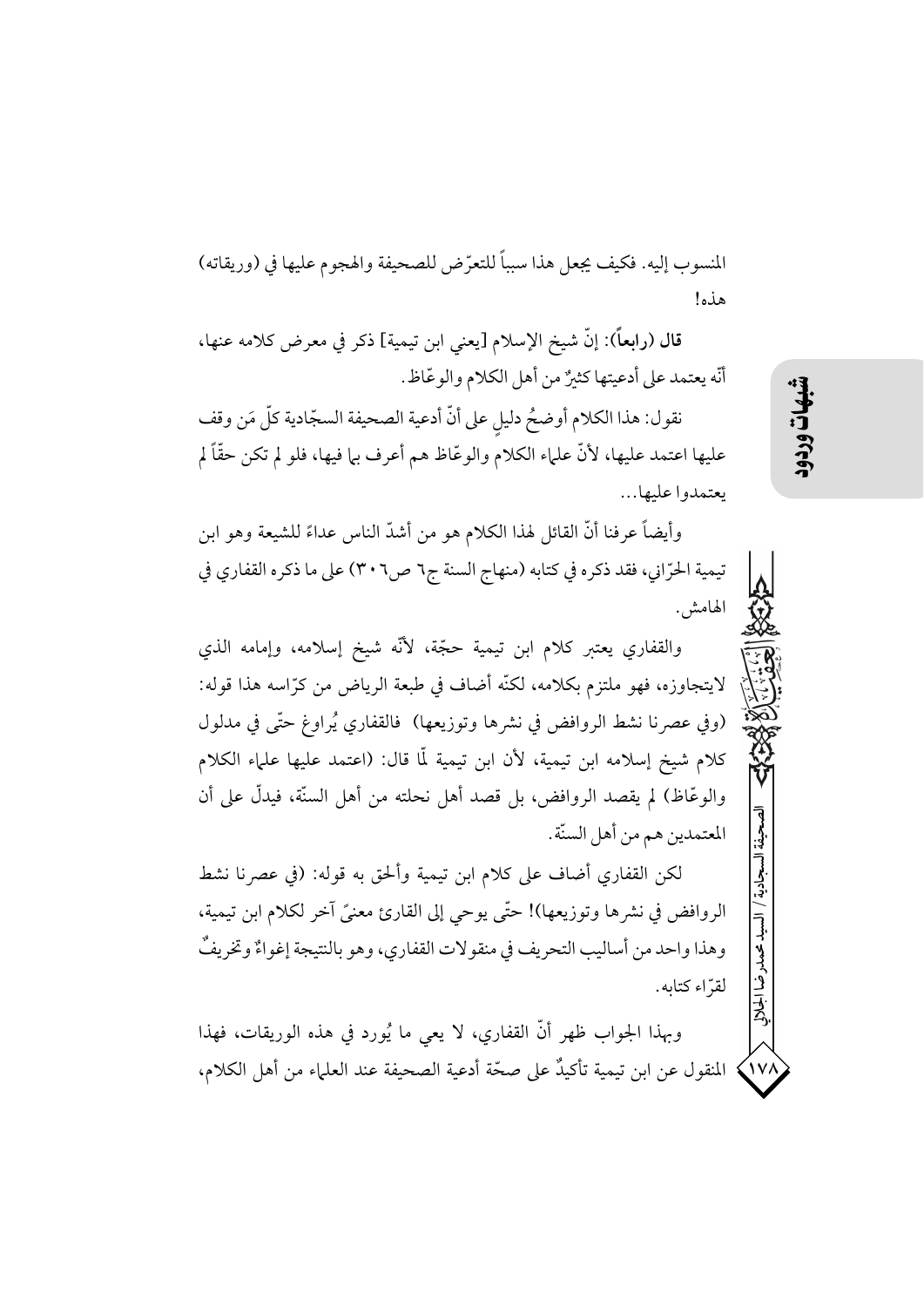المنسوب إليه. فكيف يجعل هذا سبباً للتعرّض للصحيفة والهجوم عليها في (وريقاته) هذه!

**قال (رابعاً)**: إنّ شيخ الإسلام [يعني ابن تيمية] ذكر في معرض كلامه عنها، أنّه يعتمد على أدعيتها كثيرٌ من أهل الكلام والوعّاظ.

نقول: هذا الكلام أوضحُ دليلٍ على أنّ أدعية الصحيفة السجّادية كلّ مَن وقف عليها اعتمد عليها، لأنّ علماء الكلام والوعّاظ هم أعرف بما فيها، فلو لم تكن حقّاً لم يعتمدوا عليها...

وأيضاً عرفنا أنّ القائل لهذا الكلام هو من أشدّ الناس عداءً للشيعة وهو ابن تيمية الحرّاني، فقد ذكره في كتابه (منهاج السنة ج٦ ص٣٠٦) على ما ذكره القفاري في الهامش.

والقفاري يعتبر كلام ابن تيمية حجّة، لأنّه شيخ إسلامه، وإمامه الذي لايتجاوزه، فهو ملتزم بكلامه، لكنّه أضاف في طبعة الرياض من كرّاسه هذا قوله: (وفي عصرنا نشط الروافض في نشرها وتوزيعها) فالقفاري يُراوغ حتّى في مدلول كلام شيخ إسلامه ابن تيمية، لأن ابن تيمية لّما قال: (اعتمد عليها علماء الكلام والوعّاظ) لم يقصد الروافض، بل قصد أهل نحلته من أهل السنّة، فيدلّ على أن المعتمدين هم من أهل السنّة.

لكن القفاري أضاف على كلام ابن تيمية وألحق به قوله: (في عصرنا نشط الروافض في نشرها وتوزيعها)! حتّى يوحي إلى القارئ معنىً آخر لكلام ابن تيمية، وهذا واحد من أساليب التحريف في منقولات القفاري، وهو بالنتيجة إغواءٌ وتحريفٌ لقرّاء كتابه.

وبهذا الجواب ظهر أنّ القفاري، لا يعي ما يُورد في هذه الوريقات، فهذا المنقول عن ابن تيمية تأكيدٌ على صحّة أدعية الصحيفة عند العلماء من أهل الكلام،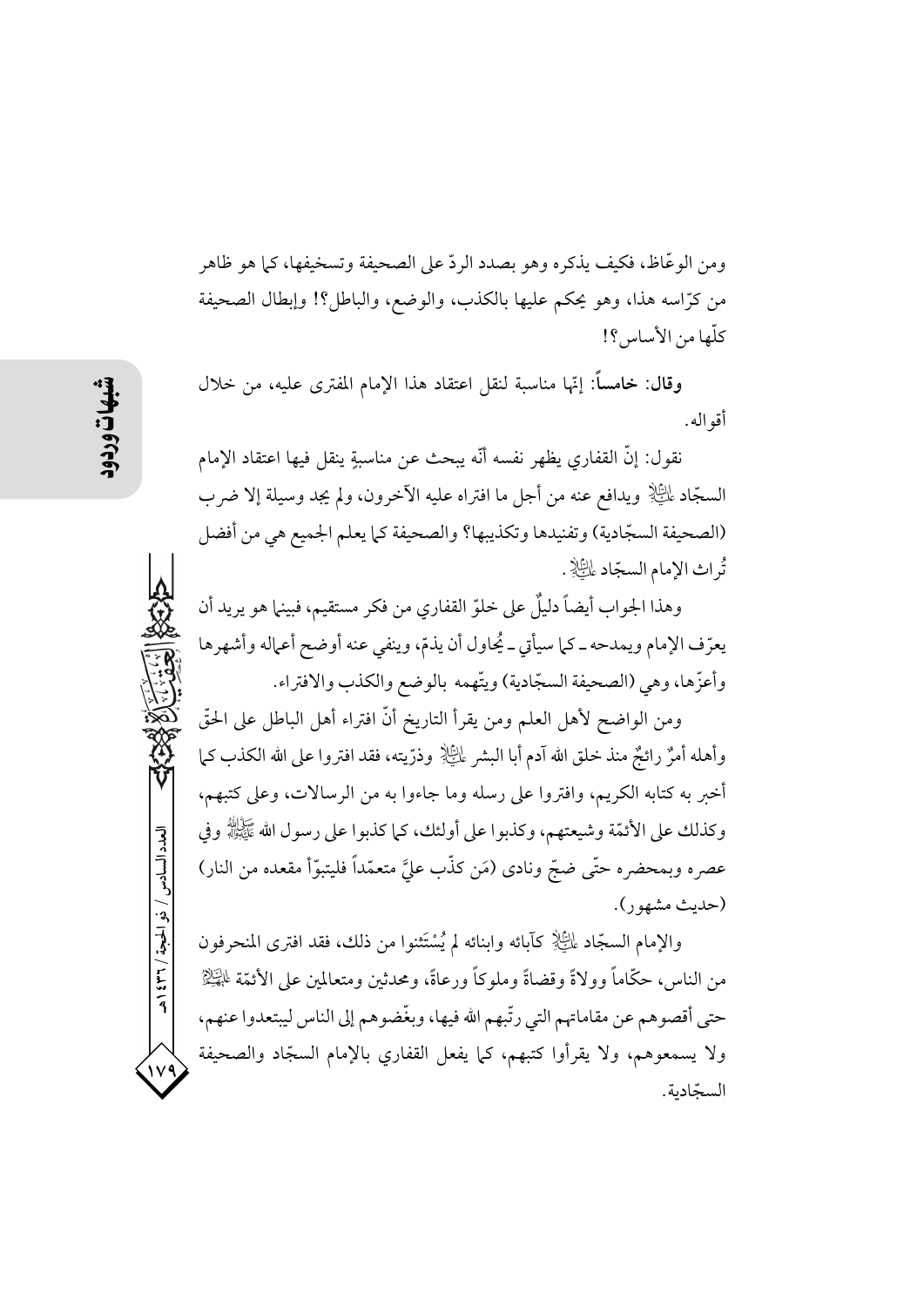ومن الوعّاظ، فكيف يذكره وهو بصدد الردّ على الصحيفة وتسخيفها، كما هو ظاهر من كرّاسه هذا، وهو يحكم عليها بالكذب، والوضع، والباطل؟! وإبطال الصحيفة كلّها من الأساس؟!

**وقال: خامساً**: إنّها مناسبة لنقل اعتقاد هذا الإمام المفترى عليه، من خلال أقواله.

نقول: إنّ القفاري يظهر نفسه أنّه يبحث عن مناسبةٍ ينقل فيها اعتقاد الإمام السجّاد عليه السلام ويدافع عنه من أجل ما افتراه عليه الآخرون، ولم يجد وسيلة إلا ضرب (الصحيفة السجّادية) وتفنيدها وتكذيبها؟ والصحيفة كما يعلم الجميع هي من أفضل تُراث الإمام السجّاد عليه السلام.

وهذا الجواب أيضاً دليلٌ على خلوّ القفاري من فكر مستقيم، فبينما هو يريد أن يعرّف الإمام ويمدحه ـ كما سيأتي ـ يُحاول أن يذمّ، وينفي عنه أوضح أعماله وأشهرها وأعزّها، وهي (الصحيفة السجّادية) ويتّهمه بالوضع والكذب والافتراء.

ومن الواضح لأهل العلم ومن يقرأ التاريخ أنّ افتراء أهل الباطل على الحقّ وأهله أمرٌ رائجٌ منذ خلق الله آدم أبا البشر عليه السلام وذرّيته، فقد افتروا على الله الكذب كما أخبر به كتابه الكريم، وافتروا على رسله وما جاءوا به من الرسالات، وعلى كتبهم، وكذلك على الأئمّة وشيعتهم، وكذبوا على أولئك، كما كذبوا على رسول الله صلى الله عليه وآله وفي عصره وبمحضره حتّى ضجّ ونادى (مَن كذّب عليَّ متعمّداً فليتبوّأ مقعده من النار) (حديث مشهور).

والإمام السجّاد عليه السلام كآبائه وابنائه لم يُسْتَثنوا من ذلك، فقد افترى المنحرفون من الناس، حكّاماً وولاةً وقضاةً وملوكاً ورعاةً، ومحدثين ومتعالمين على الأئمّة عليهم السلام حتى أقصوهم عن مقاماتهم التي رتّبهم الله فيها، وبغّضوهم إلى الناس ليبتعدوا عنهم، ولا يسمعوهم، ولا يقرأوا كتبهم، كما يفعل القفاري بالإمام السجّاد والصحيفة السجّادية.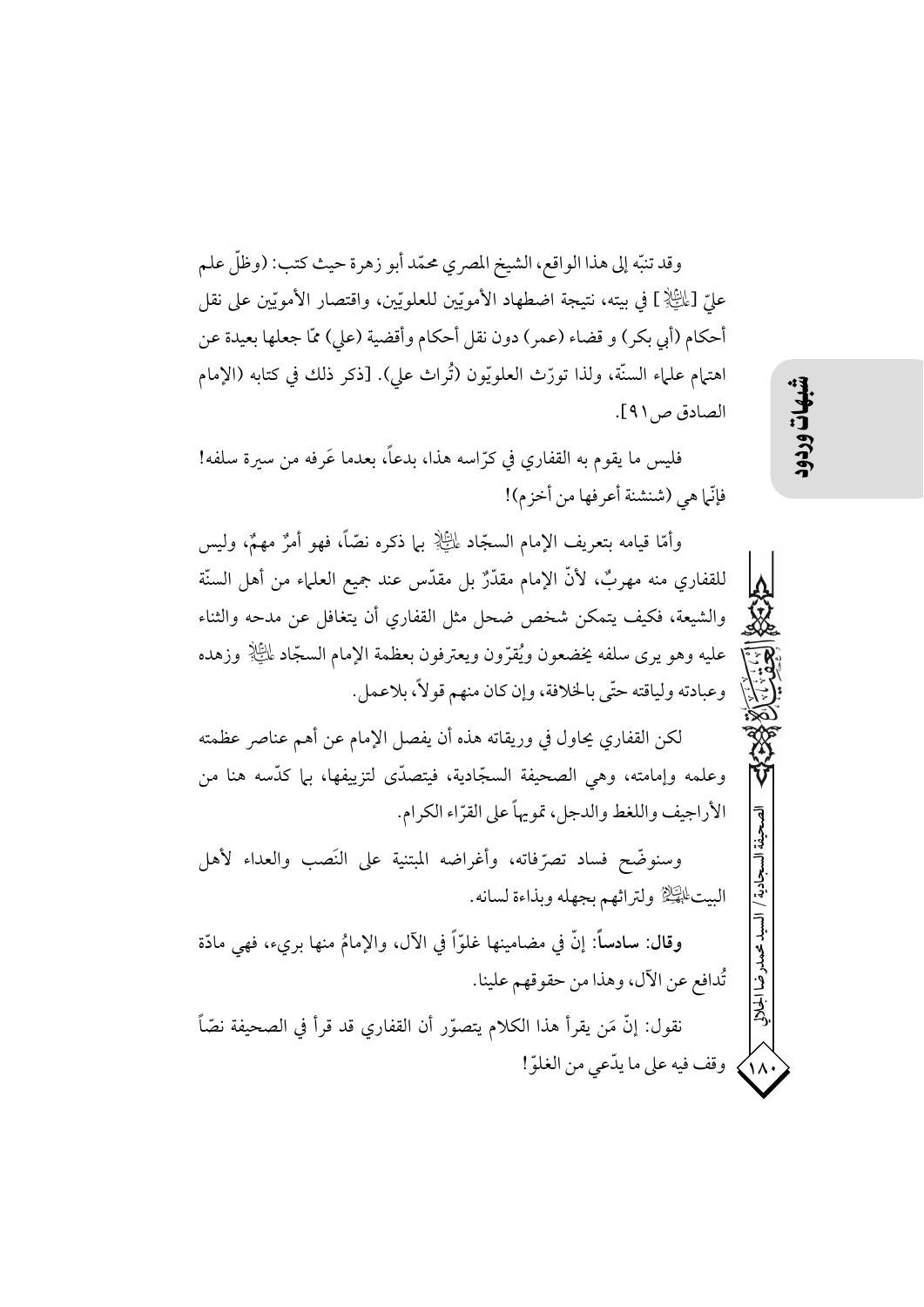وقد تنبّه إلى هذا الواقع، الشيخ المصري محمّد أبو زهرة حيث كتب: (وظلّ علم عليّ [عليه السلام] في بيته، نتيجة اضطهاد الأمويّين للعلويّين، واقتصار الأمويّين على نقل أحكام (أبي بكر) و قضاء (عمر) دون نقل أحكام وأقضية (علي) ممّا جعلها بعيدة عن اهتمام علماء السنّة، ولذا تورّث العلويّون (تُراث علي). [ذكر ذلك في كتابه (الإمام الصادق ص٩١].

فليس ما يقوم به القفاري في كرّاسه هذا، بدعاً، بعدما عَرفه من سيرة سلفه! فإنّما هي (شنشنة أعرفها من أخزم)!

وأمّا قيامه بتعريف الإمام السجّاد عليه السلام بما ذكره نصّاً، فهو أمرٌ مهمٌّ، وليس للقفاري منه مهربٌ، لأنّ الإمام مقدّرٌ بل مقدّس عند جميع العلماء من أهل السنّة والشيعة، فكيف يتمكن شخص ضحل مثل القفاري أن يتغافل عن مدحه والثناء عليه وهو يرى سلفه يخضعون ويُقرّون ويعترفون بعظمة الإمام السجّاد عليه السلام وزهده وعبادته ولياقته حتّى بالخلافة، وإن كان منهم قولاً، بلاعمل.

لكن القفاري يحاول في وريقاته هذه أن يفصل الإمام عن أهم عناصر عظمته وعلمه وإمامته، وهي الصحيفة السجّادية، فيتصدّى لتزييفها، بما كدّسه هنا من الأراجيف واللغط والدجل، تمويهاً على القرّاء الكرام.

وسنوضّح فساد تصرّفاته، وأغراضه المبتنية على النَصب والعداء لأهل البيت عليهم السلام ولتراثهم بجهله وبذاءة لسانه.

**وقال: سادساً**: إنّ في مضامينها غلوّاً في الآل، والإمامُ منها بريء، فهي مادّة تُدافع عن الآل، وهذا من حقوقهم علينا.

نقول: إنّ مَن يقرأ هذا الكلام يتصوّر أن القفاري قد قرأ في الصحيفة نصّاً وقف فيه على ما يدّعي من الغلوّ!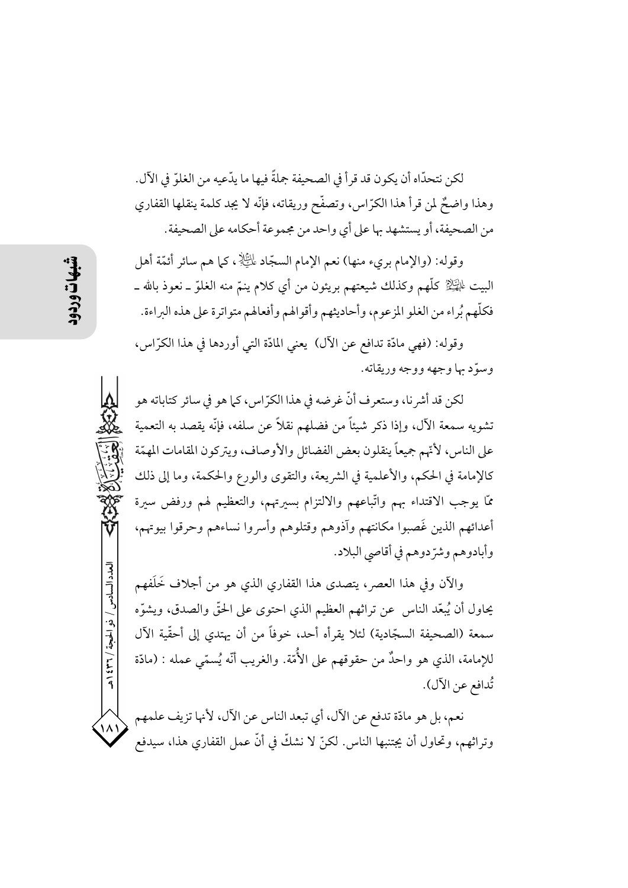لكن نتحدّاه أن يكون قد قرأ في الصحيفة جملةً فيها ما يدّعيه من الغلوّ في الآل. وهذا واضحٌ لمن قرأ هذا الكرّاس، وتصفّح وريقاته، فإنّه لا يجد كلمة ينقلها القفاري من الصحيفة، أو يستشهد بها على أي واحد من مجموعة أحكامه على الصحيفة.

وقوله: (والإمام بريء منها) نعم الإمام السجّاد عليه السلام، كما هم سائر أئمّة أهل البيت عليهم السلام كلّهم وكذلك شيعتهم بريئون من أي كلام ينمّ منه الغلوّ ـ نعوذ بالله ـ فكلّهم بُراء من الغلو المزعوم، وأحاديثهم وأقوالهم وأفعالهم متواترة على هذه البراءة.

وقوله: (فهي مادّة تدافع عن الآل) يعني المادّة التي أوردها في هذا الكرّاس، وسوّد بها وجهه ووجه وريقاته.

لكن قد أشرنا، وستعرف أنّ غرضه في هذا الكرّاس، كما هو في سائر كتاباته هو تشويه سمعة الآل، وإذا ذكر شيئاً من فضلهم نقلاً عن سلفه، فإنّه يقصد به التعمية على الناس، لأنّهم جميعاً ينقلون بعض الفضائل والأوصاف، ويتركون المقامات المهمّة كالإمامة في الحكم، والأعلمية في الشريعة، والتقوى والورع والحكمة، وما إلى ذلك ممّا يوجب الاقتداء بهم واتّباعهم والالتزام بسيرتهم، والتعظيم لهم ورفض سيرة أعدائهم الذين غَصبوا مكانتهم وآذوهم وقتلوهم وأسروا نساءهم وحرقوا بيوتهم، وأبادوهم وشرّدوهم في أقاصي البلاد.

والآن وفي هذا العصر، يتصدى هذا القفاري الذي هو من أجلاف خَلَفهم يحاول أن يُبعّد الناس عن تراثهم العظيم الذي احتوى على الحقّ والصدق، ويشوّه سمعة (الصحيفة السجّادية) لئلا يقرأه أحد، خوفاً من أن يهتدي إلى أحقّية الآل للإمامة، الذي هو واحدٌ من حقوقهم على الأُمّة. والغريب أنّه يُسمّي عمله : (مادّة تُدافع عن الآل).

نعم، بل هو مادّة تدفع عن الآل، أي تبعد الناس عن الآل، لأنها تزيف علمهم وتراثهم، وتحاول أن يجتنبها الناس. لكنّ لا نشكّ في أنّ عمل القفاري هذا، سيدفع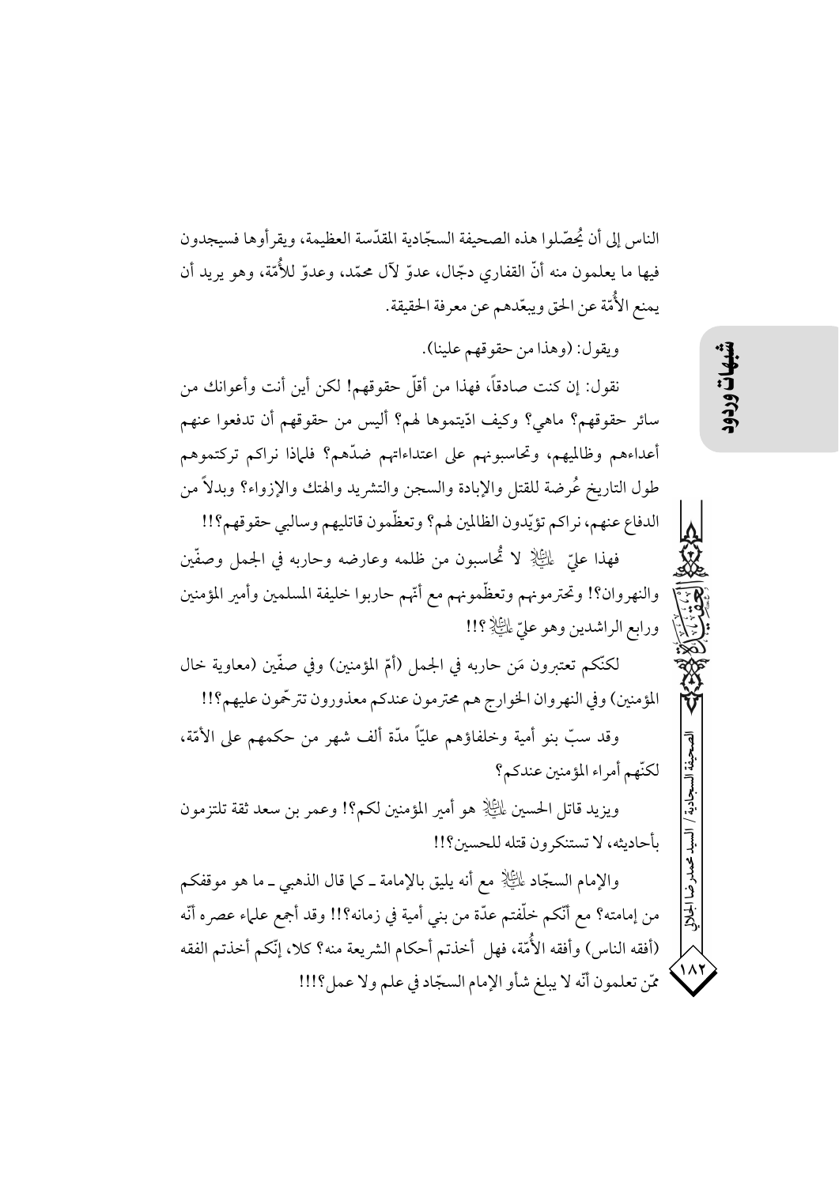الناس إلى أن يُحصّلوا هذه الصحيفة السجّادية المقدّسة العظيمة، ويقرأوها فسيجدون فيها ما يعلمون منه أنّ القفاري دجّال، عدوّ لآل محمّد، وعدوّ للأُمّة، وهو يريد أن يمنع الأُمّة عن الحق ويبعّدهم عن معرفة الحقيقة.

ويقول: (وهذا من حقوقهم علينا).

نقول: إن كنت صادقاً، فهذا من أقلّ حقوقهم! لكن أين أنت وأعوانك من سائر حقوقهم؟ ماهي؟ وكيف ادّيتموها لهم؟ أليس من حقوقهم أن تدفعوا عنهم أعداءهم وظالميهم، وتحاسبونهم على اعتداءاتهم ضدّهم؟ فلماذا نراكم تركتموهم طول التاريخ عُرضة للقتل والإبادة والسجن والتشريد والهتك والإزواء؟ وبدلاً من الدفاع عنهم، نراكم تؤيّدون الظالمين لهم؟ وتعظّمون قاتليهم وسالبي حقوقهم؟!!

فهذا عليّ عليه السلام لا تُحاسبون من ظلمه وعارضه وحاربه في الجمل وصفّين والنهروان؟! وتحترمونهم وتعظّمونهم مع أنّهم حاربوا خليفة المسلمين وأمير المؤمنين ورابع الراشدين وهو عليّ عليه السلام؟!!

لكنّكم تعتبرون مَن حاربه في الجمل (أمّ المؤمنين) وفي صفّين (معاوية خال المؤمنين) وفي النهروان الخوارج هم محترمون عندكم معذورون تترحّمون عليهم؟!!

وقد سبّ بنو أمية وخلفاؤهم عليّاً مدّة ألف شهر من حكمهم على الأمّة، لكنّهم أمراء المؤمنين عندكم؟

ويزيد قاتل الحسين عليه السلام هو أمير المؤمنين لكم؟! وعمر بن سعد ثقة تلتزمون بأحاديثه، لا تستنكرون قتله للحسين؟!!

والإمام السجّاد عليه السلام مع أنه يليق بالإمامة ـ كما قال الذهبي ـ ما هو موقفكم من إمامته؟ مع أنّكم خلّفتم عدّة من بني أمية في زمانه؟!! وقد أجمع علماء عصره أنّه (أفقه الناس) وأفقه الأُمّة، فهل أخذتم أحكام الشريعة منه؟ كلا، إنّكم أخذتم الفقه ممّن تعلمون أنّه لا يبلغ شأو الإمام السجّاد في علم ولا عمل؟!!!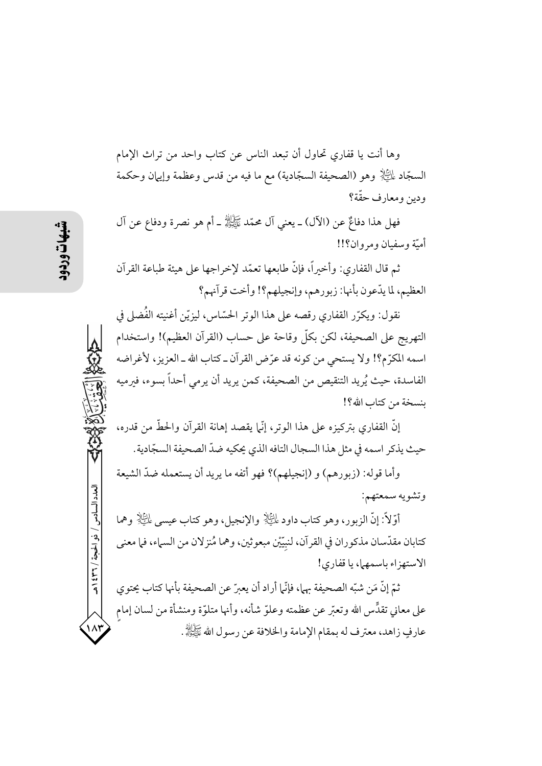وها أنت يا قفاري تحاول أن تبعد الناس عن كتاب واحد من تراث الإمام السجّاد عليه السلام وهو (الصحيفة السجّادية) مع ما فيه من قدس وعظمة وإيمان وحكمة ودين ومعارف حقّة؟

فهل هذا دفاعٌ عن (الآل) ـ يعني آل محمّد صلى الله عليه وآله ـ أم هو نصرة ودفاع عن آل أميّة وسفيان ومروان؟!!

ثم قال القفاري: وأخيراً، فإنّ طابعها تعمّد لإخراجها على هيئة طباعة القرآن العظيم، لما يدّعون بأنها: زبورهم، وإنجيلهم؟! وأخت قرآنهم؟

نقول: ويكرّر القفاري رقصه على هذا الوتر الحسّاس، ليزيّن أغنيته الفُضلى في التهريج على الصحيفة، لكن بكلّ وقاحة على حساب (القرآن العظيم)! واستخدام اسمه المكرّم؟! ولا يستحي من كونه قد عرّض القرآن ـ كتاب الله ـ العزيز، لأغراضه الفاسدة، حيث يُريد التنقيص من الصحيفة، كمن يريد أن يرمي أحداً بسوء، فيرميه بنسخة من كتاب الله؟!

إنّ القفاري بتركيزه على هذا الوتر، إنّما يقصد إهانة القرآن والحطّ من قدره، حيث يذكر اسمه في مثل هذا السجال التافه الذي يحكيه ضدّ الصحيفة السجّادية.

وأما قوله: (زبورهم) و (إنجيلهم)؟ فهو أتفه ما يريد أن يستعمله ضدّ الشيعة وتشويه سمعتهم:

أوّلاً: إنّ الزبور، وهو كتاب داود عليه السلام والإنجيل، وهو كتاب عيسى عليه السلام وهما كتابان مقدّسان مذكوران في القرآن، لنبيّيْن مبعوثين، وهما مُنزلان من السماء، فما معنى الاستهزاء باسمهما، يا قفاري!

ثمّ إنّ مَن شبّه الصحيفة بهما، فإنّما أراد أن يعبرّ عن الصحيفة بأنها كتاب يحتوي على معاني تقدِّس الله وتعبّر عن عظمته وعلوّ شأنه، وأنها متلوّة ومنشأة من لسان إمامٍ عارفٍ زاهد، معترف له بمقام الإمامة والخلافة عن رسول الله صلى الله عليه وآله.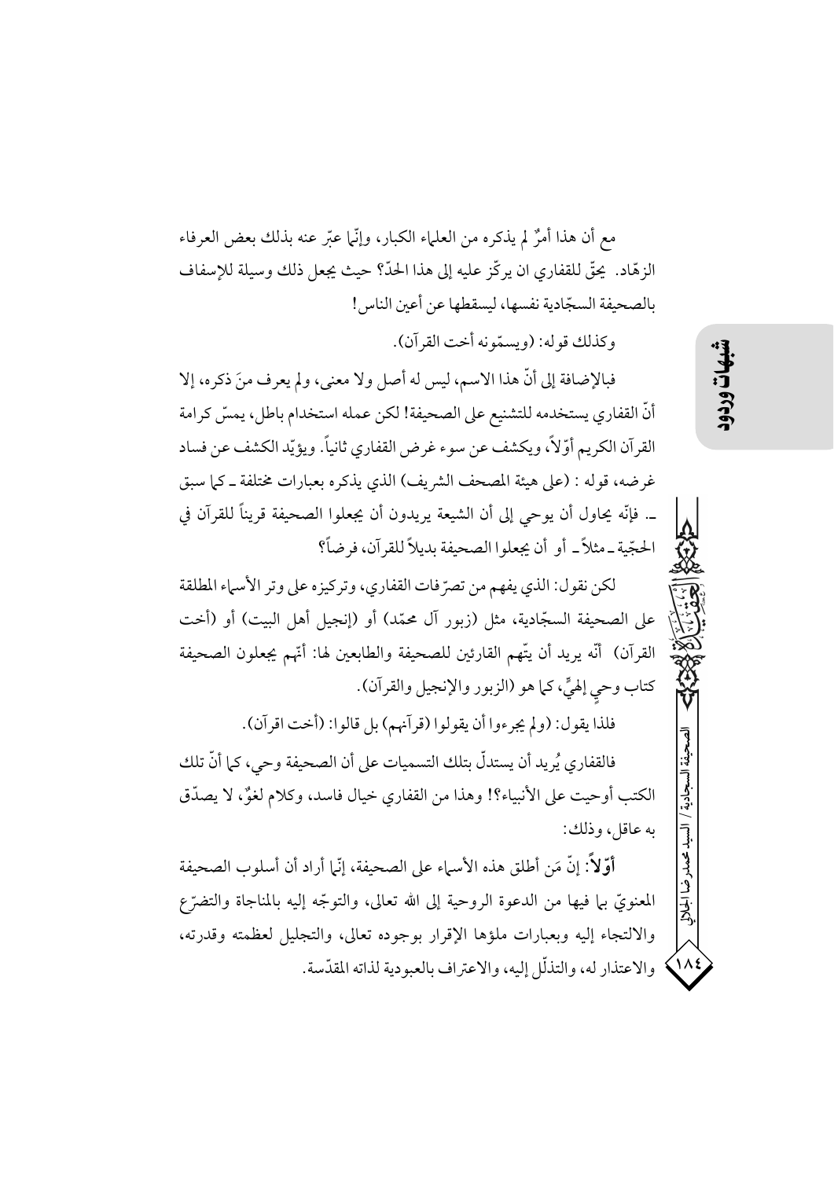مع أن هذا أمرٌ لم يذكره من العلماء الكبار، وإنّما عبّر عنه بذلك بعض العرفاء الزهّاد. يحقّ للقفاري ان يركّز عليه إلى هذا الحدّ؟ حيث يجعل ذلك وسيلة للإسفاف بالصحيفة السجّادية نفسها، ليسقطها عن أعين الناس!

وكذلك قوله: (ويسمّونه أخت القرآن).

فبالإضافة إلى أنّ هذا الاسم، ليس له أصل ولا معنى، ولم يعرف منَ ذكره، إلا أنّ القفاري يستخدمه للتشنيع على الصحيفة! لكن عمله استخدام باطل، يمسّ كرامة القرآن الكريم أوّلاً، ويكشف عن سوء غرض القفاري ثانياً. ويؤيّد الكشف عن فساد غرضه، قوله : (على هيئة المصحف الشريف) الذي يذكره بعبارات مختلفة ـ كما سبق ـ. فإنّه يحاول أن يوحي إلى أن الشيعة يريدون أن يجعلوا الصحيفة قريناً للقرآن في الحجّية ـ مثلاً ـ أو أن يجعلوا الصحيفة بديلاً للقرآن، فرضاً؟

لكن نقول: الذي يفهم من تصرّفات القفاري، وتركيزه على وتر الأسماء المطلقة على الصحيفة السجّادية، مثل (زبور آل محمّد) أو (إنجيل أهل البيت) أو (أخت القرآن) أنّه يريد أن يتّهم القارئين للصحيفة والطابعين لها: أنّهم يجعلون الصحيفة كتاب وحيٍ إلهيٍّ، كما هو (الزبور والإنجيل والقرآن).

فلذا يقول: (ولم يجرءوا أن يقولوا (قرآنهم) بل قالوا: (أخت اقرآن).

فالقفاري يُريد أن يستدلّ بتلك التسميات على أن الصحيفة وحي، كما أنّ تلك الكتب أوحيت على الأنبياء؟! وهذا من القفاري خيال فاسد، وكلام لغوٌ، لا يصدّق به عاقل، وذلك:

**أوّلاً**: إنّ مَن أطلق هذه الأسماء على الصحيفة، إنّما أراد أن أسلوب الصحيفة المعنويّ بما فيها من الدعوة الروحية إلى الله تعالى، والتوجّه إليه بالمناجاة والتضرّع والالتجاء إليه وبعبارات ملؤها الإقرار بوجوده تعالى، والتجليل لعظمته وقدرته، والاعتذار له، والتذلّل إليه، والاعتراف بالعبودية لذاته المقدّسة.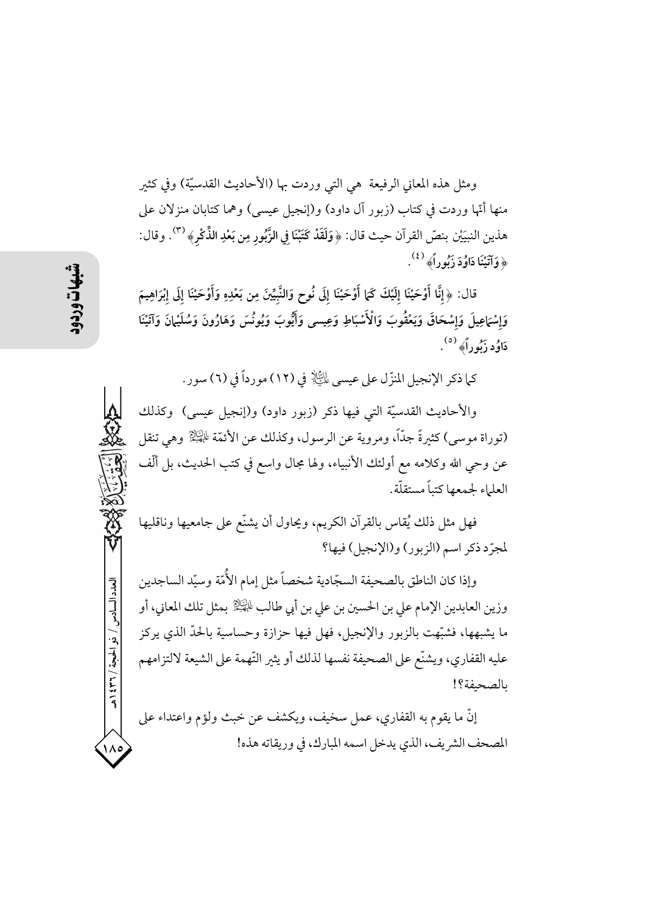ومثل هذه المعاني الرفيعة هي التي وردت بها (الأحاديث القدسيّة) وفي كثير منها أنّها وردت في كتاب (زبور آل داود) و(إنجيل عيسى) وهما كتابان منزلان على هذين النبيّيْن بنصّ القرآن حيث قال: ﴿وَلَقَدْ كَتَبْنَا فِي الزَّبُورِ مِن بَعْدِ الذِّكْرِ﴾ (٣). وقال: ﴿وَآتَيْنَا دَاوُدَ زَبُوراً﴾ (٤).

قال: ﴿إِنَّا أَوْحَيْنَا إِلَيْكَ كَمَا أَوْحَيْنَا إِلَى نُوحٍ وَالنَّبِيِّينَ مِن بَعْدِهِ وَأَوْحَيْنَا إِلَى إِبْرَاهِيمَ وَإِسْمَاعِيلَ وَإِسْحَاقَ وَيَعْقُوبَ وَالْأَسْبَاطِ وَعِيسَى وَأَيُّوبَ وَيُونُسَ وَهَارُونَ وَسُلَيْمَانَ وَآتَيْنَا دَاوُدَ زَبُوراً﴾ (٥).

كما ذكر الإنجيل المنزّل على عيسى عليه السلام في (١٢) مورداً في (٦) سور.

والأحاديث القدسيّة التي فيها ذكر (زبور داود) و(إنجيل عيسى) وكذلك (توراة موسى) كثيرةٌ جدّاً، ومروية عن الرسول، وكذلك عن الأئمّة عليهم السلام وهي تنقل عن وحي الله وكلامه مع أولئك الأنبياء، ولها مجال واسع في كتب الحديث، بل ألّف العلماء لجمعها كتباً مستقلّة.

فهل مثل ذلك يُقاس بالقرآن الكريم، ويحاول أن يشنّع على جامعيها وناقليها لمجرّد ذكر اسم (الزبور) و(الإنجيل) فيها؟

وإذا كان الناطق بالصحيفة السجّادية شخصاً مثل إمام الأُمّة وسيّد الساجدين وزين العابدين الإمام علي بن الحسين بن علي بن أبي طالب عليهم السلام بمثل تلك المعاني، أو ما يشبهها، فشبّهت بالزبور والإنجيل، فهل فيها حزازة وحساسية بالحدّ الذي يركز عليه القفاري، ويشنّع على الصحيفة نفسها لذلك أو يثير التّهمة على الشيعة لالتزامهم بالصحيفة؟!

إنّ ما يقوم به القفاري، عمل سخيف، ويكشف عن خبث ولؤم واعتداء على المصحف الشريف، الذي يدخل اسمه المبارك، في وريقاته هذه!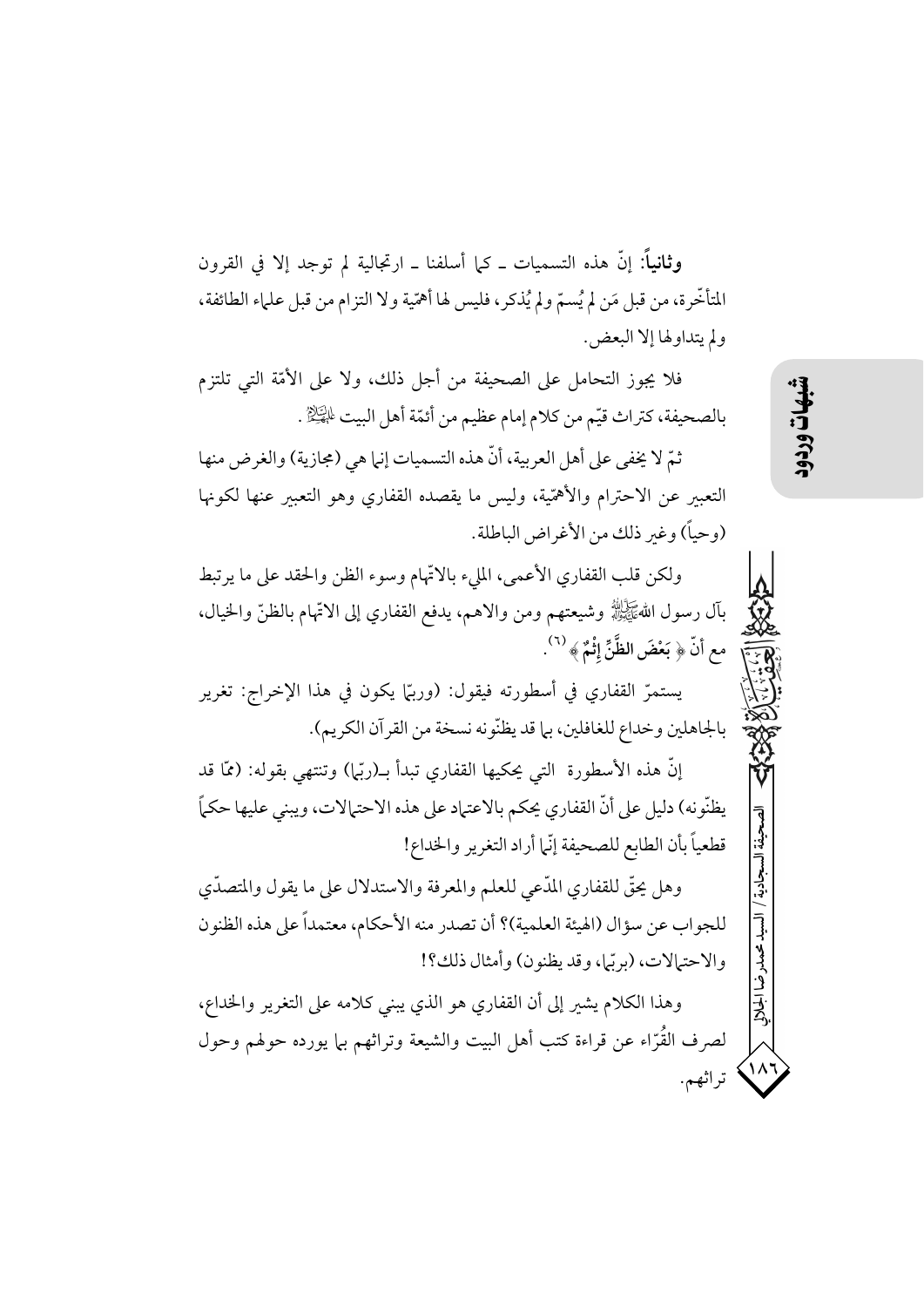**وثانياً:** إنّ هذه التسميات ـ كما أسلفنا ـ ارتجالية لم توجد إلا في القرون المتأخّرة، من قبل مَن لم يُسمّ ولم يُذكر، فليس لها أهمّية ولا التزام من قبل علماء الطائفة، ولم يتداولها إلا البعض.

فلا يجوز التحامل على الصحيفة من أجل ذلك، ولا على الأمّة التي تلتزم بالصحيفة، كتراث قيّم من كلام إمام عظيم من أئمّة أهل البيت عليهم السلام.

ثمّ لا يخفى على أهل العربية، أنّ هذه التسميات إنما هي (مجازية) والغرض منها التعبير عن الاحترام والأهمّية، وليس ما يقصده القفاري وهو التعبير عنها لكونها (وحياً) وغير ذلك من الأغراض الباطلة.

ولكن قلب القفاري الأعمى، المليء بالاتّهام وسوء الظن والحقد على ما يرتبط بآل رسول الله صلى الله عليه وآله وشيعتهم ومن والاهم، يدفع القفاري إلى الاتّهام بالظنّ والخيال، مع أنّ ﴿ **بَعْضَ الظَّنِّ إِثْمٌ** ﴾[6].

يستمرّ القفاري في أسطورته فيقول: (وربّما يكون في هذا الإخراج: تغرير بالجاهلين وخداع للغافلين، بما قد يظنّونه نسخة من القرآن الكريم).

إنّ هذه الأسطورة التي يحكيها القفاري تبدأ بـ(ربّما) وتنتهي بقوله: (ممّا قد يظنّونه) دليل على أنّ القفاري يحكم بالاعتماد على هذه الاحتمالات، ويبني عليها حكماً قطعياً بأن الطابع للصحيفة إنّما أراد التغرير والخداع!

وهل يحقّ للقفاري المدّعي للعلم والمعرفة والاستدلال على ما يقول والمتصدّي للجواب عن سؤال (الهيئة العلمية)؟ أن تصدر منه الأحكام، معتمداً على هذه الظنون والاحتمالات، (بربّما، وقد يظنون) وأمثال ذلك؟!

وهذا الكلام يشير إلى أن القفاري هو الذي يبني كلامه على التغرير والخداع، لصرف القُرّاء عن قراءة كتب أهل البيت والشيعة وتراثهم بما يورده حولهم وحول تراثهم.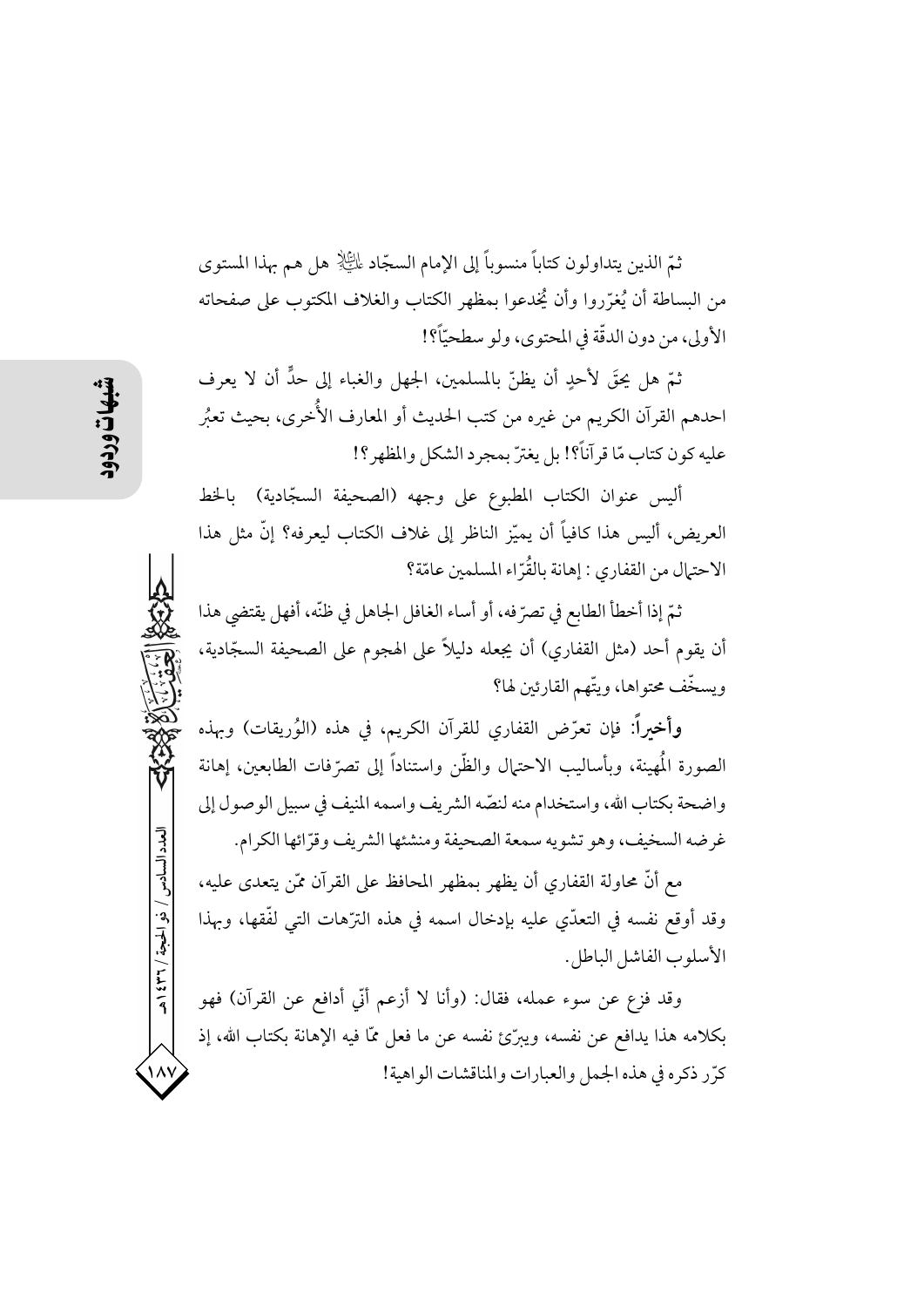ثمّ الذين يتداولون كتاباً منسوباً إلى الإمام السجّاد عليه السلام هل هم بهذا المستوى من البساطة أن يُغرّروا وأن يُخدعوا بمظهر الكتاب والغلاف المكتوب على صفحاته الأولى، من دون الدقّة في المحتوى، ولو سطحيّاً؟!

ثمّ هل يحقّ لأحدٍ أن يظنّ بالمسلمين، الجهل والغباء إلى حدٍّ أن لا يعرف احدهم القرآن الكريم من غيره من كتب الحديث أو المعارف الأُخرى، بحيث تعبُر عليه كون كتاب مّا قرآناً؟! بل يغترّ بمجرد الشكل والمظهر؟!

أليس عنوان الكتاب المطبوع على وجهه (الصحيفة السجّادية) بالخط العريض، أليس هذا كافياً أن يميّز الناظر إلى غلاف الكتاب ليعرفه؟ إنّ مثل هذا الاحتمال من القفاري : إهانة بالقُرّاء المسلمين عامّة؟

ثمّ إذا أخطأ الطابع في تصرّفه، أو أساء الغافل الجاهل في ظنّه، أفهل يقتضي هذا أن يقوم أحد (مثل القفاري) أن يجعله دليلاً على الهجوم على الصحيفة السجّادية، ويسخّف محتواها، ويتّهم القارئين لها؟

**وأخيراً**: فإن تعرّض القفاري للقرآن الكريم، في هذه (الوُريقات) وبهذه الصورة المُهينة، وبأساليب الاحتمال والظّن واستناداً إلى تصرّفات الطابعين، إهانة واضحة بكتاب الله، واستخدام منه لنصّه الشريف واسمه المنيف في سبيل الوصول إلى غرضه السخيف، وهو تشويه سمعة الصحيفة ومنشئها الشريف وقرّائها الكرام.

مع أنّ محاولة القفاري أن يظهر بمظهر المحافظ على القرآن ممّن يتعدى عليه، وقد أوقع نفسه في التعدّي عليه بإدخال اسمه في هذه الترّهات التي لفّقها، وبهذا الأسلوب الفاشل الباطل.

وقد فزع عن سوء عمله، فقال: (وأنا لا أزعم أنّي أدافع عن القرآن) فهو بكلامه هذا يدافع عن نفسه، ويبرّئ نفسه عن ما فعل ممّا فيه الإهانة بكتاب الله، إذ كرّر ذكره في هذه الجمل والعبارات والمناقشات الواهية!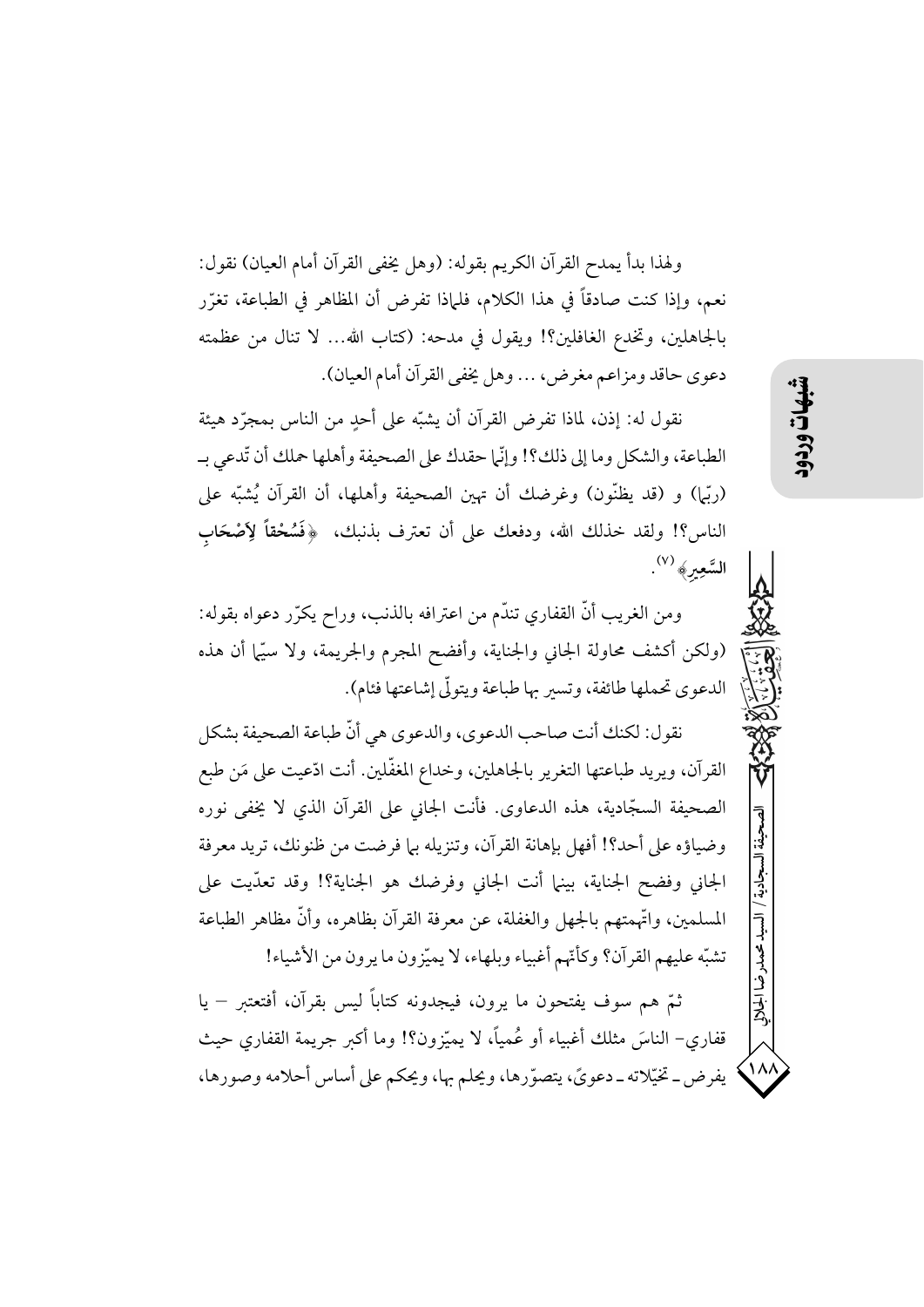ولهذا بدأ يمدح القرآن الكريم بقوله: (وهل يخفى القرآن أمام العيان) نقول: نعم، وإذا كنت صادقاً في هذا الكلام، فلماذا تفرض أن المظاهر في الطباعة، تغرّر بالجاهلين، وتخدع الغافلين؟! ويقول في مدحه: (كتاب الله... لا تنال من عظمته دعوى حاقد ومزاعم مغرض، ... وهل يخفى القرآن أمام العيان).

نقول له: إذن، لماذا تفرض القرآن أن يشبّه على أحدٍ من الناس بمجرّد هيئة الطباعة، والشكل وما إلى ذلك؟! وإنّما حقدك على الصحيفة وأهلها حملك أن تّدعي بـ (ربّما) و (قد يظنّون) وغرضك أن تهين الصحيفة وأهلها، أن القرآن يُشبّه على الناس؟! ولقد خذلك الله، ودفعك على أن تعترف بذنبك، ﴿**فَسُحْقاً لِأَصْحَابِ السَّعِيرِ**﴾[7].

ومن الغريب أنّ القفاري تندّم من اعترافه بالذنب، وراح يكرّر دعواه بقوله: (ولكن أكشف محاولة الجاني والجناية، وأفضح المجرم والجريمة، ولا سيّما أن هذه الدعوى تحملها طائفة، وتسير بها طباعة ويتولّى إشاعتها فئام).

نقول: لكنك أنت صاحب الدعوى، والدعوى هي أنّ طباعة الصحيفة بشكل القرآن، ويريد طباعتها التغرير بالجاهلين، وخداع المغفّلين. أنت ادّعيت على مَن طبع الصحيفة السجّادية، هذه الدعاوى. فأنت الجاني على القرآن الذي لا يخفى نوره وضياؤه على أحد؟! أفهل بإهانة القرآن، وتنزيله بما فرضت من ظنونك، تريد معرفة الجاني وفضح الجناية، بينما أنت الجاني وفرضك هو الجناية؟! وقد تعدّيت على المسلمين، واتّهمتهم بالجهل والغفلة، عن معرفة القرآن بظاهره، وأنّ مظاهر الطباعة تشبّه عليهم القرآن؟ وكأنّهم أغبياء وبلهاء، لا يميّزون ما يرون من الأشياء!

ثمّ هم سوف يفتحون ما يرون، فيجدونه كتاباً ليس بقرآن، أفتعتبر – يا قفاري– الناسَ مثلك أغبياء أو عُمياً، لا يميّزون؟! وما أكبر جريمة القفاري حيث يفرض ـ تخيّلاته ـ دعوىً، يتصوّرها، ويحلم بها، ويحكم على أساس أحلامه وصورها،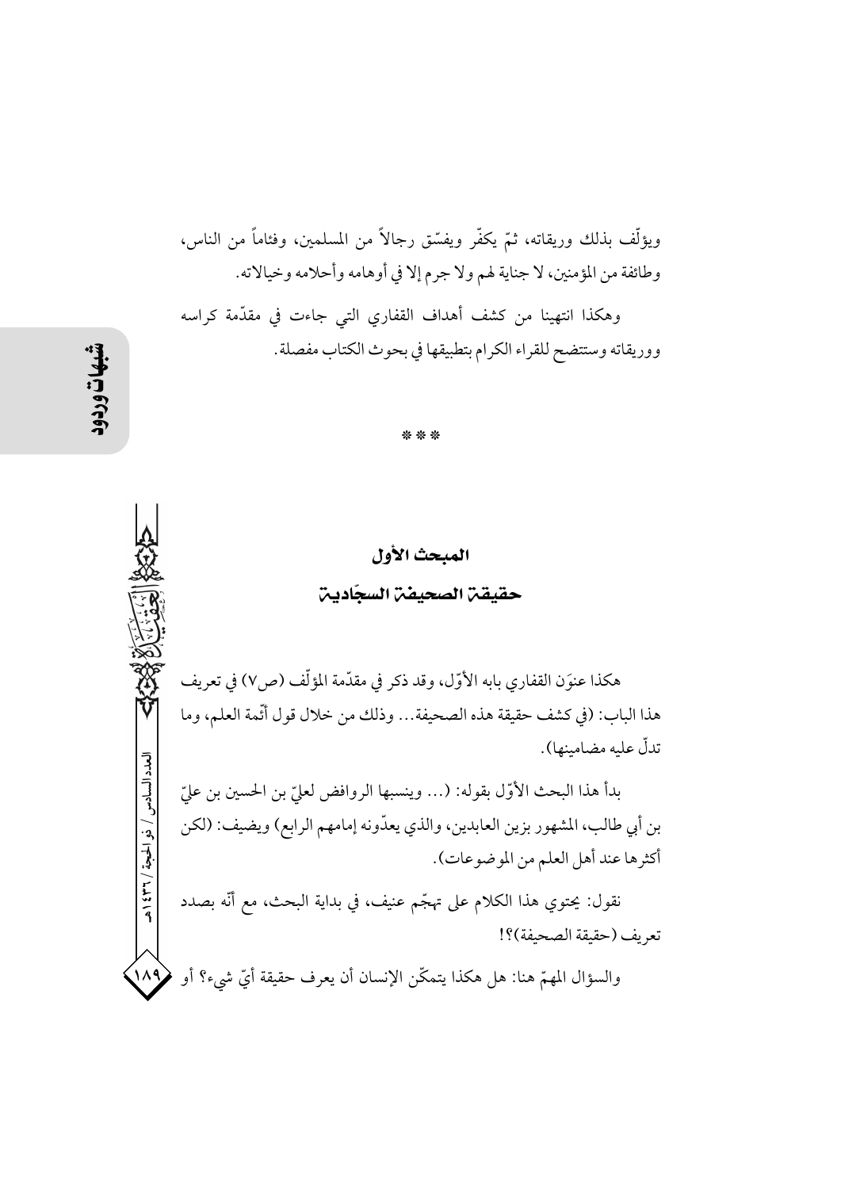ويؤلّف بذلك وريقاته، ثمّ يكفّر ويفسّق رجالاً من المسلمين، وفئاماً من الناس، وطائفة من المؤمنين، لا جناية لهم ولا جرم إلا في أوهامه وأحلامه وخيالاته.

وهكذا انتهينا من كشف أهداف القفاري التي جاءت في مقدّمة كراسه ووريقاته وستتضح للقراء الكرام بتطبيقها في بحوث الكتاب مفصلة.

\* \* \*

## المبحث الأول

## حقيقة الصحيفة السجّادية

هكذا عنوَن القفاري بابه الأوّل، وقد ذكر في مقدّمة المؤلّف (ص٧) في تعريف هذا الباب: (في كشف حقيقة هذه الصحيفة... وذلك من خلال قول أئمة العلم، وما تدلّ عليه مضامينها).

بدأ هذا البحث الأوّل بقوله: (... وينسبها الروافض لعليّ بن الحسين بن عليّ بن أبي طالب، المشهور بزين العابدين، والذي يعدّونه إمامهم الرابع) ويضيف: (لكن أكثرها عند أهل العلم من الموضوعات).

نقول: يحتوي هذا الكلام على تهجّم عنيف، في بداية البحث، مع أنّه بصدد تعريف (حقيقة الصحيفة)؟!

والسؤال المهمّ هنا: هل هكذا يتمكّن الإنسان أن يعرف حقيقة أيّ شيء؟ أو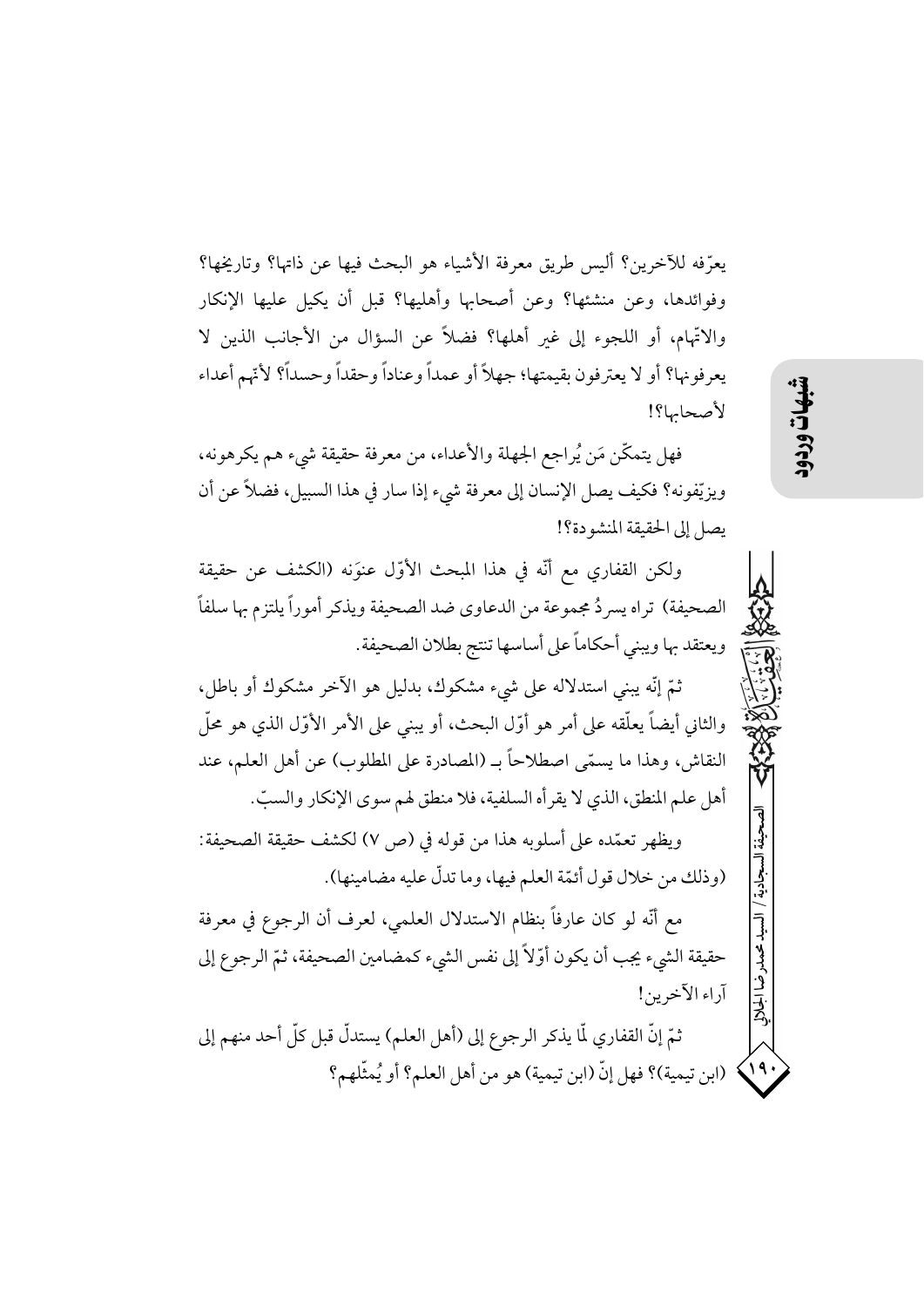يعرّفه للآخرين؟ أليس طريق معرفة الأشياء هو البحث فيها عن ذاتها؟ وتاريخها؟ وفوائدها، وعن منشئها؟ وعن أصحابها وأهليها؟ قبل أن يكيل عليها الإنكار والاتّهام، أو اللجوء إلى غير أهلها؟ فضلاً عن السؤال من الأجانب الذين لا يعرفونها؟ أو لا يعترفون بقيمتها؛ جهلاً أو عمداً وعناداً وحقداً وحسداً؟ لأنّهم أعداء لأصحابها؟!

فهل يتمكّن مَن يُراجع الجهلة والأعداء، من معرفة حقيقة شيء هم يكرهونه، ويزيّفونه؟ فكيف يصل الإنسان إلى معرفة شيء إذا سار في هذا السبيل، فضلاً عن أن يصل إلى الحقيقة المنشودة؟!

ولكن القفاري مع أنّه في هذا المبحث الأوّل عنوَنه (الكشف عن حقيقة الصحيفة) تراه يسردُ مجموعة من الدعاوى ضد الصحيفة ويذكر أموراً يلتزم بها سلفاً ويعتقد بها ويبني أحكاماً على أساسها تنتج بطلان الصحيفة.

ثمّ إنّه يبني استدلاله على شيء مشكوك، بدليل هو الآخر مشكوك أو باطل، والثاني أيضاً يعلّقه على أمر هو أوّل البحث، أو يبني على الأمر الأوّل الذي هو محلّ النقاش، وهذا ما يسمّى اصطلاحاً بـ (المصادرة على المطلوب) عن أهل العلم، عند أهل علم المنطق، الذي لا يقرأه السلفية، فلا منطق لهم سوى الإنكار والسبّ.

ويظهر تعمّده على أسلوبه هذا من قوله في (ص ٧) لكشف حقيقة الصحيفة: (وذلك من خلال قول أئمّة العلم فيها، وما تدلّ عليه مضامينها).

مع أنّه لو كان عارفاً بنظام الاستدلال العلمي، لعرف أن الرجوع في معرفة حقيقة الشيء يجب أن يكون أوّلاً إلى نفس الشيء كمضامين الصحيفة، ثمّ الرجوع إلى آراء الآخرين!

ثمّ إنّ القفاري لّما يذكر الرجوع إلى (أهل العلم) يستدلّ قبل كلّ أحد منهم إلى (ابن تيمية)؟ فهل إنّ (ابن تيمية) هو من أهل العلم؟ أو يُمثّلهم؟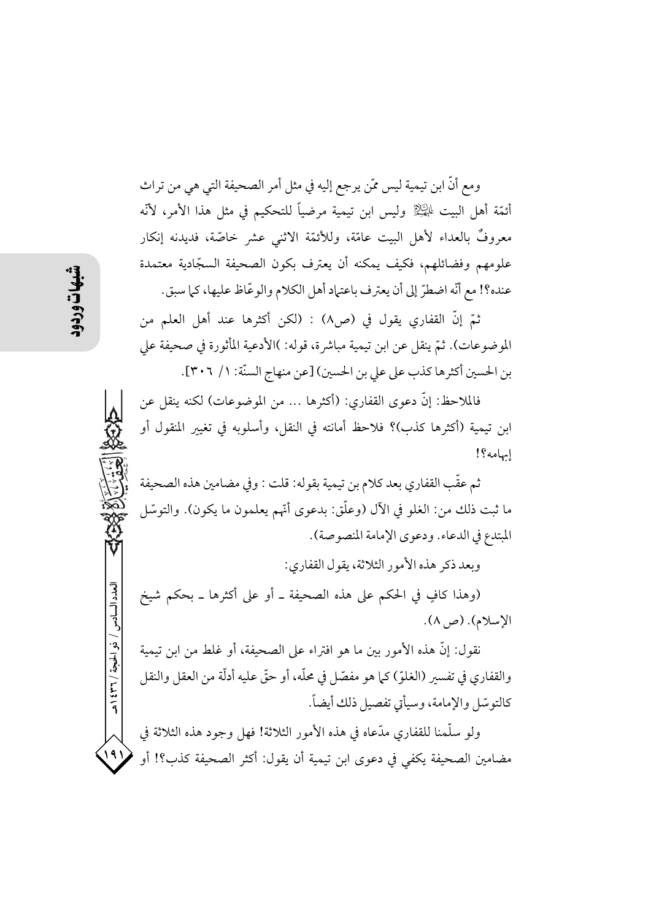ومع أنّ ابن تيمية ليس ممّن يرجع إليه في مثل أمر الصحيفة التي هي من تراث أئمّة أهل البيت عليهم السلام وليس ابن تيمية مرضياً للتحكيم في مثل هذا الأمر، لأنّه معروفٌ بالعداء لأهل البيت عامّة، وللأئمّة الاثني عشر خاصّة، فديدنه إنكار علومهم وفضائلهم، فكيف يمكنه أن يعترف بكون الصحيفة السجّادية معتمدة عنده؟! مع أنّه اضطرّ إلى أن يعترف باعتماد أهل الكلام والوعّاظ عليها، كما سبق.

ثمّ إنّ القفاري يقول في (ص٨) : (لكن أكثرها عند أهل العلم من الموضوعات). ثمّ ينقل عن ابن تيمية مباشرة، قوله: )الأدعية المأثورة في صحيفة علي بن الحسين أكثرها كذب على علي بن الحسين) [عن منهاج السنّة: ١/ ٣٠٦].

فالملاحظ: إنّ دعوى القفاري: (أكثرها ... من الموضوعات) لكنه ينقل عن ابن تيمية (أكثرها كذب)؟ فلاحظ أمانته في النقل، وأسلوبه في تغيير المنقول أو إبهامه؟!

ثم عقّب القفاري بعد كلام بن تيمية بقوله: قلت : وفي مضامين هذه الصحيفة ما ثبت ذلك من: الغلو في الآل (وعلّق: بدعوى أنّهم يعلمون ما يكون). والتوسّل المبتدع في الدعاء. ودعوى الإمامة المنصوصة).

وبعد ذكر هذه الأمور الثلاثة، يقول القفاري:

(وهذا كافٍ في الحكم على هذه الصحيفة ـ أو على أكثرها ـ بحكم شيخ الإسلام). (ص ٨).

نقول: إنّ هذه الأمور بين ما هو افتراء على الصحيفة، أو غلط من ابن تيمية والقفاري في تفسير (الغلوّ) كما هو مفصّل في محلّه، أو حقّ عليه أدلّة من العقل والنقل كالتوسّل والإمامة، وسيأتي تفصيل ذلك أيضاً.

ولو سلّمنا للقفاري مدّعاه في هذه الأمور الثلاثة! فهل وجود هذه الثلاثة في مضامين الصحيفة يكفي في دعوى ابن تيمية أن يقول: أكثر الصحيفة كذب؟! أو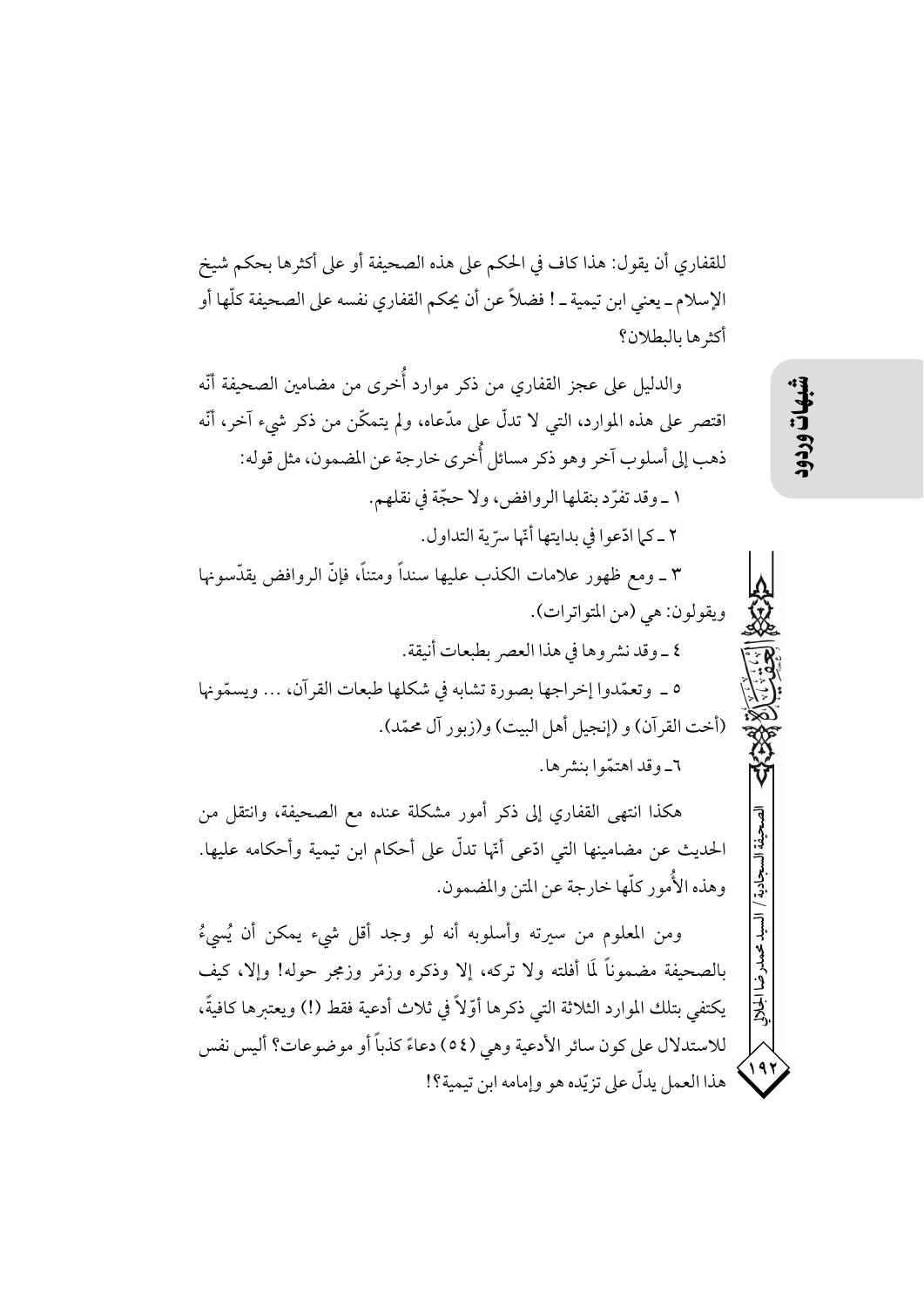للقفاري أن يقول: هذا كاف في الحكم على هذه الصحيفة أو على أكثرها بحكم شيخ الإسلام ـ يعني ابن تيمية ـ ! فضلاً عن أن يحكم القفاري نفسه على الصحيفة كلّها أو أكثرها بالبطلان؟

والدليل على عجز القفاري من ذكر موارد أُخرى من مضامين الصحيفة أنّه اقتصر على هذه الموارد، التي لا تدلّ على مدّعاه، ولم يتمكّن من ذكر شيء آخر، أنّه ذهب إلى أسلوب آخر وهو ذكر مسائل أُخرى خارجة عن المضمون، مثل قوله:

١ ـ وقد تفرّد بنقلها الروافض، ولا حجّة في نقلهم.

٢ ـ كما ادّعوا في بدايتها أنّها سرّية التداول.

٣ ـ ومع ظهور علامات الكذب عليها سنداً ومتناً، فإنّ الروافض يقدّسونها ويقولون: هي (من المتواترات).

٤ ـ وقد نشروها في هذا العصر بطبعات أنيقة.

٥ ـ وتعمّدوا إخراجها بصورة تشابه في شكلها طبعات القرآن، ... ويسمّونها (أخت القرآن) و (إنجيل أهل البيت) و(زبور آل محمّد).

٦ـ وقد اهتمّوا بنشرها.

هكذا انتهى القفاري إلى ذكر أمور مشكلة عنده مع الصحيفة، وانتقل من الحديث عن مضامينها التي ادّعى أنّها تدلّ على أحكام ابن تيمية وأحكامه عليها. وهذه الأُمور كلّها خارجة عن المتن والمضمون.

ومن المعلوم من سيرته وأسلوبه أنه لو وجد أقل شيء يمكن أن يُسيءُ بالصحيفة مضموناً لَمَا أفلته ولا تركه، إلا وذكره وزمّر وزمجر حوله! وإلا، كيف يكتفي بتلك الموارد الثلاثة التي ذكرها أوّلاً في ثلاث أدعية فقط (!) ويعتبرها كافيةً، للاستدلال على كون سائر الأدعية وهي (٥٤) دعاءً كذباً أو موضوعات؟ أليس نفس هذا العمل يدلّ على تزيّده هو وإمامه ابن تيمية؟!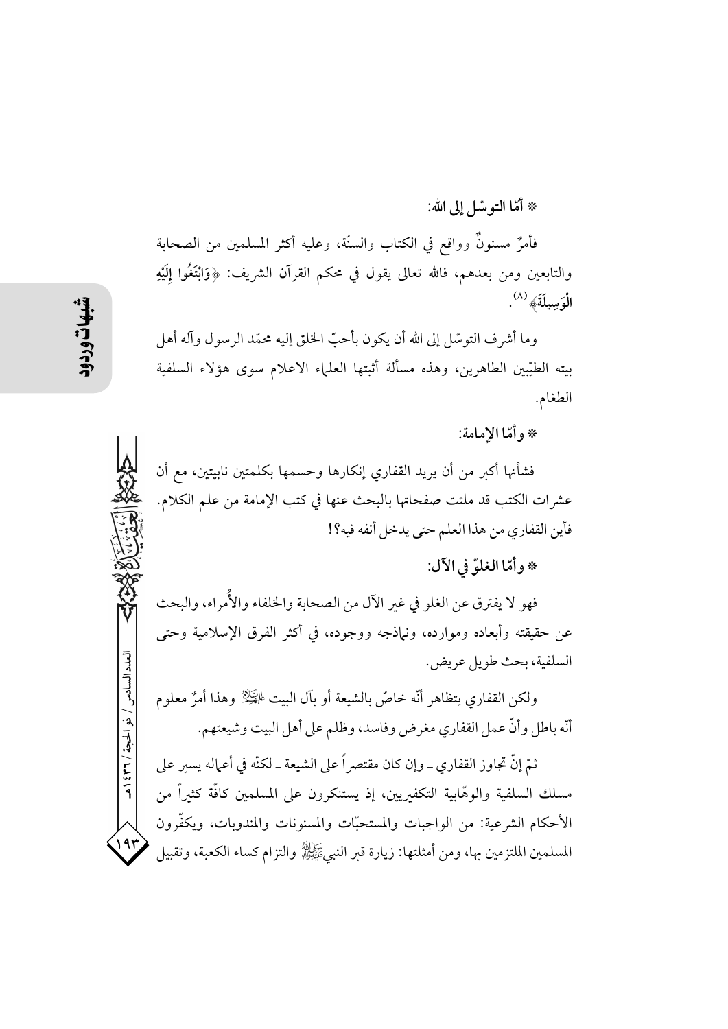**\* أمّا التوسّل إلى الله:**

فأمرٌ مسنونٌ وواقع في الكتاب والسنّة، وعليه أكثر المسلمين من الصحابة والتابعين ومن بعدهم، فالله تعالى يقول في محكم القرآن الشريف: ﴿وَابْتَغُوا إِلَيْهِ الْوَسِيلَةَ﴾[8].

وما أشرف التوسّل إلى الله أن يكون بأحبّ الخلق إليه محمّد الرسول وآله أهل بيته الطيّبين الطاهرين، وهذه مسألة أثبتها العلماء الاعلام سوى هؤلاء السلفية الطغام.

**\* وأمّا الإمامة:**

فشأنها أكبر من أن يريد القفاري إنكارها وحسمها بكلمتين نابيتين، مع أن عشرات الكتب قد ملئت صفحاتها بالبحث عنها في كتب الإمامة من علم الكلام. فأين القفاري من هذا العلم حتى يدخل أنفه فيه؟!

**\* وأمّا الغلوّ في الآل:**

فهو لا يفترق عن الغلو في غير الآل من الصحابة والخلفاء والأُمراء، والبحث عن حقيقته وأبعاده وموارده، ونماذجه ووجوده، في أكثر الفرق الإسلامية وحتى السلفية، بحث طويل عريض.

ولكن القفاري يتظاهر أنّه خاصّ بالشيعة أو بآل البيت عليهم السلام وهذا أمرٌ معلوم أنّه باطل وأنّ عمل القفاري مغرض وفاسد، وظلم على أهل البيت وشيعتهم.

ثمّ إنّ تجاوز القفاري ـ وإن كان مقتصراً على الشيعة ـ لكنّه في أعماله يسير على مسلك السلفية والوهّابية التكفيريين، إذ يستنكرون على المسلمين كافّة كثيراً من الأحكام الشرعية: من الواجبات والمستحبّات والمسنونات والمندوبات، ويكفّرون المسلمين الملتزمين بها، ومن أمثلتها: زيارة قبر النبي صلى الله عليه وآله والتزام كساء الكعبة، وتقبيل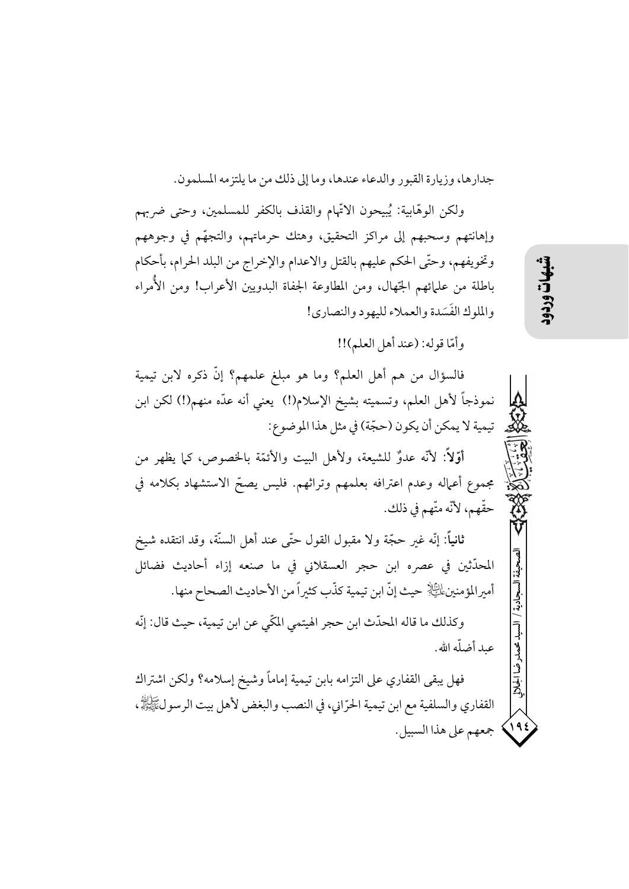جدارها، وزيارة القبور والدعاء عندها، وما إلى ذلك من ما يلتزمه المسلمون.

ولكن الوهّابية: يُبيحون الاتّهام والقذف بالكفر للمسلمين، وحتى ضربهم وإهانتهم وسحبهم إلى مراكز التحقيق، وهتك حرماتهم، والتجهّم في وجوههم وتخويفهم، وحتّى الحكم عليهم بالقتل والاعدام والإخراج من البلد الحرام، بأحكام باطلة من علمائهم الجهّال، ومن المطاوعة الجفاة البدويين الأعراب! ومن الأُمراء والملوك الفَسَدة والعملاء لليهود والنصارى!

وأمّا قوله: (عند أهل العلم)!!

فالسؤال من هم أهل العلم؟ وما هو مبلغ علمهم؟ إنّ ذكره لابن تيمية نموذجاً لأهل العلم، وتسميته بشيخ الإسلام(!) يعني أنه عدّه منهم(!) لكن ابن تيمية لا يمكن أن يكون (حجّة) في مثل هذا الموضوع:

**أوّلاً**: لأنّه عدوٌ للشيعة، ولأهل البيت والأئمّة بالخصوص، كما يظهر من مجموع أعماله وعدم اعترافه بعلمهم وتراثهم. فليس يصحّ الاستشهاد بكلامه في حقّهم، لأنّه متّهم في ذلك.

**ثانياً**: إنّه غير حجّة ولا مقبول القول حتّى عند أهل السنّة، وقد انتقده شيخ المحدّثين في عصره ابن حجر العسقلاني في ما صنعه إزاء أحاديث فضائل أميرالمؤمنين عليه السلام حيث إنّ ابن تيمية كذّب كثيراً من الأحاديث الصحاح منها.

وكذلك ما قاله المحدّث ابن حجر الهيتمي المكّي عن ابن تيمية، حيث قال: إنّه عبد أضلّه الله.

فهل يبقى القفاري على التزامه بابن تيمية إماماً وشيخ إسلامه؟ ولكن اشتراك القفاري والسلفية مع ابن تيمية الحرّاني، في النصب والبغض لأهل بيت الرسول صلى الله عليه وآله، جمعهم على هذا السبيل.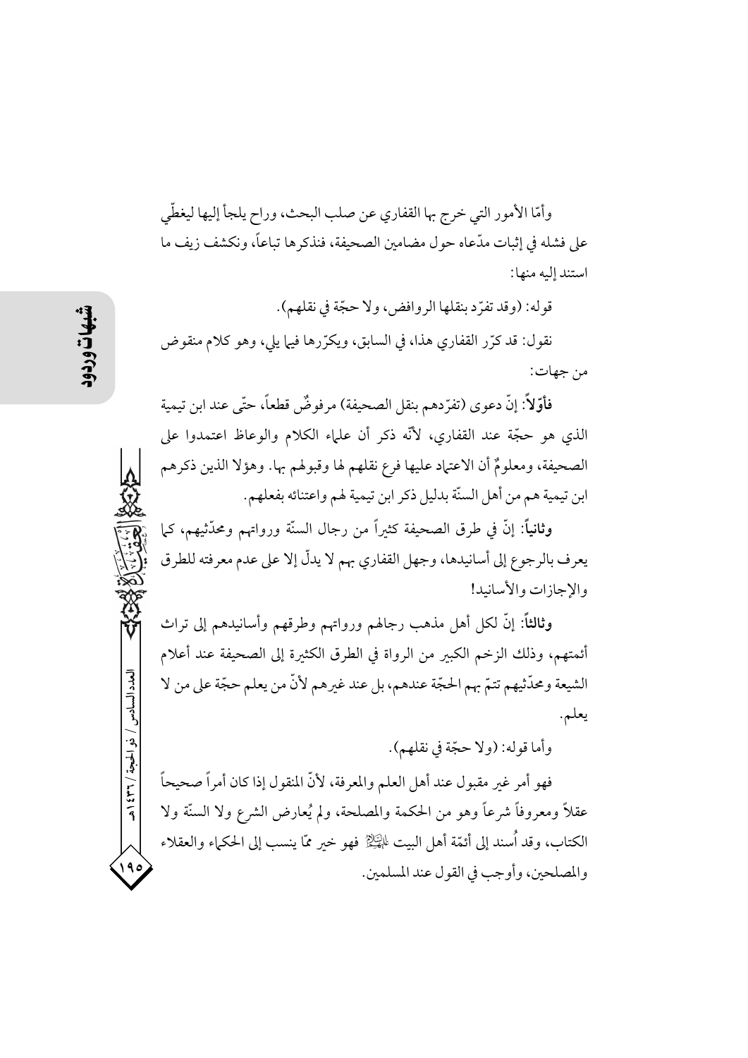وأمّا الأمور التي خرج بها القفاري عن صلب البحث، وراح يلجأ إليها ليغطّي على فشله في إثبات مدّعاه حول مضامين الصحيفة، فنذكرها تباعاً، ونكشف زيف ما استند إليه منها:

قوله: (وقد تفرّد بنقلها الروافض، ولا حجّة في نقلهم).

نقول: قد كرّر القفاري هذا، في السابق، ويكرّرها فيما يلي، وهو كلام منقوض من جهات:

**فأوّلاً**: إنّ دعوى (تفرّدهم بنقل الصحيفة) مرفوضٌ قطعاً، حتّى عند ابن تيمية الذي هو حجّة عند القفاري، لأنّه ذكر أن علماء الكلام والوعاظ اعتمدوا على الصحيفة، ومعلومٌ أن الاعتماد عليها فرع نقلهم لها وقبولهم بها. وهؤلا الذين ذكرهم ابن تيمية هم من أهل السنّة بدليل ذكر ابن تيمية لهم واعتنائه بفعلهم.

**وثانياً**: إنّ في طرق الصحيفة كثيراً من رجال السنّة ورواتهم ومحدّثيهم، كما يعرف بالرجوع إلى أسانيدها، وجهل القفاري بهم لا يدلّ إلا على عدم معرفته للطرق والإجازات والأسانيد!

**وثالثاً**: إنّ لكل أهل مذهب رجالهم ورواتهم وطرقهم وأسانيدهم إلى تراث أئمتهم، وذلك الزخم الكبير من الرواة في الطرق الكثيرة إلى الصحيفة عند أعلام الشيعة ومحدّثيهم تتمّ بهم الحجّة عندهم، بل عند غيرهم لأنّ من يعلم حجّة على من لا يعلم.

وأما قوله: (ولا حجّة في نقلهم).

فهو أمر غير مقبول عند أهل العلم والمعرفة، لأنّ المنقول إذا كان أمراً صحيحاً عقلاً ومعروفاً شرعاً وهو من الحكمة والمصلحة، ولم يُعارض الشرع ولا السنّة ولا الكتاب، وقد أُسند إلى أئمّة أهل البيت عليهم السلام فهو خير ممّا ينسب إلى الحكماء والعقلاء والمصلحين، وأوجب في القول عند المسلمين.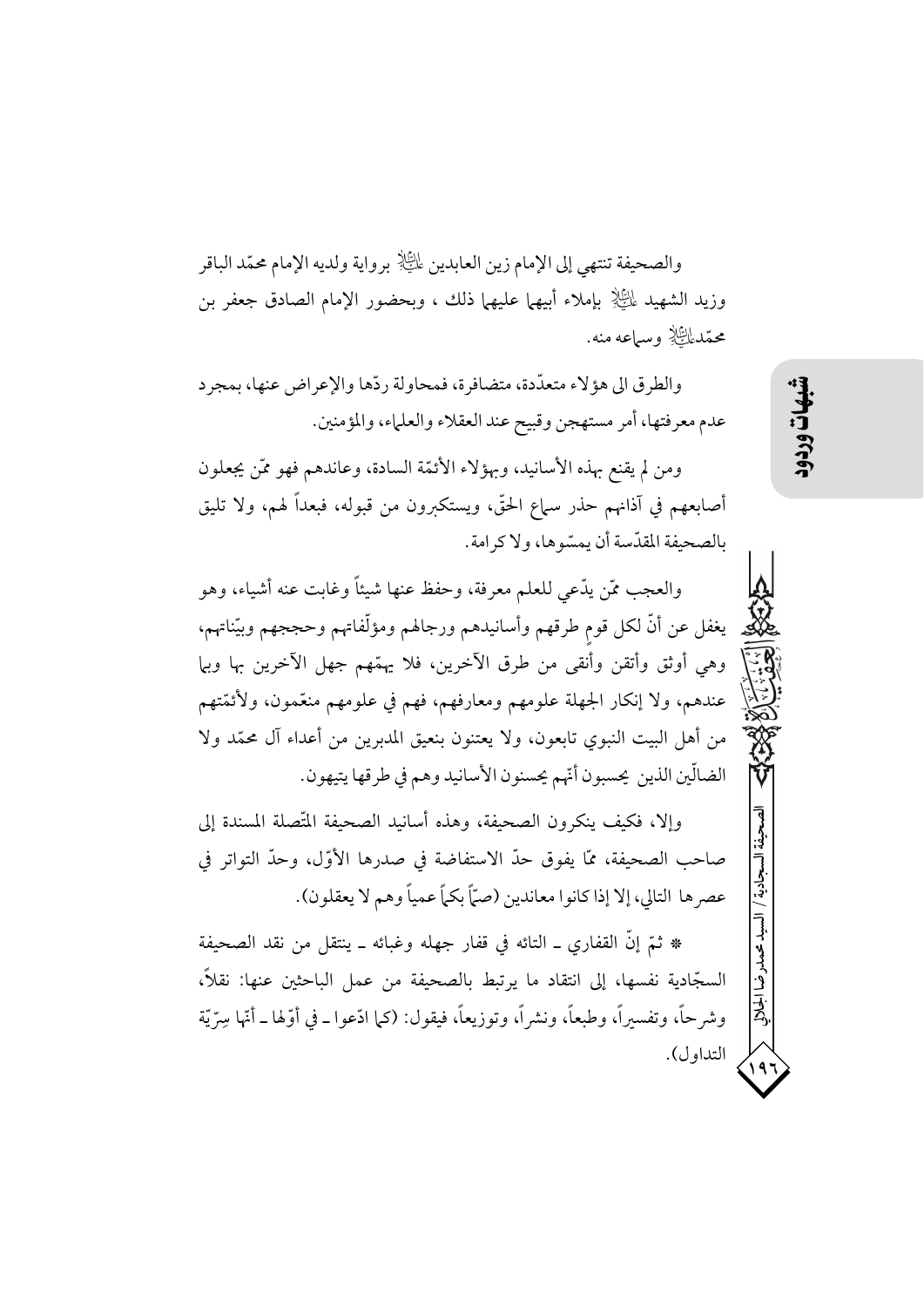والصحيفة تنتهي إلى الإمام زين العابدين عليه السلام برواية ولديه الإمام محمّد الباقر وزيد الشهيد عليه السلام بإملاء أبيهما عليهما ذلك ، وبحضور الإمام الصادق جعفر بن محمّد عليه السلام وسماعه منه.

والطرق الى هؤلاء متعدّدة، متضافرة، فمحاولة ردّها والإعراض عنها، بمجرد عدم معرفتها، أمر مستهجن وقبيح عند العقلاء والعلماء، والمؤمنين.

ومن لم يقنع بهذه الأسانيد، وبهؤلاء الأئمّة السادة، وعاندهم فهو ممّن يجعلون أصابعهم في آذانهم حذر سماع الحقّ، ويستكبرون من قبوله، فبعداً لهم، ولا تليق بالصحيفة المقدّسة أن يمسّوها، ولا كرامة.

والعجب ممّن يدّعي للعلم معرفة، وحفظ عنها شيئاً وغابت عنه أشياء، وهو يغفل عن أنّ لكل قوم طرقهم وأسانيدهم ورجالهم ومؤلّفاتهم وحججهم وبيّناتهم، وهي أوثق وأتقن وأنقى من طرق الآخرين، فلا يهمّهم جهل الآخرين بها وبما عندهم، ولا إنكار الجهلة علومهم ومعارفهم، فهم في علومهم منعّمون، ولأئمّتهم من أهل البيت النبوي تابعون، ولا يعتنون بنعيق المدبرين من أعداء آل محمّد ولا الضالّين الذين يحسبون أنّهم يحسنون الأسانيد وهم في طرقها يتيهون.

وإلا، فكيف ينكرون الصحيفة، وهذه أسانيد الصحيفة المتّصلة المسندة إلى صاحب الصحيفة، ممّا يفوق حدّ الاستفاضة في صدرها الأوّل، وحدّ التواتر في عصرها التالي، إلا إذا كانوا معاندين (صمّاً بكماً عمياً وهم لا يعقلون).

* ثمّ إنّ القفاري ـ التائه في قفار جهله وغبائه ـ ينتقل من نقد الصحيفة السجّادية نفسها، إلى انتقاد ما يرتبط بالصحيفة من عمل الباحثين عنها: نقلاً، وشرحاً، وتفسيراً، وطبعاً، ونشراً، وتوزيعاً، فيقول: (كما ادّعوا ـ في أوّلها ـ أنّها سِرّيّة التداول).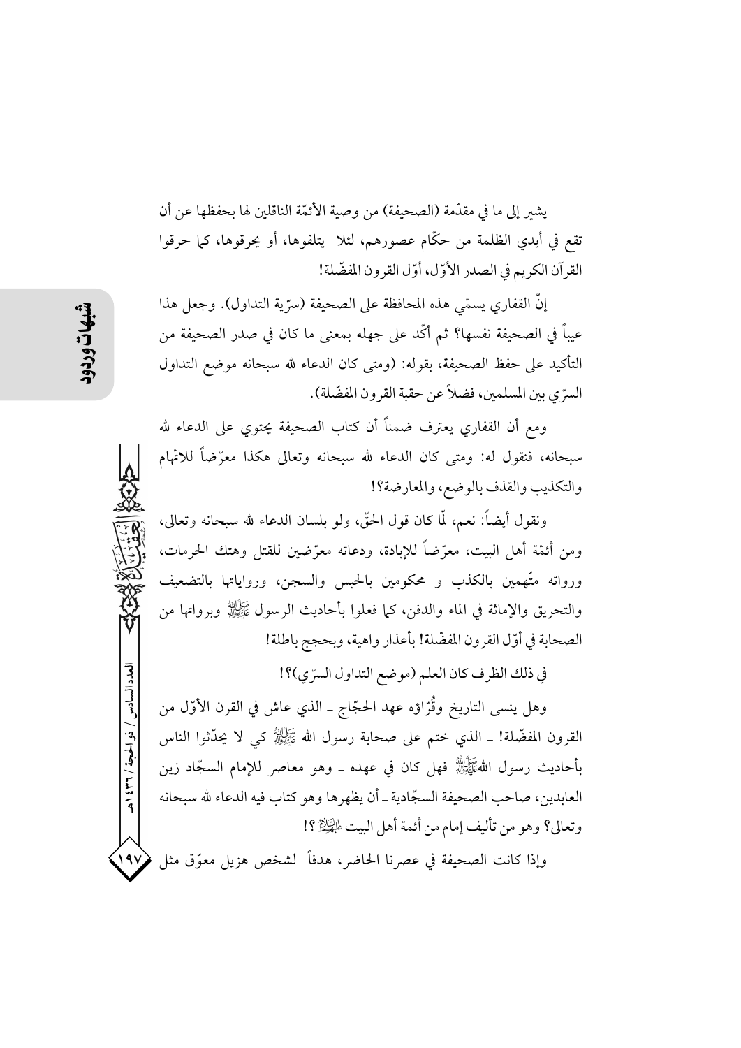يشير إلى ما في مقدّمة (الصحيفة) من وصية الأئمّة الناقلين لها بحفظها عن أن تقع في أيدي الظلمة من حكّام عصورهم، لئلا يتلفوها، أو يحرقوها، كما حرقوا القرآن الكريم في الصدر الأوّل، أوّل القرون المفضّلة!

إنّ القفاري يسمّي هذه المحافظة على الصحيفة (سرّية التداول). وجعل هذا عيباً في الصحيفة نفسها؟ ثم أكّد على جهله بمعنى ما كان في صدر الصحيفة من التأكيد على حفظ الصحيفة، بقوله: (ومتى كان الدعاء لله سبحانه موضع التداول السرّي بين المسلمين، فضلاً عن حقبة القرون المفضّلة).

ومع أن القفاري يعترف ضمناً أن كتاب الصحيفة يحتوي على الدعاء لله سبحانه، فنقول له: ومتى كان الدعاء لله سبحانه وتعالى هكذا معرّضاً للاتّهام والتكذيب والقذف بالوضع، والمعارضة؟!

ونقول أيضاً: نعم، لّما كان قول الحقّ، ولو بلسان الدعاء لله سبحانه وتعالى، ومن أئمّة أهل البيت، معرّضاً للإبادة، ودعاته معرّضين للقتل وهتك الحرمات، ورواته متّهمين بالكذب و محكومين بالحبس والسجن، ورواياتها بالتضعيف والتحريق والإماثة في الماء والدفن، كما فعلوا بأحاديث الرسول ﷺ وبرواتها من الصحابة في أوّل القرون المفضّلة! بأعذار واهية، وبحجج باطلة!

في ذلك الظرف كان العلم (موضع التداول السرّي)؟!

وهل ينسى التاريخ وقُرّاؤه عهد الحجّاج ـ الذي عاش في القرن الأوّل من القرون المفضّلة! ـ الذي ختم على صحابة رسول الله ﷺ كي لا يحدّثوا الناس بأحاديث رسول الله ﷺ فهل كان في عهده ـ وهو معاصر للإمام السجّاد زين العابدين، صاحب الصحيفة السجّادية ـ أن يظهرها وهو كتاب فيه الدعاء لله سبحانه وتعالى؟ وهو من تأليف إمام من أئمة أهل البيت عليهم السلام ؟!

وإذا كانت الصحيفة في عصرنا الحاضر، هدفاً لشخص هزيل معوّق مثل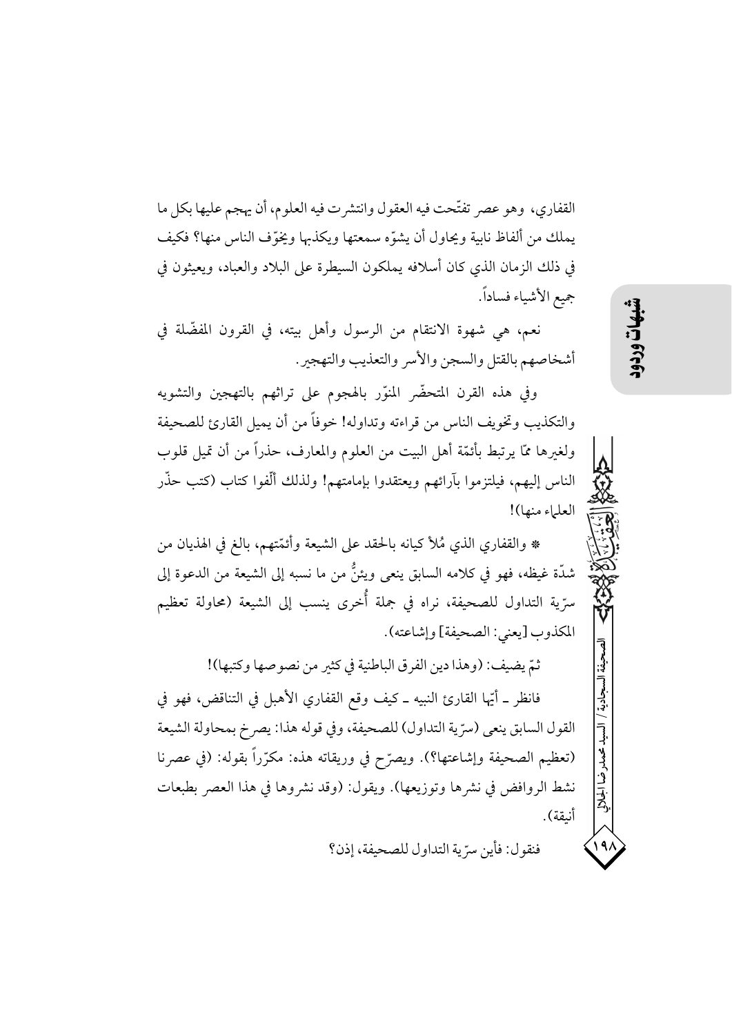القفاري، وهو عصر تفتّحت فيه العقول وانتشرت فيه العلوم، أن يهجم عليها بكل ما يملك من ألفاظ نابية ويحاول أن يشوّه سمعتها ويكذبها ويخوّف الناس منها؟ فكيف في ذلك الزمان الذي كان أسلافه يملكون السيطرة على البلاد والعباد، ويعيثون في جميع الأشياء فساداً.

نعم، هي شهوة الانتقام من الرسول وأهل بيته، في القرون المفضّلة في أشخاصهم بالقتل والسجن والأسر والتعذيب والتهجير.

وفي هذه القرن المتحضّر المنوّر بالهجوم على تراثهم بالتهجين والتشويه والتكذيب وتخويف الناس من قراءته وتداوله! خوفاً من أن يميل القارئ للصحيفة ولغيرها ممّا يرتبط بأئمّة أهل البيت من العلوم والمعارف، حذراً من أن تميل قلوب الناس إليهم، فيلتزموا بآرائهم ويعتقدوا بإمامتهم! ولذلك ألّفوا كتاب (كتب حذّر العلماء منها)!

* والقفاري الذي مُلأ كيانه بالحقد على الشيعة وأئمّتهم، بالغ في الهذيان من شدّة غيظه، فهو في كلامه السابق ينعى ويئنُّ من ما نسبه إلى الشيعة من الدعوة إلى سرّية التداول للصحيفة، نراه في جملة أُخرى ينسب إلى الشيعة (محاولة تعظيم المكذوب [يعني: الصحيفة] وإشاعته).

ثمّ يضيف: (وهذا دين الفرق الباطنية في كثير من نصوصها وكتبها)!

فانظر ـ أيّها القارئ النبيه ـ كيف وقع القفاري الأهبل في التناقض، فهو في القول السابق ينعى (سرّية التداول) للصحيفة، وفي قوله هذا: يصرخ بمحاولة الشيعة (تعظيم الصحيفة وإشاعتها؟). ويصرّح في وريقاته هذه: مكرّراً بقوله: (في عصرنا نشط الروافض في نشرها وتوزيعها). ويقول: (وقد نشروها في هذا العصر بطبعات أنيقة).

فنقول: فأين سرّية التداول للصحيفة، إذن؟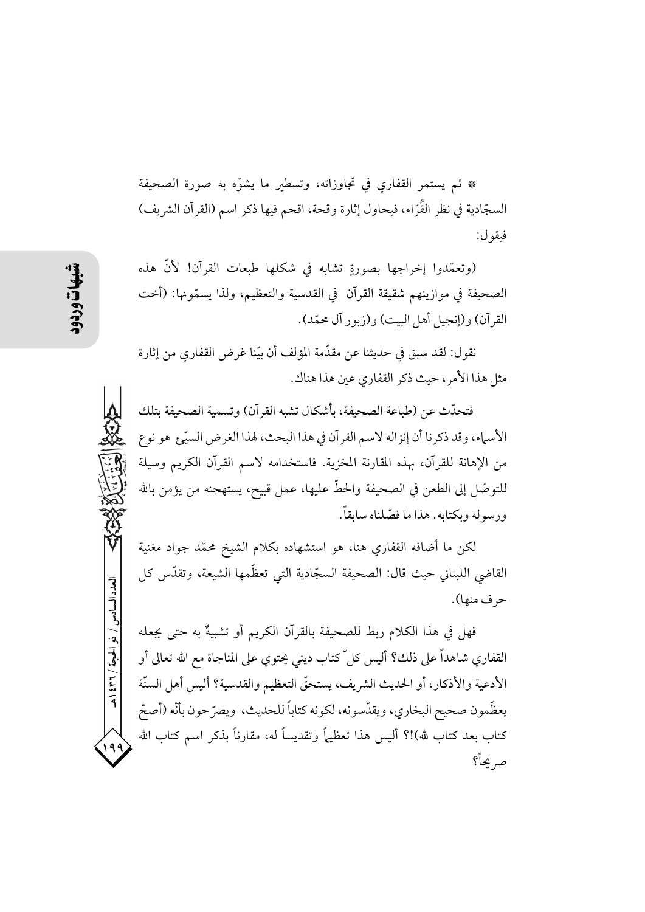* ثم يستمر القفاري في تجاوزاته، وتسطير ما يشوّه به صورة الصحيفة السجّادية في نظر القُرّاء، فيحاول إثارة وقحة، اقحم فيها ذكر اسم (القرآن الشريف) فيقول:

(وتعمّدوا إخراجها بصورةٍ تشابه في شكلها طبعات القرآن! لأنّ هذه الصحيفة في موازينهم شقيقة القرآن في القدسية والتعظيم، ولذا يسمّونها: (أخت القرآن) و(إنجيل أهل البيت) و(زبور آل محمّد).

نقول: لقد سبق في حديثنا عن مقدّمة المؤلف أن بيّنا غرض القفاري من إثارة مثل هذا الأمر، حيث ذكر القفاري عين هذا هناك.

فتحدّث عن (طباعة الصحيفة، بأشكال تشبه القرآن) وتسمية الصحيفة بتلك الأسماء، وقد ذكرنا أن إنزاله لاسم القرآن في هذا البحث، لهذا الغرض السيّئ هو نوع من الإهانة للقرآن، بهذه المقارنة المخزية. فاستخدامه لاسم القرآن الكريم وسيلة للتوصّل إلى الطعن في الصحيفة والحطّ عليها، عمل قبيح، يستهجنه من يؤمن بالله ورسوله وبكتابه. هذا ما فصّلناه سابقاً.

لكن ما أضافه القفاري هنا، هو استشهاده بكلام الشيخ محمّد جواد مغنية القاضي اللبناني حيث قال: الصحيفة السجّادية التي تعظّمها الشيعة، وتقدّس كل حرف منها).

فهل في هذا الكلام ربط للصحيفة بالقرآن الكريم أو تشبيهٌ به حتى يجعله القفاري شاهداً على ذلك؟ أليس كلّ كتاب ديني يحتوي على المناجاة مع الله تعالى أو الأدعية والأذكار، أو الحديث الشريف، يستحقّ التعظيم والقدسية؟ أليس أهل السنّة يعظّمون صحيح البخاري، ويقدّسونه، لكونه كتاباً للحديث، ويصرّحون بأنّه (أصحّ كتاب بعد كتاب لله)!؟ أليس هذا تعظيماً وتقديساً له، مقارناً بذكر اسم كتاب الله صريحاً؟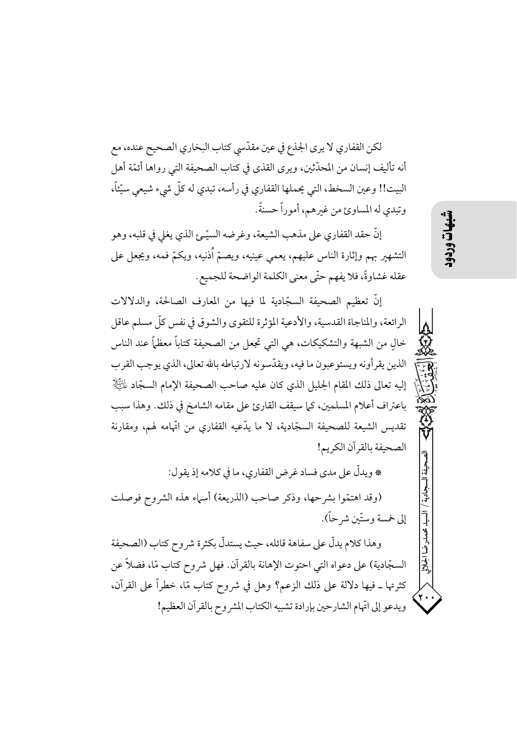لكن القفاري لا يرى الجذع في عين مقدّسي كتاب البخاري الصحيح عنده، مع أنه تأليف إنسان من المحدّثين، ويرى القذى في كتاب الصحيفة التي رواها أئمّة أهل البيت!! وعين السخط، التي يحملها القفاري في رأسه، تبدي له كلّ شيء شيعي سيّئاً، وتبدي له المساوئ من غيرهم، أموراً حسنةً.

إنّ حقد القفاري على مذهب الشيعة، وغرضه السيّـئ الذي يغلي في قلبه، وهو التشهير بهم وإثارة الناس عليهم، يعمي عينيه، ويصمّ أُذنيه، ويكمّ فمه، ويجعل على عقله غشاوةً، فلا يفهم حتّى معنى الكلمة الواضحة للجميع.

إنّ تعظيم الصحيفة السجّادية لما فيها من المعارف الصالحة، والدلالات الرائعة، والمناجاة القدسية، والأدعية المؤثرة للتقوى والشوق في نفس كلّ مسلم عاقل خالٍ من الشبهة والتشكيكات، هي التي تجعل من الصحيفة كتاباً معظماً عند الناس الذين يقرأونه ويستوعبون ما فيه، ويقدّسونه لارتباطه بالله تعالى، الذي يوجب القرب إليه تعالى ذلك المقام الجليل الذي كان عليه صاحب الصحيفة الإمام السجّاد عليه السلام باعتراف أعلام المسلمين، كما سيقف القارئ على مقامه الشامخ في ذلك. وهذا سبب تقديس الشيعة للصحيفة السجّادية، لا ما يدّعيه القفاري من اتّهامه لهم، ومقارنة الصحيفة بالقرآن الكريم!

* ويدلّ على مدى فساد غرض القفاري، ما في كلامه إذ يقول:

(وقد اهتمّوا بشرحها، وذكر صاحب (الذريعة) أسماء هذه الشروح فوصلت إلى خمسة وستّين شرحاً).

وهذا كلام يدلّ على سفاهة قائله، حيث يستدلّ بكثرة شروح كتاب (الصحيفة السجّادية) على دعواه التي احتوت الإهانة بالقرآن. فهل شروح كتاب مّا، فضلاً عن كثرتها ـ فيها دلالة على ذلك الزعم؟ وهل في شروح كتاب مّا، خطراً على القرآن، ويدعو إلى اتّهام الشارحين بإرادة تشبيه الكتاب المشروح بالقرآن العظيم!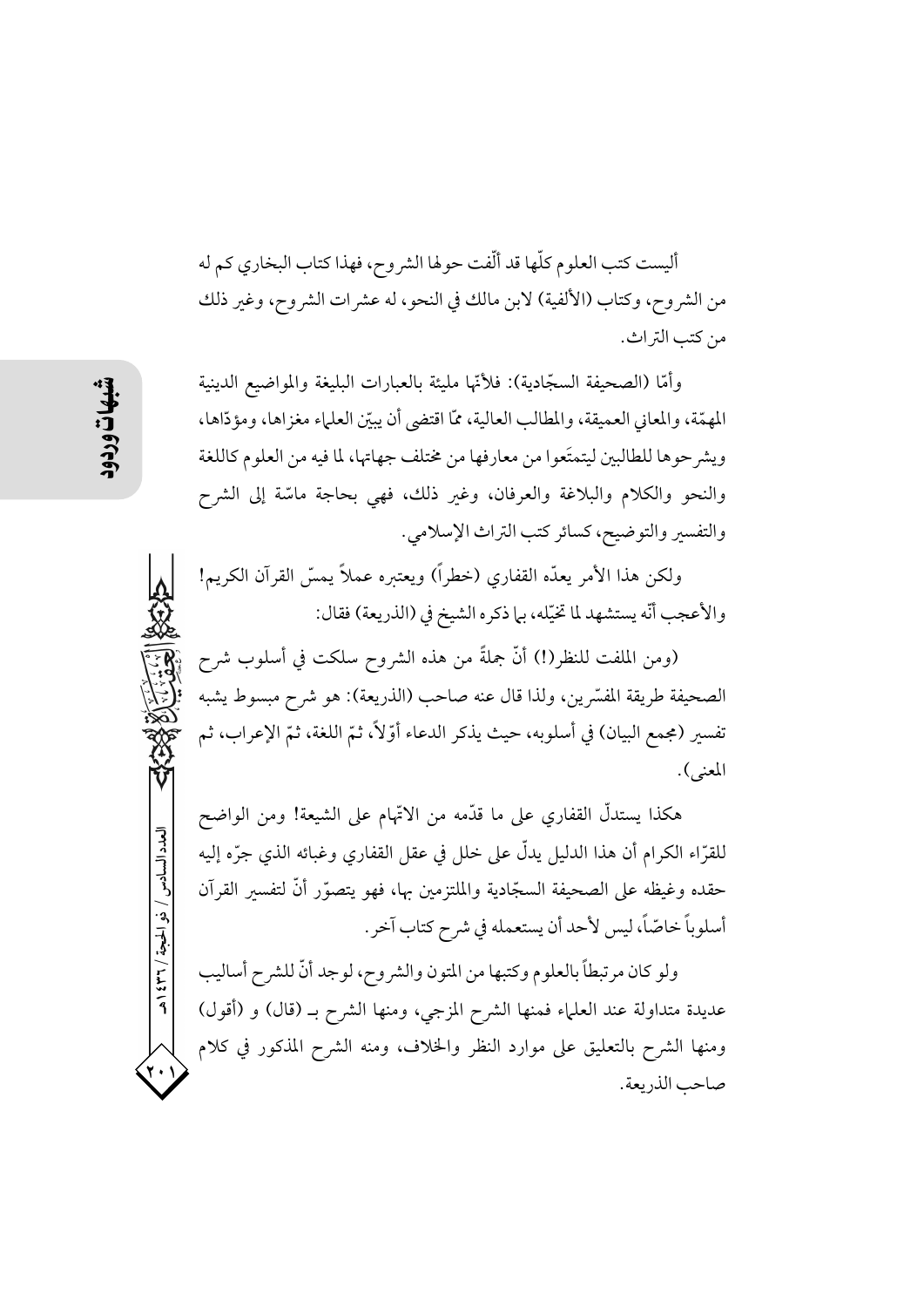أليست كتب العلوم كلّها قد ألّفت حولها الشروح، فهذا كتاب البخاري كم له من الشروح، وكتاب (الألفية) لابن مالك في النحو، له عشرات الشروح، وغير ذلك من كتب التراث.

وأمّا (الصحيفة السجّادية): فلأنّها مليئة بالعبارات البليغة والمواضيع الدينية المهمّة، والمعاني العميقة، والمطالب العالية، ممّا اقتضى أن يبيّن العلماء مغزاها، ومؤدّاها، ويشرحوها للطالبين ليتمتّعوا من معارفها من مختلف جهاتها، لما فيه من العلوم كاللغة والنحو والكلام والبلاغة والعرفان، وغير ذلك، فهي بحاجة ماسّة إلى الشرح والتفسير والتوضيح، كسائر كتب التراث الإسلامي.

ولكن هذا الأمر يعدّه القفاري (خطراً) ويعتبره عملاً يمسّ القرآن الكريم! والأعجب أنّه يستشهد لما تخيّله، بما ذكره الشيخ في (الذريعة) فقال:

(ومن الملفت للنظر(!) أنّ جملةً من هذه الشروح سلكت في أسلوب شرح الصحيفة طريقة المفسّرين، ولذا قال عنه صاحب (الذريعة): هو شرح مبسوط يشبه تفسير (مجمع البيان) في أسلوبه، حيث يذكر الدعاء أوّلاً، ثمّ اللغة، ثمّ الإعراب، ثم المعنى).

هكذا يستدلّ القفاري على ما قدّمه من الاتّهام على الشيعة! ومن الواضح للقرّاء الكرام أن هذا الدليل يدلّ على خلل في عقل القفاري وغبائه الذي جرّه إليه حقده وغيظه على الصحيفة السجّادية والملتزمين بها، فهو يتصوّر أنّ لتفسير القرآن أسلوباً خاصّاً، ليس لأحد أن يستعمله في شرح كتاب آخر.

ولو كان مرتبطاً بالعلوم وكتبها من المتون والشروح، لوجد أنّ للشرح أساليب عديدة متداولة عند العلماء فمنها الشرح المزجي، ومنها الشرح بـ (قال) و (أقول) ومنها الشرح بالتعليق على موارد النظر والخلاف، ومنه الشرح المذكور في كلام صاحب الذريعة.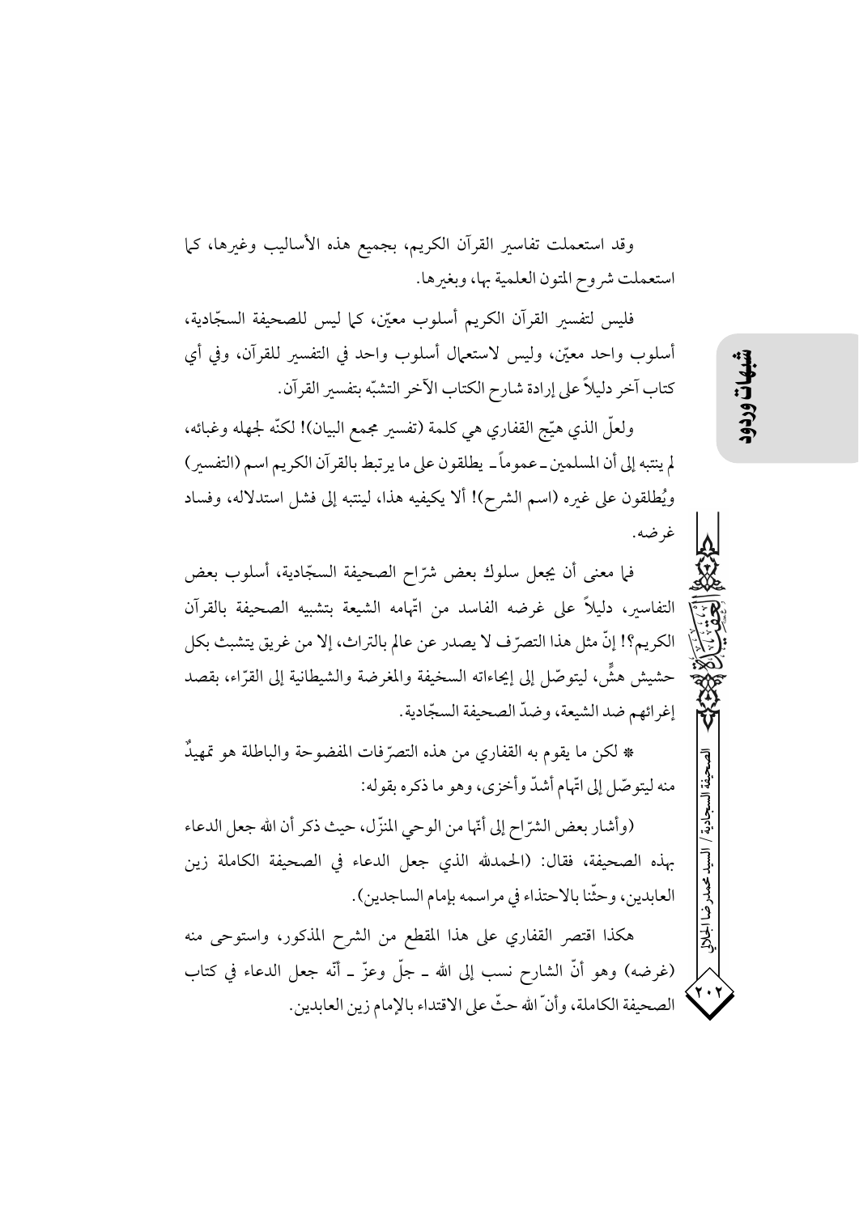وقد استعملت تفاسير القرآن الكريم، بجميع هذه الأساليب وغيرها، كما استعملت شروح المتون العلمية بها، وبغيرها.

فليس لتفسير القرآن الكريم أسلوب معيّن، كما ليس للصحيفة السجّادية، أسلوب واحد معيّن، وليس لاستعمال أسلوب واحد في التفسير للقرآن، وفي أي كتاب آخر دليلاً على إرادة شارح الكتاب الآخر التشبّه بتفسير القرآن.

ولعلّ الذي هيّج القفاري هي كلمة (تفسير مجمع البيان)! لكنّه لجهله وغبائه، لم ينتبه إلى أن المسلمين ـ عموماً ـ يطلقون على ما يرتبط بالقرآن الكريم اسم (التفسير) ويُطلقون على غيره (اسم الشرح)! ألا يكيفيه هذا، لينتبه إلى فشل استدلاله، وفساد غرضه.

فما معنى أن يجعل سلوك بعض شرّاح الصحيفة السجّادية، أسلوب بعض التفاسير، دليلاً على غرضه الفاسد من اتّهامه الشيعة بتشبيه الصحيفة بالقرآن الكريم؟! إنّ مثل هذا التصرّف لا يصدر عن عالم بالتراث، إلا من غريق يتشبث بكل حشيش هشٍّ، ليتوصّل إلى إيحاءاته السخيفة والمغرضة والشيطانية إلى القرّاء، بقصد إغرائهم ضد الشيعة، وضدّ الصحيفة السجّادية.

* لكن ما يقوم به القفاري من هذه التصرّفات المفضوحة والباطلة هو تمهيدٌ منه ليتوصّل إلى اتّهام أشدّ وأخزى، وهو ما ذكره بقوله:

(وأشار بعض الشرّاح إلى أنّها من الوحي المنزّل، حيث ذكر أن الله جعل الدعاء بهذه الصحيفة، فقال: (الحمدلله الذي جعل الدعاء في الصحيفة الكاملة زين العابدين، وحثّنا بالاحتذاء في مراسمه بإمام الساجدين).

هكذا اقتصر القفاري على هذا المقطع من الشرح المذكور، واستوحى منه (غرضه) وهو أنّ الشارح نسب إلى الله ـ جلّ وعزّ ـ أنّه جعل الدعاء في كتاب الصحيفة الكاملة، وأنّ الله حثّ على الاقتداء بالإمام زين العابدين.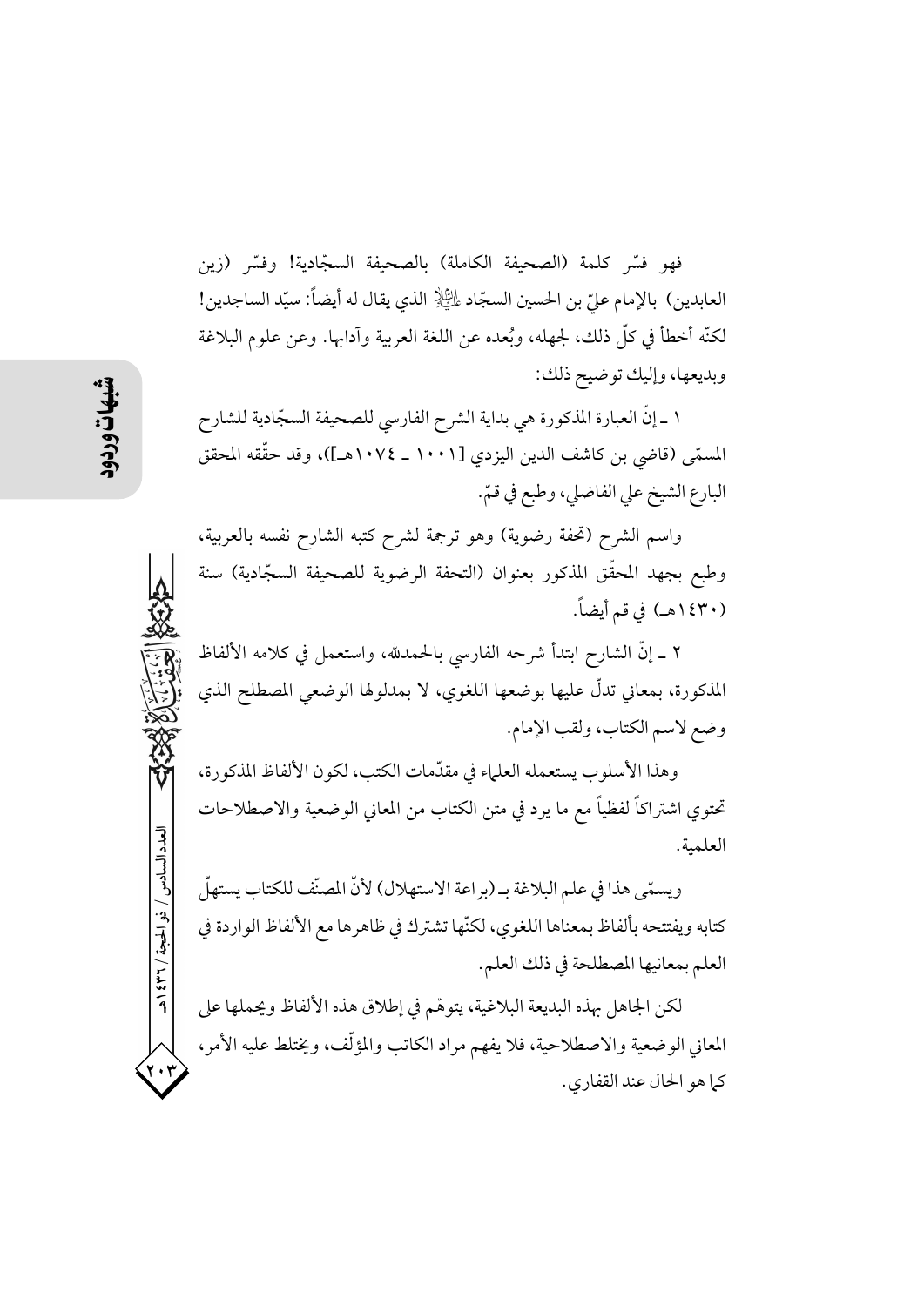فهو فسّر كلمة (الصحيفة الكاملة) بالصحيفة السجّادية! وفسّر (زين العابدين) بالإمام عليّ بن الحسين السجّاد عليه السلام الذي يقال له أيضاً: سيّد الساجدين! لكنّه أخطأ في كلّ ذلك، لجهله، وبُعده عن اللغة العربية وآدابها. وعن علوم البلاغة وبديعها، وإليك توضيح ذلك:

١ ـ إنّ العبارة المذكورة هي بداية الشرح الفارسي للصحيفة السجّادية للشارح المسمّى (قاضي بن كاشف الدين اليزدي [١٠٠١ ـ ١٠٧٤هـ])، وقد حقّقه المحقق البارع الشيخ علي الفاضلي، وطبع في قمّ.

واسم الشرح (تحفة رضوية) وهو ترجمة لشرح كتبه الشارح نفسه بالعربية، وطبع بجهد المحقّق المذكور بعنوان (التحفة الرضوية للصحيفة السجّادية) سنة (١٤٣٠هـ) في قم أيضاً.

٢ ـ إنّ الشارح ابتدأ شرحه الفارسي بالحمدلله، واستعمل في كلامه الألفاظ المذكورة، بمعاني تدلّ عليها بوضعها اللغوي، لا بمدلولها الوضعي المصطلح الذي وضع لاسم الكتاب، ولقب الإمام.

وهذا الأسلوب يستعمله العلماء في مقدّمات الكتب، لكون الألفاظ المذكورة، تحتوي اشتراكاً لفظياً مع ما يرد في متن الكتاب من المعاني الوضعية والاصطلاحات العلمية.

ويسمّى هذا في علم البلاغة بـ(براعة الاستهلال) لأنّ المصنّف للكتاب يستهلّ كتابه ويفتتحه بألفاظ بمعناها اللغوي، لكنّها تشترك في ظاهرها مع الألفاظ الواردة في العلم بمعانيها المصطلحة في ذلك العلم.

لكن الجاهل بهذه البديعة البلاغية، يتوهّم في إطلاق هذه الألفاظ ويحملها على المعاني الوضعية والاصطلاحية، فلا يفهم مراد الكاتب والمؤلّف، ويختلط عليه الأمر، كما هو الحال عند القفاري.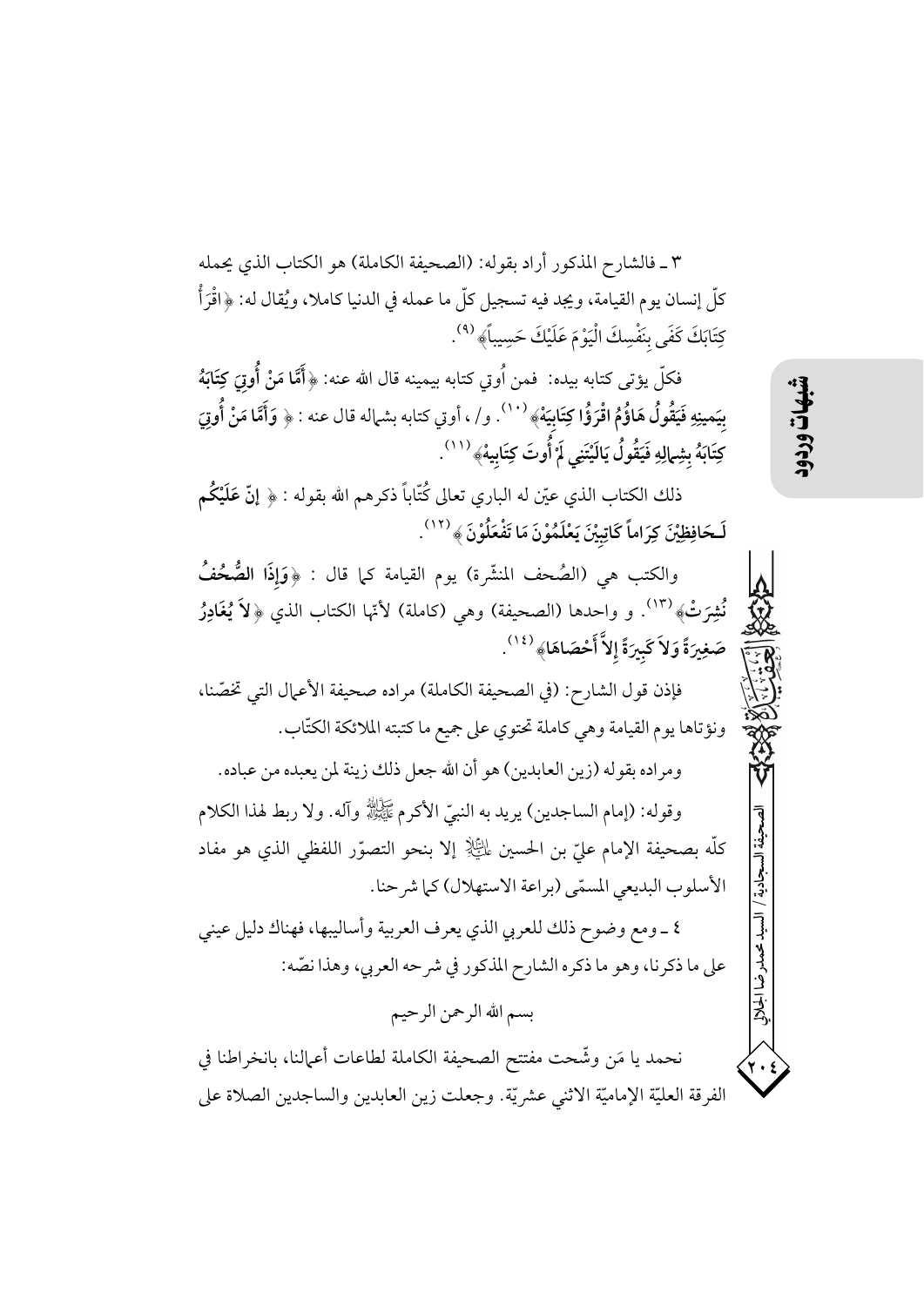٣ ـ فالشارح المذكور أراد بقوله: (الصحيفة الكاملة) هو الكتاب الذي يحمله كلّ إنسان يوم القيامة، ويجد فيه تسجيل كلّ ما عمله في الدنيا كاملا، ويُقال له: ﴿اقْرَأْ كِتَابَكَ كَفَى بِنَفْسِكَ الْيَوْمَ عَلَيْكَ حَسِيباً﴾[٩].

فكلّ يؤتى كتابه بيده: فمن أُوتي كتابه بيمينه قال الله عنه: ﴿**أَمَّا مَنْ أُوتِيَ كِتَابَهُ بِيَمِينِهِ فَيَقُولُ هَاؤُمُ اقْرَؤُا كِتَابِيَهْ**﴾[١٠]. و/، أوتي كتابه بشماله قال عنه: ﴿ **وَأَمَّا مَنْ أُوتِيَ كِتَابَهُ بِشِمالِهِ فَيَقُولُ يَالَيْتَنِي لَمْ أُوتَ كِتَابِيهْ**﴾[١١].

ذلك الكتاب الذي عيّن له الباري تعالى كُتّاباً ذكرهم الله بقوله: ﴿ **إنّ عَلَيْكُم لَـحَافِظِيْنَ كِرَاماً كَاتِبِيْنَ يَعْلَمُوْنَ مَا تَفْعَلُوْنَ** ﴾[١٢].

والكتب هي (الصُحف المنشّرة) يوم القيامة كما قال: ﴿**وَإِذَا الصُّحُفُ نُشِرَتْ**﴾[١٣]. و واحدها (الصحيفة) وهي (كاملة) لأنّها الكتاب الذي ﴿**لاَ يُغَادِرُ صَغِيرَةً وَلاَ كَبِيرَةً إِلاَّ أَحْصَاهَا**﴾[١٤].

فإذن قول الشارح: (في الصحيفة الكاملة) مراده صحيفة الأعمال التي تخصّنا، ونؤتاها يوم القيامة وهي كاملة تحتوي على جميع ما كتبته الملائكة الكتّاب.

ومراده بقوله (زين العابدين) هو أن الله جعل ذلك زينة لمن يعبده من عباده.

وقوله: (إمام الساجدين) يريد به النبيّ الأكرم ﷺ وآله. ولا ربط لهذا الكلام كلّه بصحيفة الإمام عليّ بن الحسين عليه السلام إلا بنحو التصوّر اللفظي الذي هو مفاد الأسلوب البديعي المسمّى (براعة الاستهلال) كما شرحنا.

٤ ـ ومع وضوح ذلك للعربي الذي يعرف العربية وأساليبها، فهناك دليل عيني على ما ذكرنا، وهو ما ذكره الشارح المذكور في شرحه العربي، وهذا نصّه:

بسم الله الرحمن الرحيم

نحمد يا مَن وشّحت مفتتح الصحيفة الكاملة لطاعات أعمالنا، بانخراطنا في الفرقة العليّة الإماميّة الاثني عشريّة. وجعلت زين العابدين والساجدين الصلاة على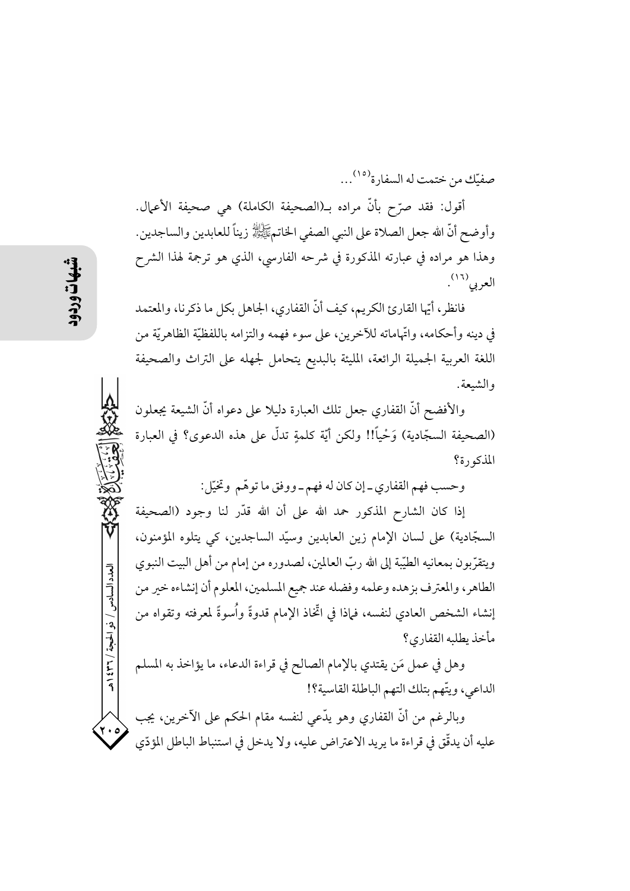صفيّك من ختمت له السفارة[15]...

أقول: فقد صرّح بأنّ مراده بـ(الصحيفة الكاملة) هي صحيفة الأعمال. وأوضح أنّ الله جعل الصلاة على النبي الصفي الخاتمﷺ زيناً للعابدين والساجدين. وهذا هو مراده في عبارته المذكورة في شرحه الفارسي، الذي هو ترجمة لهذا الشرح العربي[16].

فانظر، أيّها القارئ الكريم، كيف أنّ القفاري، الجاهل بكل ما ذكرنا، والمعتمد في دينه وأحكامه، واتّهاماته للآخرين، على سوء فهمه والتزامه باللفظيّة الظاهريّة من اللغة العربية الجميلة الرائعة، المليئة بالبديع يتحامل لجهله على التراث والصحيفة والشيعة.

والأفضح أنّ القفاري جعل تلك العبارة دليلا على دعواه أنّ الشيعة يجعلون (الصحيفة السجّادية) وَحْياً!! ولكن أيّة كلمةٍ تدلّ على هذه الدعوى؟ في العبارة المذكورة؟

وحسب فهم القفاري ـ إن كان له فهم ـ ووفق ما توهّم وتخيّل:

إذا كان الشارح المذكور حمد الله على أن الله قدّر لنا وجود (الصحيفة السجّادية) على لسان الإمام زين العابدين وسيّد الساجدين، كي يتلوه المؤمنون، ويتقرّبون بمعانيه الطيّبة إلى الله ربّ العالمين، لصدوره من إمام من أهل البيت النبوي الطاهر، والمعترف بزهده وعلمه وفضله عند جميع المسلمين، المعلوم أن إنشاءه خير من إنشاء الشخص العادي لنفسه، فهاذا في اتّخاذ الإمام قدوةً وأُسوةً لمعرفته وتقواه من مأخذ يطلبه القفاري؟

وهل في عمل مَن يقتدي بالإمام الصالح في قراءة الدعاء، ما يؤاخذ به المسلم الداعي، ويتّهم بتلك التهم الباطلة القاسية؟!

وبالرغم من أنّ القفاري وهو يدّعي لنفسه مقام الحكم على الآخرين، يجب عليه أن يدقّق في قراءة ما يريد الاعتراض عليه، ولا يدخل في استنباط الباطل المؤدّي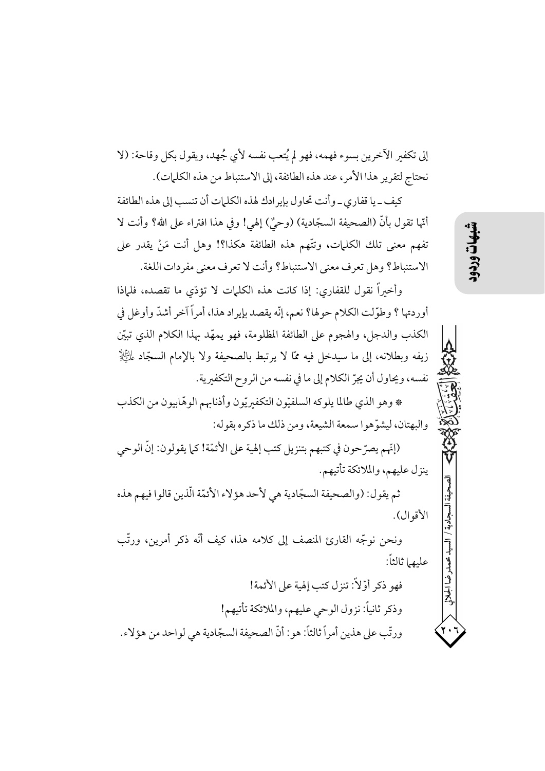إلى تكفير الآخرين بسوء فهمه، فهو لم يُتعب نفسه لأي جُهد، ويقول بكل وقاحة: (لا نحتاج لتقرير هذا الأمر، عند هذه الطائفة، إلى الاستنباط من هذه الكلمات).

كيف ـ يا قفاري ـ وأنت تحاول بإيرادك لهذه الكلمات أن تنسب إلى هذه الطائفة أنّها تقول بأنّ (الصحيفة السجّادية) (وحيٌ) إلهي! وفي هذا افتراء على الله؟ وأنت لا تفهم معنى تلك الكلمات، وتتّهم هذه الطائفة هكذا؟! وهل أنت مَنْ يقدر على الاستنباط؟ وهل تعرف معنى الاستنباط؟ وأنت لا تعرف معنى مفردات اللغة.

وأخيراً نقول للقفاري: إذا كانت هذه الكلمات لا تؤدّي ما تقصده، فلماذا أوردتها ؟ وطوّلت الكلام حولها؟ نعم، إنّه يقصد بإيراد هذا، أمراً آخر أشدّ وأوغل في الكذب والدجل، والهجوم على الطائفة المظلومة، فهو يمهّد بهذا الكلام الذي تبيّن زيفه وبطلانه، إلى ما سيدخل فيه ممّا لا يرتبط بالصحيفة ولا بالإمام السجّاد عليه السلام نفسه، ويحاول أن يجرّ الكلام إلى ما في نفسه من الروح التكفيرية.

* وهو الذي طالما يلوكه السلفيّون التكفيريّون وأذنابهم الوهّابيون من الكذب والبهتان، ليشوّهوا سمعة الشيعة، ومن ذلك ما ذكره بقوله:

(إنّهم يصرّحون في كتبهم بتنزيل كتب إلهية على الأئمّة! كما يقولون: إنّ الوحي ينزل عليهم، والملائكة تأتيهم.

ثم يقول: (والصحيفة السجّادية هي لأحد هؤلاء الأئمّة الّذين قالوا فيهم هذه الأقوال).

ونحن نوجّه القارئ المنصف إلى كلامه هذا، كيف أنّه ذكر أمرين، ورتّب عليهما ثالثاً:

فهو ذكر أوّلاً: تنزل كتب إلهية على الأئمة!

وذكر ثانياً: نزول الوحي عليهم، والملائكة تأتيهم!

ورتّب على هذين أمراً ثالثاً: هو: أنّ الصحيفة السجّادية هي لواحد من هؤلاء.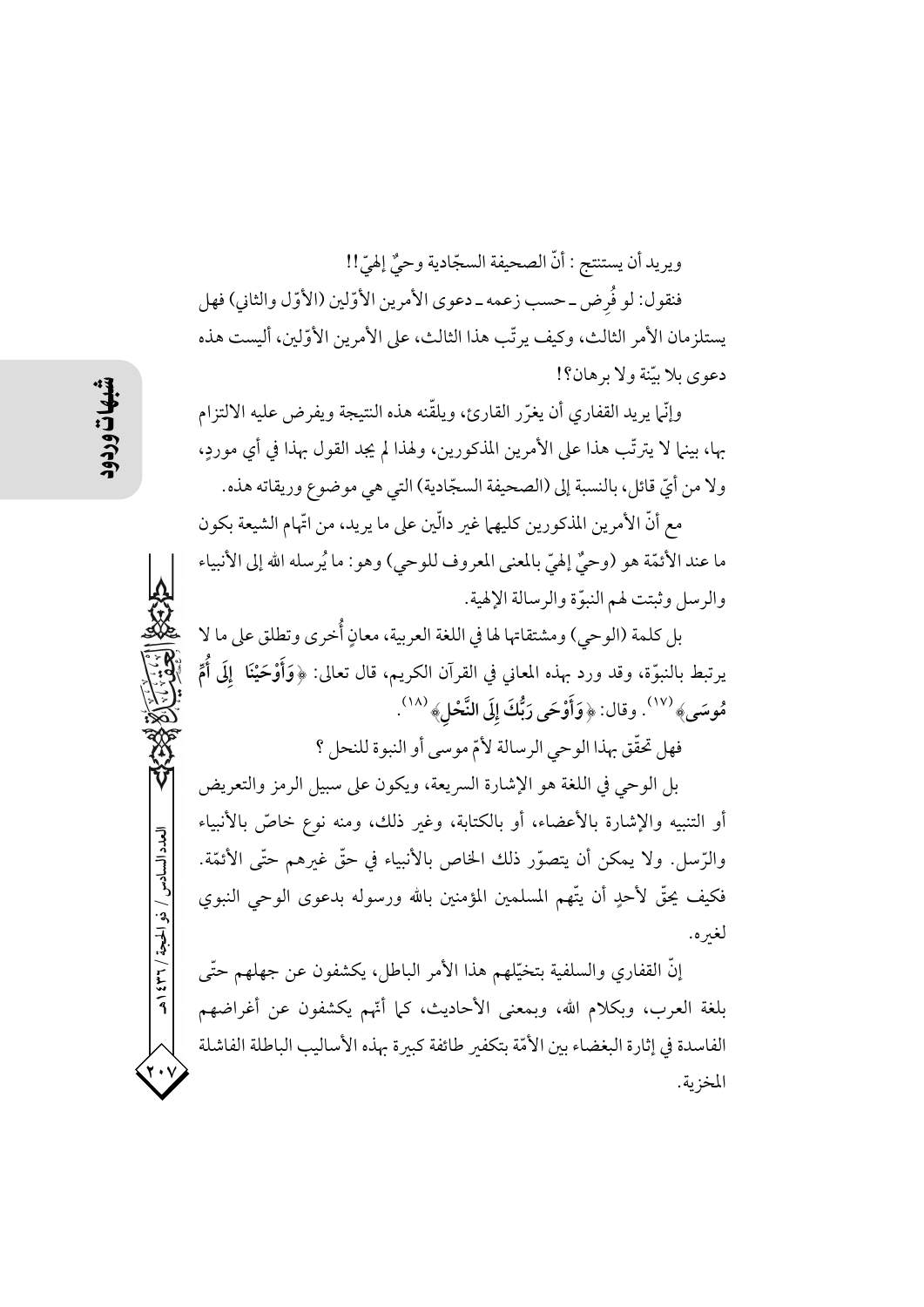ويريد أن يستنتج : أنّ الصحيفة السجّادية وحيٌ إلهيّ!!

فنقول: لو فُرِض ـ حسب زعمه ـ دعوى الأمرين الأوّلين (الأوّل والثاني) فهل يستلزمان الأمر الثالث، وكيف يرتّب هذا الثالث، على الأمرين الأوّلين، أليست هذه دعوى بلا بيّنة ولا برهان؟!

وإنّما يريد القفاري أن يغرّر القارئ، ويلقّنه هذه النتيجة ويفرض عليه الالتزام بها، بينما لا يترتّب هذا على الأمرين المذكورين، ولهذا لم يجد القول بهذا في أي موردٍ، ولا من أيّ قائل، بالنسبة إلى (الصحيفة السجّادية) التي هي موضوع وريقاته هذه.

مع أنّ الأمرين المذكورين كليهما غير دالّين على ما يريد، من اتّهام الشيعة بكون ما عند الأئمّة هو (وحيٌ إلهيّ بالمعنى المعروف للوحي) وهو: ما يُرسله الله إلى الأنبياء والرسل وثبتت لهم النبوّة والرسالة الإلهية.

بل كلمة (الوحي) ومشتقاتها لها في اللغة العربية، معانٍ أُخرى وتطلق على ما لا يرتبط بالنبوّة، وقد ورد بهذه المعاني في القرآن الكريم، قال تعالى: ﴿**وَأَوْحَيْنَا إِلَى أُمِّ مُوسَى**﴾[17]. وقال: ﴿**وَأَوْحَى رَبُّكَ إِلَى النَّحْلِ**﴾[18].

فهل تحقّق بهذا الوحي الرسالة لأمّ موسى أو النبوة للنحل ؟

بل الوحي في اللغة هو الإشارة السريعة، ويكون على سبيل الرمز والتعريض أو التنبيه والإشارة بالأعضاء، أو بالكتابة، وغير ذلك، ومنه نوع خاصّ بالأنبياء والرّسل. ولا يمكن أن يتصوّر ذلك الخاص بالأنبياء في حقّ غيرهم حتّى الأئمّة. فكيف يحقّ لأحدٍ أن يتّهم المسلمين المؤمنين بالله ورسوله بدعوى الوحي النبوي لغيره.

إنّ القفاري والسلفية بتخيّلهم هذا الأمر الباطل، يكشفون عن جهلهم حتّى بلغة العرب، وبكلام الله، وبمعنى الأحاديث، كما أنّهم يكشفون عن أغراضهم الفاسدة في إثارة البغضاء بين الأمّة بتكفير طائفة كبيرة بهذه الأساليب الباطلة الفاشلة المخزية.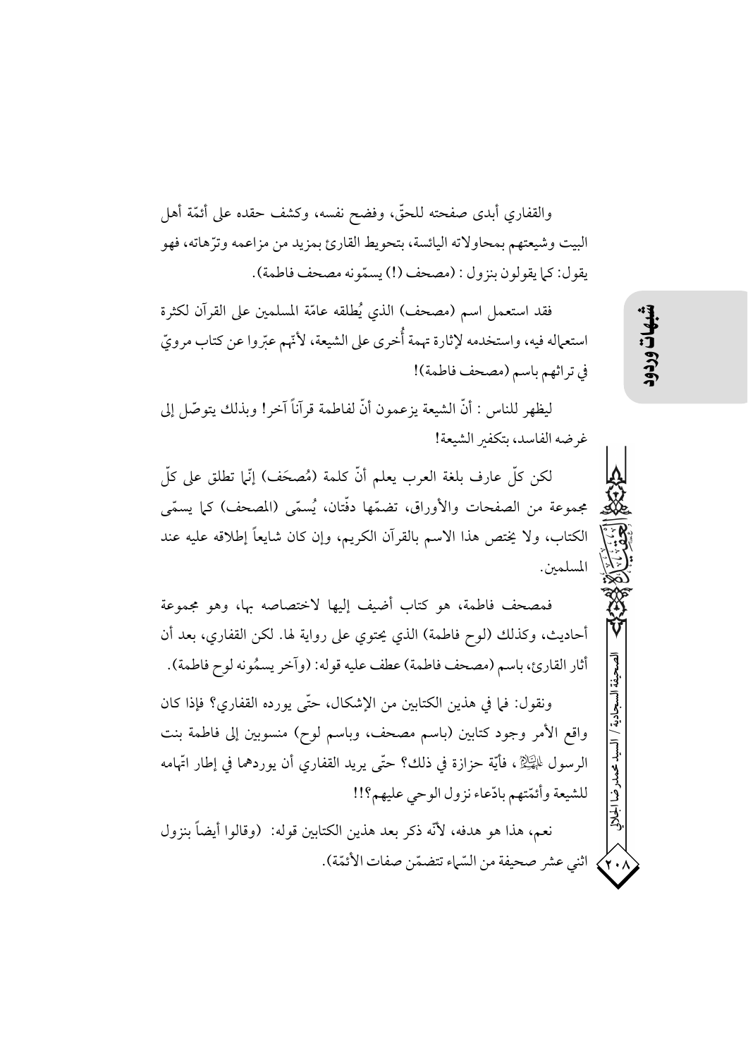والقفاري أبدى صفحته للحقّ، وفضح نفسه، وكشف حقده على أئمّة أهل البيت وشيعتهم بمحاولاته اليائسة، بتحويط القارئ بمزيد من مزاعمه وترّهاته، فهو يقول: كما يقولون بنزول : (مصحف (!) يسمّونه مصحف فاطمة).

فقد استعمل اسم (مصحف) الذي يُطلقه عامّة المسلمين على القرآن لكثرة استعماله فيه، واستخدمه لإثارة تهمة أُخرى على الشيعة، لأنّهم عبّروا عن كتاب مرويّ في تراثهم باسم (مصحف فاطمة)!

ليظهر للناس : أنّ الشيعة يزعمون أنّ لفاطمة قرآناً آخر! وبذلك يتوصّل إلى غرضه الفاسد، بتكفير الشيعة!

لكن كلّ عارف بلغة العرب يعلم أنّ كلمة (مُصحَف) إنّما تطلق على كلّ مجموعة من الصفحات والأوراق، تضمّها دفّتان، يُسمّى (المصحف) كما يسمّى الكتاب، ولا يختص هذا الاسم بالقرآن الكريم، وإن كان شايعاً إطلاقه عليه عند المسلمين.

فمصحف فاطمة، هو كتاب أضيف إليها لاختصاصه بها، وهو مجموعة أحاديث، وكذلك (لوح فاطمة) الذي يحتوي على رواية لها. لكن القفاري، بعد أن أثار القارئ، باسم (مصحف فاطمة) عطف عليه قوله: (وآخر يسمُونه لوح فاطمة).

ونقول: فما في هذين الكتابين من الإشكال، حتّى يورده القفاري؟ فإذا كان واقع الأمر وجود كتابين (باسم مصحف، وباسم لوح) منسوبين إلى فاطمة بنت الرسول عليها السلام، فأيّة حزازة في ذلك؟ حتّى يريد القفاري أن يوردهما في إطار اتّهامه للشيعة وأئمّتهم بادّعاء نزول الوحي عليهم؟!!

نعم، هذا هو هدفه، لأنّه ذكر بعد هذين الكتابين قوله: (وقالوا أيضاً بنزول اثني عشر صحيفة من السّماء تتضمّن صفات الأئمّة).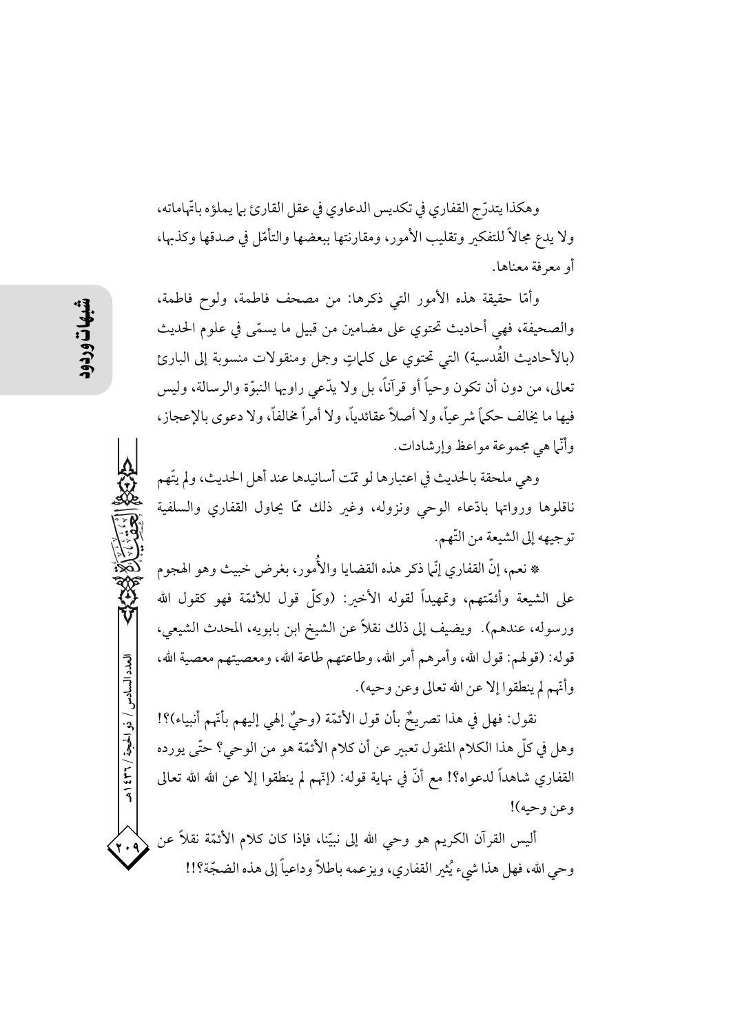وهكذا يتدرّج القفاري في تكديس الدعاوي في عقل القارئ بما يملؤه باتّهاماته، ولا يدع مجالاً للتفكير وتقليب الأمور، ومقارنتها ببعضها والتأمّل في صدقها وكذبها، أو معرفة معناها.

وأمّا حقيقة هذه الأمور التي ذكرها: من مصحف فاطمة، ولوح فاطمة، والصحيفة، فهي أحاديث تحتوي على مضامين من قبيل ما يسمّى في علوم الحديث (بالأحاديث القُدسية) التي تحتوي على كلماتٍ وجمل ومنقولات منسوبة إلى البارئ تعالى، من دون أن تكون وحياً أو قرآناً، بل ولا يدّعي راويها النبوّة والرسالة، وليس فيها ما يخالف حكماً شرعياً، ولا أصلاً عقائدياً، ولا أمراً مخالفاً، ولا دعوى بالإعجاز، وأنّما هي مجموعة مواعظ وإرشادات.

وهي ملحقة بالحديث في اعتبارها لو تمّت أسانيدها عند أهل الحديث، ولم يتّهم ناقلوها ورواتها بادّعاء الوحي ونزوله، وغير ذلك ممّا يحاول القفاري والسلفية توجيهه إلى الشيعة من التّهم.

* نعم، إنّ القفاري إنّما ذكر هذه القضايا والأُمور، بغرض خبيث وهو الهجوم على الشيعة وأئمّتهم، وتمهيداً لقوله الأخير: (وكلّ قول للأئمّة فهو كقول الله ورسوله، عندهم). ويضيف إلى ذلك نقلاً عن الشيخ ابن بابويه، المحدث الشيعي، قوله: (قولهم: قول الله، وأمرهم أمر الله، وطاعتهم طاعة الله، ومعصيتهم معصية الله، وأنّهم لم ينطقوا إلا عن الله تعالى وعن وحيه).

نقول: فهل في هذا تصريحٌ بأن قول الأئمّة (وحيٌ إلهي إليهم بأنّهم أنبياء)؟! وهل في كلّ هذا الكلام المنقول تعبير عن أن كلام الأئمّة هو من الوحي؟ حتّى يورده القفاري شاهداً لدعواه؟! مع أنّ في نهاية قوله: (إنّهم لم ينطقوا إلا عن الله تعالى وعن وحيه)!

أليس القرآن الكريم هو وحي الله إلى نبيّنا، فإذا كان كلام الأئمّة نقلاً عن وحي الله، فهل هذا شيء يُثير القفاري، ويزعمه باطلاً وداعياً إلى هذه الضجّة؟!!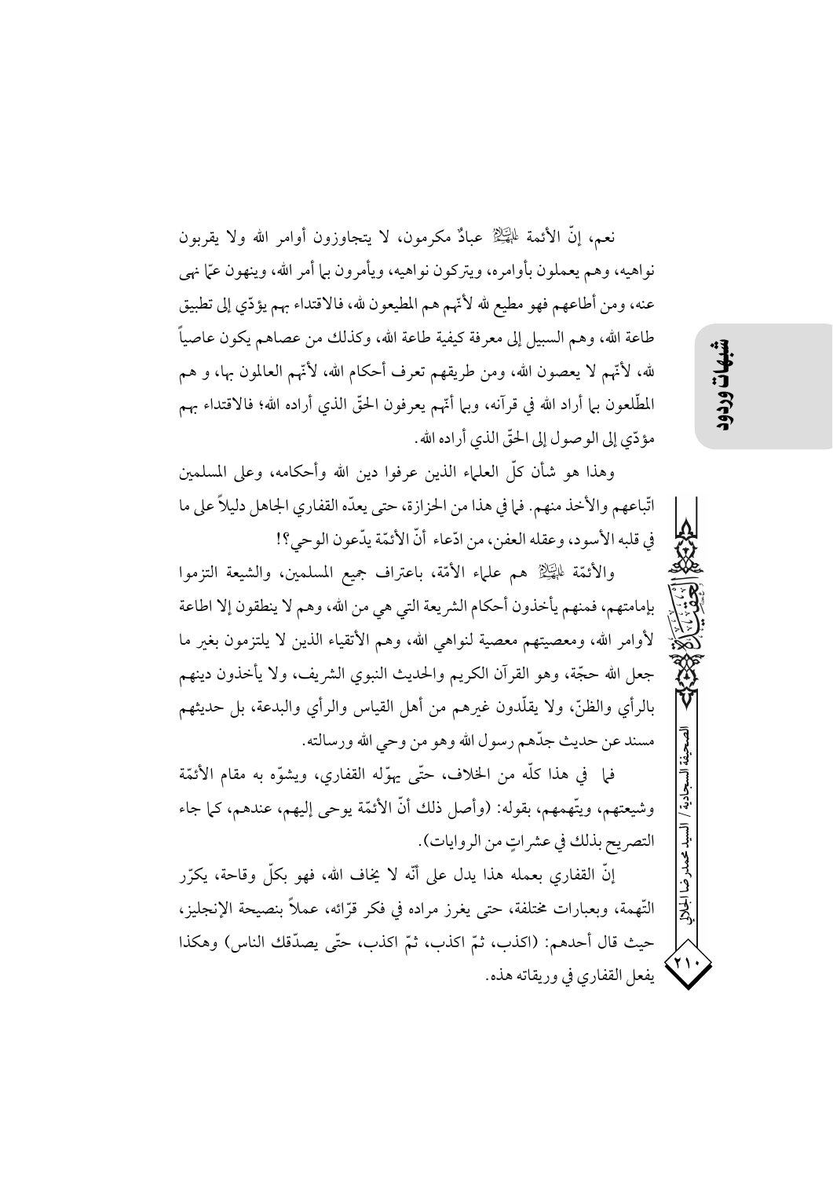نعم، إنّ الأئمة عليهم السلام عبادٌ مكرمون، لا يتجاوزون أوامر الله ولا يقربون نواهيه، وهم يعملون بأوامره، ويتركون نواهيه، ويأمرون بها أمر الله، وينهون عمّا نهى عنه، ومن أطاعهم فهو مطيع لله لأنّهم هم المطيعون لله، فالاقتداء بهم يؤدّي إلى تطبيق طاعة الله، وهم السبيل إلى معرفة كيفية طاعة الله، وكذلك من عصاهم يكون عاصياً لله، لأنّهم لا يعصون الله، ومن طريقهم تعرف أحكام الله، لأنّهم العالمون بها، و هم المطّلعون بما أراد الله في قرآنه، وبما أنّهم يعرفون الحقّ الذي أراده الله؛ فالاقتداء بهم مؤدّي إلى الوصول إلى الحقّ الذي أراده الله.

وهذا هو شأن كلّ العلماء الذين عرفوا دين الله وأحكامه، وعلى المسلمين اتّباعهم والأخذ منهم. فما في هذا من الحزازة، حتى يعدّه القفاري الجاهل دليلاً على ما في قلبه الأسود، وعقله العفن، من ادّعاء أنّ الأئمّة يدّعون الوحي؟!

والأئمّة عليهم السلام هم علماء الأمّة، باعتراف جميع المسلمين، والشيعة التزموا بإمامتهم، فمنهم يأخذون أحكام الشريعة التي هي من الله، وهم لا ينطقون إلا اطاعة لأوامر الله، ومعصيتهم معصية لنواهي الله، وهم الأتقياء الذين لا يلتزمون بغير ما جعل الله حجّة، وهو القرآن الكريم والحديث النبوي الشريف، ولا يأخذون دينهم بالرأي والظنّ، ولا يقلّدون غيرهم من أهل القياس والرأي والبدعة، بل حديثهم مسند عن حديث جدّهم رسول الله وهو من وحي الله ورسالته.

فما في هذا كلّه من الخلاف، حتّى يهوّله القفاري، ويشوّه به مقام الأئمّة وشيعتهم، ويتّهمهم، بقوله: (وأصل ذلك أنّ الأئمّة يوحى إليهم، عندهم، كما جاء التصريح بذلك في عشراتٍ من الروايات).

إنّ القفاري بعمله هذا يدل على أنّه لا يخاف الله، فهو بكلّ وقاحة، يكرّر التّهمة، وبعبارات مختلفة، حتى يغرز مراده في فكر قرّائه، عملاً بنصيحة الإنجليز، حيث قال أحدهم: (اكذب، ثمّ اكذب، ثمّ اكذب، حتّى يصدّقك الناس) وهكذا يفعل القفاري في وريقاته هذه.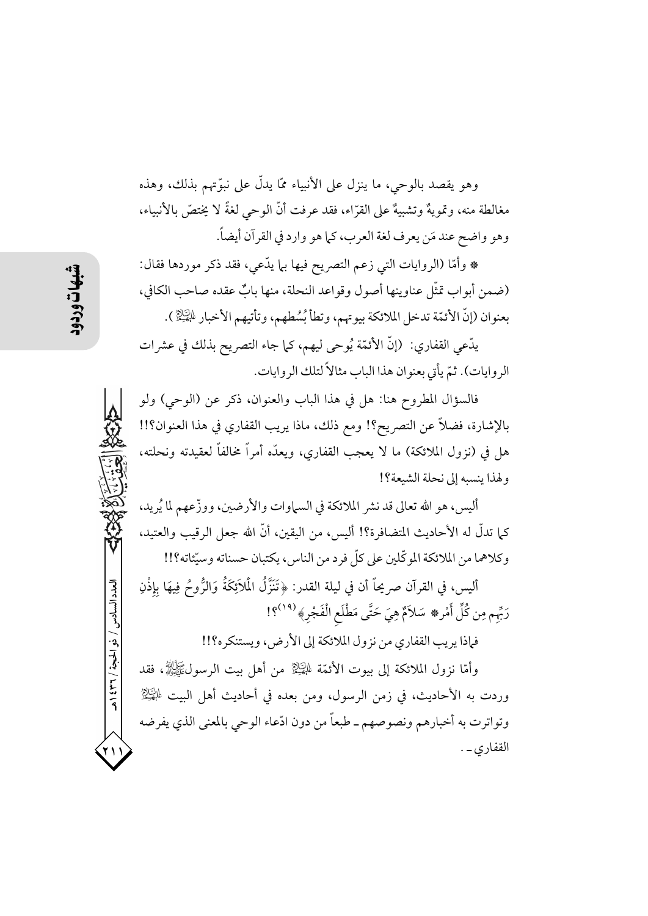وهو يقصد بالوحي، ما ينزل على الأنبياء ممّا يدلّ على نبوّتهم بذلك، وهذه مغالطة منه، وتمويهٌ وتشبيهٌ على القرّاء، فقد عرفت أنّ الوحي لغةً لا يختصّ بالأنبياء، وهو واضح عند مَن يعرف لغة العرب، كما هو وارد في القرآن أيضاً.

* وأمّا (الروايات التي زعم التصريح فيها بما يدّعي، فقد ذكر موردها فقال: (ضمن أبواب تمثّل عناوينها أصول وقواعد النحلة، منها بابٌ عقده صاحب الكافي، بعنوان (إنّ الأئمّة تدخل الملائكة بيوتهم، وتطأ بُسُطهم، وتأتيهم الأخبار عليهم السلام).

يدّعي القفاري: (إنّ الأئمّة يُوحى ليهم، كما جاء التصريح بذلك في عشرات الروايات). ثمّ يأتي بعنوان هذا الباب مثالاً لتلك الروايات.

فالسؤال المطروح هنا: هل في هذا الباب والعنوان، ذكر عن (الوحي) ولو بالإشارة، فضلاً عن التصريح؟! ومع ذلك، ماذا يريب القفاري في هذا العنوان؟!! هل في (نزول الملائكة) ما لا يعجب القفاري، ويعدّه أمراً مخالفاً لعقيدته ونحلته، ولهذا ينسبه إلى نحلة الشيعة؟!

أليس، هو الله تعالى قد نشر الملائكة في السماوات والأرضين، ووزّعهم لما يُريد، كما تدلّ له الأحاديث المتضافرة؟! أليس، من اليقين، أنّ الله جعل الرقيب والعتيد، وكلاهما من الملائكة الموكّلين على كلّ فرد من الناس، يكتبان حسناته وسيّئاته؟!!

أليس، في القرآن صريحاً أن في ليلة القدر: ﴿تَنَزَّلُ الْمَلاَئِكَةُ وَالرُّوحُ فِيهَا بِإِذْنِ رَبِّهِم مِن كُلِّ أَمْرٍ* سَلاَمٌ هِيَ حَتَّى مَطْلَعِ الْفَجْرِ﴾[19]؟!

فماذا يريب القفاري من نزول الملائكة إلى الأرض، ويستنكره؟!!

وأمّا نزول الملائكة إلى بيوت الأئمّة عليهم السلام من أهل بيت الرسول صلى الله عليه وآله، فقد وردت به الأحاديث، في زمن الرسول، ومن بعده في أحاديث أهل البيت عليهم السلام وتواترت به أخبارهم ونصوصهم ـ طبعاً من دون ادّعاء الوحي بالمعنى الذي يفرضه القفاري ـ .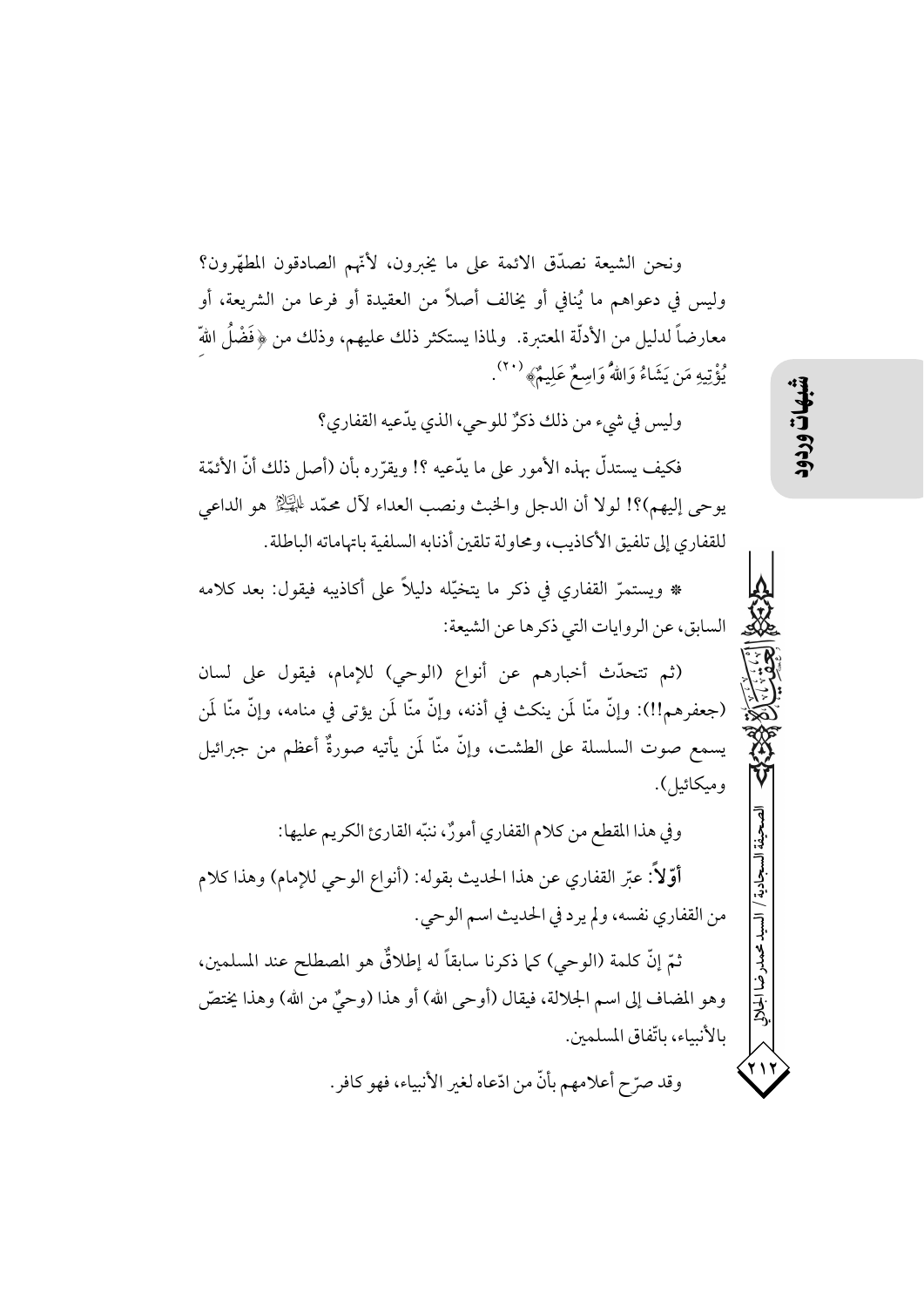ونحن الشيعة نصدّق الائمة على ما يخبرون، لأنّهم الصادقون المطهّرون؟ وليس في دعواهم ما يُنافي أو يخالف أصلاً من العقيدة أو فرعا من الشريعة، أو معارضاً لدليل من الأدلّة المعتبرة. ولماذا يستكثر ذلك عليهم، وذلك من ﴿فَضْلُ اللهِ يُؤْتِيهِ مَن يَشَاءُ وَاللهُ وَاسِعٌ عَلِيمٌ﴾ [٢٠].

وليس في شيء من ذلك ذكرٌ للوحي، الذي يدّعيه القفاري؟

فكيف يستدلّ بهذه الأمور على ما يدّعيه ؟! ويقرّره بأن (أصل ذلك أنّ الأئمّة يوحى إليهم)؟! لولا أن الدجل والخبث ونصب العداء لآل محمّد ﷺ هو الداعي للقفاري إلى تلفيق الأكاذيب، ومحاولة تلقين أذنابه السلفية باتهاماته الباطلة.

* ويستمرّ القفاري في ذكر ما يتخيّله دليلاً على أكاذيبه فيقول: بعد كلامه السابق، عن الروايات التي ذكرها عن الشيعة:

(ثم تتحدّث أخبارهم عن أنواع (الوحي) للإمام، فيقول على لسان (جعفرهم!!): وإنّ منّا لَمَن ينكث في أذنه، وإنّ منّا لَمَن يؤتى في منامه، وإنّ منّا لَمَن يسمع صوت السلسلة على الطشت، وإنّ منّا لَمَن يأتيه صورةٌ أعظم من جبرائيل وميكائيل).

وفي هذا المقطع من كلام القفاري أمورٌ، ننبّه القارئ الكريم عليها:

**أوّلاً**: عبّر القفاري عن هذا الحديث بقوله: (أنواع الوحي للإمام) وهذا كلام من القفاري نفسه، ولم يرد في الحديث اسم الوحي.

ثمّ إنّ كلمة (الوحي) كما ذكرنا سابقاً له إطلاقٌ هو المصطلح عند المسلمين، وهو المضاف إلى اسم الجلالة، فيقال (أوحى الله) أو هذا (وحيٌ من الله) وهذا يختصّ بالأنبياء، باتّفاق المسلمين.

وقد صرّح أعلامهم بأنّ من ادّعاه لغير الأنبياء، فهو كافر.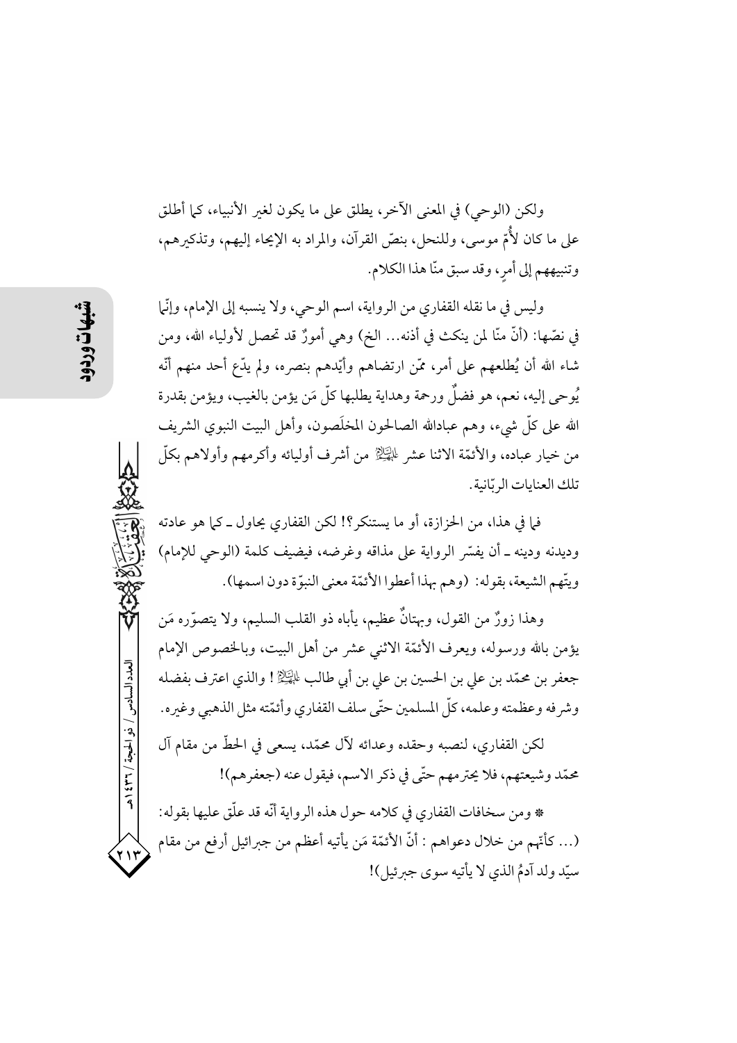ولكن (الوحي) في المعنى الآخر، يطلق على ما يكون لغير الأنبياء، كما أطلق على ما كان لأُمّ موسى، وللنحل، بنصّ القرآن، والمراد به الإيحاء إليهم، وتذكيرهم، وتنبيههم إلى أمرٍ، وقد سبق منّا هذا الكلام.

وليس في ما نقله القفاري من الرواية، اسم الوحي، ولا ينسبه إلى الإمام، وإنّما في نصّها: (أنّ منّا لمن ينكث في أذنه... الخ) وهي أمورٌ قد تحصل لأولياء الله، ومن شاء الله أن يُطلعهم على أمر، ممّن ارتضاهم وأيّدهم بنصره، ولم يدّع أحد منهم أنّه يُوحى إليه، نعم، هو فضلٌ ورحمة وهداية يطلبها كلّ مَن يؤمن بالغيب، ويؤمن بقدرة الله على كلّ شيء، وهم عبادالله الصالحون المخلَصون، وأهل البيت النبوي الشريف من خيار عباده، والأئمّة الاثنا عشر عليهم السلام من أشرف أوليائه وأكرمهم وأولاهم بكلّ تلك العنايات الربّانية.

فما في هذا، من الحزازة، أو ما يستنكر؟! لكن القفاري يحاول ـ كما هو عادته وديدنه ودينه ـ أن يفسّر الرواية على مذاقه وغرضه، فيضيف كلمة (الوحي للإمام) ويتّهم الشيعة، بقوله: (وهم بهذا أعطوا الأئمّة معنى النبوّة دون اسمها).

وهذا زورٌ من القول، وبهتانٌ عظيم، يأباه ذو القلب السليم، ولا يتصوّره مَن يؤمن بالله ورسوله، ويعرف الأئمّة الاثني عشر من أهل البيت، وبالخصوص الإمام جعفر بن محمّد بن علي بن الحسين بن علي بن أبي طالب عليهم السلام! والذي اعترف بفضله وشرفه وعظمته وعلمه، كلّ المسلمين حتّى سلف القفاري وأئمّته مثل الذهبي وغيره.

لكن القفاري، لنصبه وحقده وعدائه لآل محمّد، يسعى في الحطّ من مقام آل محمّد وشيعتهم، فلا يحترمهم حتّى في ذكر الاسم، فيقول عنه (جعفرهم)!

* ومن سخافات القفاري في كلامه حول هذه الرواية أنّه قد علّق عليها بقوله: (... كأنّهم من خلال دعواهم : أنّ الأئمّة مَن يأتيه أعظم من جبرائيل أرفع من مقام سيّد ولد آدمُ الذي لا يأتيه سوى جبرئيل)!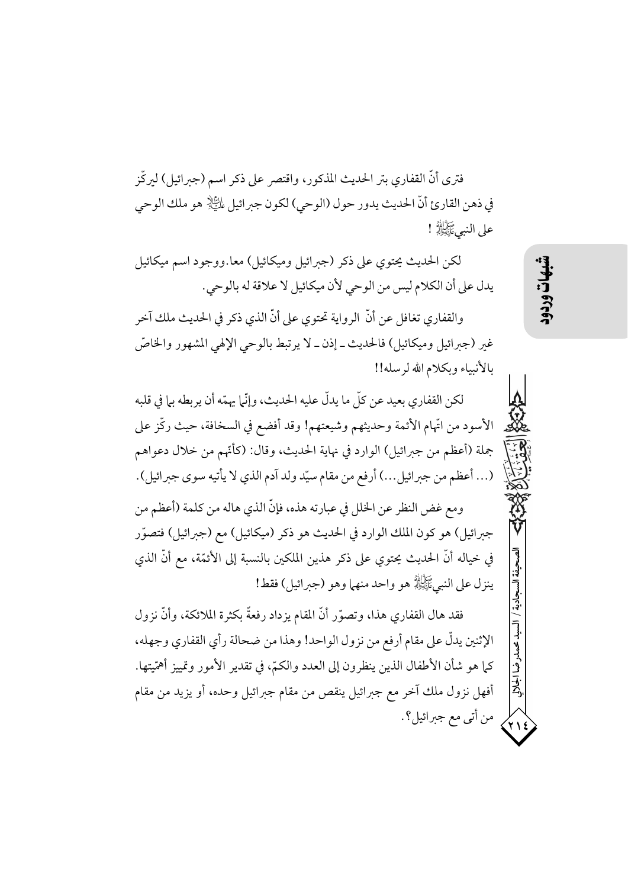فترى أنّ القفاري بتر الحديث المذكور، واقتصر على ذكر اسم (جبرائيل) ليركّز في ذهن القارئ أنّ الحديث يدور حول (الوحي) لكون جبرائيل عليه السلام هو ملك الوحي على النبي صلى الله عليه وآله !

لكن الحديث يحتوي على ذكر (جبرائيل وميكائيل) معا.ووجود اسم ميكائيل يدل على أن الكلام ليس من الوحي لأن ميكائيل لا علاقة له بالوحي.

والقفاري تغافل عن أنّ الرواية تحتوي على أنّ الذي ذكر في الحديث ملك آخر غير (جبرائيل وميكائيل) فالحديث ـ إذن ـ لا يرتبط بالوحي الإلهي المشهور والخاصّ بالأنبياء وبكلام الله لرسله!!

لكن القفاري بعيد عن كلّ ما يدلّ عليه الحديث، وإنّما يهمّه أن يربطه بما في قلبه الأسود من اتّهام الأئمة وحديثهم وشيعتهم! وقد أفضع في السخافة، حيث ركّز على جملة (أعظم من جبرائيل) الوارد في نهاية الحديث، وقال: (كأنّهم من خلال دعواهم (... أعظم من جبرائيل...) أرفع من مقام سيّد ولد آدم الذي لا يأتيه سوى جبرائيل).

ومع غض النظر عن الخلل في عبارته هذه، فإنّ الذي هاله من كلمة (أعظم من جبرائيل) هو كون الملك الوارد في الحديث هو ذكر (ميكائيل) مع (جبرائيل) فتصوّر في خياله أنّ الحديث يحتوي على ذكر هذين الملكين بالنسبة إلى الأئمّة، مع أنّ الذي ينزل على النبي صلى الله عليه وآله هو واحد منهما وهو (جبرائيل) فقط!

فقد هال القفاري هذا، وتصوّر أنّ المقام يزداد رفعةً بكثرة الملائكة، وأنّ نزول الإثنين يدلّ على مقام أرفع من نزول الواحد! وهذا من ضحالة رأي القفاري وجهله، كما هو شأن الأطفال الذين ينظرون إلى العدد والكمّ، في تقدير الأمور وتمييز أهمّيتها. أفهل نزول ملك آخر مع جبرائيل ينقص من مقام جبرائيل وحده، أو يزيد من مقام من أتى مع جبرائيل؟.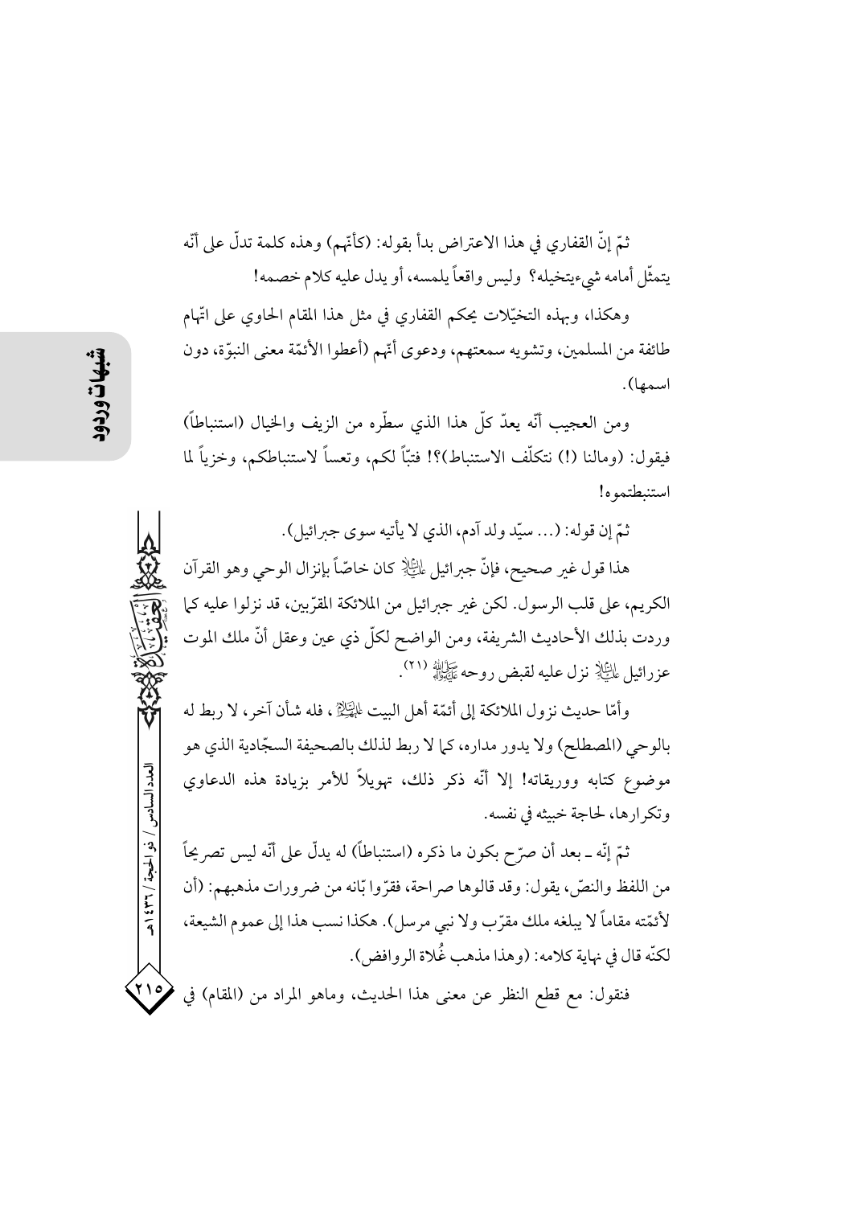ثمّ إنّ القفاري في هذا الاعتراض بدأ بقوله: (كأنّهم) وهذه كلمة تدلّ على أنّه يتمثّل أمامه شيءيتخيله؟ وليس واقعاً يلمسه، أو يدل عليه كلام خصمه!

وهكذا، وبهذه التخيّلات يحكم القفاري في مثل هذا المقام الحاوي على اتّهام طائفة من المسلمين، وتشويه سمعتهم، ودعوى أنّهم (أعطوا الأئمّة معنى النبوّة، دون اسمها).

ومن العجيب أنّه يعدّ كلّ هذا الذي سطّره من الزيف والخيال (استنباطاً) فيقول: (ومالنا (!) نتكلّف الاستنباط)؟! فتبّاً لكم، وتعساً لاستنباطكم، وخزياً لما استنبطتموه!

ثمّ إن قوله: (... سيّد ولد آدم، الذي لا يأتيه سوى جبرائيل).

هذا قول غير صحيح، فإنّ جبرائيل عليه السلام كان خاصّاً بإنزال الوحي وهو القرآن الكريم، على قلب الرسول. لكن غير جبرائيل من الملائكة المقرّبين، قد نزلوا عليه كما وردت بذلك الأحاديث الشريفة، ومن الواضح لكلّ ذي عين وعقل أنّ ملك الموت عزرائيل عليه السلام نزل عليه لقبض روحه صلى الله عليه وآله [21].

وأمّا حديث نزول الملائكة إلى أئمّة أهل البيت عليهم السلام، فله شأن آخر، لا ربط له بالوحي (المصطلح) ولا يدور مداره، كما لا ربط لذلك بالصحيفة السجّادية الذي هو موضوع كتابه ووريقاته! إلا أنّه ذكر ذلك، تهويلاً للأمر بزيادة هذه الدعاوي وتكرارها، لحاجة خبيثة في نفسه.

ثمّ إنّه ـ بعد أن صرّح بكون ما ذكره (استنباطاً) له يدلّ على أنّه ليس تصريحاً من اللفظ والنصّ، يقول: وقد قالوها صراحة، فقرّروا بّانه من ضرورات مذهبهم: (أن لأئمّته مقاماً لا يبلغه ملك مقرّب ولا نبي مرسل). هكذا نسب هذا إلى عموم الشيعة، لكنّه قال في نهاية كلامه: (وهذا مذهب غُلاة الروافض).

فنقول: مع قطع النظر عن معنى هذا الحديث، وماهو المراد من (المقام) في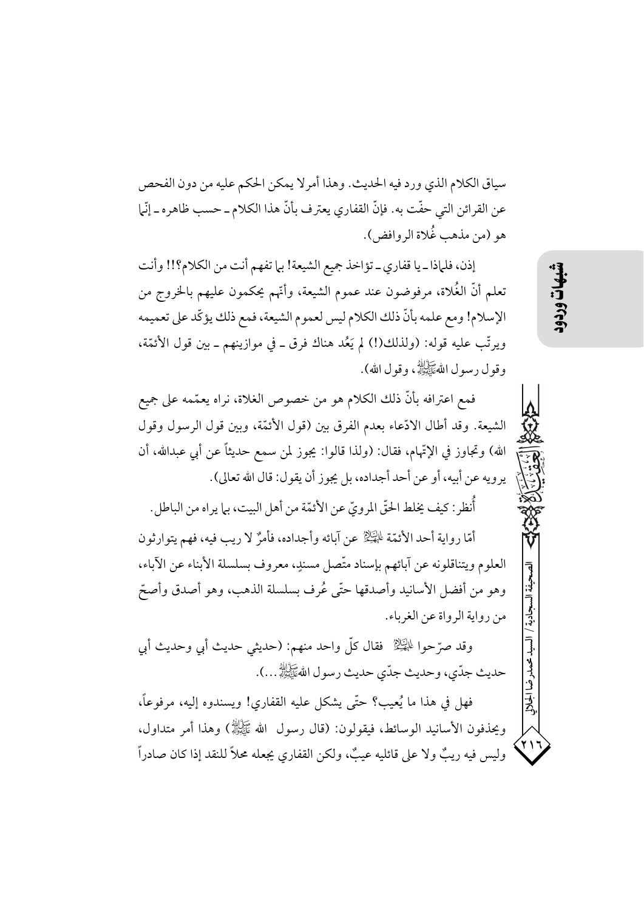سياق الكلام الذي ورد فيه الحديث. وهذا أمر لا يمكن الحكم عليه من دون الفحص عن القرائن التي حفّت به. فإنّ القفاري يعترف بأنّ هذا الكلام ـ حسب ظاهره ـ إنّما هو (من مذهب غُلاة الروافض).

إذن، فلماذا ـ يا قفاري ـ تؤاخذ جميع الشيعة! بما تفهم أنت من الكلام؟!! وأنت تعلم أنّ الغُلاة، مرفوضون عند عموم الشيعة، وأنّهم يحكمون عليهم بالخروج من الإسلام! ومع علمه بأنّ ذلك الكلام ليس لعموم الشيعة، فمع ذلك يؤكّد على تعميمه ويرتّب عليه قوله: (ولذلك(!) لم يَعُد هناك فرق ـ في موازينهم ـ بين قول الأئمّة، وقول رسول الله صلى الله عليه وآله، وقول الله).

فمع اعترافه بأنّ ذلك الكلام هو من خصوص الغلاة، نراه يعمّمه على جميع الشيعة. وقد أطال الادّعاء بعدم الفرق بين (قول الأئمّة، وبين قول الرسول وقول الله) وتجاوز في الإتّهام، فقال: (ولذا قالوا: يجوز لمن سمع حديثاً عن أبي عبدالله، أن يرويه عن أبيه، أو عن أحد أجداده، بل يجوز أن يقول: قال الله تعالى).

أُنظر: كيف يخلط الحقّ المرويّ عن الأئمّة من أهل البيت، بما يراه من الباطل.

أمّا رواية أحد الأئمّة عليهم السلام عن آبائه وأجداده، فأمرٌ لا ريب فيه، فهم يتوارثون العلوم ويتناقلونه عن آبائهم بإسناد متّصل مسندٍ، معروف بسلسلة الأبناء عن الآباء، وهو من أفضل الأسانيد وأصدقها حتّى عُرف بسلسلة الذهب، وهو أصدق وأصحّ من رواية الرواة عن الغرباء.

وقد صرّحوا عليهم السلام فقال كلّ واحد منهم: (حديثي حديث أبي وحديث أبي حديث جدّي، وحديث جدّي حديث رسول الله صلى الله عليه وآله...).

فهل في هذا ما يُعيب؟ حتّى يشكل عليه القفاري! ويسندوه إليه، مرفوعاً، ويحذفون الأسانيد الوسائط، فيقولون: (قال رسول الله صلى الله عليه وآله) وهذا أمر متداول، وليس فيه ريبٌ ولا على قائليه عيبٌ، ولكن القفاري يجعله محلاً للنقد إذا كان صادراً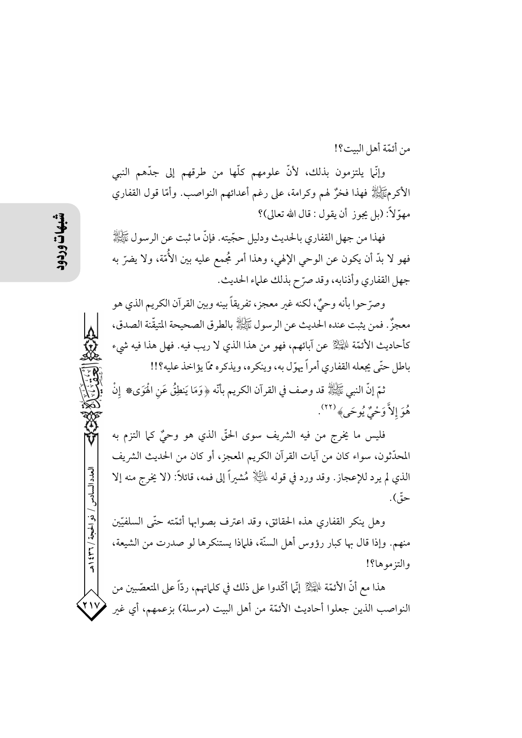من أئمّة أهل البيت؟!

وإنّما يلتزمون بذلك، لأنّ علومهم كلّها من طرقهم إلى جدّهم النبي الأكرمﷺ فهذا فخرٌ لهم وكرامة، على رغم أعدائهم النواصب. وأمّا قول القفاري مهوّلاً: (بل يجوز أن يقول: قال الله تعالى)؟

فهذا من جهل القفاري بالحديث ودليل حجّيته. فإنّ ما ثبت عن الرسول ﷺ فهو لا بدّ أن يكون عن الوحي الإلهي، وهذا أمر مُجمع عليه بين الأُمّة، ولا يضرّ به جهل القفاري وأذنابه، وقد صرّح بذلك علماء الحديث.

وصرّحوا بأنه وحيٌ، لكنه غير معجز، تفريقاً بينه وبين القرآن الكريم الذي هو معجزٌ. فمن يثبت عنده الحديث عن الرسول ﷺ بالطرق الصحيحة المتيقّنة الصدق، كأحاديث الأئمّة عليهم السلام عن آبائهم، فهو من هذا الذي لا ريب فيه. فهل هذا فيه شيء باطل حتّى يجعله القفاري أمراً يهوّل به، وينكره، ويذكره ممّا يؤاخذ عليه؟!!

ثمّ إنّ النبي ﷺ قد وصف في القرآن الكريم بأنّه ﴿وَمَا يَنطِقُ عَنِ الْهَوَى* إِنْ هُوَ إِلاَّ وَحْيٌ يُوحَى﴾(٢٢).

فليس ما يخرج من فيه الشريف سوى الحقّ الذي هو وحيٌ كما التزم به المحدّثون، سواء كان من آيات القرآن الكريم المعجز، أو كان من الحديث الشريف الذي لم يرد للإعجاز. وقد ورد في قوله عليه السلام مُشيراً إلى فمه، قائلاً: (لا يخرج منه إلا حقّ).

وهل ينكر القفاري هذه الحقائق، وقد اعترف بصوابها أئمّته حتّى السلفيّين منهم. وإذا قال بها كبار رؤوس أهل السنّة، فلماذا يستنكرها لو صدرت من الشيعة، والتزموها؟!

هذا مع أنّ الأئمّة عليهم السلام إنّما أكّدوا على ذلك في كلماتهم، ردّاً على المتعصّبين من النواصب الذين جعلوا أحاديث الأئمّة من أهل البيت (مرسلة) بزعمهم، أي غير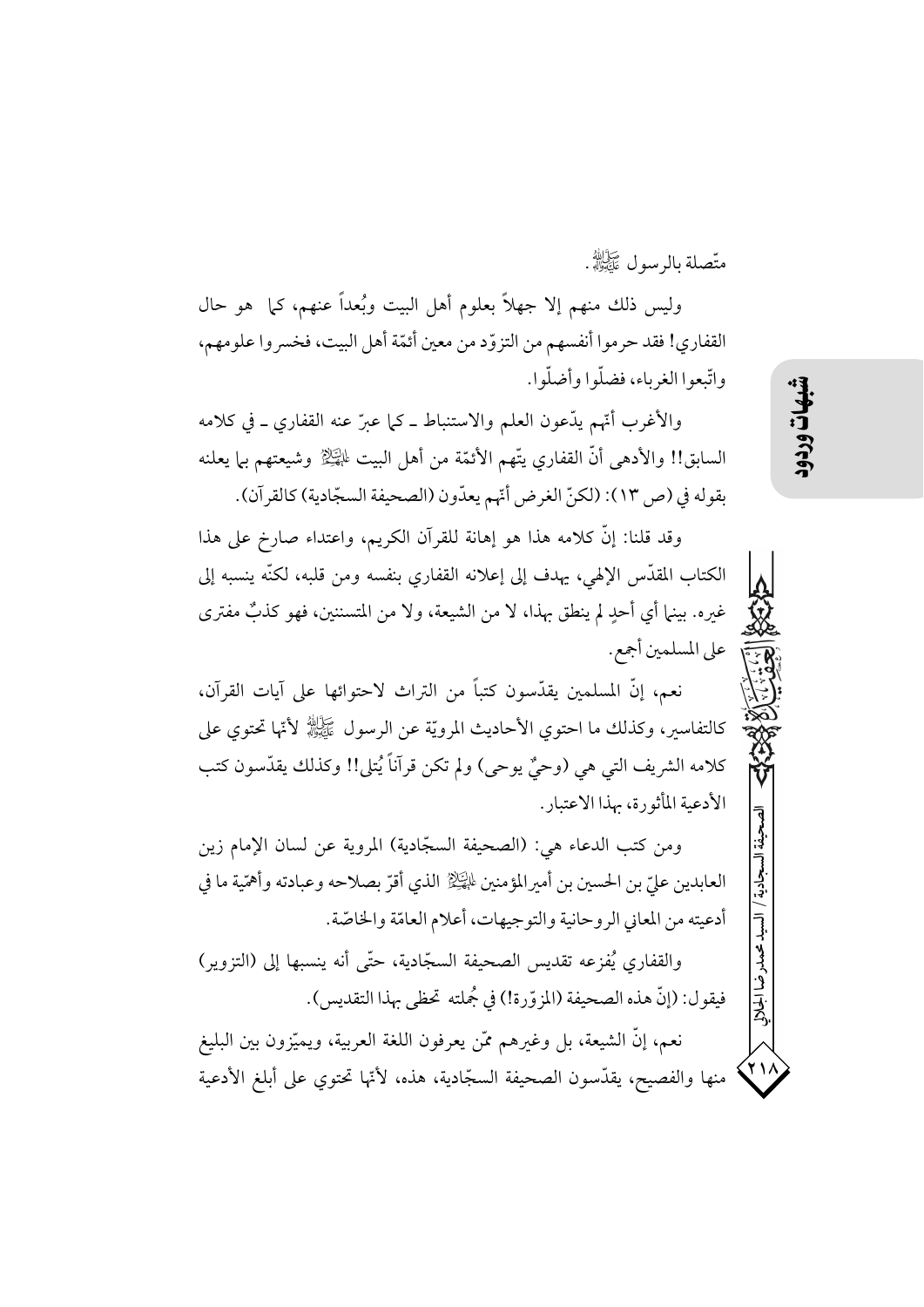متّصلة بالرسول ﷺ.

وليس ذلك منهم إلا جهلاً بعلوم أهل البيت وبُعداً عنهم، كما هو حال القفاري! فقد حرموا أنفسهم من التزوّد من معين أئمّة أهل البيت، فخسروا علومهم، واتّبعوا الغرباء، فضلّوا وأضلّوا.

والأغرب أنّهم يدّعون العلم والاستنباط ـ كما عبرّ عنه القفاري ـ في كلامه السابق!! والأدهى أنّ القفاري يتّهم الأئمّة من أهل البيت عليهم السلام وشيعتهم بما يعلنه بقوله في (ص ١٣): (لكنّ الغرض أنّهم يعدّون (الصحيفة السجّادية) كالقرآن).

وقد قلنا: إنّ كلامه هذا هو إهانة للقرآن الكريم، واعتداء صارخ على هذا الكتاب المقدّس الإلهي، يهدف إلى إعلانه القفاري بنفسه ومن قلبه، لكنّه ينسبه إلى غيره. بينما أي أحدٍ لم ينطق بهذا، لا من الشيعة، ولا من المتسننين، فهو كذبٌ مفترى على المسلمين أجمع.

نعم، إنّ المسلمين يقدّسون كتباً من التراث لاحتوائها على آيات القرآن، كالتفاسير، وكذلك ما احتوي الأحاديث المرويّة عن الرسول ﷺ لأنّها تحتوي على كلامه الشريف التي هي (وحيٌ يوحى) ولم تكن قرآناً يُتلى!! وكذلك يقدّسون كتب الأدعية المأثورة، بهذا الاعتبار.

ومن كتب الدعاء هي: (الصحيفة السجّادية) المروية عن لسان الإمام زين العابدين عليّ بن الحسين بن أميرالمؤمنين عليهم السلام الذي أقرّ بصلاحه وعبادته وأهمّية ما في أدعيته من المعاني الروحانية والتوجيهات، أعلام العامّة والخاصّة.

والقفاري يُفزعه تقديس الصحيفة السجّادية، حتّى أنه ينسبها إلى (التزوير) فيقول: (إنّ هذه الصحيفة (المزوّرة!) في جُملته تحظى بهذا التقديس).

نعم، إنّ الشيعة، بل وغيرهم ممّن يعرفون اللغة العربية، ويميّزون بين البليغ منها والفصيح، يقدّسون الصحيفة السجّادية، هذه، لأنّها تحتوي على أبلغ الأدعية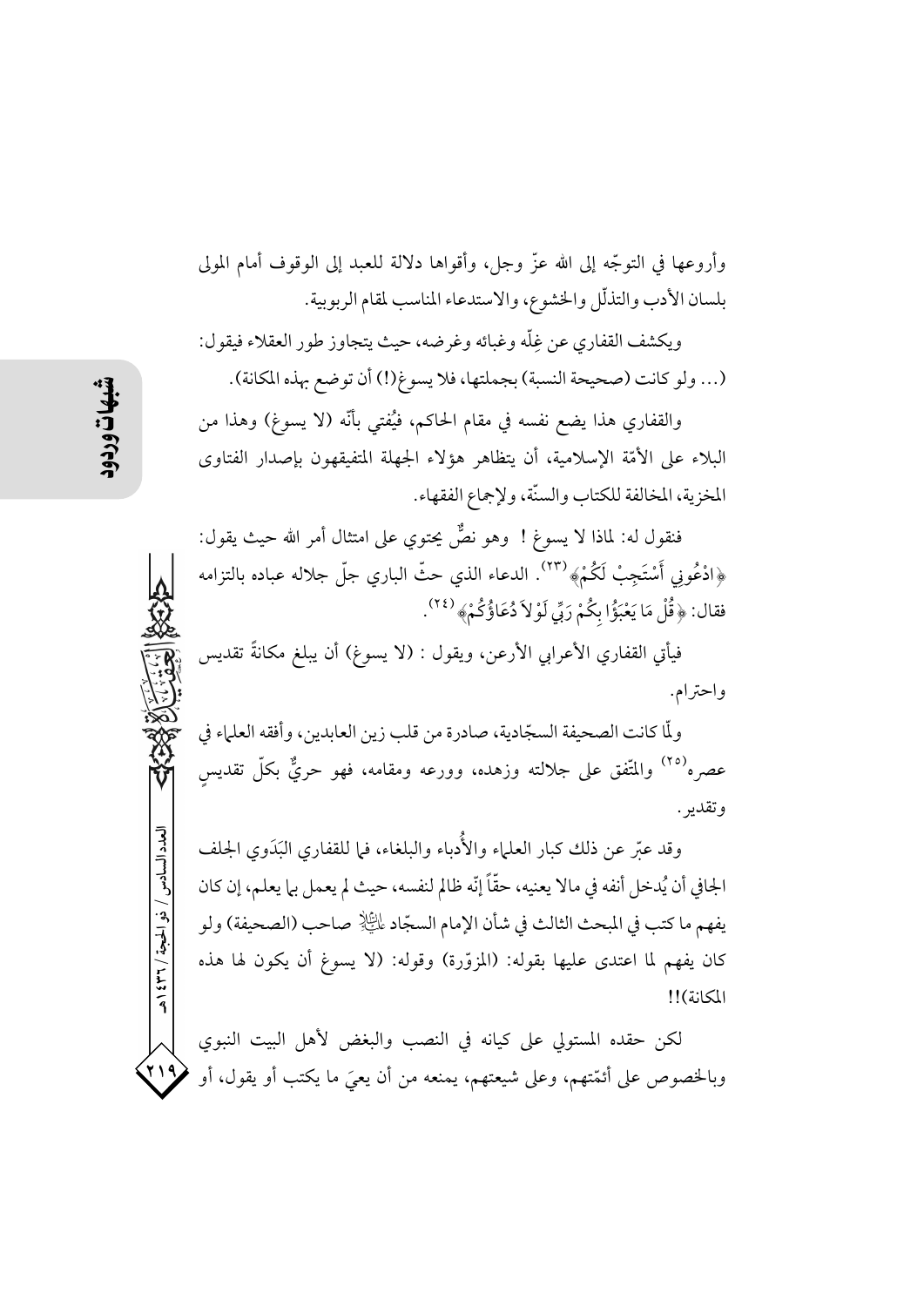وأروعها في التوجّه إلى الله عزّ وجل، وأقواها دلالة للعبد إلى الوقوف أمام المولى بلسان الأدب والتذلّل والخشوع، والاستدعاء المناسب لمقام الربوبية.

ويكشف القفاري عن غِلّه وغبائه وغرضه، حيث يتجاوز طور العقلاء فيقول: (... ولو كانت (صحيحة النسبة) بجملتها، فلا يسوغ(!) أن توضع بهذه المكانة).

والقفاري هذا يضع نفسه في مقام الحاكم، فيُفتي بأنّه (لا يسوغ) وهذا من البلاء على الأمّة الإسلامية، أن يتظاهر هؤلاء الجهلة المتفيقهون بإصدار الفتاوى المخزية، المخالفة للكتاب والسنّة، ولإجماع الفقهاء.

فنقول له: لماذا لا يسوغ ! وهو نصٌّ يحتوي على امتثال أمر الله حيث يقول: ﴿ادْعُونِي أَسْتَجِبْ لَكُمْ﴾[٢٣]. الدعاء الذي حثّ الباري جلّ جلاله عباده بالتزامه فقال: ﴿قُلْ مَا يَعْبَؤُا بِكُمْ رَبِّي لَوْلاَ دُعَاؤُكُمْ﴾[٢٤].

فيأتي القفاري الأعرابي الأرعن، ويقول : (لا يسوغ) أن يبلغ مكانةً تقديس واحترام.

ولّما كانت الصحيفة السجّادية، صادرة من قلب زين العابدين، وأفقه العلماء في عصره[٢٥] والمتّفق على جلالته وزهده، وورعه ومقامه، فهو حريٌّ بكلّ تقديسٍ وتقدير.

وقد عبّر عن ذلك كبار العلماء والأُدباء والبلغاء، فما للقفاري البَدَوي الجلف الجافي أن يُدخل أنفه في مالا يعنيه، حقّاً إنّه ظالم لنفسه، حيث لم يعمل بما يعلم، إن كان يفهم ما كتب في المبحث الثالث في شأن الإمام السجّاد عليه السلام صاحب (الصحيفة) ولو كان يفهم لما اعتدى عليها بقوله: (المزوّرة) وقوله: (لا يسوغ أن يكون لها هذه المكانة)!!

لكن حقده المستولي على كيانه في النصب والبغض لأهل البيت النبوي وبالخصوص على أئمّتهم، وعلى شيعتهم، يمنعه من أن يعيَ ما يكتب أو يقول، أو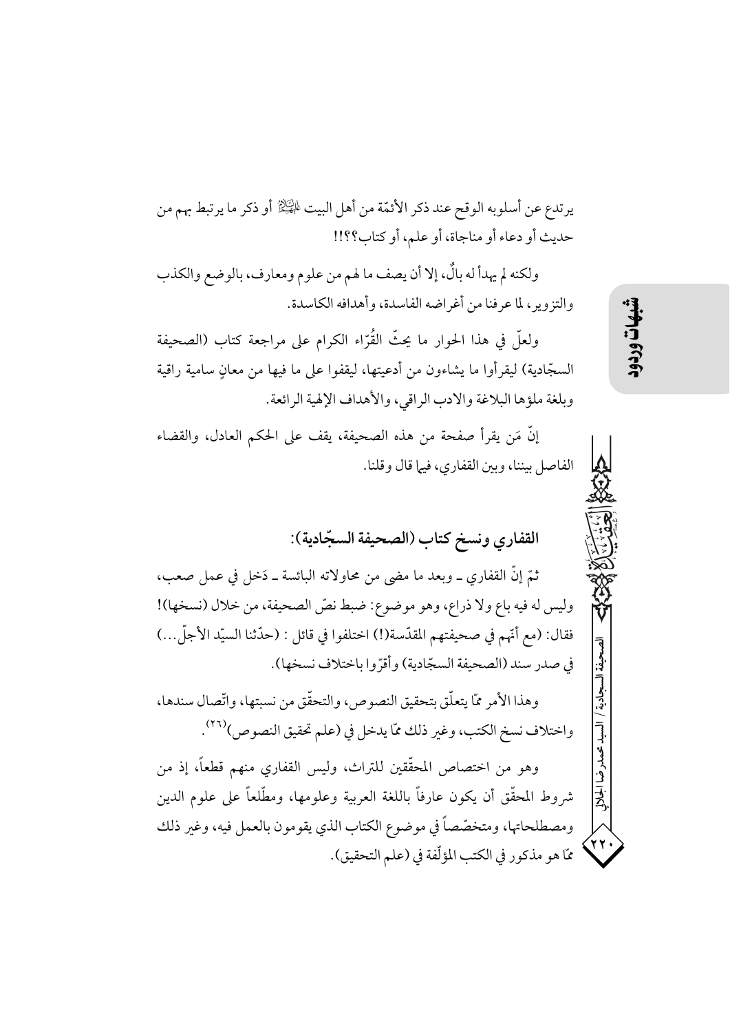يرتدع عن أسلوبه الوقح عند ذكر الأئمّة من أهل البيت عليهم السلام أو ذكر ما يرتبط بهم من حديث أو دعاء أو مناجاة، أو علم، أو كتاب؟؟!!

ولكنه لم يهدأ له بالٌ، إلا أن يصف ما لهم من علوم ومعارف، بالوضع والكذب والتزوير، لما عرفنا من أغراضه الفاسدة، وأهدافه الكاسدة.

ولعلّ في هذا الحوار ما يحثّ القُرّاء الكرام على مراجعة كتاب (الصحيفة السجّادية) ليقرأوا ما يشاءون من أدعيتها، ليقفوا على ما فيها من معانٍ سامية راقية وبلغة ملؤها البلاغة والادب الراقي، والأهداف الإلهية الرائعة.

إنّ مَن يقرأ صفحة من هذه الصحيفة، يقف على الحكم العادل، والقضاء الفاصل بيننا، وبين القفاري، فيما قال وقلنا.

## القفاري ونسخ كتاب (الصحيفة السجّادية):

ثمّ إنّ القفاري ـ وبعد ما مضى من محاولاته البائسة ـ دَخل في عمل صعب، وليس له فيه باع ولا ذراع، وهو موضوع: ضبط نصّ الصحيفة، من خلال (نسخها)! فقال: (مع أنّهم في صحيفتهم المقدّسة(!) اختلفوا في قائل : (حدّثنا السيّد الأجلّ...) في صدر سند (الصحيفة السجّادية) وأقرّوا باختلاف نسخها).

وهذا الأمر ممّا يتعلّق بتحقيق النصوص، والتحقّق من نسبتها، واتّصال سندها، واختلاف نسخ الكتب، وغير ذلك ممّا يدخل في (علم تحقيق النصوص)[26].

وهو من اختصاص المحقّقين للتراث، وليس القفاري منهم قطعاً، إذ من شروط المحقّق أن يكون عارفاً باللغة العربية وعلومها، ومطّلعاً على علوم الدين ومصطلحاتها، ومتخصّصاً في موضوع الكتاب الذي يقومون بالعمل فيه، وغير ذلك ممّا هو مذكور في الكتب المؤلّفة في (علم التحقيق).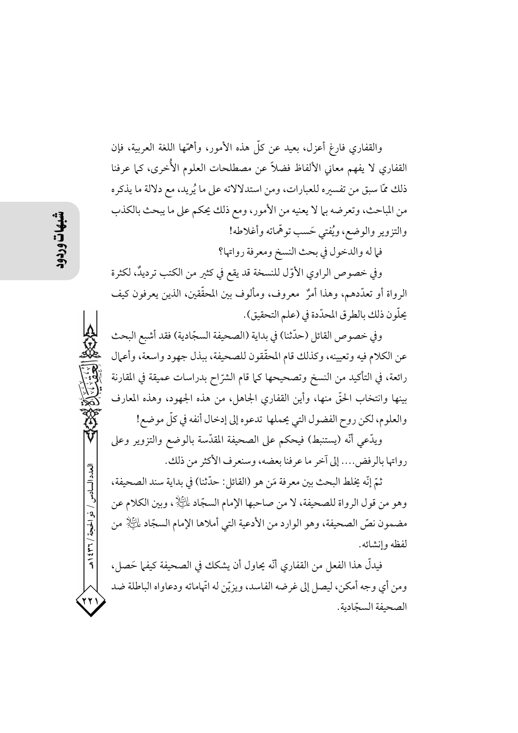والقفاري فارغ أعزل، بعيد عن كلّ هذه الأمور، وأهمّها اللغة العربية، فإن القفاري لا يفهم معاني الألفاظ فضلاً عن مصطلحات العلوم الأُخرى، كما عرفنا ذلك ممّا سبق من تفسيره للعبارات، ومن استدلالاته على ما يُريد، مع دلالة ما يذكره من المباحث، وتعرضه بما لا يعنيه من الأمور، ومع ذلك يحكم على ما يبحث بالكذب والتزوير والوضع، ويُفتي حَسب توهّماته وأغلاطه!

فما له والدخول في بحث النسخ ومعرفة رواتها؟

وفي خصوص الراوي الأوّل للنسخة قد يقع في كثير من الكتب ترديدٌ، لكثرة الرواة أو تعدّدهم، وهذا أمرٌ معروف، ومألوف بين المحقّقين، الذين يعرفون كيف يحلّون ذلك بالطرق المحدّدة في (علم التحقيق).

وفي خصوص القائل (حدّثنا) في بداية (الصحيفة السجّادية) فقد أشبع البحث عن الكلام فيه وتعيينه، وكذلك قام المحقّقون للصحيفة، ببذل جهود واسعة، وأعمال رائعة، في التأكيد من النسخ وتصحيحها كما قام الشرّاح بدراسات عميقة في المقارنة بينها وانتخاب الحقّ منها، وأين القفاري الجاهل، من هذه الجهود، وهذه المعارف والعلوم، لكن روح الفضول التي يحملها تدعوه إلى إدخال أنفه في كلّ موضع!

ويدّعي أنّه (يستنبط) فيحكم على الصحيفة المقدّسة بالوضع والتزوير وعلى رواتها بالرفض.... إلى آخر ما عرفنا بعضه، وسنعرف الأكثر من ذلك.

ثمّ إنّه يخلط البحث بين معرفة مَن هو (القائل: حدّثنا) في بداية سند الصحيفة، وهو من قول الرواة للصحيفة، لا من صاحبها الإمام السجّاد عليه السلام، وبين الكلام عن مضمون نصّ الصحيفة، وهو الوارد من الأدعية التي أملاها الإمام السجّاد عليه السلام من لفظه وإنشائه.

فيدلّ هذا الفعل من القفاري أنّه يحاول أن يشكك في الصحيفة كيفما حَصل، ومن أي وجه أمكن، ليصل إلى غرضه الفاسد، ويزيّن له اتّهاماته ودعاواه الباطلة ضد الصحيفة السجّادية.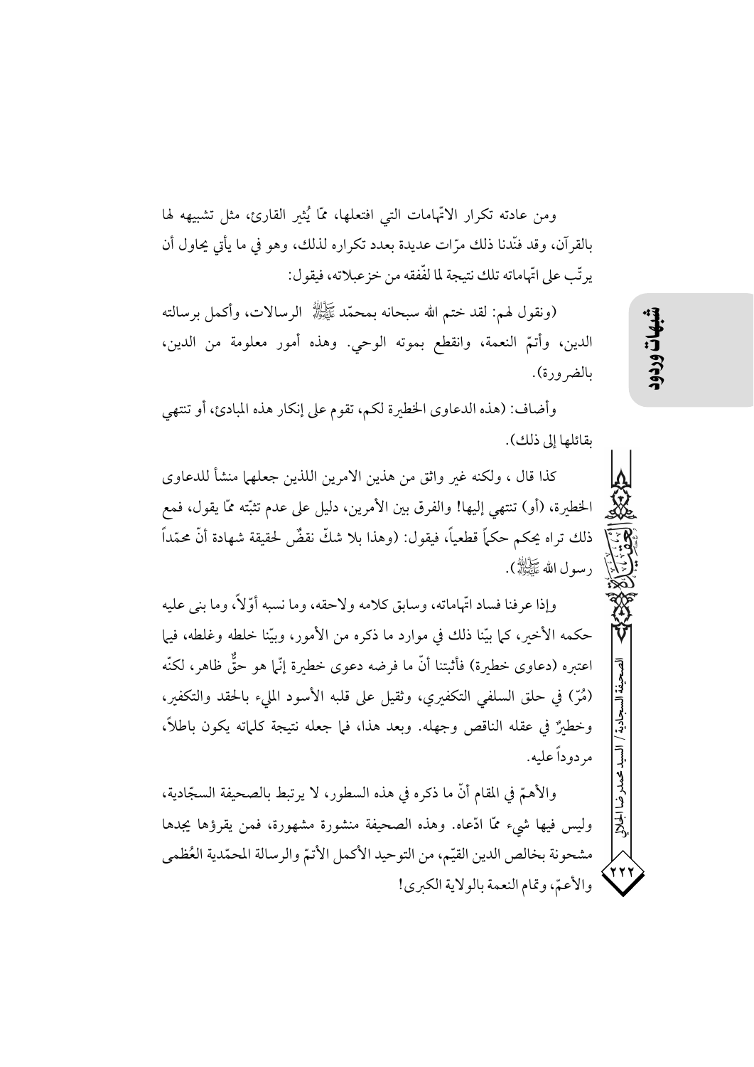ومن عادته تكرار الاتّهامات التي افتعلها، ممّا يُثير القارئ، مثل تشبيهه لها بالقرآن، وقد فنّدنا ذلك مرّات عديدة بعدد تكراره لذلك، وهو في ما يأتي يحاول أن يرتّب على اتّهاماته تلك نتيجة لما لفّقه من خزعبلاته، فيقول:

(ونقول لهم: لقد ختم الله سبحانه بمحمّد ﷺ الرسالات، وأكمل برسالته الدين، وأتمّ النعمة، وانقطع بموته الوحي. وهذه أمور معلومة من الدين، بالضرورة).

وأضاف: (هذه الدعاوى الخطيرة لكم، تقوم على إنكار هذه المبادئ، أو تنتهي بقائلها إلى ذلك).

كذا قال ، ولكنه غير واثق من هذين الامرين اللذين جعلهما منشأ للدعاوى الخطيرة، (أو) تنتهي إليها! والفرق بين الأمرين، دليل على عدم تثبّته ممّا يقول، فمع ذلك تراه يحكم حكماً قطعياً، فيقول: (وهذا بلا شكّ نقضٌ لحقيقة شهادة أنّ محمّداً رسول الله ﷺ).

وإذا عرفنا فساد اتّهاماته، وسابق كلامه ولاحقه، وما نسبه أوّلاً، وما بنى عليه حكمه الأخير، كما بيّنا ذلك في موارد ما ذكره من الأمور، وبيّنا خلطه وغلطه، فيما اعتبره (دعاوى خطيرة) فأثبتنا أنّ ما فرضه دعوى خطيرة إنّما هو حقٌّ ظاهر، لكنّه (مُرّ) في حلق السلفي التكفيري، وثقيل على قلبه الأسود المليء بالحقد والتكفير، وخطيرٌ في عقله الناقص وجهله. وبعد هذا، فما جعله نتيجة كلماته يكون باطلاً، مردوداً عليه.

والأهمّ في المقام أنّ ما ذكره في هذه السطور، لا يرتبط بالصحيفة السجّادية، وليس فيها شيء ممّا ادّعاه. وهذه الصحيفة منشورة مشهورة، فمن يقرؤها يجدها مشحونة بخالص الدين القيّم، من التوحيد الأكمل الأتمّ والرسالة المحمّدية العُظمى والأعمّ، وتمام النعمة بالولاية الكبرى!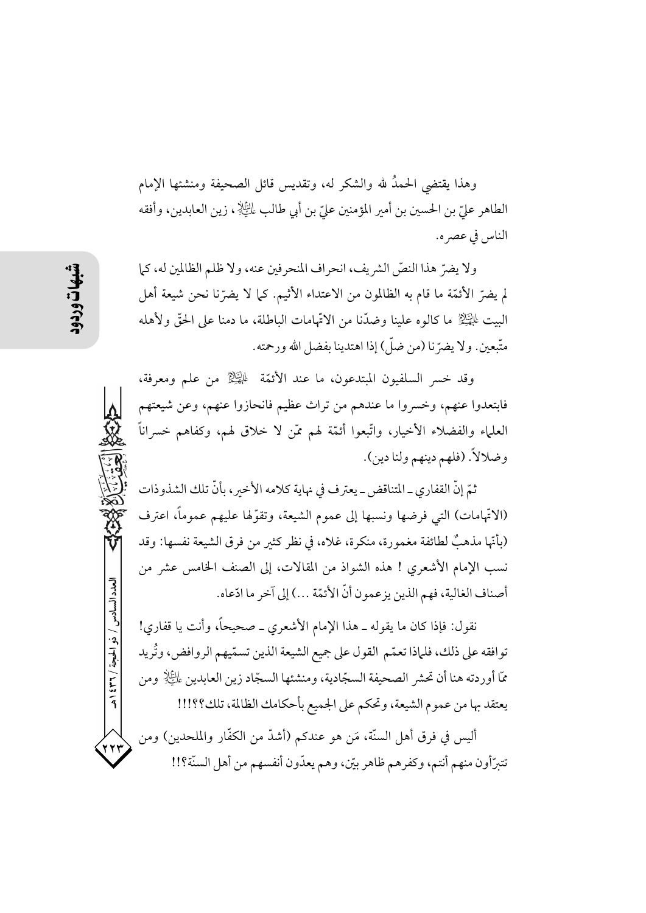وهذا يقتضي الحمدُ لله والشكر له، وتقديس قائل الصحيفة ومنشئها الإمام الطاهر عليّ بن الحسين بن أمير المؤمنين عليّ بن أبي طالب عليهم السلام، زين العابدين، وأفقه الناس في عصره.

ولا يضرّ هذا النصّ الشريف، انحراف المنحرفين عنه، ولا ظلم الظالمين له، كما لم يضرّ الأئمّة ما قام به الظالمون من الاعتداء الأثيم. كما لا يضرّنا نحن شيعة أهل البيت عليهم السلام ما كالوه علينا وضدّنا من الاتّهامات الباطلة، ما دمنا على الحقّ ولأهله متّبعين. ولا يضرّنا (من ضلّ) إذا اهتدينا بفضل الله ورحمته.

وقد خسر السلفيون المبتدعون، ما عند الأئمّة عليهم السلام من علم ومعرفة، فابتعدوا عنهم، وخسروا ما عندهم من تراث عظيم فانحازوا عنهم، وعن شيعتهم العلماء والفضلاء الأخيار، واتّبعوا أئمّة لهم ممّن لا خلاق لهم، وكفاهم خسراناً وضلالاً. (فلهم دينهم ولنا دين).

ثمّ إنّ القفاري ـ المتناقض ـ يعترف في نهاية كلامه الأخير، بأنّ تلك الشذوذات (الاتّهامات) التي فرضها ونسبها إلى عموم الشيعة، وتقوّلها عليهم عموماً، اعترف (بأنّها مذهبٌ لطائفة مغمورة، منكرة، غلاه، في نظر كثير من فرق الشيعة نفسها: وقد نسب الإمام الأشعري ! هذه الشواذ من المقالات، إلى الصنف الخامس عشر من أصناف الغالية، فهم الذين يزعمون أنّ الأئمّة ...) إلى آخر ما ادّعاه.

نقول: فإذا كان ما يقوله ـ هذا الإمام الأشعري ـ صحيحاً، وأنت يا قفاري! توافقه على ذلك، فلماذا تعمّم القول على جميع الشيعة الذين تسمّيهم الروافض، وتُريد ممّا أوردته هنا أن تحشر الصحيفة السجّادية، ومنشئها السجّاد زين العابدين عليه السلام ومن يعتقد بها من عموم الشيعة، وتحكم على الجميع بأحكامك الظالمة، تلك؟؟!!!

أليس في فرق أهل السنّة، مَن هو عندكم (أشدّ من الكفّار والملحدين) ومن تتبرّأون منهم أنتم، وكفرهم ظاهر بيّن، وهم يعدّون أنفسهم من أهل السنّة؟!!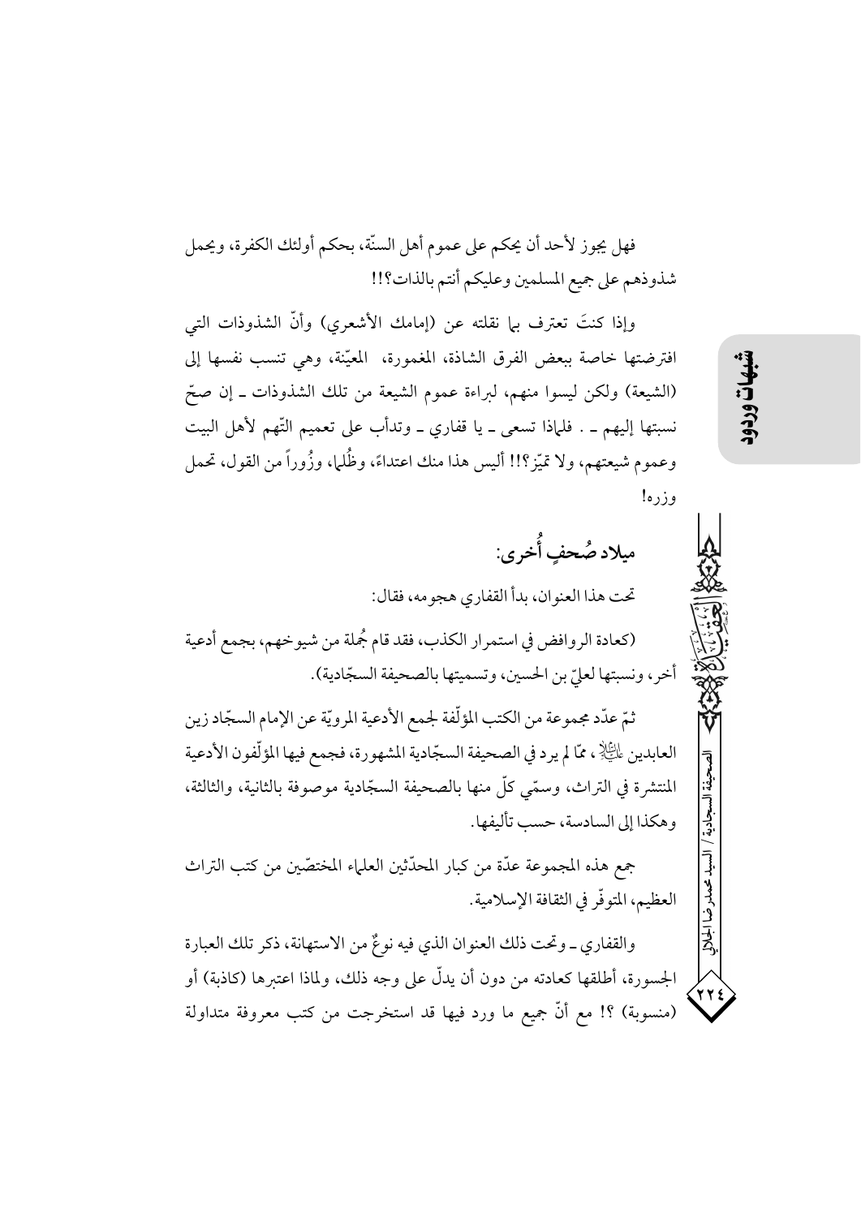فهل يجوز لأحد أن يحكم على عموم أهل السنّة، بحكم أولئك الكفرة، ويحمل شذوذهم على جميع المسلمين وعليكم أنتم بالذات؟!!

وإذا كنتَ تعترف بما نقلته عن (إمامك الأشعري) وأنّ الشذوذات التي افترضتها خاصة ببعض الفرق الشاذة، المغمورة، المعيّنة، وهي تنسب نفسها إلى (الشيعة) ولكن ليسوا منهم، لبراءة عموم الشيعة من تلك الشذوذات ـ إن صحّ نسبتها إليهم ـ . فلماذا تسعى ـ يا قفاري ـ وتدأب على تعميم التّهم لأهل البيت وعموم شيعتهم، ولا تميّز؟!! أليس هذا منك اعتداءً، وظُلماً، وزُوراً من القول، تحمل وزره!

## ميلاد صُحفٍ أُخرى:

تحت هذا العنوان، بدأ القفاري هجومه، فقال:

(كعادة الروافض في استمرار الكذب، فقد قام جُملة من شيوخهم، بجمع أدعية أخر، ونسبتها لعليّ بن الحسين، وتسميتها بالصحيفة السجّادية).

ثمّ عدّد مجموعة من الكتب المؤلّفة لجمع الأدعية المرويّة عن الإمام السجّاد زين العابدين عليه السلام، ممّا لم يرد في الصحيفة السجّادية المشهورة، فجمع فيها المؤلّفون الأدعية المنتشرة في التراث، وسمّي كلّ منها بالصحيفة السجّادية موصوفة بالثانية، والثالثة، وهكذا إلى السادسة، حسب تأليفها.

جمع هذه المجموعة عدّة من كبار المحدّثين العلماء المختصّين من كتب التراث العظيم، المتوفّر في الثقافة الإسلامية.

والقفاري ـ وتحت ذلك العنوان الذي فيه نوعٌ من الاستهانة، ذكر تلك العبارة الجسورة، أطلقها كعادته من دون أن يدلّ على وجه ذلك، ولماذا اعتبرها (كاذبة) أو (منسوبة) ؟! مع أنّ جميع ما ورد فيها قد استخرجت من كتب معروفة متداولة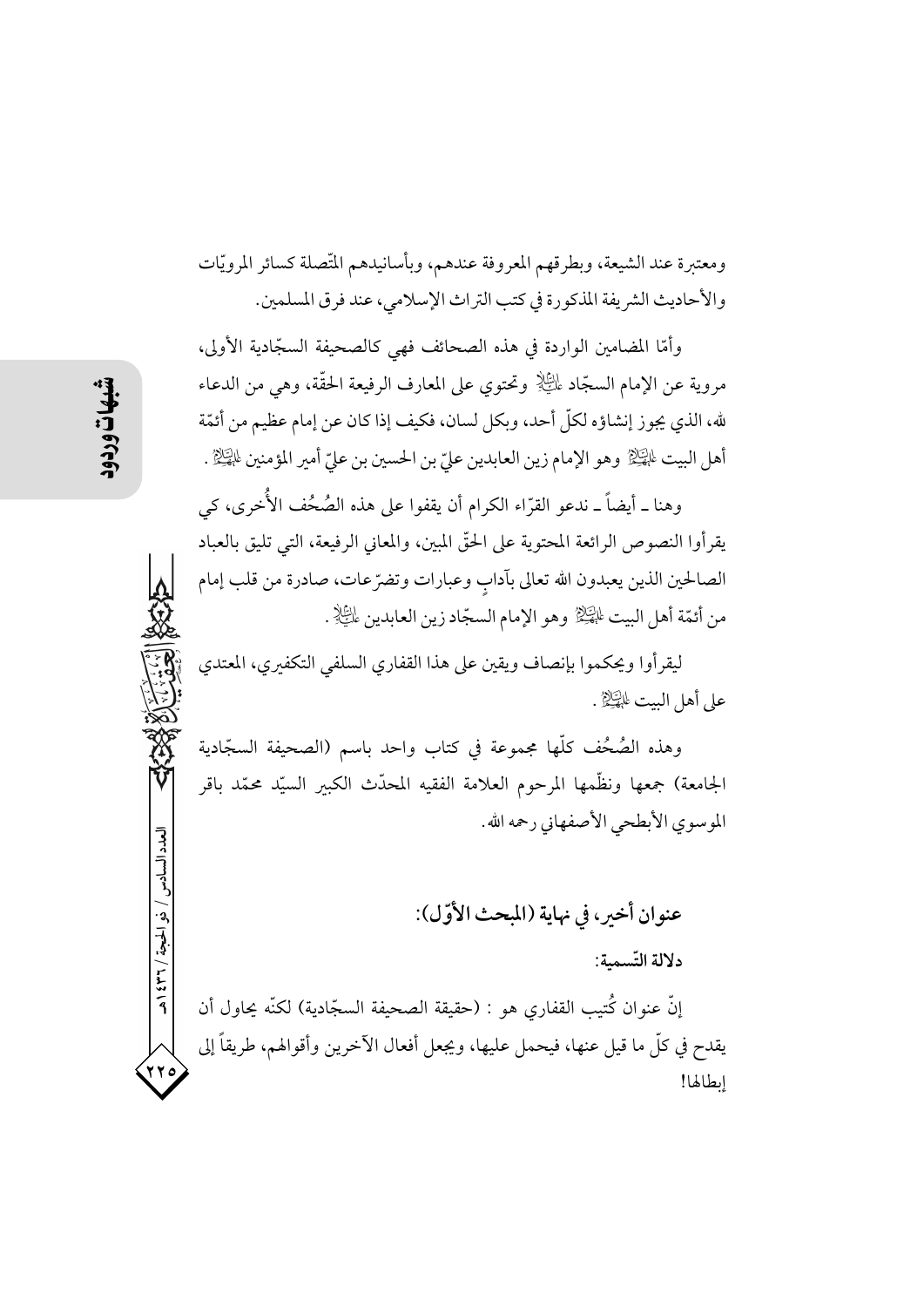ومعتبرة عند الشيعة، وبطرقهم المعروفة عندهم، وبأسانيدهم المتّصلة كسائر المرويّات والأحاديث الشريفة المذكورة في كتب التراث الإسلامي، عند فرق المسلمين.

وأمّا المضامين الواردة في هذه الصحائف فهي كالصحيفة السجّادية الأولى، مروية عن الإمام السجّاد عليه السلام وتحتوي على المعارف الرفيعة الحقّة، وهي من الدعاء لله، الذي يجوز إنشاؤه لكلّ أحد، وبكل لسان، فكيف إذا كان عن إمام عظيم من أئمّة أهل البيت عليهم السلام وهو الإمام زين العابدين عليّ بن الحسين بن عليّ أمير المؤمنين عليهم السلام.

وهنا ـ أيضاً ـ ندعو القرّاء الكرام أن يقفوا على هذه الصُحُف الأُخرى، كي يقرأوا النصوص الرائعة المحتوية على الحقّ المبين، والمعاني الرفيعة، التي تليق بالعباد الصالحين الذين يعبدون الله تعالى بآدابٍ وعبارات وتضرّعات، صادرة من قلب إمام من أئمّة أهل البيت عليهم السلام وهو الإمام السجّاد زين العابدين عليه السلام.

ليقرأوا ويحكموا بإنصاف ويقين على هذا القفاري السلفي التكفيري، المعتدي على أهل البيت عليهم السلام.

وهذه الصُحُف كلّها مجموعة في كتاب واحد باسم (الصحيفة السجّادية الجامعة) جمعها ونظّمها المرحوم العلامة الفقيه المحدّث الكبير السيّد محمّد باقر الموسوي الأبطحي الأصفهاني رحمه الله.

## عنوان أخير، في نهاية (المبحث الأوّل):

### دلالة التّسمية:

إنّ عنوان كُتيب القفاري هو : (حقيقة الصحيفة السجّادية) لكنّه يحاول أن يقدح في كلّ ما قيل عنها، فيحمل عليها، ويجعل أفعال الآخرين وأقوالهم، طريقاً إلى إبطالها!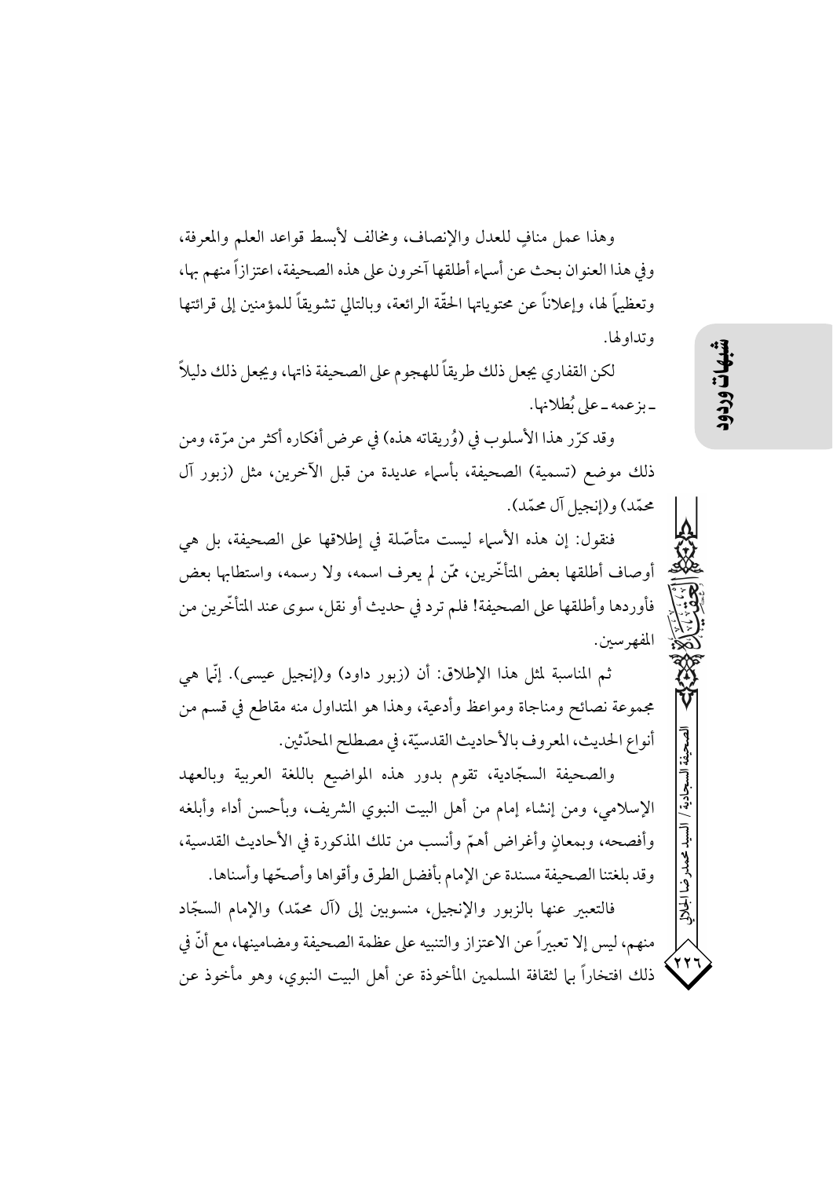وهذا عمل منافٍ للعدل والإنصاف، ومخالف لأبسط قواعد العلم والمعرفة، وفي هذا العنوان بحث عن أسماء أطلقها آخرون على هذه الصحيفة، اعتزازاً منهم بها، وتعظيماً لها، وإعلاناً عن محتوياتها الحقّة الرائعة، وبالتالي تشويقاً للمؤمنين إلى قرائتها وتداولها.

لكن القفاري يجعل ذلك طريقاً للهجوم على الصحيفة ذاتها، ويجعل ذلك دليلاً ـ بزعمه ـ على بُطلانها.

وقد كرّر هذا الأسلوب في (وُريقاته هذه) في عرض أفكاره أكثر من مرّة، ومن ذلك موضع (تسمية) الصحيفة، بأسماء عديدة من قبل الآخرين، مثل (زبور آل محمّد) و(إنجيل آل محمّد).

فنقول: إن هذه الأسماء ليست متأصّلة في إطلاقها على الصحيفة، بل هي أوصاف أطلقها بعض المتأخّرين، ممّن لم يعرف اسمه، ولا رسمه، واستطابها بعض فأوردها وأطلقها على الصحيفة! فلم ترد في حديث أو نقل، سوى عند المتأخّرين من المفهرسين.

ثم المناسبة لمثل هذا الإطلاق: أن (زبور داود) و(إنجيل عيسى). إنّما هي مجموعة نصائح ومناجاة ومواعظ وأدعية، وهذا هو المتداول منه مقاطع في قسم من أنواع الحديث، المعروف بالأحاديث القدسيّة، في مصطلح المحدّثين.

والصحيفة السجّادية، تقوم بدور هذه المواضيع باللغة العربية وبالعهد الإسلامي، ومن إنشاء إمام من أهل البيت النبوي الشريف، وبأحسن أداء وأبلغه وأفصحه، وبمعانٍ وأغراض أهمّ وأنسب من تلك المذكورة في الأحاديث القدسية، وقد بلغتنا الصحيفة مسندة عن الإمام بأفضل الطرق وأقواها وأصحّها وأسناها.

فالتعبير عنها بالزبور والإنجيل، منسوبين إلى (آل محمّد) والإمام السجّاد منهم، ليس إلا تعبيراً عن الاعتزاز والتنبيه على عظمة الصحيفة ومضامينها، مع أنّ في ذلك افتخاراً بها لثقافة المسلمين المأخوذة عن أهل البيت النبوي، وهو مأخوذ عن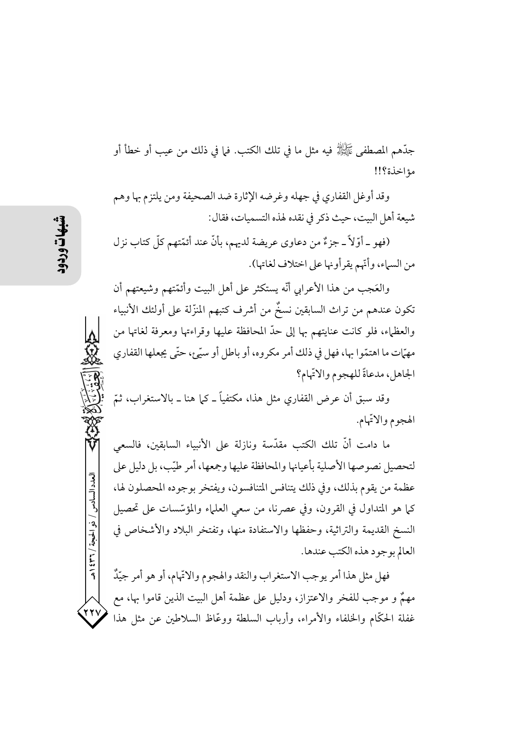جدّهم المصطفى ﷺ فيه مثل ما في تلك الكتب. فما في ذلك من عيب أو خطأ أو مؤاخذة؟!!

وقد أوغل القفاري في جهله وغرضه الإثارة ضد الصحيفة ومن يلتزم بها وهم شيعة أهل البيت، حيث ذكر في نقده لهذه التسميات، فقال:

(فهو ـ أوّلاً ـ جزءٌ من دعاوى عريضة لديهم، بأنّ عند أئمّتهم كلّ كتاب نزل من السماء، وأنّهم يقرأونها على اختلاف لغاتها).

والعَجب من هذا الأعرابي أنّه يستكثر على أهل البيت وأئمّتهم وشيعتهم أن تكون عندهم من تراث السابقين نسخٌ من أشرف كتبهم المنزّلة على أولئك الأنبياء والعظماء، فلو كانت عنايتهم بها إلى حدّ المحافظة عليها وقراءتها ومعرفة لغاتها من مهمّات ما اهتمّوا بها، فهل في ذلك أمر مكروه، أو باطل أو سيّئ، حتّى يجعلها القفاري الجاهل، مدعاةً للهجوم والاتّهام؟

وقد سبق أن عرض القفاري مثل هذا، مكتفياً ـ كما هنا ـ بالاستغراب، ثمّ الهجوم والاتّهام.

ما دامت أنّ تلك الكتب مقدّسة ونازلة على الأنبياء السابقين، فالسعي لتحصيل نصوصها الأصلية بأعيانها والمحافظة عليها وجمعها، أمر طيّب، بل دليل على عظمة من يقوم بذلك، وفي ذلك يتنافس المتنافسون، ويفتخر بوجوده المحصلون لها، كما هو المتداول في القرون، وفي عصرنا، من سعي العلماء والمؤسّسات على تحصيل النسخ القديمة والتراثية، وحفظها والاستفادة منها، وتفتخر البلاد والأشخاص في العالم بوجود هذه الكتب عندها.

فهل مثل هذا أمر يوجب الاستغراب والنقد والهجوم والاتّهام، أو هو أمر جيّدٌ مهمٌ و موجب للفخر والاعتزاز، ودليل على عظمة أهل البيت الذين قاموا بها، مع غفلة الحكّام والخلفاء والأمراء، وأرباب السلطة ووعّاظ السلاطين عن مثل هذا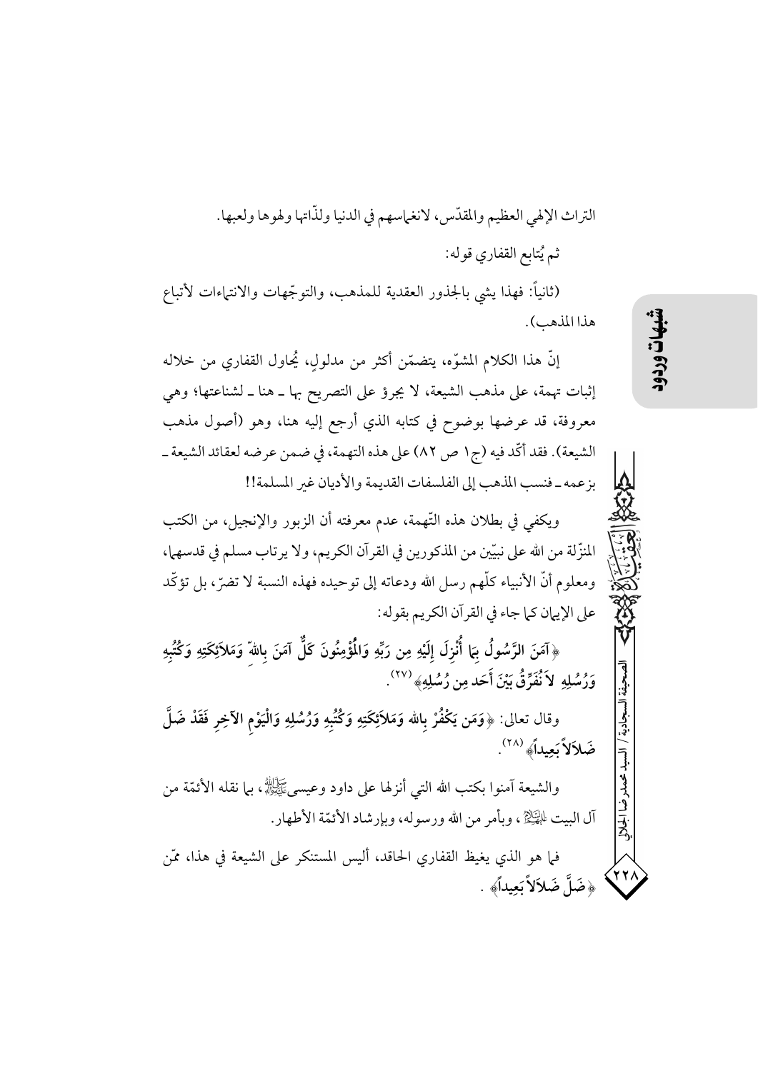التراث الإلهي العظيم والمقدّس، لانغماسهم في الدنيا ولذّاتها ولهوها ولعبها.

ثم يُتابع القفاري قوله:

(ثانياً: فهذا يشي بالجذور العقدية للمذهب، والتوجّهات والانتماءات لأتباع هذا المذهب).

إنّ هذا الكلام المشوّه، يتضمّن أكثر من مدلولٍ، يُحاول القفاري من خلاله إثبات تهمة، على مذهب الشيعة، لا يجرؤ على التصريح بها ـ هنا ـ لشناعتها؛ وهي معروفة، قد عرضها بوضوح في كتابه الذي أرجع إليه هنا، وهو (أصول مذهب الشيعة). فقد أكّد فيه (ج١ ص ٨٢) على هذه التهمة، في ضمن عرضه لعقائد الشيعة ـ بزعمه ـ فنسب المذهب إلى الفلسفات القديمة والأديان غير المسلمة!!

ويكفي في بطلان هذه التّهمة، عدم معرفته أن الزبور والإنجيل، من الكتب المنزّلة من الله على نبيّين من المذكورين في القرآن الكريم، ولا يرتاب مسلم في قدسها، ومعلوم أنّ الأنبياء كلّهم رسل الله ودعاته إلى توحيده فهذه النسبة لا تضرّ، بل تؤكّد على الإيمان كما جاء في القرآن الكريم بقوله:

﴿آمَنَ الرَّسُولُ بِمَا أُنْزِلَ إِلَيْهِ مِن رَبِّهِ وَالْمُؤْمِنُونَ كَلٌّ آمَنَ بِاللهِ وَمَلاَئِكَتِهِ وَكُتُبِهِ وَرُسُلِهِ لاَ نُفَرِّقُ بَيْنَ أَحَد مِن رُسُلِهِ﴾ [٢٧].

وقال تعالى: ﴿وَمَن يَكْفُرْ بِالله وَمَلاَئِكَتِهِ وَكُتُبِهِ وَرُسُلِهِ وَالْيَوْمِ الآخِرِ فَقَدْ ضَلَّ ضَلاَلاً بَعِيداً﴾ [٢٨].

والشيعة آمنوا بكتب الله التي أنزلها على داود وعيسى عليهما السلام، بما نقله الأئمّة من آل البيت عليهم السلام، وبأمر من الله ورسوله، وبإرشاد الأئمّة الأطهار.

فما هو الذي يغيظ القفاري الحاقد، أليس المستنكر على الشيعة في هذا، ممّن ﴿ضَلَّ ضَلاَلاً بَعِيداً﴾ .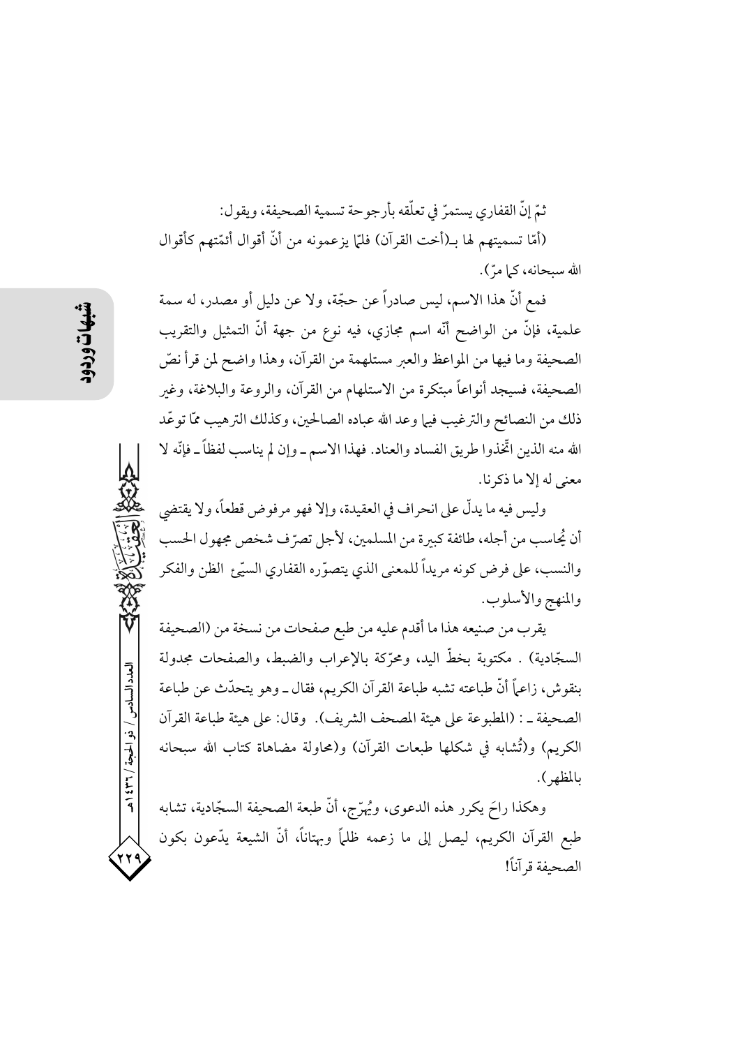ثمّ إنّ القفاري يستمرّ في تعلّقه بأرجوحة تسمية الصحيفة، ويقول:

(أمّا تسميتهم لها بـ(أخت القرآن) فلمّا يزعمونه من أنّ أقوال أئمّتهم كأقوال الله سبحانه، كما مرّ).

فمع أنّ هذا الاسم، ليس صادراً عن حجّة، ولا عن دليل أو مصدر، له سمة علمية، فإنّ من الواضح أنّه اسم مجازي، فيه نوع من جهة أنّ التمثيل والتقريب الصحيفة وما فيها من المواعظ والعبر مستلهمة من القرآن، وهذا واضح لمن قرأ نصّ الصحيفة، فسيجد أنواعاً مبتكرة من الاستلهام من القرآن، والروعة والبلاغة، وغير ذلك من النصائح والترغيب فيما وعد الله عباده الصالحين، وكذلك الترهيب ممّا توعّد الله منه الذين اتّخذوا طريق الفساد والعناد. فهذا الاسم ـ وإن لم يناسب لفظاً ـ فإنّه لا معنى له إلا ما ذكرنا.

وليس فيه ما يدلّ على انحراف في العقيدة، وإلا فهو مرفوض قطعاً، ولا يقتضي أن يُحاسب من أجله، طائفة كبيرة من المسلمين، لأجل تصرّف شخص مجهول الحسب والنسب، على فرض كونه مريداً للمعنى الذي يتصوّره القفاري السيّئ الظن والفكر والمنهج والأسلوب.

يقرب من صنيعه هذا ما أقدم عليه من طبع صفحات من نسخة من (الصحيفة السجّادية) . مكتوبة بخطّ اليد، ومحرّكة بالإعراب والضبط، والصفحات مجدولة بنقوش، زاعماً أنّ طباعته تشبه طباعة القرآن الكريم، فقال ـ وهو يتحدّث عن طباعة الصحيفة ـ : (المطبوعة على هيئة المصحف الشريف). وقال: على هيئة طباعة القرآن الكريم) و(تُشابه في شكلها طبعات القرآن) و(محاولة مضاهاة كتاب الله سبحانه بالمظهر).

وهكذا راحَ يكرر هذه الدعوى، ويُهرّج، أنّ طبعة الصحيفة السجّادية، تشابه طبع القرآن الكريم، ليصل إلى ما زعمه ظلماً وبهتاناً، أنّ الشيعة يدّعون بكون الصحيفة قرآناً!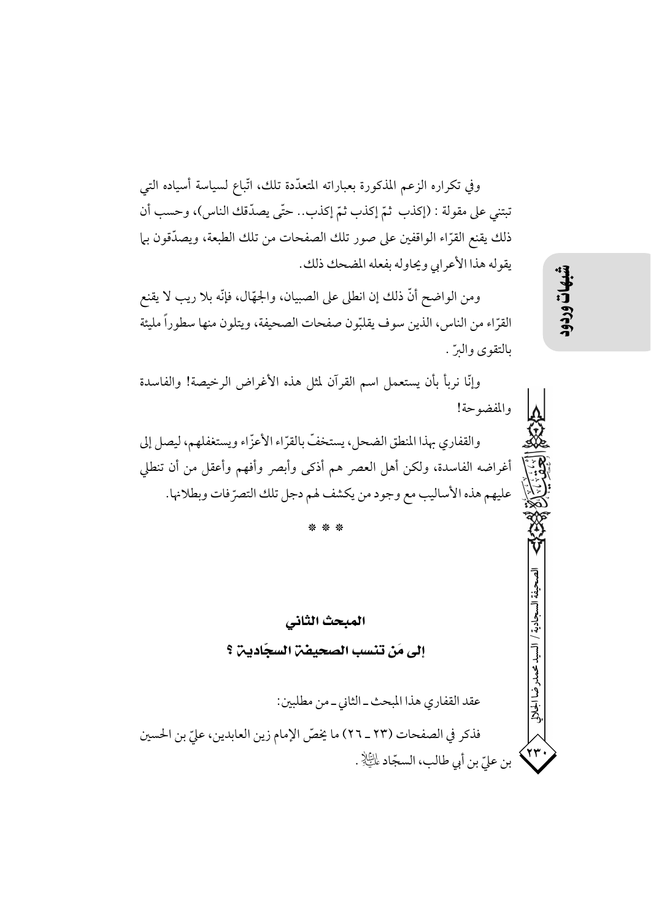وفي تكراره الزعم المذكورة بعباراته المتعدّدة تلك، اتّباع لسياسة أسياده التي تبتني على مقولة : (إكذب ثمّ إكذب ثمّ إكذب.. حتّى يصدّقك الناس)، وحسب أن ذلك يقنع القرّاء الواقفين على صور تلك الصفحات من تلك الطبعة، ويصدّقون بما يقوله هذا الأعرابي ويحاوله بفعله المضحك ذلك.

ومن الواضح أنّ ذلك إن انطلى على الصبيان، والجهّال، فإنّه بلا ريب لا يقنع القرّاء من الناس، الذين سوف يقلّبون صفحات الصحيفة، ويتلون منها سطوراً مليئة بالتقوى والبرّ.

وإنّا نربأ بأن يستعمل اسم القرآن لمثل هذه الأغراض الرخيصة! والفاسدة والمفضوحة!

والقفاري بهذا المنطق الضحل، يستخفّ بالقرّاء الأعزّاء ويستغفلهم، ليصل إلى أغراضه الفاسدة، ولكن أهل العصر هم أذكى وأبصر وأفهم وأعقل من أن تنطلي عليهم هذه الأساليب مع وجود من يكشف لهم دجل تلك التصرّفات وبطلانها.

\* \* \*

## المبحث الثاني

## إلى مَن تنسب الصحيفة السجّادية ؟

عقد القفاري هذا المبحث ـ الثاني ـ من مطلبين:

فذكر في الصفحات (٢٣ ـ ٢٦) ما يخصّ الإمام زين العابدين، عليّ بن الحسين بن عليّ بن أبي طالب، السجّاد عليه‌السلام .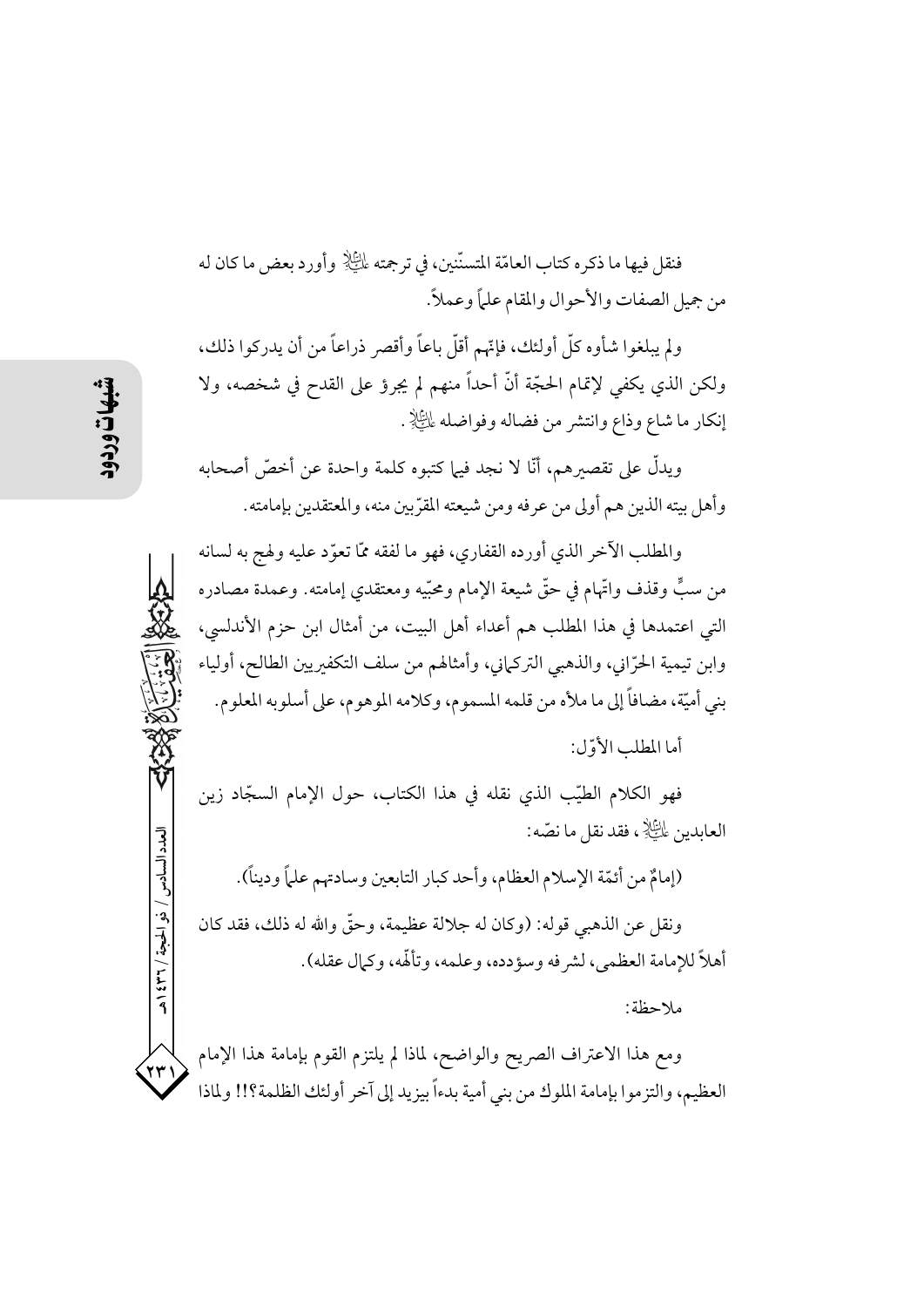فنقل فيها ما ذكره كتاب العامّة المتسنّنين، في ترجمته عليه السلام وأورد بعض ما كان له من جميل الصفات والأحوال والمقام علماً وعملاً.

ولم يبلغوا شأوه كلّ أولئك، فإنّهم أقلّ باعاً وأقصر ذراعاً من أن يدركوا ذلك، ولكن الذي يكفي لإتمام الحجّة أنّ أحداً منهم لم يجرؤ على القدح في شخصه، ولا إنكار ما شاع وذاع وانتشر من فضاله وفواضله عليه السلام.

ويدلّ على تقصيرهم، أنّا لا نجد فيما كتبوه كلمة واحدة عن أخصّ أصحابه وأهل بيته الذين هم أولى من عرفه ومن شيعته المقرّبين منه، والمعتقدين بإمامته.

والمطلب الآخر الذي أورده القفاري، فهو ما لفقه ممّا تعوّد عليه ولهج به لسانه من سبٍّ وقذف واتّهام في حقّ شيعة الإمام ومحبّيه ومعتقدي إمامته. وعمدة مصادره التي اعتمدها في هذا المطلب هم أعداء أهل البيت، من أمثال ابن حزم الأندلسي، وابن تيمية الحرّاني، والذهبي التركماني، وأمثالهم من سلف التكفيريين الطالح، أولياء بني أميّة، مضافاً إلى ما ملأه من قلمه المسموم، وكلامه الموهوم، على أسلوبه المعلوم.

أما المطلب الأوّل:

فهو الكلام الطيّب الذي نقله في هذا الكتاب، حول الإمام السجّاد زين العابدين عليه السلام، فقد نقل ما نصّه:

(إمامٌ من أئمّة الإسلام العظام، وأحد كبار التابعين وسادتهم علماً وديناً).

ونقل عن الذهبي قوله: (وكان له جلالة عظيمة، وحقّ والله له ذلك، فقد كان أهلاً للإمامة العظمى، لشرفه وسؤدده، وعلمه، وتألّهه، وكمال عقله).

ملاحظة:

ومع هذا الاعتراف الصريح والواضح، لماذا لم يلتزم القوم بإمامة هذا الإمام العظيم، والتزموا بإمامة الملوك من بني أمية بدءاً بيزيد إلى آخر أولئك الظلمة؟!! ولماذا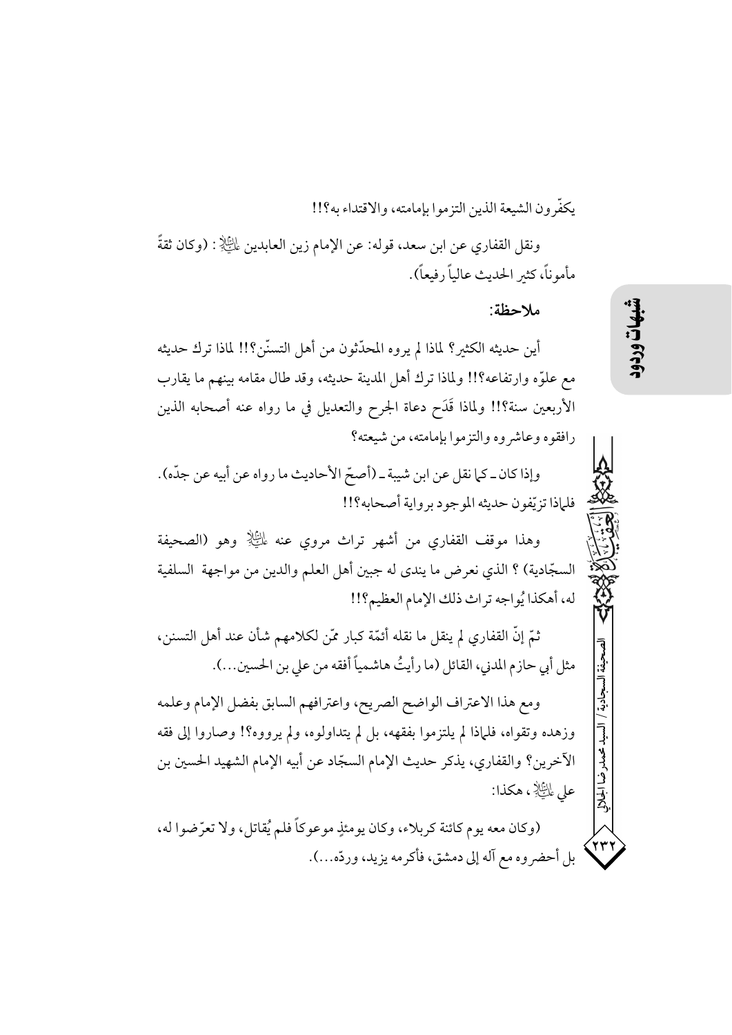يكفّرون الشيعة الذين التزموا بإمامته، والاقتداء به؟!!

ونقل القفاري عن ابن سعد، قوله: عن الإمام زين العابدين عليه السلام: (وكان ثقةً مأموناً، كثير الحديث عالياً رفيعاً).

**ملاحظة:**

أين حديثه الكثير؟ لماذا لم يروه المحدّثون من أهل التسنّن؟!! لماذا ترك حديثه مع علوّه وارتفاعه؟!! ولماذا ترك أهل المدينة حديثه، وقد طال مقامه بينهم ما يقارب الأربعين سنة؟!! ولماذا قَدَح دعاة الجرح والتعديل في ما رواه عنه أصحابه الذين رافقوه وعاشروه والتزموا بإمامته، من شيعته؟

وإذا كان ـ كما نقل عن ابن شيبة ـ (أصحّ الأحاديث ما رواه عن أبيه عن جدّه). فلماذا تزيّفون حديثه الموجود برواية أصحابه؟!!

وهذا موقف القفاري من أشهر تراث مروي عنه عليه السلام وهو (الصحيفة السجّادية) ؟ الذي نعرض ما يندى له جبين أهل العلم والدين من مواجهة السلفية له، أهكذا يُواجه تراث ذلك الإمام العظيم؟!!

ثمّ إنّ القفاري لم ينقل ما نقله أئمّة كبار ممّن لكلامهم شأن عند أهل التسنن، مثل أبي حازم المدني، القائل (ما رأيتُ هاشمياً أفقه من علي بن الحسين...).

ومع هذا الاعتراف الواضح الصريح، واعترافهم السابق بفضل الإمام وعلمه وزهده وتقواه، فلماذا لم يلتزموا بفقهه، بل لم يتداولوه، ولم يرووه؟! وصاروا إلى فقه الآخرين؟ والقفاري، يذكر حديث الإمام السجّاد عن أبيه الإمام الشهيد الحسين بن علي عليه السلام، هكذا:

(وكان معه يوم كائنة كربلاء، وكان يومئذٍ موعوكاً فلم يُقاتل، ولا تعرّضوا له، بل أحضروه مع آله إلى دمشق، فأكرمه يزيد، وردّه...).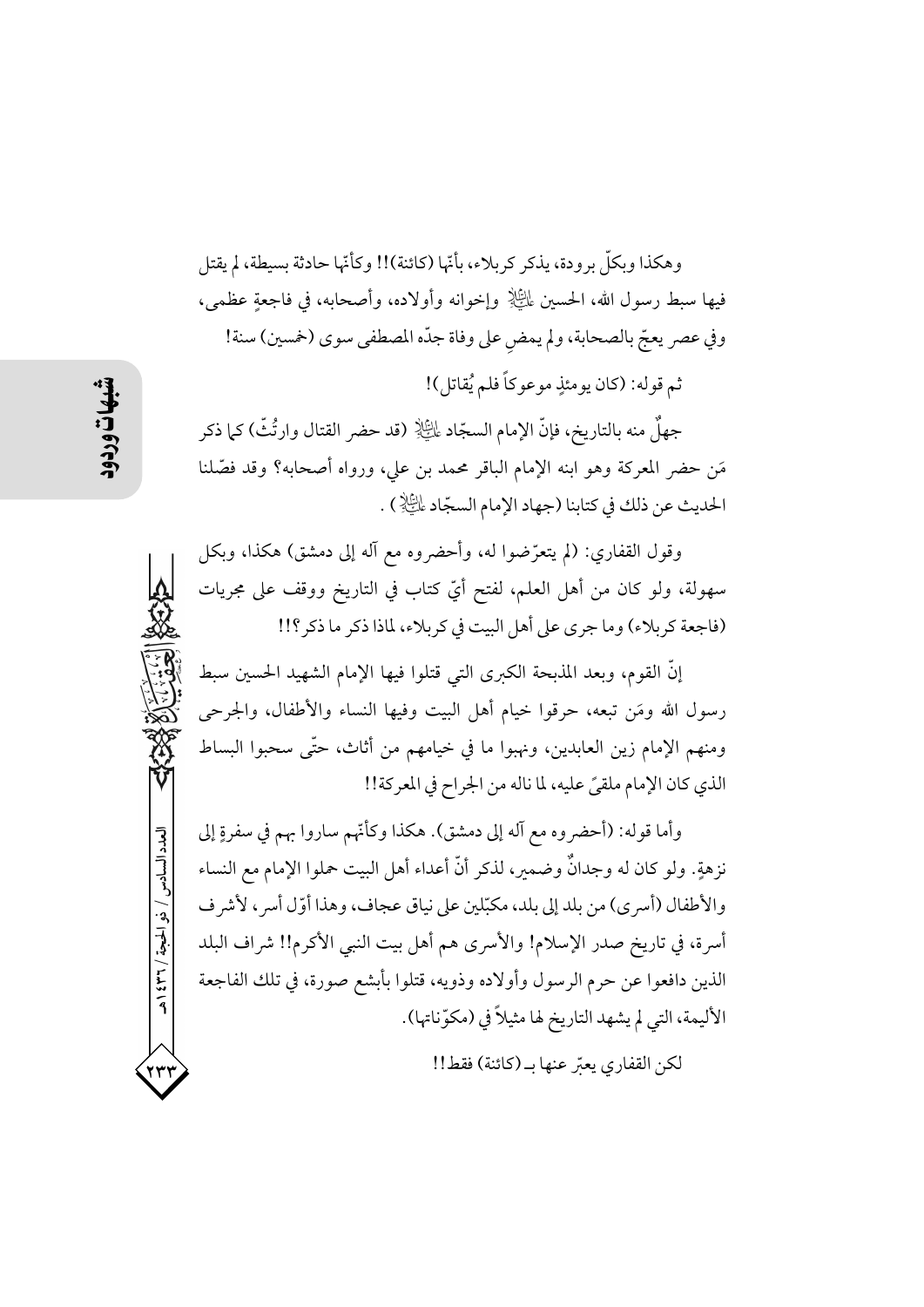وهكذا وبكلّ برودة، يذكر كربلاء، بأنّها (كائنة)!! وكأنّها حادثة بسيطة، لم يقتل فيها سبط رسول الله، الحسين عليه السلام وإخوانه وأولاده، وأصحابه، في فاجعةٍ عظمى، وفي عصر يعجّ بالصحابة، ولم يمضِ على وفاة جدّه المصطفى سوى (خمسين) سنة!

ثم قوله: (كان يومئذٍ موعوكاً فلم يُقاتل)!

جهلٌ منه بالتاريخ، فإنّ الإمام السجّاد عليه السلام (قد حضر القتال وارتُثّ) كما ذكر مَن حضر المعركة وهو ابنه الإمام الباقر محمد بن علي، ورواه أصحابه؟ وقد فصّلنا الحديث عن ذلك في كتابنا (جهاد الإمام السجّاد عليه السلام).

وقول القفاري: (لم يتعرّضوا له، وأحضروه مع آله إلى دمشق) هكذا، وبكل سهولة، ولو كان من أهل العلم، لفتح أيّ كتاب في التاريخ ووقف على مجريات (فاجعة كربلاء) وما جرى على أهل البيت في كربلاء، لماذا ذكر ما ذكر؟!!

إنّ القوم، وبعد المذبحة الكبرى التي قتلوا فيها الإمام الشهيد الحسين سبط رسول الله ومَن تبعه، حرقوا خيام أهل البيت وفيها النساء والأطفال، والجرحى ومنهم الإمام زين العابدين، ونهبوا ما في خيامهم من أثاث، حتّى سحبوا البساط الذي كان الإمام ملقىً عليه، لما ناله من الجراح في المعركة!!

وأما قوله: (أحضروه مع آله إلى دمشق). هكذا وكأنّهم ساروا بهم في سفرةٍ إلى نزهةٍ. ولو كان له وجدانٌ وضمير، لذكر أنّ أعداء أهل البيت حملوا الإمام مع النساء والأطفال (أسرى) من بلد إلى بلد، مكبّلين على نياق عجاف، وهذا أوّل أسر، لأشرف أسرة، في تاريخ صدر الإسلام! والأسرى هم أهل بيت النبي الأكرم!! شراف البلد الذين دافعوا عن حرم الرسول وأولاده وذويه، قتلوا بأبشع صورة، في تلك الفاجعة الأليمة، التي لم يشهد التاريخ لها مثيلاً في (مكوّناتها).

لكن القفاري يعبّر عنها بـ (كائنة) فقط!!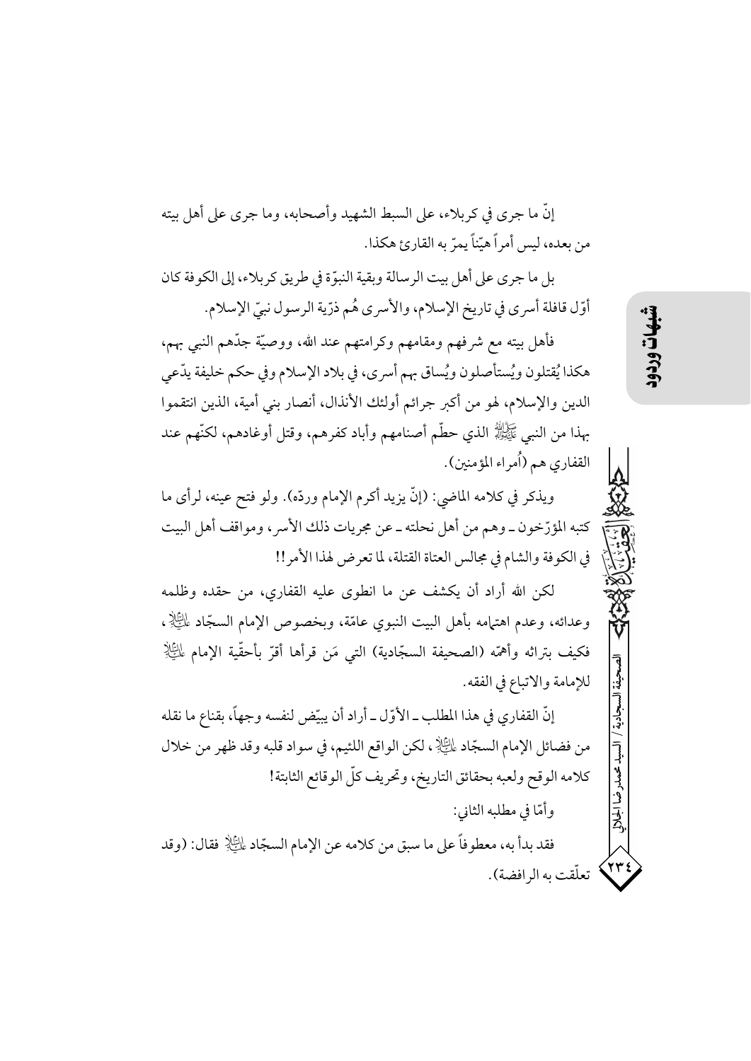إنّ ما جرى في كربلاء، على السبط الشهيد وأصحابه، وما جرى على أهل بيته من بعده، ليس أمراً هيّناً يمرّ به القارئ هكذا.

بل ما جرى على أهل بيت الرسالة وبقية النبوّة في طريق كربلاء، إلى الكوفة كان أوّل قافلة أسرى في تاريخ الإسلام، والأسرى هُم ذرّية الرسول نبيّ الإسلام.

فأهل بيته مع شرفهم ومقامهم وكرامتهم عند الله، ووصيّة جدّهم النبي بهم، هكذا يُقتلون ويُستأصلون ويُساق بهم أسرى، في بلاد الإسلام وفي حكم خليفة يدّعي الدين والإسلام، لهو من أكبر جرائم أولئك الأنذال، أنصار بني أمية، الذين انتقموا بهذا من النبي ﷺ الذي حطّم أصنامهم وأباد كفرهم، وقتل أوغادهم، لكنّهم عند القفاري هم (أُمراء المؤمنين).

ويذكر في كلامه الماضي: (إنّ يزيد أكرم الإمام وردّه). ولو فتح عينه، لرأى ما كتبه المؤرّخون ـ وهم من أهل نحلته ـ عن مجريات ذلك الأسر، ومواقف أهل البيت في الكوفة والشام في مجالس العتاة القتلة، لما تعرض لهذا الأمر!!

لكن الله أراد أن يكشف عن ما انطوى عليه القفاري، من حقده وظلمه وعدائه، وعدم اهتمامه بأهل البيت النبوي عامّة، وبخصوص الإمام السجّاد عليه السلام، فكيف بتراثه وأهمّه (الصحيفة السجّادية) التي مَن قرأها أقرّ بأحقّية الإمام عليه السلام للإمامة والاتباع في الفقه.

إنّ القفاري في هذا المطلب ـ الأوّل ـ أراد أن يبيّض لنفسه وجهاً، بقناع ما نقله من فضائل الإمام السجّاد عليه السلام، لكن الواقع اللئيم، في سواد قلبه وقد ظهر من خلال كلامه الوقح ولعبه بحقائق التاريخ، وتحريف كلّ الوقائع الثابتة!

وأمّا في مطلبه الثاني:

فقد بدأ به، معطوفاً على ما سبق من كلامه عن الإمام السجّاد عليه السلام فقال: (وقد تعلّقت به الرافضة).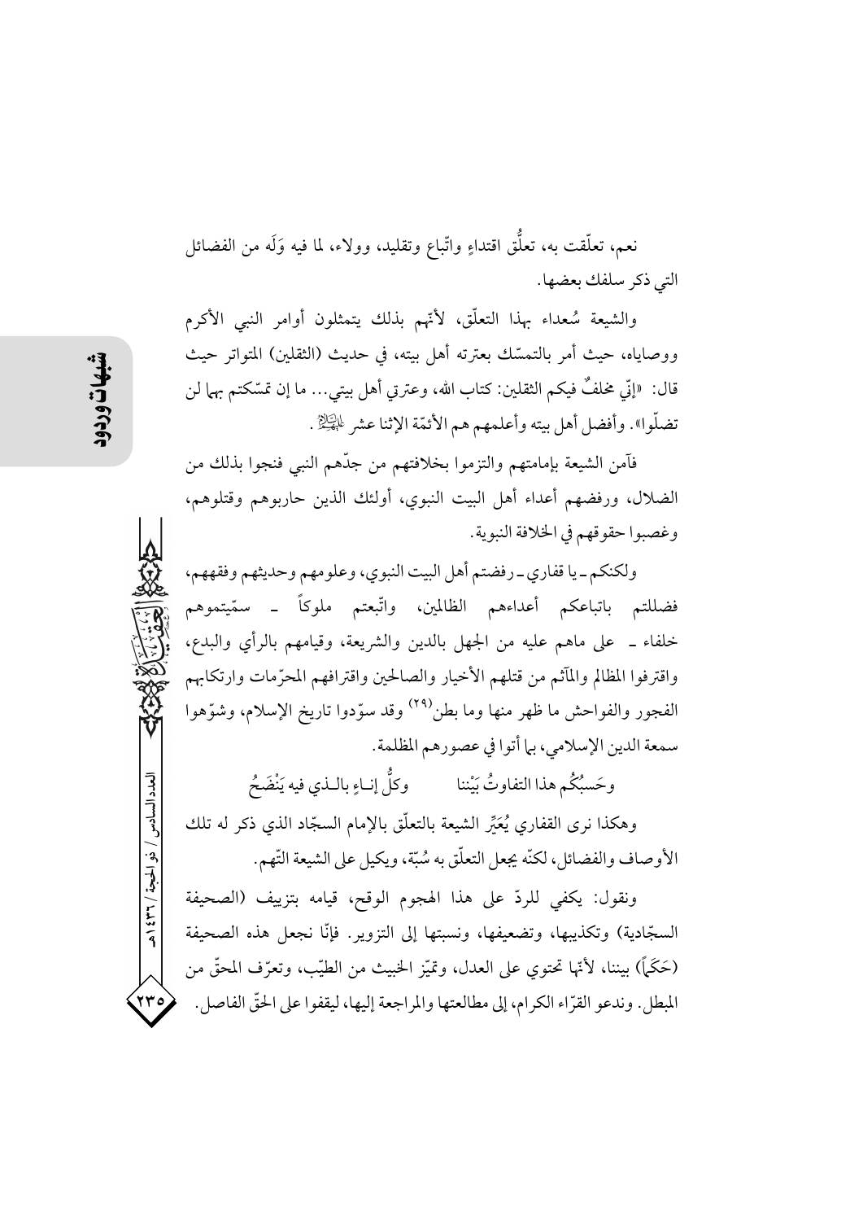نعم، تعلّقت به، تعلُّق اقتداءٍ واتّباع وتقليد، وولاء، لما فيه وَلَه من الفضائل التي ذكر سلفك بعضها.

والشيعة سُعداء بهذا التعلّق، لأنّهم بذلك يتمثلون أوامر النبي الأكرم ووصاياه، حيث أمر بالتمسّك بعترته أهل بيته، في حديث (الثقلين) المتواتر حيث قال: «إنّي مخلفٌ فيكم الثقلين: كتاب الله، وعترتي أهل بيتي... ما إن تمسّكتم بهما لن تضلّوا». وأفضل أهل بيته وأعلمهم هم الأئمّة الإثنا عشر عليهم السلام.

فآمن الشيعة بإمامتهم والتزموا بخلافتهم من جدّهم النبي فنجوا بذلك من الضلال، ورفضهم أعداء أهل البيت النبوي، أولئك الذين حاربوهم وقتلوهم، وغصبوا حقوقهم في الخلافة النبوية.

ولكنكم ـ يا قفاري ـ رفضتم أهل البيت النبوي، وعلومهم وحديثهم وفقههم، فضللتم باتباعكم أعداءهم الظالمين، واتّبعتم ملوكاً ـ سمّيتموهم خلفاء ـ على ماهم عليه من الجهل بالدين والشريعة، وقيامهم بالرأي والبدع، واقترفوا المظالم والمآثم من قتلهم الأخيار والصالحين واقترافهم المحرّمات وارتكابهم الفجور والفواحش ما ظهر منها وما بطن[29] وقد سوّدوا تاريخ الإسلام، وشوّهوا سمعة الدين الإسلامي، بما أتوا في عصورهم المظلمة.

وحَسبُكُم هذا التفاوتُ بَيْننا ... وكلُّ إنـاءٍ بالـذي فيه يَنْضَحُ

وهكذا نرى القفاري يُعَيِّر الشيعة بالتعلّق بالإمام السجّاد الذي ذكر له تلك الأوصاف والفضائل، لكنّه يجعل التعلّق به سُبّة، ويكيل على الشيعة التّهم.

ونقول: يكفي للردّ على هذا الهجوم الوقح، قيامه بتزييف (الصحيفة السجّادية) وتكذيبها، وتضعيفها، ونسبتها إلى التزوير. فإنّا نجعل هذه الصحيفة (حَكَماً) بيننا، لأنّها تحتوي على العدل، وتميّز الخبيث من الطيّب، وتعرّف المحقّ من المبطل. وندعو القرّاء الكرام، إلى مطالعتها والمراجعة إليها، ليقفوا على الحقّ الفاصل.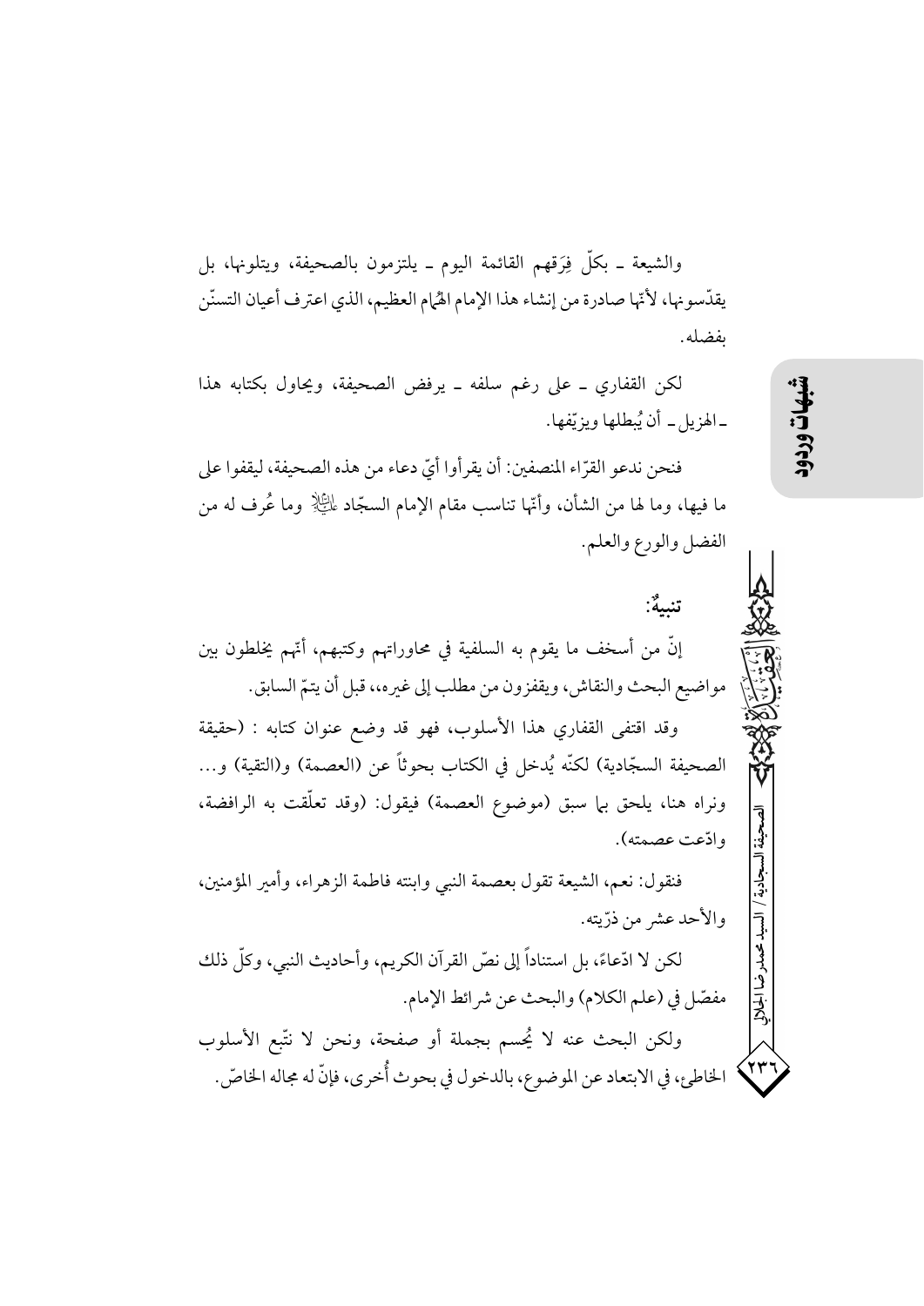والشيعة ـ بكلّ فِرَقهم القائمة اليوم ـ يلتزمون بالصحيفة، ويتلونها، بل يقدّسونها، لأنّها صادرة من إنشاء هذا الإمام الهُمام العظيم، الذي اعترف أعيان التسنّن بفضله.

لكن القفاري ـ على رغم سلفه ـ يرفض الصحيفة، ويحاول بكتابه هذا ـ الهزيل ـ أن يُبطلها ويزيّفها.

فنحن ندعو القرّاء المنصفين: أن يقرأوا أيّ دعاء من هذه الصحيفة، ليقفوا على ما فيها، وما لها من الشأن، وأنّها تناسب مقام الإمام السجّاد عليه السلام وما عُرف له من الفضل والورع والعلم.

**تنبيهٌ:**

إنّ من أسخف ما يقوم به السلفية في محاوراتهم وكتبهم، أنّهم يخلطون بين مواضيع البحث والنقاش، ويقفزون من مطلب إلى غيره،، قبل أن يتمّ السابق.

وقد اقتفى القفاري هذا الأسلوب، فهو قد وضع عنوان كتابه : (حقيقة الصحيفة السجّادية) لكنّه يُدخل في الكتاب بحوثاً عن (العصمة) و(التقية) و... ونراه هنا، يلحق بما سبق (موضوع العصمة) فيقول: (وقد تعلّقت به الرافضة، وادّعت عصمته).

فنقول: نعم، الشيعة تقول بعصمة النبي وابنته فاطمة الزهراء، وأمير المؤمنين، والأحد عشر من ذرّيته.

لكن لا ادّعاءً، بل استناداً إلى نصّ القرآن الكريم، وأحاديث النبي، وكلّ ذلك مفصّل في (علم الكلام) والبحث عن شرائط الإمام.

ولكن البحث عنه لا يُحسم بجملة أو صفحة، ونحن لا نتّبع الأسلوب الخاطئ، في الابتعاد عن الموضوع، بالدخول في بحوث أُخرى، فإنّ له مجاله الخاصّ.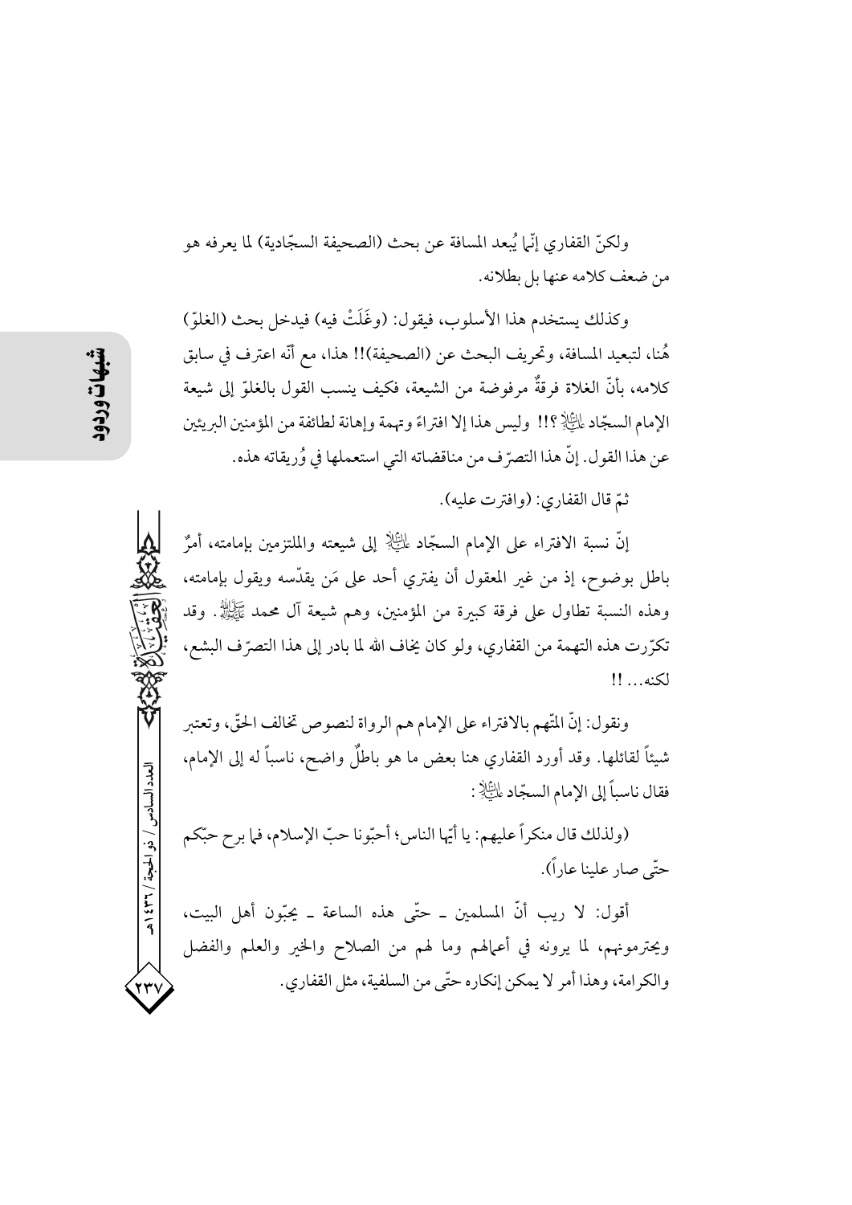ولكنّ القفاري إنّما يُبعد المسافة عن بحث (الصحيفة السجّادية) لما يعرفه هو من ضعف كلامه عنها بل بطلانه.

وكذلك يستخدم هذا الأسلوب، فيقول: (وغَلَتْ فيه) فيدخل بحث (الغلوّ) هُنا، لتبعيد المسافة، وتحريف البحث عن (الصحيفة)!! هذا، مع أنّه اعترف في سابق كلامه، بأنّ الغلاة فرقةٌ مرفوضة من الشيعة، فكيف ينسب القول بالغلوّ إلى شيعة الإمام السجّاد عليه السلام ؟!! وليس هذا إلا افتراءً وتهمة وإهانة لطائفة من المؤمنين البريئين عن هذا القول. إنّ هذا التصرّف من مناقضاته التي استعملها في وُريقاته هذه.

ثمّ قال القفاري: (وافترت عليه).

إنّ نسبة الافتراء على الإمام السجّاد عليه السلام إلى شيعته والملتزمين بإمامته، أمرٌ باطل بوضوح، إذ من غير المعقول أن يفتري أحد على مَن يقدّسه ويقول بإمامته، وهذه النسبة تطاول على فرقة كبيرة من المؤمنين، وهم شيعة آل محمد صلى الله عليه وآله. وقد تكرّرت هذه التهمة من القفاري، ولو كان يخاف الله لما بادر إلى هذا التصرّف البشع، لكنه... !!

ونقول: إنّ المتّهم بالافتراء على الإمام هم الرواة لنصوص تخالف الحقّ، وتعتبر شيئاً لقائلها. وقد أورد القفاري هنا بعض ما هو باطلٌ واضح، ناسباً له إلى الإمام، فقال ناسباً إلى الإمام السجّاد عليه السلام :

(ولذلك قال منكراً عليهم: يا أيّها الناس؛ أحبّونا حبّ الإسلام، فما برح حبّكم حتّى صار علينا عاراً).

أقول: لا ريب أنّ المسلمين ـ حتّى هذه الساعة ـ يحبّون أهل البيت، ويحترمونهم، لما يرونه في أعمالهم وما لهم من الصلاح والخير والعلم والفضل والكرامة، وهذا أمر لا يمكن إنكاره حتّى من السلفية، مثل القفاري.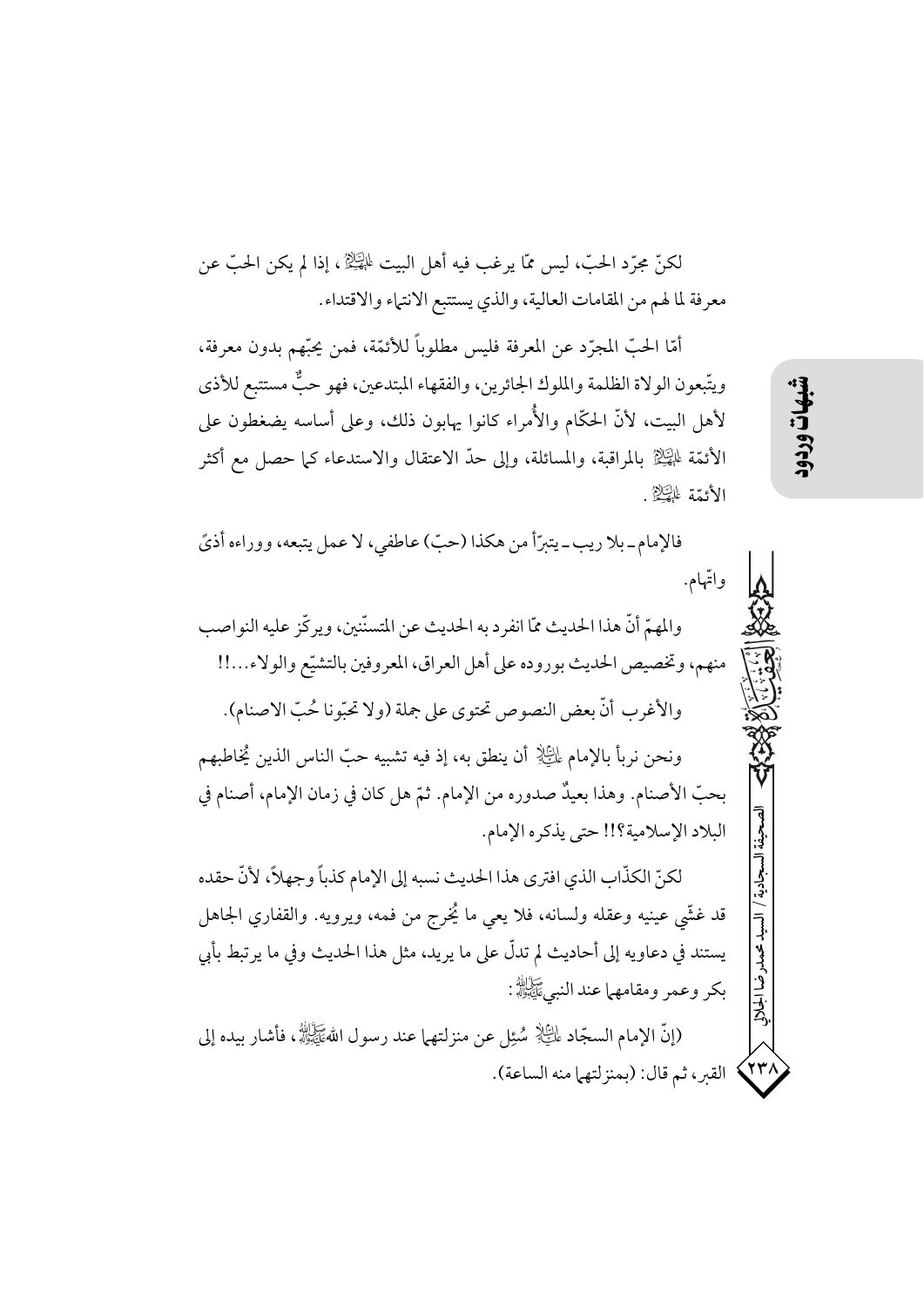لكنّ مجرّد الحبّ، ليس ممّا يرغب فيه أهل البيت عليهم السلام، إذا لم يكن الحبّ عن معرفة لما لهم من المقامات العالية، والذي يستتبع الانتماء والاقتداء.

أمّا الحبّ المجرّد عن المعرفة فليس مطلوباً للأئمّة، فمن يحبّهم بدون معرفة، ويتّبعون الولاة الظلمة والملوك الجائرين، والفقهاء المبتدعين، فهو حبٌّ مستتبع للأذى لأهل البيت، لأنّ الحكّام والأُمراء كانوا يهابون ذلك، وعلى أساسه يضغطون على الأئمّة عليهم السلام بالمراقبة، والمسائلة، وإلى حدّ الاعتقال والاستدعاء كما حصل مع أكثر الأئمّة عليهم السلام.

فالإمام ـ بلا ريب ـ يتبرّأ من هكذا (حبّ) عاطفي، لا عمل يتبعه، ووراءه أذىً واتّهام.

والمهمّ أنّ هذا الحديث ممّا انفرد به الحديث عن المتسنّنين، ويركّز عليه النواصب منهم، وتخصيص الحديث بوروده على أهل العراق، المعروفين بالتشيّع والولاء...!!

والأغرب أنّ بعض النصوص تحتوى على جملة (ولا تحبّونا حُبّ الاصنام).

ونحن نربأ بالإمام عليه السلام أن ينطق به، إذ فيه تشبيه حبّ الناس الذين يُخاطبهم بحبّ الأصنام. وهذا بعيدٌ صدوره من الإمام. ثمّ هل كان في زمان الإمام، أصنام في البلاد الإسلامية؟!! حتى يذكره الإمام.

لكنّ الكذّاب الذي افترى هذا الحديث نسبه إلى الإمام كذباً وجهلاً، لأنّ حقده قد غشّي عينيه وعقله ولسانه، فلا يعي ما يُخرج من فمه، ويرويه. والقفاري الجاهل يستند في دعاويه إلى أحاديث لم تدلّ على ما يريد، مثل هذا الحديث وفي ما يرتبط بأبي بكر وعمر ومقامهما عند النبي صلى الله عليه وآله:

(إنّ الإمام السجّاد عليه السلام سُئِل عن منزلتهما عند رسول الله صلى الله عليه وآله، فأشار بيده إلى القبر، ثم قال: (بمنزلتهما منه الساعة).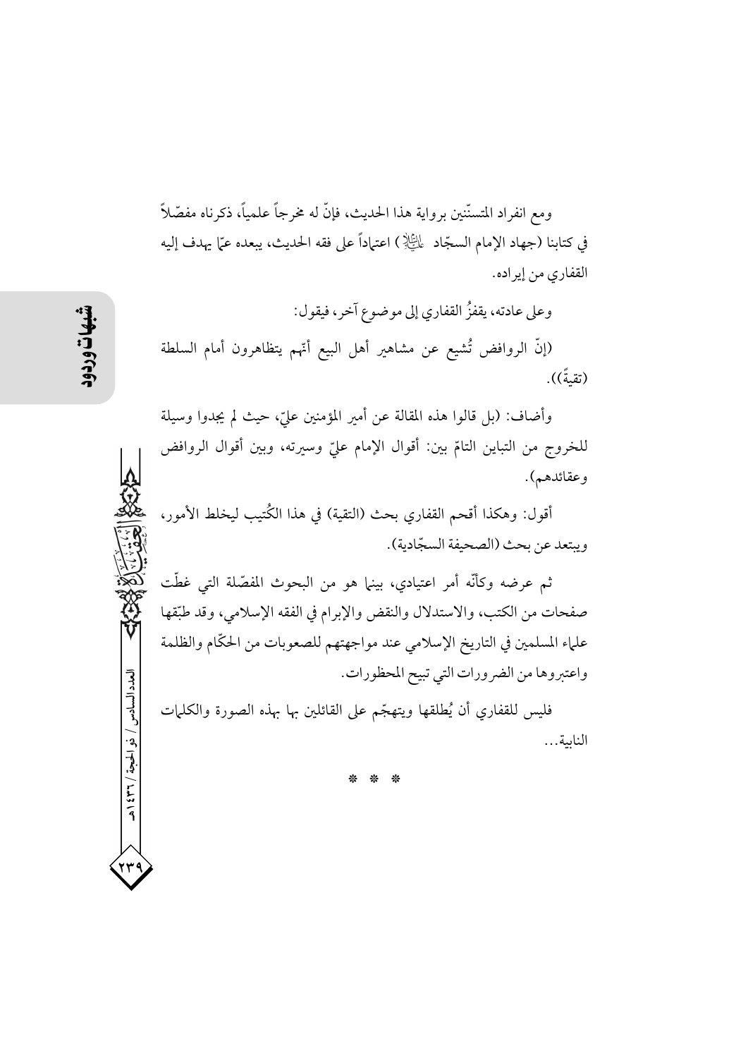ومع انفراد المتسنّنين برواية هذا الحديث، فإنّ له مخرجاً علمياً، ذكرناه مفصّلاً في كتابنا (جهاد الإمام السجّاد عليه السلام) اعتماداً على فقه الحديث، يبعده عمّا يهدف إليه القفاري من إيراده.

وعلى عادته، يقفزُ القفاري إلى موضوع آخر، فيقول:

(إنّ الروافض تُشيع عن مشاهير أهل البيع أنّهم يتظاهرون أمام السلطة (تقيةً)).

وأضاف: (بل قالوا هذه المقالة عن أمير المؤمنين عليّ، حيث لم يجدوا وسيلة للخروج من التباين التامّ بين: أقوال الإمام عليّ وسيرته، وبين أقوال الروافض وعقائدهم).

أقول: وهكذا أقحم القفاري بحث (التقية) في هذا الكُتيب ليخلط الأمور، ويبتعد عن بحث (الصحيفة السجّادية).

ثم عرضه وكأنّه أمر اعتيادي، بينما هو من البحوث المفصّلة التي غطّت صفحات من الكتب، والاستدلال والنقض والإبرام في الفقه الإسلامي، وقد طبّقها علماء المسلمين في التاريخ الإسلامي عند مواجهتهم للصعوبات من الحكّام والظلمة واعتبروها من الضرورات التي تبيح المحظورات.

فليس للقفاري أن يُطلقها ويتهجّم على القائلين بها بهذه الصورة والكلمات النابية...

* * *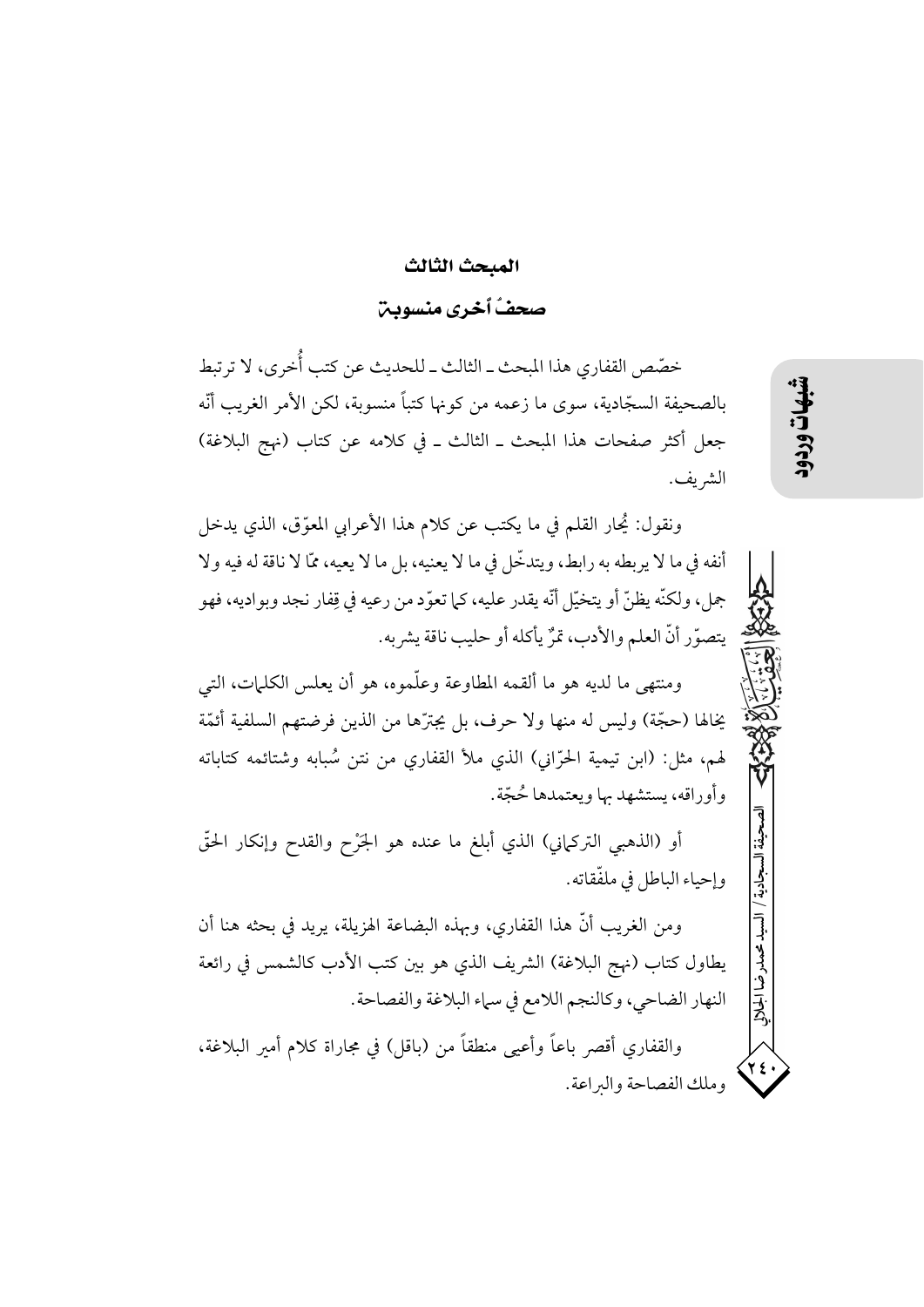## المبحث الثالث

## صحفٌ أخرى منسوبة

خصّص القفاري هذا المبحث ـ الثالث ـ للحديث عن كتب أُخرى، لا ترتبط بالصحيفة السجّادية، سوى ما زعمه من كونها كتباً منسوبة، لكن الأمر الغريب أنّه جعل أكثر صفحات هذا المبحث ـ الثالث ـ في كلامه عن كتاب (نهج البلاغة) الشريف.

ونقول: يُحار القلم في ما يكتب عن كلام هذا الأعرابي المعوّق، الذي يدخل أنفه في ما لا يربطه به رابط، ويتدخّل في ما لا يعنيه، بل ما لا يعيه، ممّا لا ناقة له فيه ولا جمل، ولكنّه يظنّ أو يتخيّل أنّه يقدر عليه، كما تعوّد من رعيه في قِفار نجد وبواديه، فهو يتصوّر أنّ العلم والأدب، تمرٌ يأكله أو حليب ناقة يشربه.

ومنتهى ما لديه هو ما ألقمه المطاوعة وعلّموه، هو أن يعلس الكلمات، التي يخالها (حجّة) وليس له منها ولا حرف، بل يجترّها من الذين فرضتهم السلفية أئمّة لهم، مثل: (ابن تيمية الحرّاني) الذي ملأ القفاري من نتن سُبابه وشتائمه كتاباته وأوراقه، يستشهد بها ويعتمدها حُجّة.

أو (الذهبي التركماني) الذي أبلغ ما عنده هو الجَرْح والقدح وإنكار الحقّ وإحياء الباطل في ملفّقاته.

ومن الغريب أنّ هذا القفاري، وبهذه البضاعة الهزيلة، يريد في بحثه هنا أن يطاول كتاب (نهج البلاغة) الشريف الذي هو بين كتب الأدب كالشمس في رائعة النهار الضاحي، وكالنجم اللامع في سماء البلاغة والفصاحة.

والقفاري أقصر باعاً وأعيى منطقاً من (باقل) في مجاراة كلام أمير البلاغة، وملك الفصاحة والبراعة.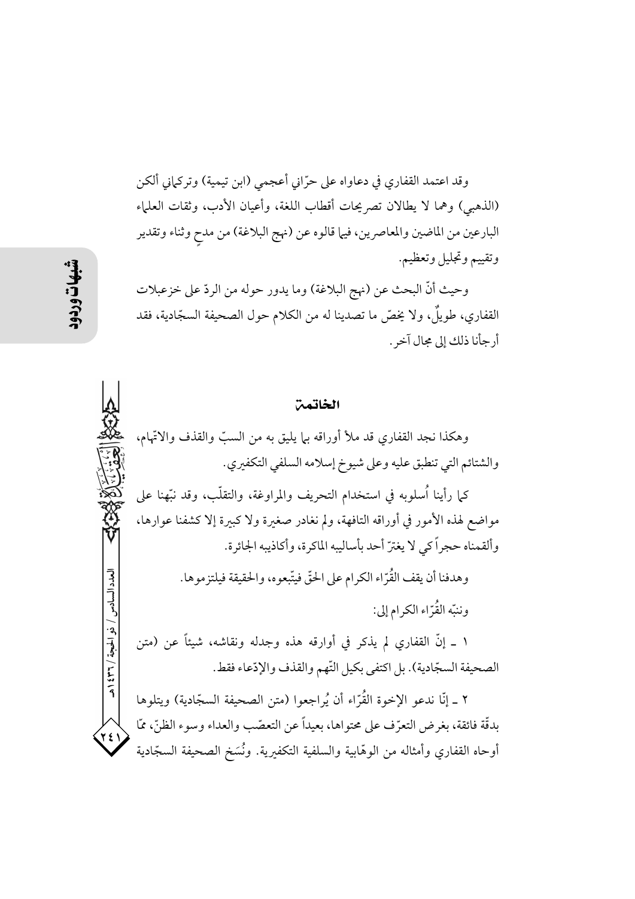وقد اعتمد القفاري في دعاواه على حرّاني أعجمي (ابن تيمية) وتركماني ألكن (الذهبي) وهما لا يطالان تصريحات أقطاب اللغة، وأعيان الأدب، وثقات العلماء البارعين من الماضين والمعاصرين، فيما قالوه عن (نهج البلاغة) من مدحٍ وثناء وتقدير وتقييم وتجليل وتعظيم.

وحيث أنّ البحث عن (نهج البلاغة) وما يدور حوله من الردّ على خزعبلات القفاري، طويلٌ، ولا يخصّ ما تصدينا له من الكلام حول الصحيفة السجّادية، فقد أرجأنا ذلك إلى مجال آخر.

## الخاتمة

وهكذا نجد القفاري قد ملأ أوراقه بما يليق به من السبّ والقذف والاتّهام، والشتائم التي تنطبق عليه وعلى شيوخ إسلامه السلفي التكفيري.

كما رأينا أُسلوبه في استخدام التحريف والمراوغة، والتقلّب، وقد نبّهنا على مواضع لهذه الأمور في أوراقه التافهة، ولم نغادر صغيرة ولا كبيرة إلا كشفنا عوارها، وألقمناه حجراً كي لا يغترّ أحد بأساليبه الماكرة، وأكاذيبه الجائرة.

وهدفنا أن يقف القُرّاء الكرام على الحقّ فيتّبعوه، والحقيقة فيلتزموها.

وننبّه القُرّاء الكرام إلى:

١ ـ إنّ القفاري لم يذكر في أوارقه هذه وجدله ونقاشه، شيئاً عن (متن الصحيفة السجّادية). بل اكتفى بكيل التّهم والقذف والإدّعاء فقط.

٢ ـ إنّا ندعو الإخوة القُرّاء أن يُراجعوا (متن الصحيفة السجّادية) ويتلوها بدقّة فائقة، بغرض التعرّف على محتواها، بعيداً عن التعصّب والعداء وسوء الظنّ، ممّا أوحاه القفاري وأمثاله من الوهّابية والسلفية التكفيرية. ونُسَخ الصحيفة السجّادية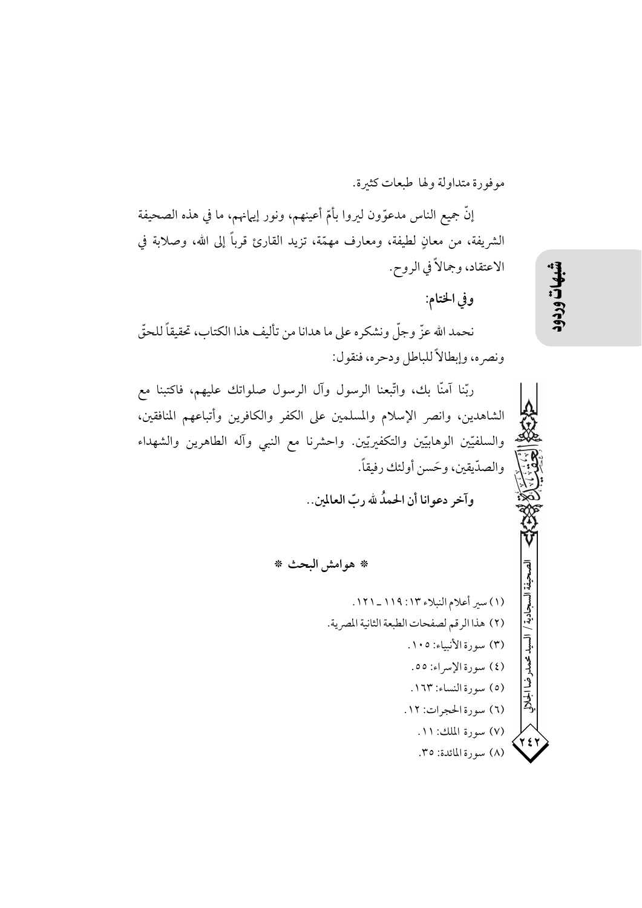موفورة متداولة ولها طبعات كثيرة.

إنّ جميع الناس مدعوّون ليروا بأمّ أعينهم، ونور إيمانهم، ما في هذه الصحيفة الشريفة، من معانٍ لطيفة، ومعارف مهمّة، تزيد القارئ قرباً إلى الله، وصلابة في الاعتقاد، وجمالاً في الروح.

**وفي الختام:**

نحمد الله عزّ وجلّ ونشكره على ما هدانا من تأليف هذا الكتاب، تحقيقاً للحقّ ونصره، وإبطالاً للباطل ودحره، فنقول:

ربّنا آمنّا بك، واتّبعنا الرسول وآل الرسول صلواتك عليهم، فاكتبنا مع الشاهدين، وانصر الإسلام والمسلمين على الكفر والكافرين وأتباعهم المنافقين، والسلفيّين الوهابيّين والتكفيريّين. واحشرنا مع النبي وآله الطاهرين والشهداء والصدّيقين، وحَسن أولئك رفيقاً.

**وآخر دعوانا أن الحمدُ لله ربّ العالمين..**

**\* هوامش البحث \***

(١) سير أعلام النبلاء ١٣: ١١٩ ـ ١٢١.

(٢) هذا الرقم لصفحات الطبعة الثانية المصرية.

(٣) سورة الأنبياء: ١٠٥.

(٤) سورة الإسراء: ٥٥.

(٥) سورة النساء: ١٦٣.

(٦) سورة الحجرات: ١٢.

(٧) سورة الملك: ١١.

(٨) سورة المائدة: ٣٥.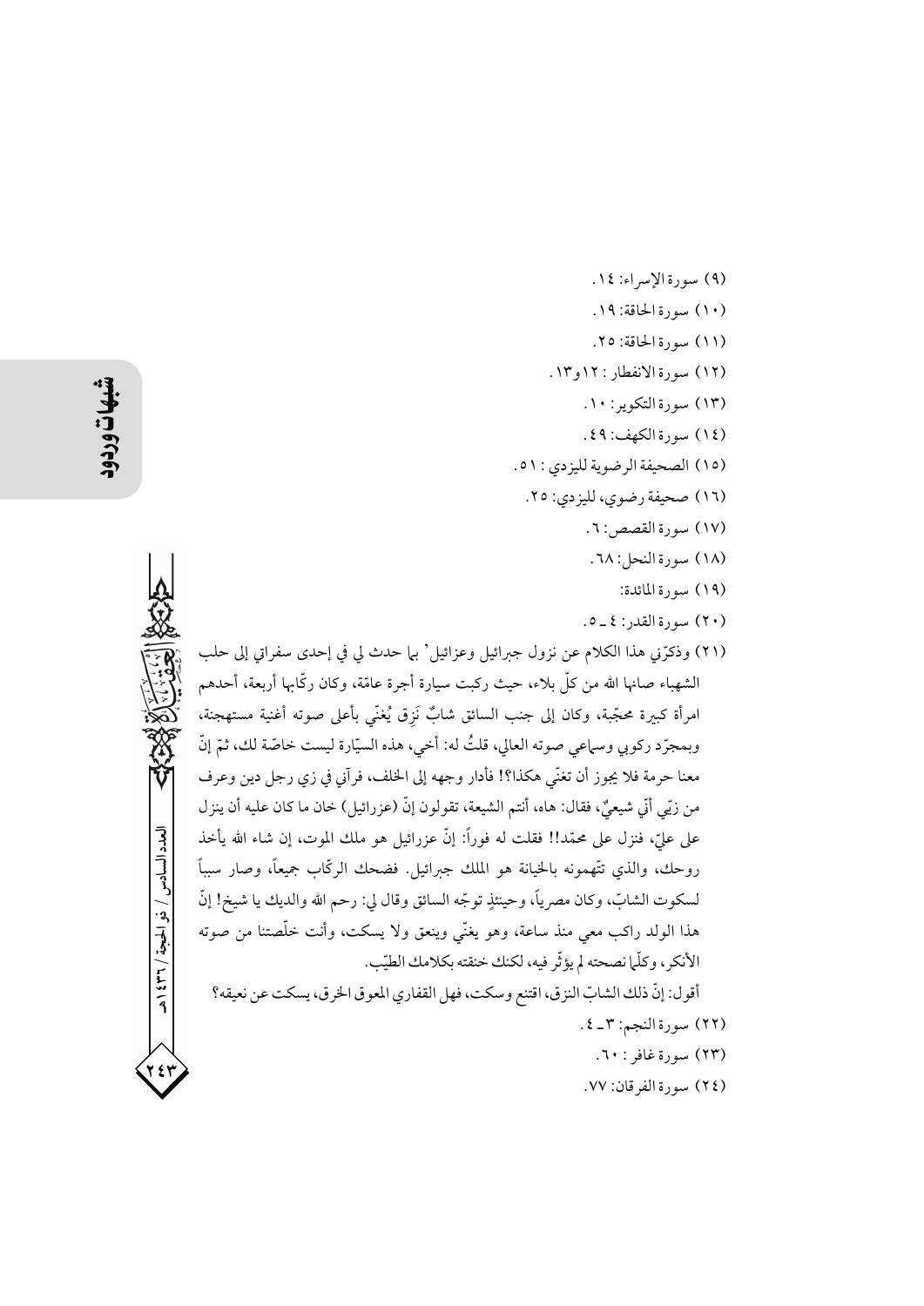(٩) سورة الإسراء: ١٤.

(١٠) سورة الحاقة: ١٩.

(١١) سورة الحاقة: ٢٥.

(١٢) سورة الانفطار: ١٢و١٣.

(١٣) سورة التكوير: ١٠.

(١٤) سورة الكهف: ٤٩.

(١٥) الصحيفة الرضوية لليزدي: ٥١.

(١٦) صحيفة رضوي، لليزدي: ٢٥.

(١٧) سورة القصص: ٦.

(١٨) سورة النحل: ٦٨.

(١٩) سورة المائدة:

(٢٠) سورة القدر: ٤ ـ ٥.

(٢١) وذكرّني هذا الكلام عن نزول جبرائيل وعزائيل بما حدث لي في إحدى سفراتي إلى حلب الشهباء صانها الله من كلّ بلاء، حيث ركبت سيارة أجرة عامّة، وكان ركّابها أربعة، أحدهم امرأة كبيرة محجّبة، وكان إلى جنب السائق شابٌ نَزِق يُغنّي بأعلى صوته أغنية مستهجنة، وبمجرّد ركوبي وسماعي صوته العالي، قلتُ له: أخي، هذه السيّارة ليست خاصّة لك، ثمّ إنّ معنا حرمة فلا يجوز أن تغنّي هكذا؟! فأدار وجهه إلى الخلف، فرآني في زي رجل دين وعرف من زيّي أنّي شيعيٌّ، فقال: هاه، أنتم الشيعة، تقولون إنّ (عزرائيل) خان ما كان عليه أن ينزل على عليّ، فنزل على محمّد!! فقلت له فوراً: إنّ عزرائيل هو ملك الموت، إن شاء الله يأخذ روحك، والذي تتّهمونه بالخيانة هو الملك جبرائيل. فضحك الركّاب جميعاً، وصار سبباً لسكوت الشابّ، وكان مصرياً، وحينئذٍ توجّه السائق وقال لي: رحم الله والديك يا شيخ! إنّ هذا الولد راكب معي منذ ساعة، وهو يغنّي وينعق ولا يسكت، وأنت خلّصتنا من صوته الأنكر، وكلّما نصحته لم يؤثّر فيه، لكنك خنقته بكلامك الطيّب.

أقول: إنّ ذلك الشابّ النزق، اقتنع وسكت، فهل القفاري المعوق الخرق، يسكت عن نعيقه؟

(٢٢) سورة النجم: ٣ ـ ٤.

(٢٣) سورة غافر: ٦٠.

(٢٤) سورة الفرقان: ٧٧.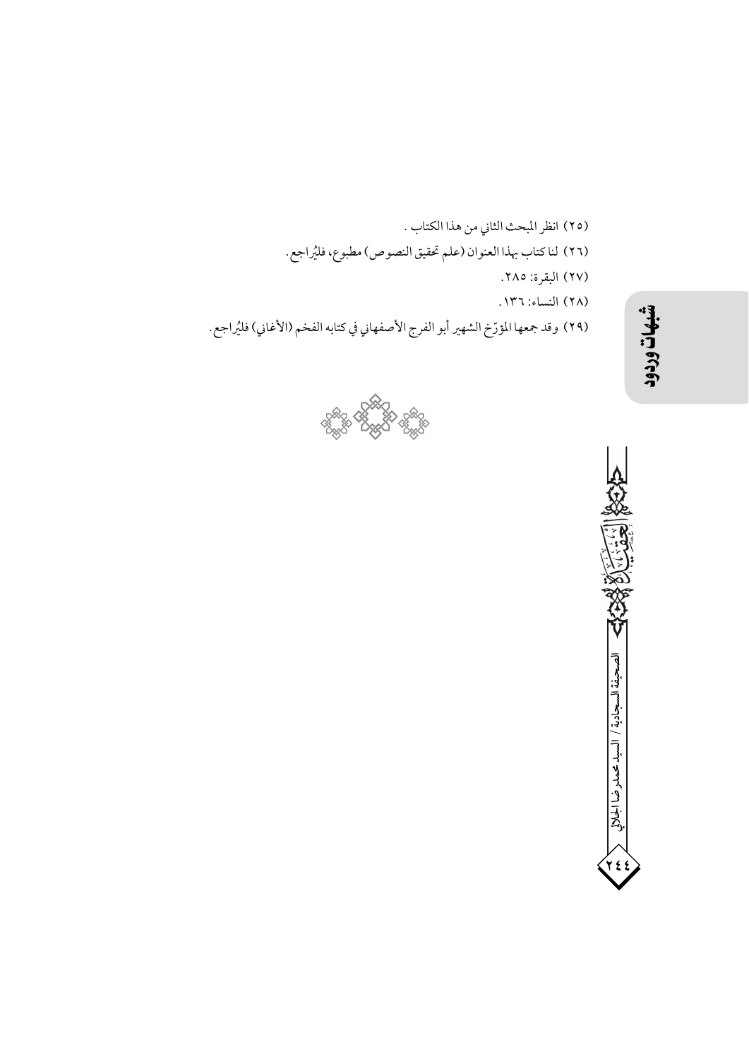(٢٥) انظر المبحث الثاني من هذا الكتاب .

(٢٦) لنا كتاب بهذا العنوان (علم تحقيق النصوص) مطبوع، فليُراجع.

(٢٧) البقرة: ٢٨٥.

(٢٨) النساء: ١٣٦.

(٢٩) وقد جمعها المؤرّخ الشهير أبو الفرج الأصفهاني في كتابه الفخم (الأغاني) فليُراجع.